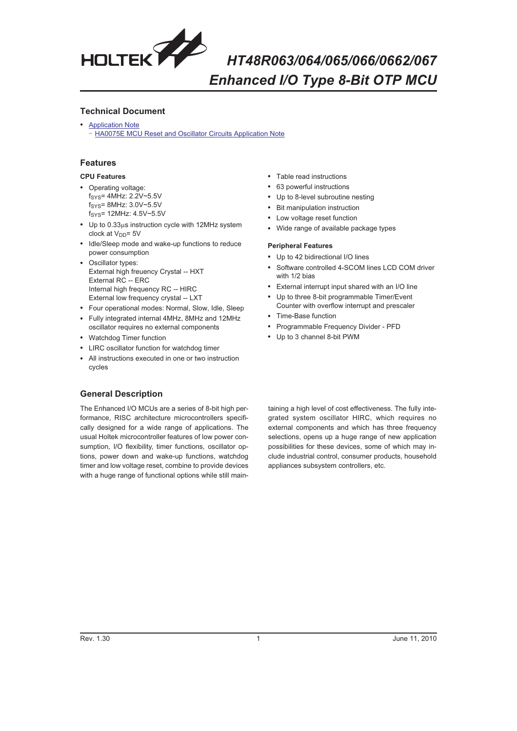# HT48R063/064/065/066/0662/067 Enhanced I/O Type 8-Bit OTP MCU

## Technical Document

- Application Note
  - HA0075E MCU Reset and Oscillator Circuits Application Note

## Features

### CPU Features

- Operating voltage:
  $f_{SYS}$= 4MHz: 2.2V~5.5V
  $f_{SYS}$= 8MHz: 3.0V~5.5V
  $f_{SYS}$= 12MHz: 4.5V~5.5V
- Up to 0.33μs instruction cycle with 12MHz system clock at $V_{DD}$= 5V
- Idle/Sleep mode and wake-up functions to reduce power consumption
- Oscillator types:
  External high freuency Crystal -- HXT
  External RC -- ERC
  Internal high frequency RC -- HIRC
  External low frequency crystal -- LXT
- Four operational modes: Normal, Slow, Idle, Sleep
- Fully integrated internal 4MHz, 8MHz and 12MHz oscillator requires no external components
- Watchdog Timer function
- LIRC oscillator function for watchdog timer
- All instructions executed in one or two instruction cycles
- Table read instructions
- 63 powerful instructions
- Up to 8-level subroutine nesting
- Bit manipulation instruction
- Low voltage reset function
- Wide range of available package types

### Peripheral Features

- Up to 42 bidirectional I/O lines
- Software controlled 4-SCOM lines LCD COM driver with 1/2 bias
- External interrupt input shared with an I/O line
- Up to three 8-bit programmable Timer/Event Counter with overflow interrupt and prescaler
- Time-Base function
- Programmable Frequency Divider - PFD
- Up to 3 channel 8-bit PWM

## General Description

The Enhanced I/O MCUs are a series of 8-bit high performance, RISC architecture microcontrollers specifically designed for a wide range of applications. The usual Holtek microcontroller features of low power consumption, I/O flexibility, timer functions, oscillator options, power down and wake-up functions, watchdog timer and low voltage reset, combine to provide devices with a huge range of functional options while still maintaining a high level of cost effectiveness. The fully integrated system oscillator HIRC, which requires no external components and which has three frequency selections, opens up a huge range of new application possibilities for these devices, some of which may include industrial control, consumer products, household appliances subsystem controllers, etc.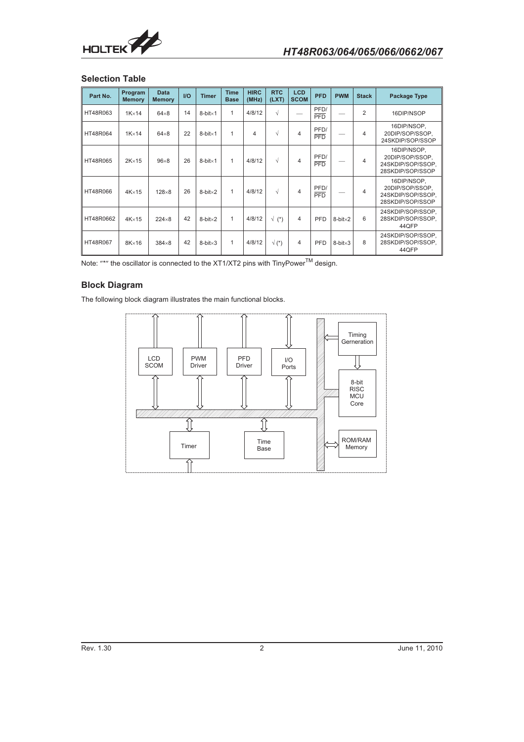## Selection Table

| Part No. | Program Memory | Data Memory | I/O | Timer | Time Base | HIRC (MHz) | RTC (LXT) | LCD SCOM | PFD | PWM | Stack | Package Type |
|---|---|---|---|---|---|---|---|---|---|---|---|---|
| HT48R063 | 1K×14 | 64×8 | 14 | 8-bit×1 | 1 | 4/8/12 | √ | — | PFD/$\overline{\text{PFD}}$ | — | 2 | 16DIP/NSOP |
| HT48R064 | 1K×14 | 64×8 | 22 | 8-bit×1 | 1 | 4 | √ | 4 | PFD/$\overline{\text{PFD}}$ | — | 4 | 16DIP/NSOP, 20DIP/SOP/SSOP, 24SKDIP/SOP/SSOP |
| HT48R065 | 2K×15 | 96×8 | 26 | 8-bit×1 | 1 | 4/8/12 | √ | 4 | PFD/$\overline{\text{PFD}}$ | — | 4 | 16DIP/NSOP, 20DIP/SOP/SSOP, 24SKDIP/SOP/SSOP, 28SKDIP/SOP/SSOP |
| HT48R066 | 4K×15 | 128×8 | 26 | 8-bit×2 | 1 | 4/8/12 | √ | 4 | PFD/$\overline{\text{PFD}}$ | — | 4 | 16DIP/NSOP, 20DIP/SOP/SSOP, 24SKDIP/SOP/SSOP, 28SKDIP/SOP/SSOP |
| HT48R0662 | 4K×15 | 224×8 | 42 | 8-bit×2 | 1 | 4/8/12 | √ (*) | 4 | PFD | 8-bit×2 | 6 | 24SKDIP/SOP/SSOP, 28SKDIP/SOP/SSOP, 44QFP |
| HT48R067 | 8K×16 | 384×8 | 42 | 8-bit×3 | 1 | 4/8/12 | √ (*) | 4 | PFD | 8-bit×3 | 8 | 24SKDIP/SOP/SSOP, 28SKDIP/SOP/SSOP, 44QFP |

Note: "*" the oscillator is connected to the XT1/XT2 pins with TinyPower™ design.

## Block Diagram

The following block diagram illustrates the main functional blocks.

LCD SCOM | PWM Driver | PFD Driver | I/O Ports | Timing Gerneration | 8-bit RISC MCU Core | Timer | Time Base | ROM/RAM Memory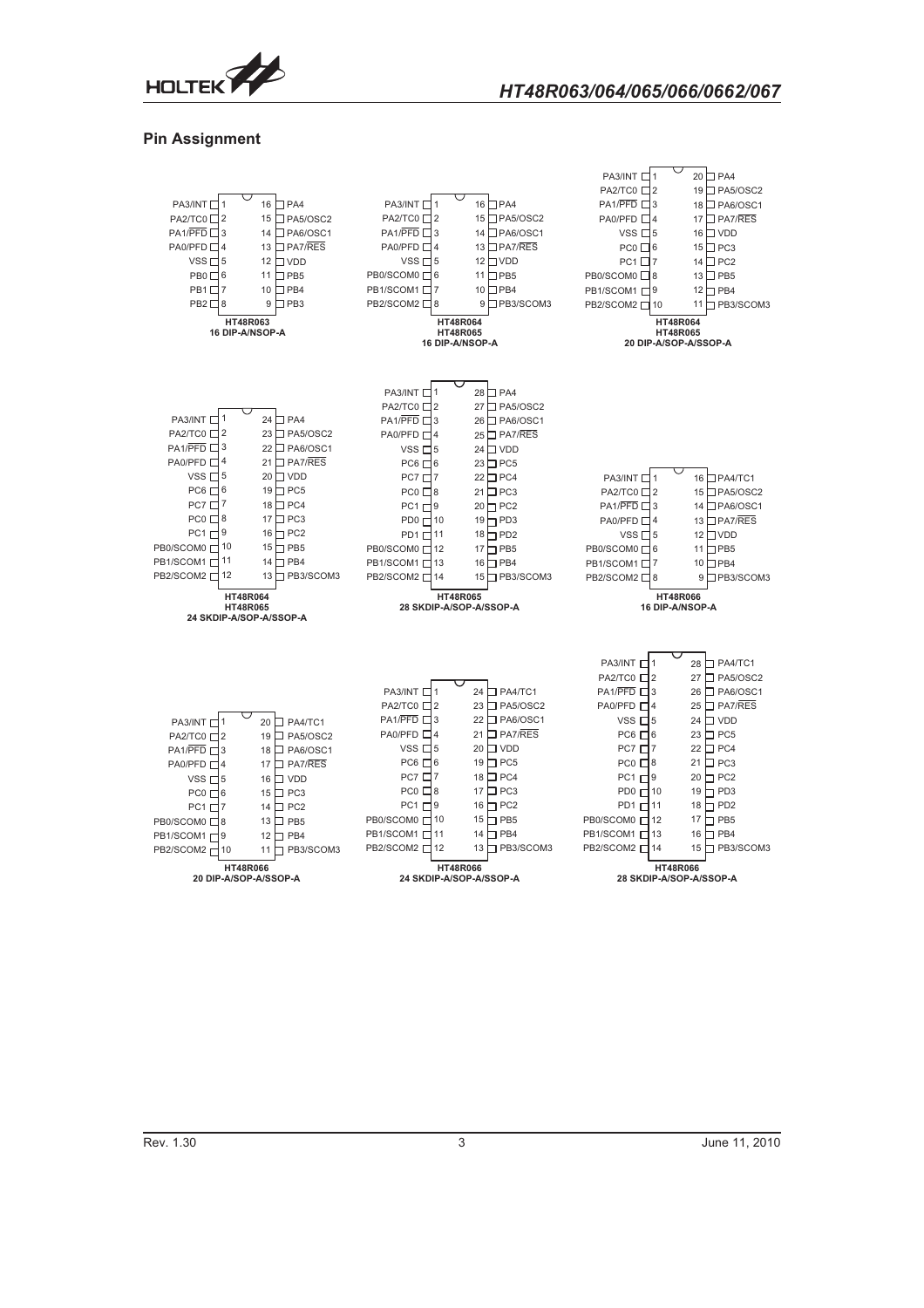## Pin Assignment

**HT48R063 — 16 DIP-A/NSOP-A**

| Pin | Name | Pin | Name |
|---|---|---|---|
| 1 | PA3/INT | 16 | PA4 |
| 2 | PA2/TC0 | 15 | PA5/OSC2 |
| 3 | PA1/$\overline{PFD}$ | 14 | PA6/OSC1 |
| 4 | PA0/PFD | 13 | PA7/$\overline{RES}$ |
| 5 | VSS | 12 | VDD |
| 6 | PB0 | 11 | PB5 |
| 7 | PB1 | 10 | PB4 |
| 8 | PB2 | 9 | PB3 |

**HT48R064, HT48R065 — 16 DIP-A/NSOP-A**

| Pin | Name | Pin | Name |
|---|---|---|---|
| 1 | PA3/INT | 16 | PA4 |
| 2 | PA2/TC0 | 15 | PA5/OSC2 |
| 3 | PA1/$\overline{PFD}$ | 14 | PA6/OSC1 |
| 4 | PA0/PFD | 13 | PA7/$\overline{RES}$ |
| 5 | VSS | 12 | VDD |
| 6 | PB0/SCOM0 | 11 | PB5 |
| 7 | PB1/SCOM1 | 10 | PB4 |
| 8 | PB2/SCOM2 | 9 | PB3/SCOM3 |

**HT48R064, HT48R065 — 20 DIP-A/SOP-A/SSOP-A**

| Pin | Name | Pin | Name |
|---|---|---|---|
| 1 | PA3/INT | 20 | PA4 |
| 2 | PA2/TC0 | 19 | PA5/OSC2 |
| 3 | PA1/$\overline{PFD}$ | 18 | PA6/OSC1 |
| 4 | PA0/PFD | 17 | PA7/$\overline{RES}$ |
| 5 | VSS | 16 | VDD |
| 6 | PC0 | 15 | PC3 |
| 7 | PC1 | 14 | PC2 |
| 8 | PB0/SCOM0 | 13 | PB5 |
| 9 | PB1/SCOM1 | 12 | PB4 |
| 10 | PB2/SCOM2 | 11 | PB3/SCOM3 |

**HT48R064, HT48R065 — 24 SKDIP-A/SOP-A/SSOP-A**

| Pin | Name | Pin | Name |
|---|---|---|---|
| 1 | PA3/INT | 24 | PA4 |
| 2 | PA2/TC0 | 23 | PA5/OSC2 |
| 3 | PA1/$\overline{PFD}$ | 22 | PA6/OSC1 |
| 4 | PA0/PFD | 21 | PA7/$\overline{RES}$ |
| 5 | VSS | 20 | VDD |
| 6 | PC6 | 19 | PC5 |
| 7 | PC7 | 18 | PC4 |
| 8 | PC0 | 17 | PC3 |
| 9 | PC1 | 16 | PC2 |
| 10 | PB0/SCOM0 | 15 | PB5 |
| 11 | PB1/SCOM1 | 14 | PB4 |
| 12 | PB2/SCOM2 | 13 | PB3/SCOM3 |

**HT48R065 — 28 SKDIP-A/SOP-A/SSOP-A**

| Pin | Name | Pin | Name |
|---|---|---|---|
| 1 | PA3/INT | 28 | PA4 |
| 2 | PA2/TC0 | 27 | PA5/OSC2 |
| 3 | PA1/$\overline{PFD}$ | 26 | PA6/OSC1 |
| 4 | PA0/PFD | 25 | PA7/$\overline{RES}$ |
| 5 | VSS | 24 | VDD |
| 6 | PC6 | 23 | PC5 |
| 7 | PC7 | 22 | PC4 |
| 8 | PC0 | 21 | PC3 |
| 9 | PC1 | 20 | PC2 |
| 10 | PD0 | 19 | PD3 |
| 11 | PD1 | 18 | PD2 |
| 12 | PB0/SCOM0 | 17 | PB5 |
| 13 | PB1/SCOM1 | 16 | PB4 |
| 14 | PB2/SCOM2 | 15 | PB3/SCOM3 |

**HT48R066 — 16 DIP-A/NSOP-A**

| Pin | Name | Pin | Name |
|---|---|---|---|
| 1 | PA3/INT | 16 | PA4/TC1 |
| 2 | PA2/TC0 | 15 | PA5/OSC2 |
| 3 | PA1/$\overline{PFD}$ | 14 | PA6/OSC1 |
| 4 | PA0/PFD | 13 | PA7/$\overline{RES}$ |
| 5 | VSS | 12 | VDD |
| 6 | PB0/SCOM0 | 11 | PB5 |
| 7 | PB1/SCOM1 | 10 | PB4 |
| 8 | PB2/SCOM2 | 9 | PB3/SCOM3 |

**HT48R066 — 20 DIP-A/SOP-A/SSOP-A**

| Pin | Name | Pin | Name |
|---|---|---|---|
| 1 | PA3/INT | 20 | PA4/TC1 |
| 2 | PA2/TC0 | 19 | PA5/OSC2 |
| 3 | PA1/$\overline{PFD}$ | 18 | PA6/OSC1 |
| 4 | PA0/PFD | 17 | PA7/$\overline{RES}$ |
| 5 | VSS | 16 | VDD |
| 6 | PC0 | 15 | PC3 |
| 7 | PC1 | 14 | PC2 |
| 8 | PB0/SCOM0 | 13 | PB5 |
| 9 | PB1/SCOM1 | 12 | PB4 |
| 10 | PB2/SCOM2 | 11 | PB3/SCOM3 |

**HT48R066 — 24 SKDIP-A/SOP-A/SSOP-A**

| Pin | Name | Pin | Name |
|---|---|---|---|
| 1 | PA3/INT | 24 | PA4/TC1 |
| 2 | PA2/TC0 | 23 | PA5/OSC2 |
| 3 | PA1/$\overline{PFD}$ | 22 | PA6/OSC1 |
| 4 | PA0/PFD | 21 | PA7/$\overline{RES}$ |
| 5 | VSS | 20 | VDD |
| 6 | PC6 | 19 | PC5 |
| 7 | PC7 | 18 | PC4 |
| 8 | PC0 | 17 | PC3 |
| 9 | PC1 | 16 | PC2 |
| 10 | PB0/SCOM0 | 15 | PB5 |
| 11 | PB1/SCOM1 | 14 | PB4 |
| 12 | PB2/SCOM2 | 13 | PB3/SCOM3 |

**HT48R066 — 28 SKDIP-A/SOP-A/SSOP-A**

| Pin | Name | Pin | Name |
|---|---|---|---|
| 1 | PA3/INT | 28 | PA4/TC1 |
| 2 | PA2/TC0 | 27 | PA5/OSC2 |
| 3 | PA1/$\overline{PFD}$ | 26 | PA6/OSC1 |
| 4 | PA0/PFD | 25 | PA7/$\overline{RES}$ |
| 5 | VSS | 24 | VDD |
| 6 | PC6 | 23 | PC5 |
| 7 | PC7 | 22 | PC4 |
| 8 | PC0 | 21 | PC3 |
| 9 | PC1 | 20 | PC2 |
| 10 | PD0 | 19 | PD3 |
| 11 | PD1 | 18 | PD2 |
| 12 | PB0/SCOM0 | 17 | PB5 |
| 13 | PB1/SCOM1 | 16 | PB4 |
| 14 | PB2/SCOM2 | 15 | PB3/SCOM3 |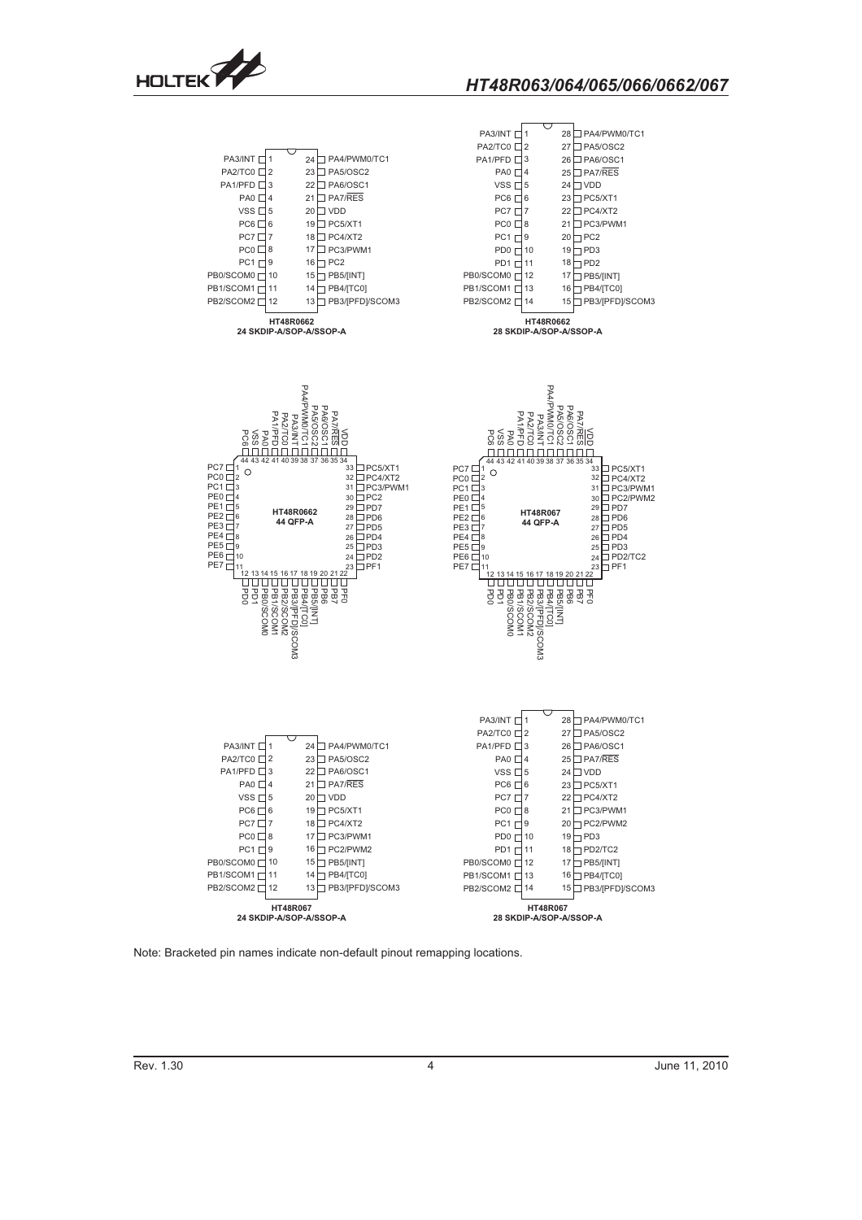**HT48R0662 24 SKDIP-A/SOP-A/SSOP-A**

| Pin | Name | Pin | Name |
|---|---|---|---|
| 1 | PA3/INT | 24 | PA4/PWM0/TC1 |
| 2 | PA2/TC0 | 23 | PA5/OSC2 |
| 3 | PA1/PFD | 22 | PA6/OSC1 |
| 4 | PA0 | 21 | PA7/RES |
| 5 | VSS | 20 | VDD |
| 6 | PC6 | 19 | PC5/XT1 |
| 7 | PC7 | 18 | PC4/XT2 |
| 8 | PC0 | 17 | PC3/PWM1 |
| 9 | PC1 | 16 | PC2 |
| 10 | PB0/SCOM0 | 15 | PB5/[INT] |
| 11 | PB1/SCOM1 | 14 | PB4/[TC0] |
| 12 | PB2/SCOM2 | 13 | PB3/[PFD]/SCOM3 |

**HT48R0662 28 SKDIP-A/SOP-A/SSOP-A**

| Pin | Name | Pin | Name |
|---|---|---|---|
| 1 | PA3/INT | 28 | PA4/PWM0/TC1 |
| 2 | PA2/TC0 | 27 | PA5/OSC2 |
| 3 | PA1/PFD | 26 | PA6/OSC1 |
| 4 | PA0 | 25 | PA7/RES |
| 5 | VSS | 24 | VDD |
| 6 | PC6 | 23 | PC5/XT1 |
| 7 | PC7 | 22 | PC4/XT2 |
| 8 | PC0 | 21 | PC3/PWM1 |
| 9 | PC1 | 20 | PC2 |
| 10 | PD0 | 19 | PD3 |
| 11 | PD1 | 18 | PD2 |
| 12 | PB0/SCOM0 | 17 | PB5/[INT] |
| 13 | PB1/SCOM1 | 16 | PB4/[TC0] |
| 14 | PB2/SCOM2 | 15 | PB3/[PFD]/SCOM3 |

**HT48R0662 44 QFP-A**

| Pin | Name | Pin | Name | Pin | Name | Pin | Name |
|---|---|---|---|---|---|---|---|
| 1 | PC7 | 12 | PD0 | 23 | PF1 | 34 | VDD |
| 2 | PC0 | 13 | PD1 | 24 | PD2 | 35 | PA7/RES |
| 3 | PC1 | 14 | PB0/SCOM0 | 25 | PD3 | 36 | PA6/OSC1 |
| 4 | PE0 | 15 | PB1/SCOM1 | 26 | PD4 | 37 | PA5/OSC2 |
| 5 | PE1 | 16 | PB2/SCOM2 | 27 | PD5 | 38 | PA4/PWM0/TC1 |
| 6 | PE2 | 17 | PB3/[PFD]/SCOM3 | 28 | PD6 | 39 | PA3/INT |
| 7 | PE3 | 18 | PB4/[TC0] | 29 | PD7 | 40 | PA2/TC0 |
| 8 | PE4 | 19 | PB5/[INT] | 30 | PC2 | 41 | PA1/PFD |
| 9 | PE5 | 20 | PB6 | 31 | PC3/PWM1 | 42 | PA0 |
| 10 | PE6 | 21 | PB7 | 32 | PC4/XT2 | 43 | VSS |
| 11 | PE7 | 22 | PF0 | 33 | PC5/XT1 | 44 | PC6 |

**HT48R067 44 QFP-A**

| Pin | Name | Pin | Name | Pin | Name | Pin | Name |
|---|---|---|---|---|---|---|---|
| 1 | PC7 | 12 | PD0 | 23 | PF1 | 34 | VDD |
| 2 | PC0 | 13 | PD1 | 24 | PD2/TC2 | 35 | PA7/RES |
| 3 | PC1 | 14 | PB0/SCOM0 | 25 | PD3 | 36 | PA6/OSC1 |
| 4 | PE0 | 15 | PB1/SCOM1 | 26 | PD4 | 37 | PA5/OSC2 |
| 5 | PE1 | 16 | PB2/SCOM2 | 27 | PD5 | 38 | PA4/PWM0/TC1 |
| 6 | PE2 | 17 | PB3/[PFD]/SCOM3 | 28 | PD6 | 39 | PA3/INT |
| 7 | PE3 | 18 | PB4/[TC0] | 29 | PD7 | 40 | PA2/TC0 |
| 8 | PE4 | 19 | PB5/[INT] | 30 | PC2/PWM2 | 41 | PA1/PFD |
| 9 | PE5 | 20 | PB6 | 31 | PC3/PWM1 | 42 | PA0 |
| 10 | PE6 | 21 | PB7 | 32 | PC4/XT2 | 43 | VSS |
| 11 | PE7 | 22 | PF0 | 33 | PC5/XT1 | 44 | PC6 |

**HT48R067 24 SKDIP-A/SOP-A/SSOP-A**

| Pin | Name | Pin | Name |
|---|---|---|---|
| 1 | PA3/INT | 24 | PA4/PWM0/TC1 |
| 2 | PA2/TC0 | 23 | PA5/OSC2 |
| 3 | PA1/PFD | 22 | PA6/OSC1 |
| 4 | PA0 | 21 | PA7/RES |
| 5 | VSS | 20 | VDD |
| 6 | PC6 | 19 | PC5/XT1 |
| 7 | PC7 | 18 | PC4/XT2 |
| 8 | PC0 | 17 | PC3/PWM1 |
| 9 | PC1 | 16 | PC2/PWM2 |
| 10 | PB0/SCOM0 | 15 | PB5/[INT] |
| 11 | PB1/SCOM1 | 14 | PB4/[TC0] |
| 12 | PB2/SCOM2 | 13 | PB3/[PFD]/SCOM3 |

**HT48R067 28 SKDIP-A/SOP-A/SSOP-A**

| Pin | Name | Pin | Name |
|---|---|---|---|
| 1 | PA3/INT | 28 | PA4/PWM0/TC1 |
| 2 | PA2/TC0 | 27 | PA5/OSC2 |
| 3 | PA1/PFD | 26 | PA6/OSC1 |
| 4 | PA0 | 25 | PA7/RES |
| 5 | VSS | 24 | VDD |
| 6 | PC6 | 23 | PC5/XT1 |
| 7 | PC7 | 22 | PC4/XT2 |
| 8 | PC0 | 21 | PC3/PWM1 |
| 9 | PC1 | 20 | PC2/PWM2 |
| 10 | PD0 | 19 | PD3 |
| 11 | PD1 | 18 | PD2/TC2 |
| 12 | PB0/SCOM0 | 17 | PB5/[INT] |
| 13 | PB1/SCOM1 | 16 | PB4/[TC0] |
| 14 | PB2/SCOM2 | 15 | PB3/[PFD]/SCOM3 |

Note: Bracketed pin names indicate non-default pinout remapping locations.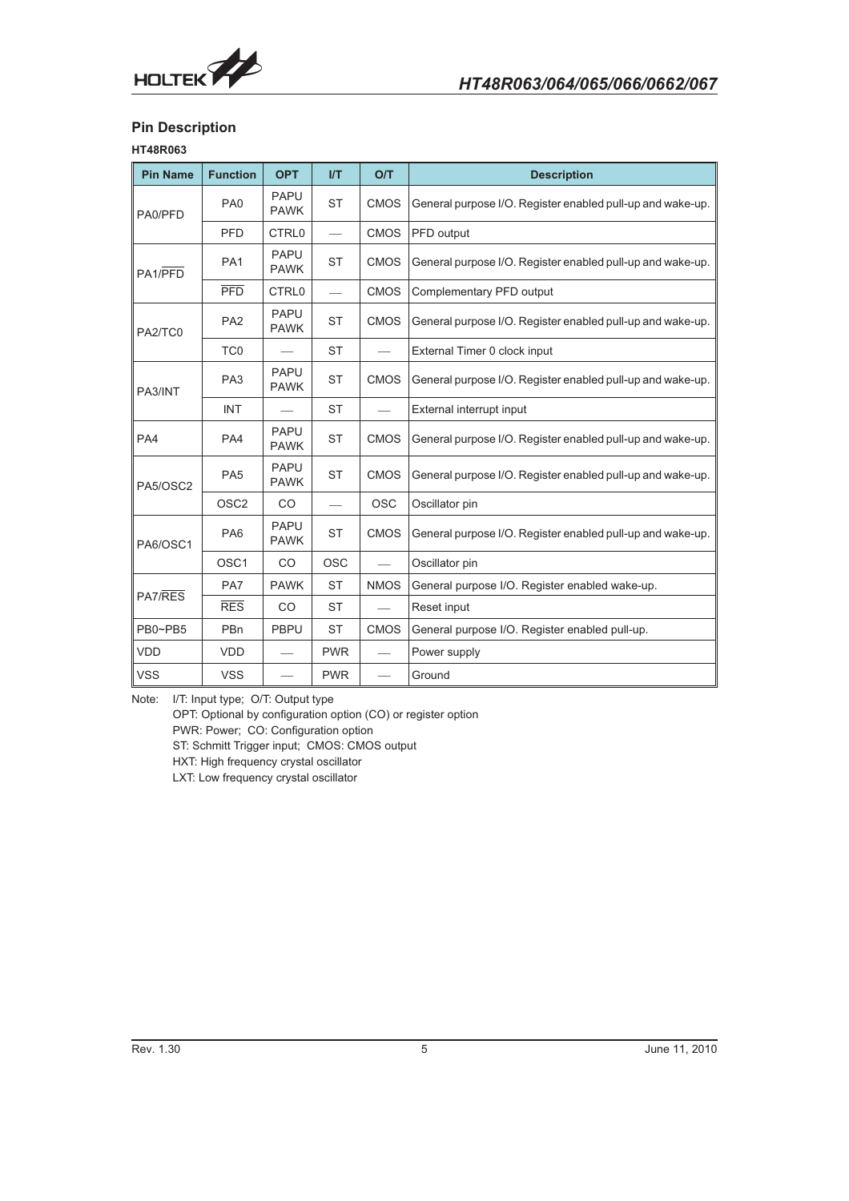## Pin Description

**HT48R063**

| Pin Name | Function | OPT | I/T | O/T | Description |
|---|---|---|---|---|---|
| PA0/PFD | PA0 | PAPU PAWK | ST | CMOS | General purpose I/O. Register enabled pull-up and wake-up. |
| | PFD | CTRL0 | — | CMOS | PFD output |
| PA1/$\overline{PFD}$ | PA1 | PAPU PAWK | ST | CMOS | General purpose I/O. Register enabled pull-up and wake-up. |
| | $\overline{PFD}$ | CTRL0 | — | CMOS | Complementary PFD output |
| PA2/TC0 | PA2 | PAPU PAWK | ST | CMOS | General purpose I/O. Register enabled pull-up and wake-up. |
| | TC0 | — | ST | — | External Timer 0 clock input |
| PA3/INT | PA3 | PAPU PAWK | ST | CMOS | General purpose I/O. Register enabled pull-up and wake-up. |
| | INT | — | ST | — | External interrupt input |
| PA4 | PA4 | PAPU PAWK | ST | CMOS | General purpose I/O. Register enabled pull-up and wake-up. |
| PA5/OSC2 | PA5 | PAPU PAWK | ST | CMOS | General purpose I/O. Register enabled pull-up and wake-up. |
| | OSC2 | CO | — | OSC | Oscillator pin |
| PA6/OSC1 | PA6 | PAPU PAWK | ST | CMOS | General purpose I/O. Register enabled pull-up and wake-up. |
| | OSC1 | CO | OSC | — | Oscillator pin |
| PA7/$\overline{RES}$ | PA7 | PAWK | ST | NMOS | General purpose I/O. Register enabled wake-up. |
| | $\overline{RES}$ | CO | ST | — | Reset input |
| PB0~PB5 | PBn | PBPU | ST | CMOS | General purpose I/O. Register enabled pull-up. |
| VDD | VDD | — | PWR | — | Power supply |
| VSS | VSS | — | PWR | — | Ground |

Note: I/T: Input type; O/T: Output type
OPT: Optional by configuration option (CO) or register option
PWR: Power; CO: Configuration option
ST: Schmitt Trigger input; CMOS: CMOS output
HXT: High frequency crystal oscillator
LXT: Low frequency crystal oscillator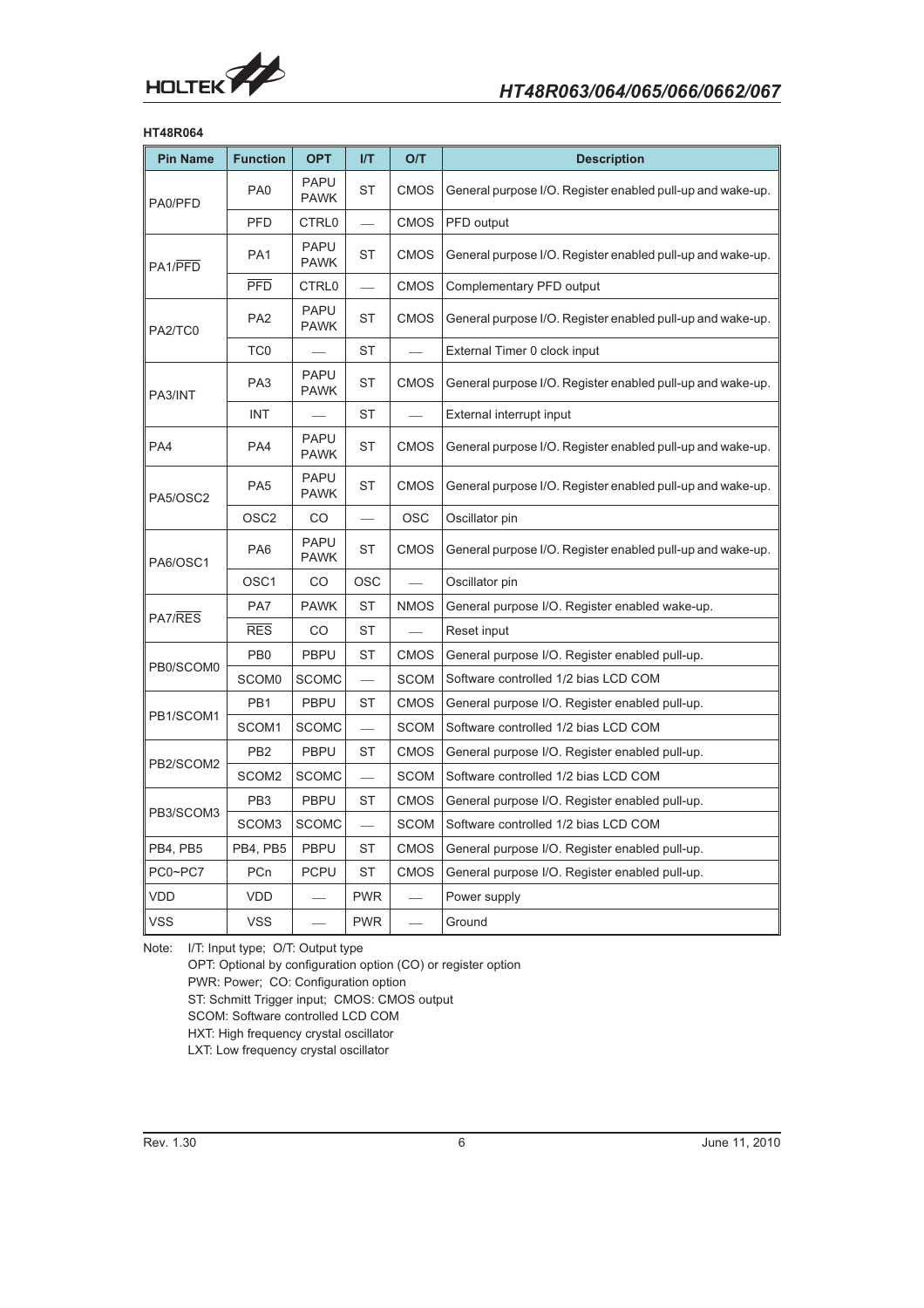**HT48R064**

| Pin Name | Function | OPT | I/T | O/T | Description |
|---|---|---|---|---|---|
| PA0/PFD | PA0 | PAPU PAWK | ST | CMOS | General purpose I/O. Register enabled pull-up and wake-up. |
| | PFD | CTRL0 | — | CMOS | PFD output |
| PA1/$\overline{PFD}$ | PA1 | PAPU PAWK | ST | CMOS | General purpose I/O. Register enabled pull-up and wake-up. |
| | $\overline{PFD}$ | CTRL0 | — | CMOS | Complementary PFD output |
| PA2/TC0 | PA2 | PAPU PAWK | ST | CMOS | General purpose I/O. Register enabled pull-up and wake-up. |
| | TC0 | — | ST | — | External Timer 0 clock input |
| PA3/INT | PA3 | PAPU PAWK | ST | CMOS | General purpose I/O. Register enabled pull-up and wake-up. |
| | INT | — | ST | — | External interrupt input |
| PA4 | PA4 | PAPU PAWK | ST | CMOS | General purpose I/O. Register enabled pull-up and wake-up. |
| PA5/OSC2 | PA5 | PAPU PAWK | ST | CMOS | General purpose I/O. Register enabled pull-up and wake-up. |
| | OSC2 | CO | — | OSC | Oscillator pin |
| PA6/OSC1 | PA6 | PAPU PAWK | ST | CMOS | General purpose I/O. Register enabled pull-up and wake-up. |
| | OSC1 | CO | OSC | — | Oscillator pin |
| PA7/$\overline{RES}$ | PA7 | PAWK | ST | NMOS | General purpose I/O. Register enabled wake-up. |
| | $\overline{RES}$ | CO | ST | — | Reset input |
| PB0/SCOM0 | PB0 | PBPU | ST | CMOS | General purpose I/O. Register enabled pull-up. |
| | SCOM0 | SCOMC | — | SCOM | Software controlled 1/2 bias LCD COM |
| PB1/SCOM1 | PB1 | PBPU | ST | CMOS | General purpose I/O. Register enabled pull-up. |
| | SCOM1 | SCOMC | — | SCOM | Software controlled 1/2 bias LCD COM |
| PB2/SCOM2 | PB2 | PBPU | ST | CMOS | General purpose I/O. Register enabled pull-up. |
| | SCOM2 | SCOMC | — | SCOM | Software controlled 1/2 bias LCD COM |
| PB3/SCOM3 | PB3 | PBPU | ST | CMOS | General purpose I/O. Register enabled pull-up. |
| | SCOM3 | SCOMC | — | SCOM | Software controlled 1/2 bias LCD COM |
| PB4, PB5 | PB4, PB5 | PBPU | ST | CMOS | General purpose I/O. Register enabled pull-up. |
| PC0~PC7 | PCn | PCPU | ST | CMOS | General purpose I/O. Register enabled pull-up. |
| VDD | VDD | — | PWR | — | Power supply |
| VSS | VSS | — | PWR | — | Ground |

Note: I/T: Input type; O/T: Output type
OPT: Optional by configuration option (CO) or register option
PWR: Power; CO: Configuration option
ST: Schmitt Trigger input; CMOS: CMOS output
SCOM: Software controlled LCD COM
HXT: High frequency crystal oscillator
LXT: Low frequency crystal oscillator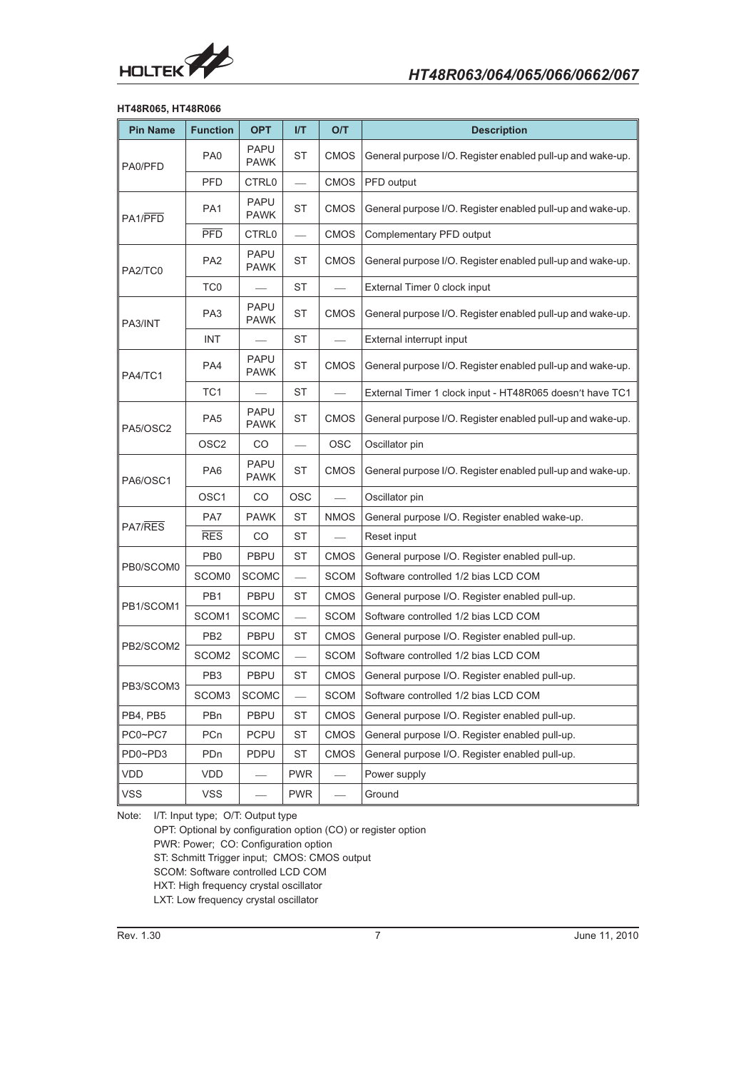**HT48R065, HT48R066**

| Pin Name | Function | OPT | I/T | O/T | Description |
|---|---|---|---|---|---|
| PA0/PFD | PA0 | PAPU PAWK | ST | CMOS | General purpose I/O. Register enabled pull-up and wake-up. |
| | PFD | CTRL0 | — | CMOS | PFD output |
| PA1/$\overline{\text{PFD}}$ | PA1 | PAPU PAWK | ST | CMOS | General purpose I/O. Register enabled pull-up and wake-up. |
| | $\overline{\text{PFD}}$ | CTRL0 | — | CMOS | Complementary PFD output |
| PA2/TC0 | PA2 | PAPU PAWK | ST | CMOS | General purpose I/O. Register enabled pull-up and wake-up. |
| | TC0 | — | ST | — | External Timer 0 clock input |
| PA3/INT | PA3 | PAPU PAWK | ST | CMOS | General purpose I/O. Register enabled pull-up and wake-up. |
| | INT | — | ST | — | External interrupt input |
| PA4/TC1 | PA4 | PAPU PAWK | ST | CMOS | General purpose I/O. Register enabled pull-up and wake-up. |
| | TC1 | — | ST | — | External Timer 1 clock input - HT48R065 doesn't have TC1 |
| PA5/OSC2 | PA5 | PAPU PAWK | ST | CMOS | General purpose I/O. Register enabled pull-up and wake-up. |
| | OSC2 | CO | — | OSC | Oscillator pin |
| PA6/OSC1 | PA6 | PAPU PAWK | ST | CMOS | General purpose I/O. Register enabled pull-up and wake-up. |
| | OSC1 | CO | OSC | — | Oscillator pin |
| PA7/$\overline{\text{RES}}$ | PA7 | PAWK | ST | NMOS | General purpose I/O. Register enabled wake-up. |
| | $\overline{\text{RES}}$ | CO | ST | — | Reset input |
| PB0/SCOM0 | PB0 | PBPU | ST | CMOS | General purpose I/O. Register enabled pull-up. |
| | SCOM0 | SCOMC | — | SCOM | Software controlled 1/2 bias LCD COM |
| PB1/SCOM1 | PB1 | PBPU | ST | CMOS | General purpose I/O. Register enabled pull-up. |
| | SCOM1 | SCOMC | — | SCOM | Software controlled 1/2 bias LCD COM |
| PB2/SCOM2 | PB2 | PBPU | ST | CMOS | General purpose I/O. Register enabled pull-up. |
| | SCOM2 | SCOMC | — | SCOM | Software controlled 1/2 bias LCD COM |
| PB3/SCOM3 | PB3 | PBPU | ST | CMOS | General purpose I/O. Register enabled pull-up. |
| | SCOM3 | SCOMC | — | SCOM | Software controlled 1/2 bias LCD COM |
| PB4, PB5 | PBn | PBPU | ST | CMOS | General purpose I/O. Register enabled pull-up. |
| PC0~PC7 | PCn | PCPU | ST | CMOS | General purpose I/O. Register enabled pull-up. |
| PD0~PD3 | PDn | PDPU | ST | CMOS | General purpose I/O. Register enabled pull-up. |
| VDD | VDD | — | PWR | — | Power supply |
| VSS | VSS | — | PWR | — | Ground |

Note: I/T: Input type; O/T: Output type
OPT: Optional by configuration option (CO) or register option
PWR: Power; CO: Configuration option
ST: Schmitt Trigger input; CMOS: CMOS output
SCOM: Software controlled LCD COM
HXT: High frequency crystal oscillator
LXT: Low frequency crystal oscillator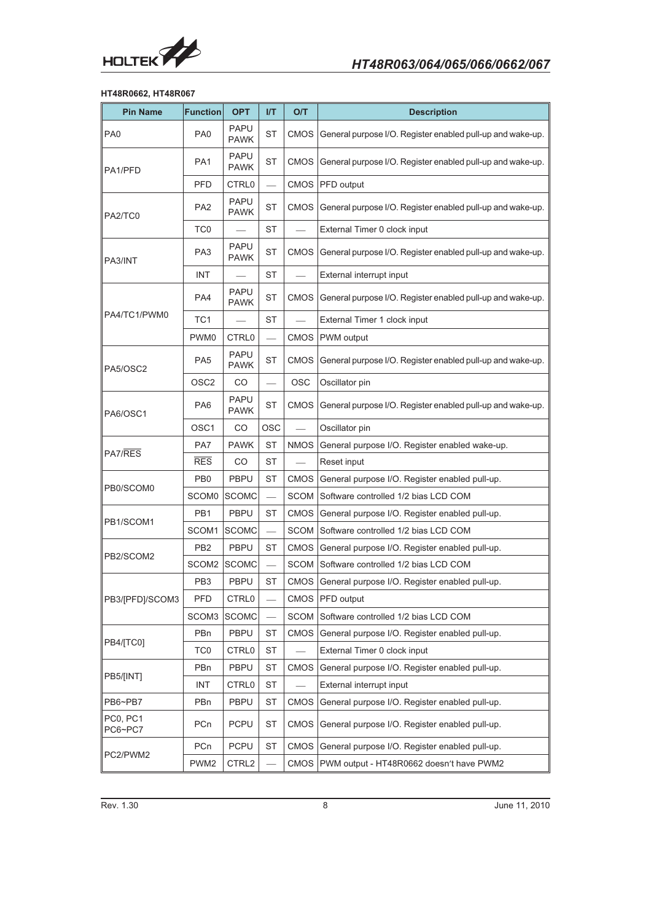**HT48R0662, HT48R067**

| Pin Name | Function | OPT | I/T | O/T | Description |
|---|---|---|---|---|---|
| PA0 | PA0 | PAPU PAWK | ST | CMOS | General purpose I/O. Register enabled pull-up and wake-up. |
| PA1/PFD | PA1 | PAPU PAWK | ST | CMOS | General purpose I/O. Register enabled pull-up and wake-up. |
| | PFD | CTRL0 | — | CMOS | PFD output |
| PA2/TC0 | PA2 | PAPU PAWK | ST | CMOS | General purpose I/O. Register enabled pull-up and wake-up. |
| | TC0 | — | ST | — | External Timer 0 clock input |
| PA3/INT | PA3 | PAPU PAWK | ST | CMOS | General purpose I/O. Register enabled pull-up and wake-up. |
| | INT | — | ST | — | External interrupt input |
| PA4/TC1/PWM0 | PA4 | PAPU PAWK | ST | CMOS | General purpose I/O. Register enabled pull-up and wake-up. |
| | TC1 | — | ST | — | External Timer 1 clock input |
| | PWM0 | CTRL0 | — | CMOS | PWM output |
| PA5/OSC2 | PA5 | PAPU PAWK | ST | CMOS | General purpose I/O. Register enabled pull-up and wake-up. |
| | OSC2 | CO | — | OSC | Oscillator pin |
| PA6/OSC1 | PA6 | PAPU PAWK | ST | CMOS | General purpose I/O. Register enabled pull-up and wake-up. |
| | OSC1 | CO | OSC | — | Oscillator pin |
| PA7/$\overline{RES}$ | PA7 | PAWK | ST | NMOS | General purpose I/O. Register enabled wake-up. |
| | $\overline{RES}$ | CO | ST | — | Reset input |
| PB0/SCOM0 | PB0 | PBPU | ST | CMOS | General purpose I/O. Register enabled pull-up. |
| | SCOM0 | SCOMC | — | SCOM | Software controlled 1/2 bias LCD COM |
| PB1/SCOM1 | PB1 | PBPU | ST | CMOS | General purpose I/O. Register enabled pull-up. |
| | SCOM1 | SCOMC | — | SCOM | Software controlled 1/2 bias LCD COM |
| PB2/SCOM2 | PB2 | PBPU | ST | CMOS | General purpose I/O. Register enabled pull-up. |
| | SCOM2 | SCOMC | — | SCOM | Software controlled 1/2 bias LCD COM |
| PB3/[PFD]/SCOM3 | PB3 | PBPU | ST | CMOS | General purpose I/O. Register enabled pull-up. |
| | PFD | CTRL0 | — | CMOS | PFD output |
| | SCOM3 | SCOMC | — | SCOM | Software controlled 1/2 bias LCD COM |
| PB4/[TC0] | PBn | PBPU | ST | CMOS | General purpose I/O. Register enabled pull-up. |
| | TC0 | CTRL0 | ST | — | External Timer 0 clock input |
| PB5/[INT] | PBn | PBPU | ST | CMOS | General purpose I/O. Register enabled pull-up. |
| | INT | CTRL0 | ST | — | External interrupt input |
| PB6~PB7 | PBn | PBPU | ST | CMOS | General purpose I/O. Register enabled pull-up. |
| PC0, PC1 PC6~PC7 | PCn | PCPU | ST | CMOS | General purpose I/O. Register enabled pull-up. |
| PC2/PWM2 | PCn | PCPU | ST | CMOS | General purpose I/O. Register enabled pull-up. |
| | PWM2 | CTRL2 | — | CMOS | PWM output - HT48R0662 doesn't have PWM2 |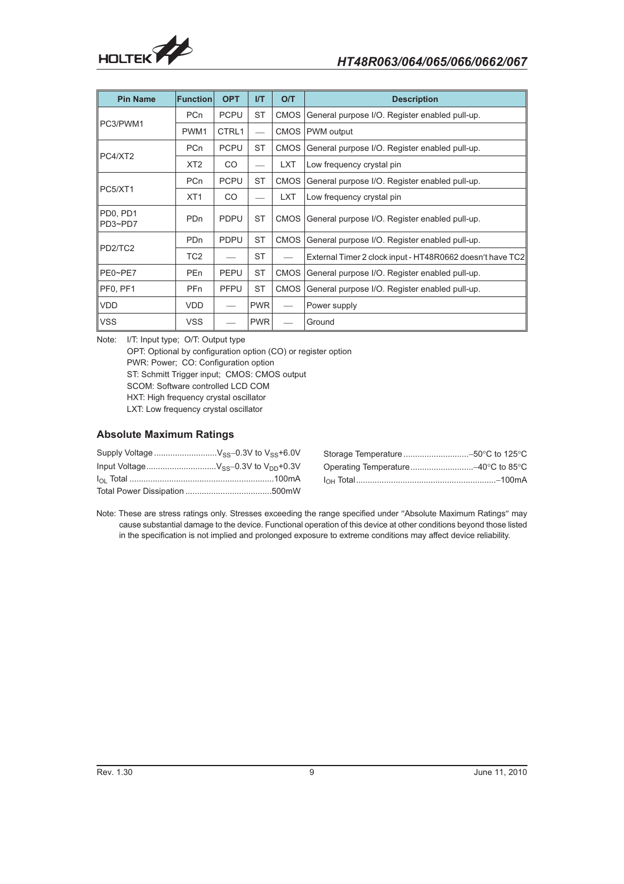| Pin Name | Function | OPT | I/T | O/T | Description |
|---|---|---|---|---|---|
| PC3/PWM1 | PCn | PCPU | ST | CMOS | General purpose I/O. Register enabled pull-up. |
| | PWM1 | CTRL1 | — | CMOS | PWM output |
| PC4/XT2 | PCn | PCPU | ST | CMOS | General purpose I/O. Register enabled pull-up. |
| | XT2 | CO | — | LXT | Low frequency crystal pin |
| PC5/XT1 | PCn | PCPU | ST | CMOS | General purpose I/O. Register enabled pull-up. |
| | XT1 | CO | — | LXT | Low frequency crystal pin |
| PD0, PD1 PD3~PD7 | PDn | PDPU | ST | CMOS | General purpose I/O. Register enabled pull-up. |
| PD2/TC2 | PDn | PDPU | ST | CMOS | General purpose I/O. Register enabled pull-up. |
| | TC2 | — | ST | — | External Timer 2 clock input - HT48R0662 doesn't have TC2 |
| PE0~PE7 | PEn | PEPU | ST | CMOS | General purpose I/O. Register enabled pull-up. |
| PF0, PF1 | PFn | PFPU | ST | CMOS | General purpose I/O. Register enabled pull-up. |
| VDD | VDD | — | PWR | — | Power supply |
| VSS | VSS | — | PWR | — | Ground |

Note: I/T: Input type; O/T: Output type
OPT: Optional by configuration option (CO) or register option
PWR: Power; CO: Configuration option
ST: Schmitt Trigger input; CMOS: CMOS output
SCOM: Software controlled LCD COM
HXT: High frequency crystal oscillator
LXT: Low frequency crystal oscillator

## Absolute Maximum Ratings

Supply Voltage ........................... $V_{SS}$−0.3V to $V_{SS}$+6.0V
Input Voltage .............................. $V_{SS}$−0.3V to $V_{DD}$+0.3V
$I_{OL}$ Total ............................................................. 100mA
Total Power Dissipation ..................................... 500mW

Storage Temperature ............................ −50°C to 125°C
Operating Temperature ........................... −40°C to 85°C
$I_{OH}$ Total ............................................................ −100mA

Note: These are stress ratings only. Stresses exceeding the range specified under "Absolute Maximum Ratings" may cause substantial damage to the device. Functional operation of this device at other conditions beyond those listed in the specification is not implied and prolonged exposure to extreme conditions may affect device reliability.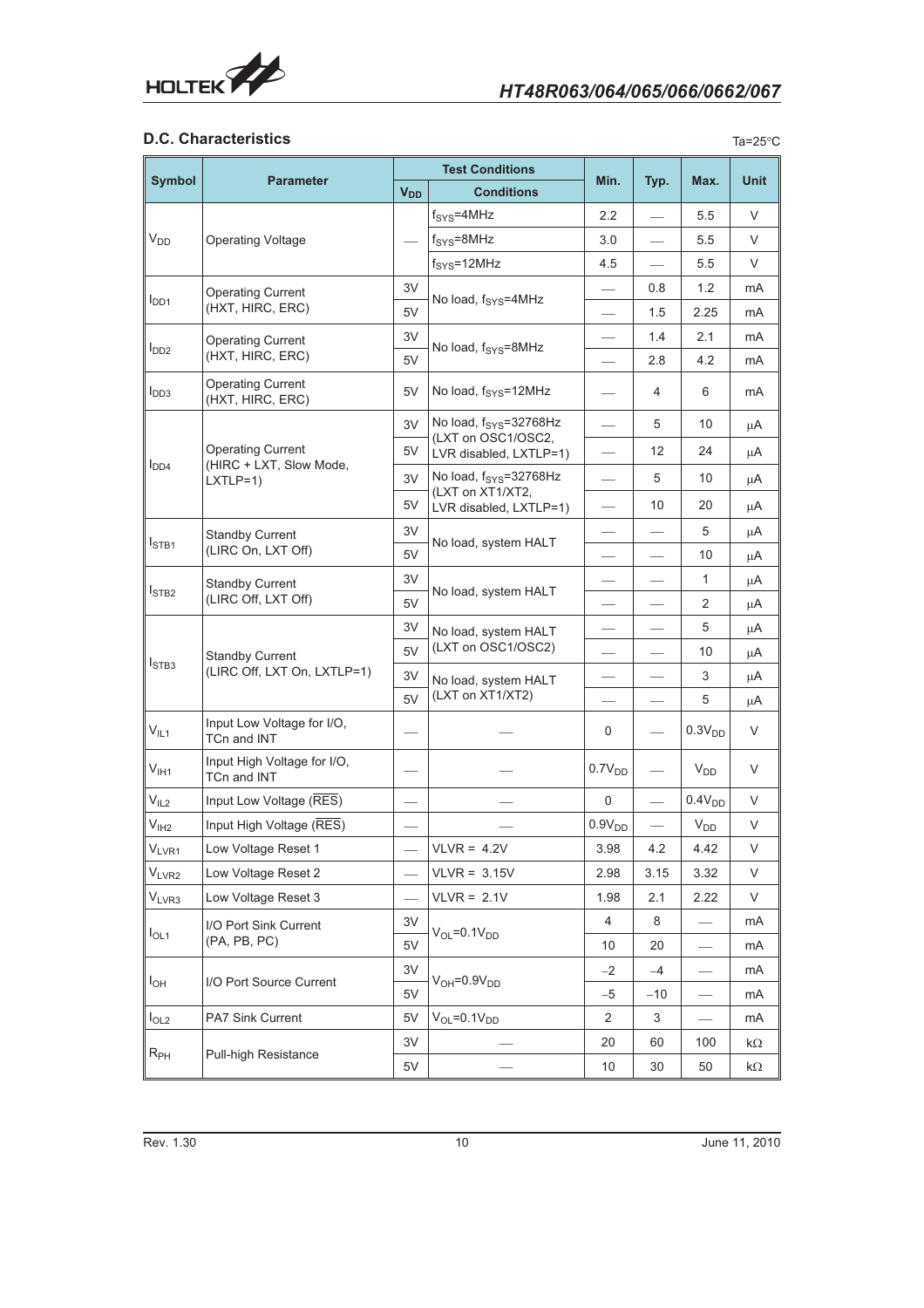## D.C. Characteristics

Ta=25°C

| Symbol | Parameter | Test Conditions | | Min. | Typ. | Max. | Unit |
|---|---|---|---|---|---|---|---|
| | | $V_{DD}$ | Conditions | | | | |
| $V_{DD}$ | Operating Voltage | — | $f_{SYS}$=4MHz | 2.2 | — | 5.5 | V |
| | | | $f_{SYS}$=8MHz | 3.0 | — | 5.5 | V |
| | | | $f_{SYS}$=12MHz | 4.5 | — | 5.5 | V |
| $I_{DD1}$ | Operating Current (HXT, HIRC, ERC) | 3V | No load, $f_{SYS}$=4MHz | — | 0.8 | 1.2 | mA |
| | | 5V | | — | 1.5 | 2.25 | mA |
| $I_{DD2}$ | Operating Current (HXT, HIRC, ERC) | 3V | No load, $f_{SYS}$=8MHz | — | 1.4 | 2.1 | mA |
| | | 5V | | — | 2.8 | 4.2 | mA |
| $I_{DD3}$ | Operating Current (HXT, HIRC, ERC) | 5V | No load, $f_{SYS}$=12MHz | — | 4 | 6 | mA |
| $I_{DD4}$ | Operating Current (HIRC + LXT, Slow Mode, LXTLP=1) | 3V | No load, $f_{SYS}$=32768Hz (LXT on OSC1/OSC2, LVR disabled, LXTLP=1) | — | 5 | 10 | μA |
| | | 5V | | — | 12 | 24 | μA |
| | | 3V | No load, $f_{SYS}$=32768Hz (LXT on XT1/XT2, LVR disabled, LXTLP=1) | — | 5 | 10 | μA |
| | | 5V | | — | 10 | 20 | μA |
| $I_{STB1}$ | Standby Current (LIRC On, LXT Off) | 3V | No load, system HALT | — | — | 5 | μA |
| | | 5V | | — | — | 10 | μA |
| $I_{STB2}$ | Standby Current (LIRC Off, LXT Off) | 3V | No load, system HALT | — | — | 1 | μA |
| | | 5V | | — | — | 2 | μA |
| $I_{STB3}$ | Standby Current (LIRC Off, LXT On, LXTLP=1) | 3V | No load, system HALT (LXT on OSC1/OSC2) | — | — | 5 | μA |
| | | 5V | | — | — | 10 | μA |
| | | 3V | No load, system HALT (LXT on XT1/XT2) | — | — | 3 | μA |
| | | 5V | | — | — | 5 | μA |
| $V_{IL1}$ | Input Low Voltage for I/O, TCn and INT | — | — | 0 | — | $0.3V_{DD}$ | V |
| $V_{IH1}$ | Input High Voltage for I/O, TCn and INT | — | — | $0.7V_{DD}$ | — | $V_{DD}$ | V |
| $V_{IL2}$ | Input Low Voltage ($\overline{RES}$) | — | — | 0 | — | $0.4V_{DD}$ | V |
| $V_{IH2}$ | Input High Voltage ($\overline{RES}$) | — | — | $0.9V_{DD}$ | — | $V_{DD}$ | V |
| $V_{LVR1}$ | Low Voltage Reset 1 | — | VLVR = 4.2V | 3.98 | 4.2 | 4.42 | V |
| $V_{LVR2}$ | Low Voltage Reset 2 | — | VLVR = 3.15V | 2.98 | 3.15 | 3.32 | V |
| $V_{LVR3}$ | Low Voltage Reset 3 | — | VLVR = 2.1V | 1.98 | 2.1 | 2.22 | V |
| $I_{OL1}$ | I/O Port Sink Current (PA, PB, PC) | 3V | $V_{OL}$=$0.1V_{DD}$ | 4 | 8 | — | mA |
| | | 5V | | 10 | 20 | — | mA |
| $I_{OH}$ | I/O Port Source Current | 3V | $V_{OH}$=$0.9V_{DD}$ | −2 | −4 | — | mA |
| | | 5V | | −5 | −10 | — | mA |
| $I_{OL2}$ | PA7 Sink Current | 5V | $V_{OL}$=$0.1V_{DD}$ | 2 | 3 | — | mA |
| $R_{PH}$ | Pull-high Resistance | 3V | — | 20 | 60 | 100 | kΩ |
| | | 5V | — | 10 | 30 | 50 | kΩ |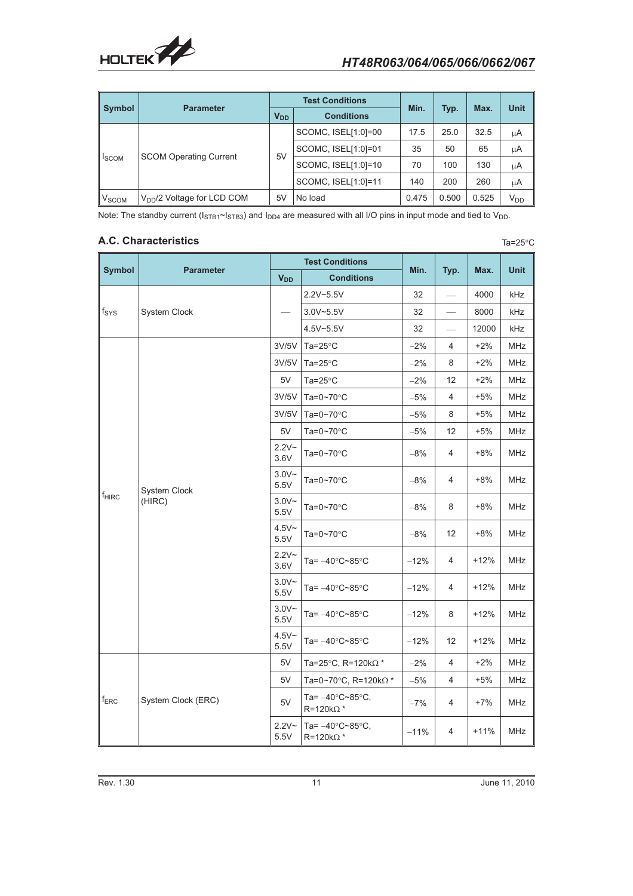| Symbol | Parameter | Test Conditions | | Min. | Typ. | Max. | Unit |
|---|---|---|---|---|---|---|---|
| | | $V_{DD}$ | Conditions | | | | |
| $I_{SCOM}$ | SCOM Operating Current | 5V | SCOMC, ISEL[1:0]=00 | 17.5 | 25.0 | 32.5 | μA |
| | | | SCOMC, ISEL[1:0]=01 | 35 | 50 | 65 | μA |
| | | | SCOMC, ISEL[1:0]=10 | 70 | 100 | 130 | μA |
| | | | SCOMC, ISEL[1:0]=11 | 140 | 200 | 260 | μA |
| $V_{SCOM}$ | $V_{DD}/2$ Voltage for LCD COM | 5V | No load | 0.475 | 0.500 | 0.525 | $V_{DD}$ |

Note: The standby current ($I_{STB1}$~$I_{STB3}$) and $I_{DD4}$ are measured with all I/O pins in input mode and tied to $V_{DD}$.

## A.C. Characteristics

Ta=25°C

| Symbol | Parameter | Test Conditions | | Min. | Typ. | Max. | Unit |
|---|---|---|---|---|---|---|---|
| | | $V_{DD}$ | Conditions | | | | |
| $f_{SYS}$ | System Clock | — | 2.2V~5.5V | 32 | — | 4000 | kHz |
| | | | 3.0V~5.5V | 32 | — | 8000 | kHz |
| | | | 4.5V~5.5V | 32 | — | 12000 | kHz |
| $f_{HIRC}$ | System Clock (HIRC) | 3V/5V | Ta=25°C | −2% | 4 | +2% | MHz |
| | | 3V/5V | Ta=25°C | −2% | 8 | +2% | MHz |
| | | 5V | Ta=25°C | −2% | 12 | +2% | MHz |
| | | 3V/5V | Ta=0~70°C | −5% | 4 | +5% | MHz |
| | | 3V/5V | Ta=0~70°C | −5% | 8 | +5% | MHz |
| | | 5V | Ta=0~70°C | −5% | 12 | +5% | MHz |
| | | 2.2V~3.6V | Ta=0~70°C | −8% | 4 | +8% | MHz |
| | | 3.0V~5.5V | Ta=0~70°C | −8% | 4 | +8% | MHz |
| | | 3.0V~5.5V | Ta=0~70°C | −8% | 8 | +8% | MHz |
| | | 4.5V~5.5V | Ta=0~70°C | −8% | 12 | +8% | MHz |
| | | 2.2V~3.6V | Ta= −40°C~85°C | −12% | 4 | +12% | MHz |
| | | 3.0V~5.5V | Ta= −40°C~85°C | −12% | 4 | +12% | MHz |
| | | 3.0V~5.5V | Ta= −40°C~85°C | −12% | 8 | +12% | MHz |
| | | 4.5V~5.5V | Ta= −40°C~85°C | −12% | 12 | +12% | MHz |
| $f_{ERC}$ | System Clock (ERC) | 5V | Ta=25°C, R=120kΩ * | −2% | 4 | +2% | MHz |
| | | 5V | Ta=0~70°C, R=120kΩ * | −5% | 4 | +5% | MHz |
| | | 5V | Ta= −40°C~85°C, R=120kΩ * | −7% | 4 | +7% | MHz |
| | | 2.2V~5.5V | Ta= −40°C~85°C, R=120kΩ * | −11% | 4 | +11% | MHz |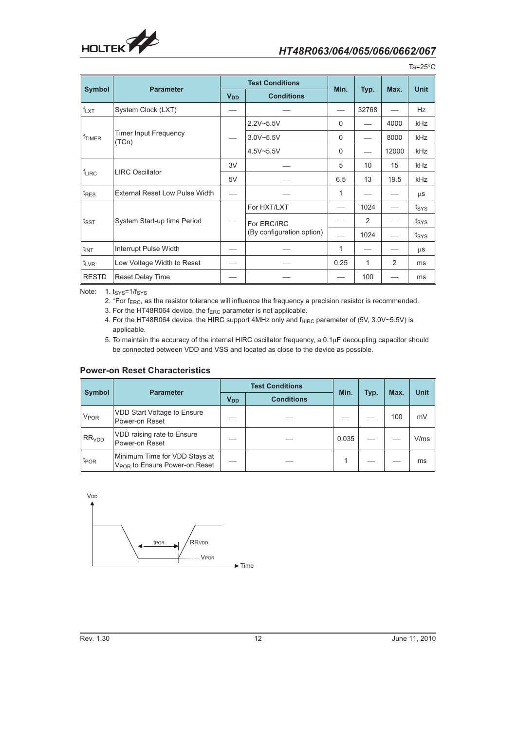Ta=25°C

| Symbol | Parameter | Test Conditions | | Min. | Typ. | Max. | Unit |
|---|---|---|---|---|---|---|---|
| | | $V_{DD}$ | Conditions | | | | |
| $f_{LXT}$ | System Clock (LXT) | — | — | — | 32768 | — | Hz |
| $f_{TIMER}$ | Timer Input Frequency (TCn) | — | 2.2V~5.5V | 0 | — | 4000 | kHz |
| | | | 3.0V~5.5V | 0 | — | 8000 | kHz |
| | | | 4.5V~5.5V | 0 | — | 12000 | kHz |
| $f_{LIRC}$ | LIRC Oscillator | 3V | — | 5 | 10 | 15 | kHz |
| | | 5V | — | 6.5 | 13 | 19.5 | kHz |
| $t_{RES}$ | External Reset Low Pulse Width | — | — | 1 | — | — | μs |
| $t_{SST}$ | System Start-up time Period | — | For HXT/LXT | — | 1024 | — | $t_{SYS}$ |
| | | | For ERC/IRC (By configuration option) | — | 2 | — | $t_{SYS}$ |
| | | | | — | 1024 | — | $t_{SYS}$ |
| $t_{INT}$ | Interrupt Pulse Width | — | — | 1 | — | — | μs |
| $t_{LVR}$ | Low Voltage Width to Reset | — | — | 0.25 | 1 | 2 | ms |
| RESTD | Reset Delay Time | — | — | — | 100 | — | ms |

Note: 1. $t_{SYS}=1/f_{SYS}$

2. *For $f_{ERC}$, as the resistor tolerance will influence the frequency a precision resistor is recommended.
3. For the HT48R064 device, the $f_{ERC}$ parameter is not applicable.
4. For the HT48R064 device, the HIRC support 4MHz only and $f_{HIRC}$ parameter of (5V, 3.0V~5.5V) is applicable.
5. To maintain the accuracy of the internal HIRC oscillator frequency, a 0.1μF decoupling capacitor should be connected between VDD and VSS and located as close to the device as possible.

### Power-on Reset Characteristics

| Symbol | Parameter | Test Conditions | | Min. | Typ. | Max. | Unit |
|---|---|---|---|---|---|---|---|
| | | $V_{DD}$ | Conditions | | | | |
| $V_{POR}$ | VDD Start Voltage to Ensure Power-on Reset | — | — | — | — | 100 | mV |
| $RR_{VDD}$ | VDD raising rate to Ensure Power-on Reset | — | — | 0.035 | — | — | V/ms |
| $t_{POR}$ | Minimum Time for VDD Stays at $V_{POR}$ to Ensure Power-on Reset | — | — | 1 | — | — | ms |

$V_{DD}$

$t_{POR}$ $RR_{VDD}$

$V_{POR}$

Time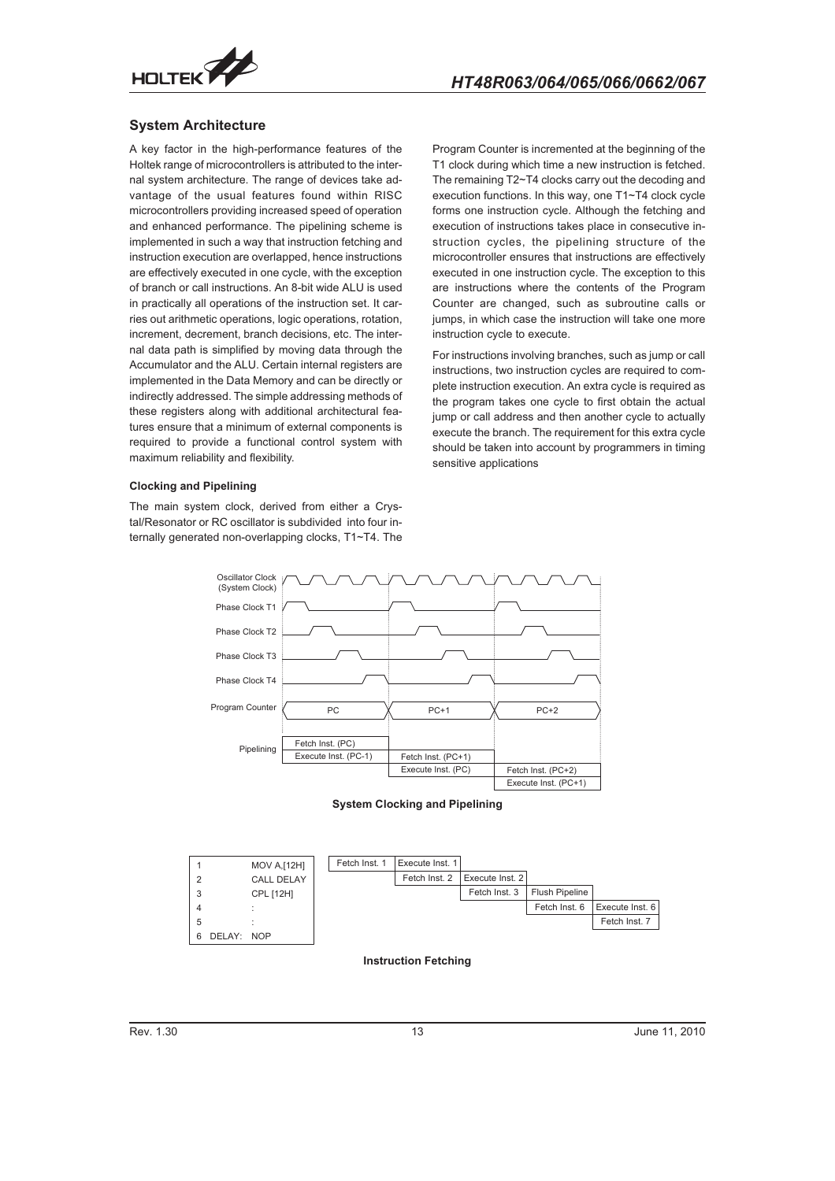## System Architecture

A key factor in the high-performance features of the Holtek range of microcontrollers is attributed to the internal system architecture. The range of devices take advantage of the usual features found within RISC microcontrollers providing increased speed of operation and enhanced performance. The pipelining scheme is implemented in such a way that instruction fetching and instruction execution are overlapped, hence instructions are effectively executed in one cycle, with the exception of branch or call instructions. An 8-bit wide ALU is used in practically all operations of the instruction set. It carries out arithmetic operations, logic operations, rotation, increment, decrement, branch decisions, etc. The internal data path is simplified by moving data through the Accumulator and the ALU. Certain internal registers are implemented in the Data Memory and can be directly or indirectly addressed. The simple addressing methods of these registers along with additional architectural features ensure that a minimum of external components is required to provide a functional control system with maximum reliability and flexibility.

### Clocking and Pipelining

The main system clock, derived from either a Crystal/Resonator or RC oscillator is subdivided into four internally generated non-overlapping clocks, T1~T4. The Program Counter is incremented at the beginning of the T1 clock during which time a new instruction is fetched. The remaining T2~T4 clocks carry out the decoding and execution functions. In this way, one T1~T4 clock cycle forms one instruction cycle. Although the fetching and execution of instructions takes place in consecutive instruction cycles, the pipelining structure of the microcontroller ensures that instructions are effectively executed in one instruction cycle. The exception to this are instructions where the contents of the Program Counter are changed, such as subroutine calls or jumps, in which case the instruction will take one more instruction cycle to execute.

For instructions involving branches, such as jump or call instructions, two instruction cycles are required to complete instruction execution. An extra cycle is required as the program takes one cycle to first obtain the actual jump or call address and then another cycle to actually execute the branch. The requirement for this extra cycle should be taken into account by programmers in timing sensitive applications

| Signal | Cycle 1 | Cycle 2 | Cycle 3 |
|---|---|---|---|
| Program Counter | PC | PC+1 | PC+2 |
| Pipelining | Fetch Inst. (PC) | Fetch Inst. (PC+1) | Fetch Inst. (PC+2) |
| | Execute Inst. (PC-1) | Execute Inst. (PC) | Execute Inst. (PC+1) |

Oscillator Clock (System Clock), Phase Clock T1, Phase Clock T2, Phase Clock T3, Phase Clock T4

System Clocking and Pipelining

| | | | | | | |
|---|---|---|---|---|---|---|
| 1 | MOV A,[12H] | Fetch Inst. 1 | Execute Inst. 1 | | | |
| 2 | CALL DELAY | | Fetch Inst. 2 | Execute Inst. 2 | | |
| 3 | CPL [12H] | | | Fetch Inst. 3 | Flush Pipeline | |
| 4 | : | | | | Fetch Inst. 6 | Execute Inst. 6 |
| 5 | : | | | | | Fetch Inst. 7 |
| 6 DELAY: | NOP | | | | | |

Instruction Fetching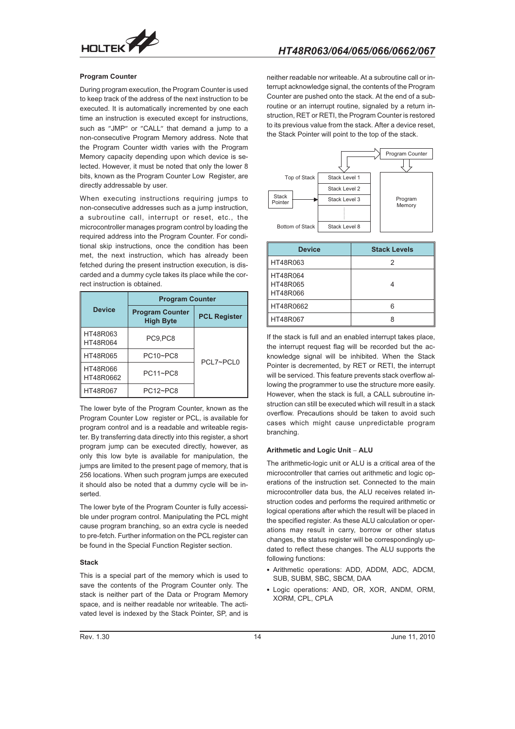### Program Counter

During program execution, the Program Counter is used to keep track of the address of the next instruction to be executed. It is automatically incremented by one each time an instruction is executed except for instructions, such as "JMP" or "CALL" that demand a jump to a non-consecutive Program Memory address. Note that the Program Counter width varies with the Program Memory capacity depending upon which device is selected. However, it must be noted that only the lower 8 bits, known as the Program Counter Low Register, are directly addressable by user.

When executing instructions requiring jumps to non-consecutive addresses such as a jump instruction, a subroutine call, interrupt or reset, etc., the microcontroller manages program control by loading the required address into the Program Counter. For conditional skip instructions, once the condition has been met, the next instruction, which has already been fetched during the present instruction execution, is discarded and a dummy cycle takes its place while the correct instruction is obtained.

| Device | Program Counter | |
|---|---|---|
| | Program Counter High Byte | PCL Register |
| HT48R063<br>HT48R064 | PC9,PC8 | PCL7~PCL0 |
| HT48R065 | PC10~PC8 | |
| HT48R066<br>HT48R0662 | PC11~PC8 | |
| HT48R067 | PC12~PC8 | |

The lower byte of the Program Counter, known as the Program Counter Low register or PCL, is available for program control and is a readable and writeable register. By transferring data directly into this register, a short program jump can be executed directly, however, as only this low byte is available for manipulation, the jumps are limited to the present page of memory, that is 256 locations. When such program jumps are executed it should also be noted that a dummy cycle will be inserted.

The lower byte of the Program Counter is fully accessible under program control. Manipulating the PCL might cause program branching, so an extra cycle is needed to pre-fetch. Further information on the PCL register can be found in the Special Function Register section.

### Stack

This is a special part of the memory which is used to save the contents of the Program Counter only. The stack is neither part of the Data or Program Memory space, and is neither readable nor writeable. The activated level is indexed by the Stack Pointer, SP, and is neither readable nor writeable. At a subroutine call or interrupt acknowledge signal, the contents of the Program Counter are pushed onto the stack. At the end of a subroutine or an interrupt routine, signaled by a return instruction, RET or RETI, the Program Counter is restored to its previous value from the stack. After a device reset, the Stack Pointer will point to the top of the stack.

Program Counter

Top of Stack — Stack Level 1
Stack Level 2
Stack Pointer → Stack Level 3
Bottom of Stack — Stack Level 8

Program Memory

| Device | Stack Levels |
|---|---|
| HT48R063 | 2 |
| HT48R064<br>HT48R065<br>HT48R066 | 4 |
| HT48R0662 | 6 |
| HT48R067 | 8 |

If the stack is full and an enabled interrupt takes place, the interrupt request flag will be recorded but the acknowledge signal will be inhibited. When the Stack Pointer is decremented, by RET or RETI, the interrupt will be serviced. This feature prevents stack overflow allowing the programmer to use the structure more easily. However, when the stack is full, a CALL subroutine instruction can still be executed which will result in a stack overflow. Precautions should be taken to avoid such cases which might cause unpredictable program branching.

### Arithmetic and Logic Unit – ALU

The arithmetic-logic unit or ALU is a critical area of the microcontroller that carries out arithmetic and logic operations of the instruction set. Connected to the main microcontroller data bus, the ALU receives related instruction codes and performs the required arithmetic or logical operations after which the result will be placed in the specified register. As these ALU calculation or operations may result in carry, borrow or other status changes, the status register will be correspondingly updated to reflect these changes. The ALU supports the following functions:

- Arithmetic operations: ADD, ADDM, ADC, ADCM, SUB, SUBM, SBC, SBCM, DAA
- Logic operations: AND, OR, XOR, ANDM, ORM, XORM, CPL, CPLA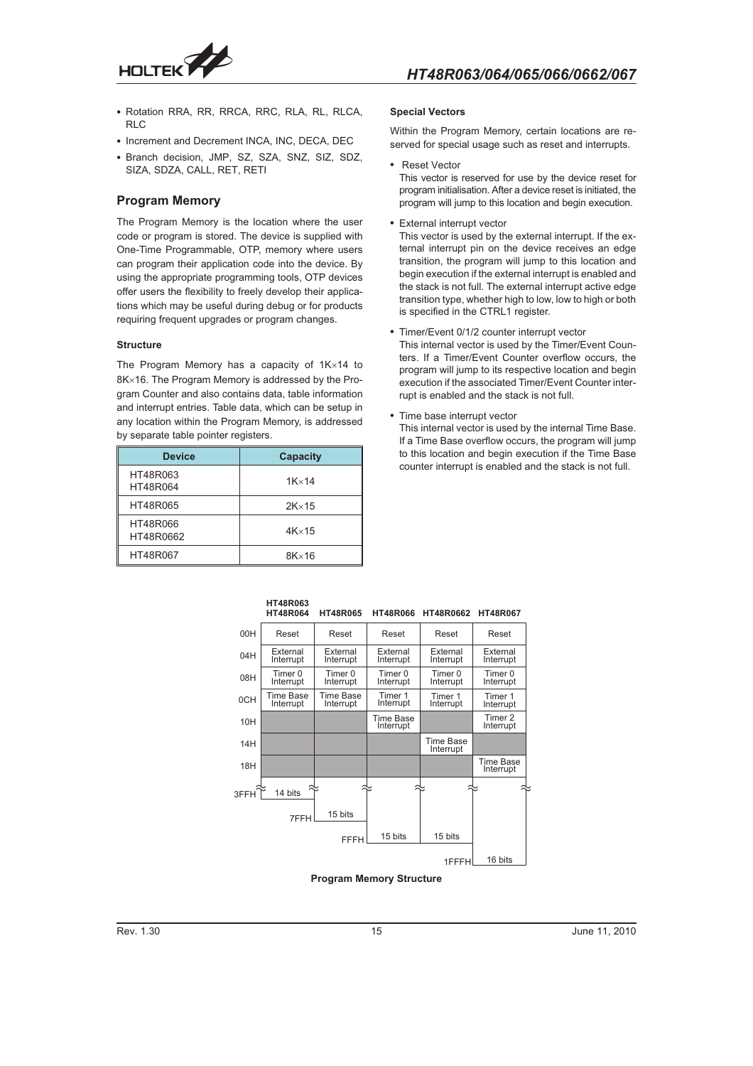- Rotation RRA, RR, RRCA, RRC, RLA, RL, RLCA, RLC
- Increment and Decrement INCA, INC, DECA, DEC
- Branch decision, JMP, SZ, SZA, SNZ, SIZ, SDZ, SIZA, SDZA, CALL, RET, RETI

## Program Memory

The Program Memory is the location where the user code or program is stored. The device is supplied with One-Time Programmable, OTP, memory where users can program their application code into the device. By using the appropriate programming tools, OTP devices offer users the flexibility to freely develop their applications which may be useful during debug or for products requiring frequent upgrades or program changes.

### Structure

The Program Memory has a capacity of 1K×14 to 8K×16. The Program Memory is addressed by the Program Counter and also contains data, table information and interrupt entries. Table data, which can be setup in any location within the Program Memory, is addressed by separate table pointer registers.

| Device | Capacity |
|---|---|
| HT48R063<br>HT48R064 | 1K×14 |
| HT48R065 | 2K×15 |
| HT48R066<br>HT48R0662 | 4K×15 |
| HT48R067 | 8K×16 |

### Special Vectors

Within the Program Memory, certain locations are reserved for special usage such as reset and interrupts.

- Reset Vector
  This vector is reserved for use by the device reset for program initialisation. After a device reset is initiated, the program will jump to this location and begin execution.
- External interrupt vector
  This vector is used by the external interrupt. If the external interrupt pin on the device receives an edge transition, the program will jump to this location and begin execution if the external interrupt is enabled and the stack is not full. The external interrupt active edge transition type, whether high to low, low to high or both is specified in the CTRL1 register.
- Timer/Event 0/1/2 counter interrupt vector
  This internal vector is used by the Timer/Event Counters. If a Timer/Event Counter overflow occurs, the program will jump to its respective location and begin execution if the associated Timer/Event Counter interrupt is enabled and the stack is not full.
- Time base interrupt vector
  This internal vector is used by the internal Time Base. If a Time Base overflow occurs, the program will jump to this location and begin execution if the Time Base counter interrupt is enabled and the stack is not full.

| Address | HT48R063<br>HT48R064 | HT48R065 | HT48R066 | HT48R0662 | HT48R067 |
|---|---|---|---|---|---|
| 00H | Reset | Reset | Reset | Reset | Reset |
| 04H | External Interrupt | External Interrupt | External Interrupt | External Interrupt | External Interrupt |
| 08H | Timer 0 Interrupt | Timer 0 Interrupt | Timer 0 Interrupt | Timer 0 Interrupt | Timer 0 Interrupt |
| 0CH | Time Base Interrupt | Time Base Interrupt | Timer 1 Interrupt | Timer 1 Interrupt | Timer 1 Interrupt |
| 10H | | | Time Base Interrupt | | Timer 2 Interrupt |
| 14H | | | | Time Base Interrupt | |
| 18H | | | | | Time Base Interrupt |
| End | 3FFH (14 bits) | 7FFH (15 bits) | FFFH (15 bits) | FFFH (15 bits) | 1FFFH (16 bits) |

Program Memory Structure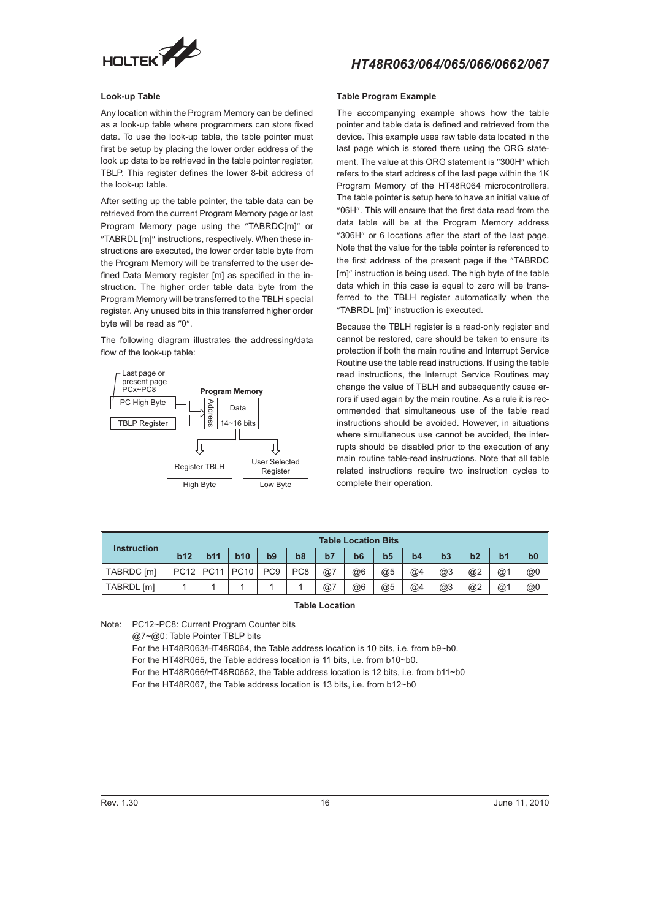**Look-up Table**

Any location within the Program Memory can be defined as a look-up table where programmers can store fixed data. To use the look-up table, the table pointer must first be setup by placing the lower order address of the look up data to be retrieved in the table pointer register, TBLP. This register defines the lower 8-bit address of the look-up table.

After setting up the table pointer, the table data can be retrieved from the current Program Memory page or last Program Memory page using the "TABRDC[m]" or "TABRDL [m]" instructions, respectively. When these instructions are executed, the lower order table byte from the Program Memory will be transferred to the user defined Data Memory register [m] as specified in the instruction. The higher order table data byte from the Program Memory will be transferred to the TBLH special register. Any unused bits in this transferred higher order byte will be read as "0".

The following diagram illustrates the addressing/data flow of the look-up table:

Last page or present page PCx~PC8

PC High Byte

TBLP Register

Program Memory

Address

Data 14~16 bits

Register TBLH — High Byte

User Selected Register — Low Byte

**Table Program Example**

The accompanying example shows how the table pointer and table data is defined and retrieved from the device. This example uses raw table data located in the last page which is stored there using the ORG statement. The value at this ORG statement is "300H" which refers to the start address of the last page within the 1K Program Memory of the HT48R064 microcontrollers. The table pointer is setup here to have an initial value of "06H". This will ensure that the first data read from the data table will be at the Program Memory address "306H" or 6 locations after the start of the last page. Note that the value for the table pointer is referenced to the first address of the present page if the "TABRDC [m]" instruction is being used. The high byte of the table data which in this case is equal to zero will be transferred to the TBLH register automatically when the "TABRDL [m]" instruction is executed.

Because the TBLH register is a read-only register and cannot be restored, care should be taken to ensure its protection if both the main routine and Interrupt Service Routine use the table read instructions. If using the table read instructions, the Interrupt Service Routines may change the value of TBLH and subsequently cause errors if used again by the main routine. As a rule it is recommended that simultaneous use of the table read instructions should be avoided. However, in situations where simultaneous use cannot be avoided, the interrupts should be disabled prior to the execution of any main routine table-read instructions. Note that all table related instructions require two instruction cycles to complete their operation.

| Instruction | Table Location Bits | | | | | | | | | | | | |
|---|---|---|---|---|---|---|---|---|---|---|---|---|---|
| | b12 | b11 | b10 | b9 | b8 | b7 | b6 | b5 | b4 | b3 | b2 | b1 | b0 |
| TABRDC [m] | PC12 | PC11 | PC10 | PC9 | PC8 | @7 | @6 | @5 | @4 | @3 | @2 | @1 | @0 |
| TABRDL [m] | 1 | 1 | 1 | 1 | 1 | @7 | @6 | @5 | @4 | @3 | @2 | @1 | @0 |

**Table Location**

Note: PC12~PC8: Current Program Counter bits

@7~@0: Table Pointer TBLP bits

For the HT48R063/HT48R064, the Table address location is 10 bits, i.e. from b9~b0.

For the HT48R065, the Table address location is 11 bits, i.e. from b10~b0.

For the HT48R066/HT48R0662, the Table address location is 12 bits, i.e. from b11~b0

For the HT48R067, the Table address location is 13 bits, i.e. from b12~b0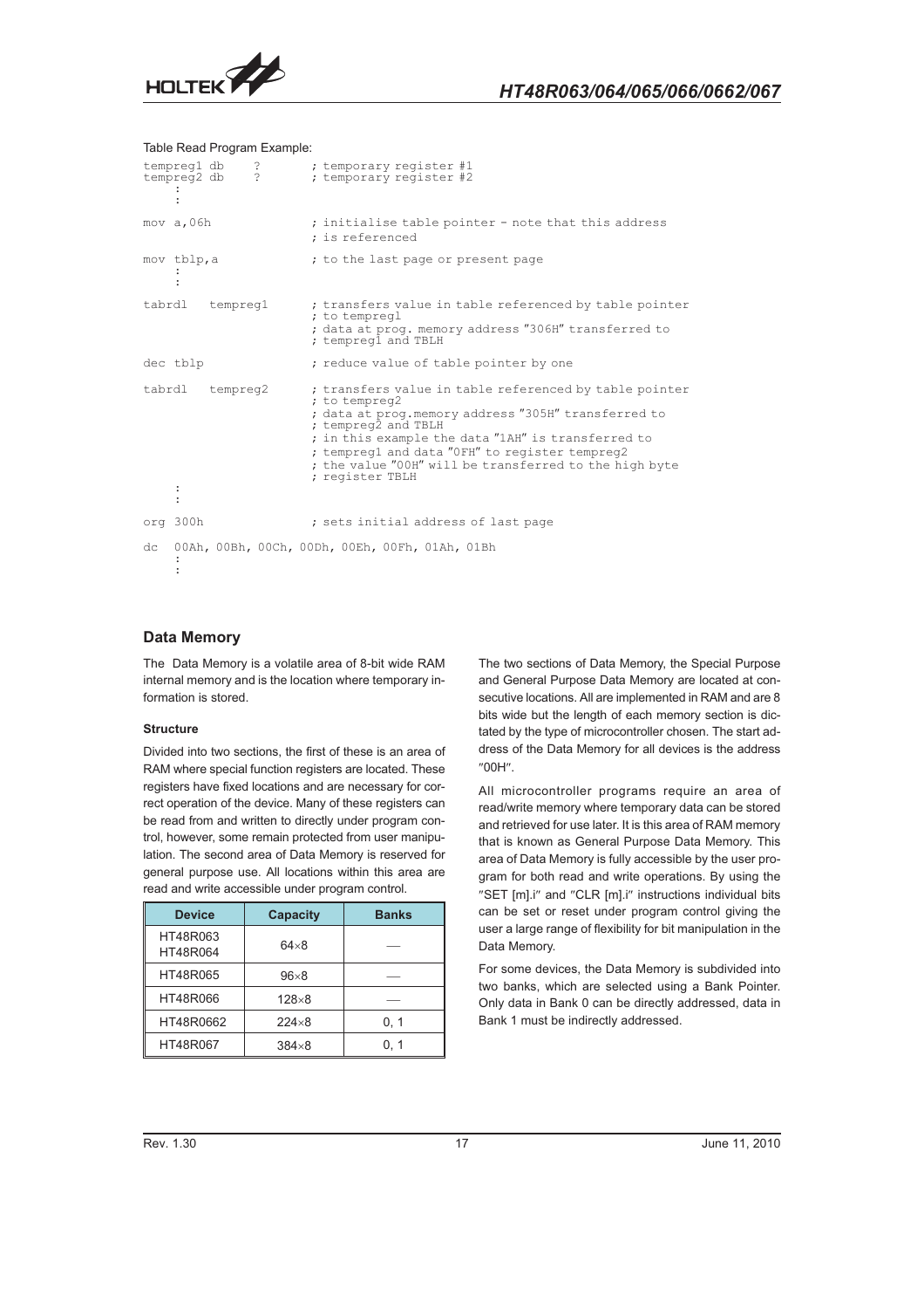Table Read Program Example:

```
tempreg1 db    ?        ; temporary register #1
tempreg2 db    ?        ; temporary register #2
    :
    :
mov a,06h               ; initialise table pointer - note that this address
                        ; is referenced
mov tblp,a              ; to the last page or present page
    :
    :
tabrdl   tempreg1       ; transfers value in table referenced by table pointer
                        ; to tempregl
                        ; data at prog. memory address "306H" transferred to
                        ; tempreg1 and TBLH
dec tblp                ; reduce value of table pointer by one
tabrdl   tempreg2       ; transfers value in table referenced by table pointer
                        ; to tempreg2
                        ; data at prog.memory address "305H" transferred to
                        ; tempreg2 and TBLH
                        ; in this example the data "1AH" is transferred to
                        ; tempreg1 and data "0FH" to register tempreg2
                        ; the value "00H" will be transferred to the high byte
                        ; register TBLH
    :
    :
org 300h                ; sets initial address of last page

dc  00Ah, 00Bh, 00Ch, 00Dh, 00Eh, 00Fh, 01Ah, 01Bh
    :
    :
```

## Data Memory

The Data Memory is a volatile area of 8-bit wide RAM internal memory and is the location where temporary information is stored.

### Structure

Divided into two sections, the first of these is an area of RAM where special function registers are located. These registers have fixed locations and are necessary for correct operation of the device. Many of these registers can be read from and written to directly under program control, however, some remain protected from user manipulation. The second area of Data Memory is reserved for general purpose use. All locations within this area are read and write accessible under program control.

| Device | Capacity | Banks |
|---|---|---|
| HT48R063<br>HT48R064 | 64×8 | — |
| HT48R065 | 96×8 | — |
| HT48R066 | 128×8 | — |
| HT48R0662 | 224×8 | 0, 1 |
| HT48R067 | 384×8 | 0, 1 |

The two sections of Data Memory, the Special Purpose and General Purpose Data Memory are located at consecutive locations. All are implemented in RAM and are 8 bits wide but the length of each memory section is dictated by the type of microcontroller chosen. The start address of the Data Memory for all devices is the address "00H".

All microcontroller programs require an area of read/write memory where temporary data can be stored and retrieved for use later. It is this area of RAM memory that is known as General Purpose Data Memory. This area of Data Memory is fully accessible by the user program for both read and write operations. By using the "SET [m].i" and "CLR [m].i" instructions individual bits can be set or reset under program control giving the user a large range of flexibility for bit manipulation in the Data Memory.

For some devices, the Data Memory is subdivided into two banks, which are selected using a Bank Pointer. Only data in Bank 0 can be directly addressed, data in Bank 1 must be indirectly addressed.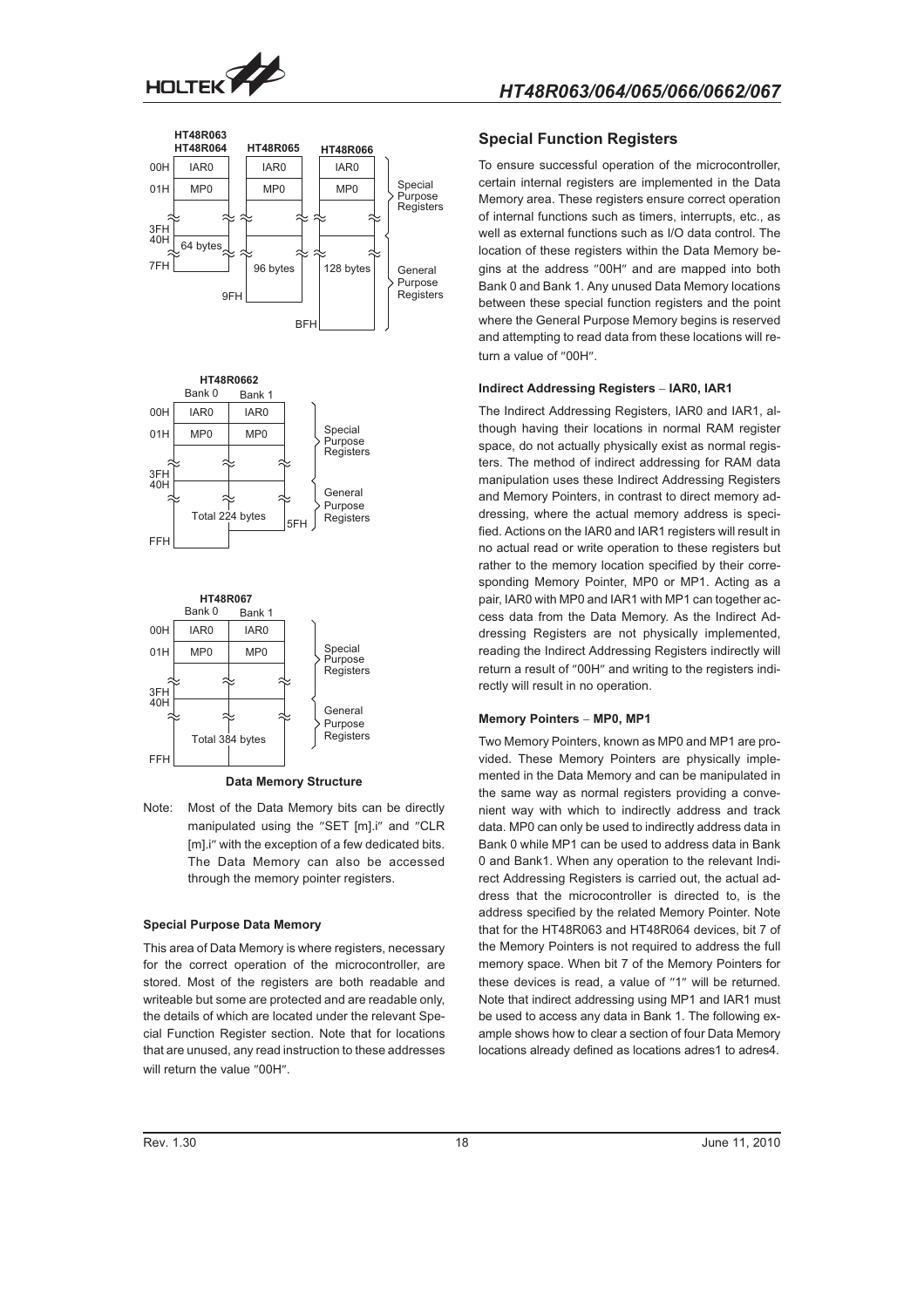HT48R063
HT48R064 HT48R065 HT48R066

| | HT48R063/HT48R064 | HT48R065 | HT48R066 | |
|---|---|---|---|---|
| 00H | IAR0 | IAR0 | IAR0 | Special Purpose Registers |
| 01H | MP0 | MP0 | MP0 | |
| 3FH | | | | |
| 40H | 64 bytes | 96 bytes | 128 bytes | General Purpose Registers |
| | 7FH | 9FH | BFH | |

HT48R0662

| | Bank 0 | Bank 1 | |
|---|---|---|---|
| 00H | IAR0 | IAR0 | Special Purpose Registers |
| 01H | MP0 | MP0 | |
| 3FH | | | |
| 40H | Total 224 bytes | | General Purpose Registers |
| FFH | | 5FH | |

HT48R067

| | Bank 0 | Bank 1 | |
|---|---|---|---|
| 00H | IAR0 | IAR0 | Special Purpose Registers |
| 01H | MP0 | MP0 | |
| 3FH | | | |
| 40H | Total 384 bytes | | General Purpose Registers |
| FFH | | | |

**Data Memory Structure**

Note: Most of the Data Memory bits can be directly manipulated using the "SET [m].i" and "CLR [m].i" with the exception of a few dedicated bits. The Data Memory can also be accessed through the memory pointer registers.

#### Special Purpose Data Memory

This area of Data Memory is where registers, necessary for the correct operation of the microcontroller, are stored. Most of the registers are both readable and writeable but some are protected and are readable only, the details of which are located under the relevant Special Function Register section. Note that for locations that are unused, any read instruction to these addresses will return the value "00H".

## Special Function Registers

To ensure successful operation of the microcontroller, certain internal registers are implemented in the Data Memory area. These registers ensure correct operation of internal functions such as timers, interrupts, etc., as well as external functions such as I/O data control. The location of these registers within the Data Memory begins at the address "00H" and are mapped into both Bank 0 and Bank 1. Any unused Data Memory locations between these special function registers and the point where the General Purpose Memory begins is reserved and attempting to read data from these locations will return a value of "00H".

#### Indirect Addressing Registers – IAR0, IAR1

The Indirect Addressing Registers, IAR0 and IAR1, although having their locations in normal RAM register space, do not actually physically exist as normal registers. The method of indirect addressing for RAM data manipulation uses these Indirect Addressing Registers and Memory Pointers, in contrast to direct memory addressing, where the actual memory address is specified. Actions on the IAR0 and IAR1 registers will result in no actual read or write operation to these registers but rather to the memory location specified by their corresponding Memory Pointer, MP0 or MP1. Acting as a pair, IAR0 with MP0 and IAR1 with MP1 can together access data from the Data Memory. As the Indirect Addressing Registers are not physically implemented, reading the Indirect Addressing Registers indirectly will return a result of "00H" and writing to the registers indirectly will result in no operation.

#### Memory Pointers – MP0, MP1

Two Memory Pointers, known as MP0 and MP1 are provided. These Memory Pointers are physically implemented in the Data Memory and can be manipulated in the same way as normal registers providing a convenient way with which to indirectly address and track data. MP0 can only be used to indirectly address data in Bank 0 while MP1 can be used to address data in Bank 0 and Bank1. When any operation to the relevant Indirect Addressing Registers is carried out, the actual address that the microcontroller is directed to, is the address specified by the related Memory Pointer. Note that for the HT48R063 and HT48R064 devices, bit 7 of the Memory Pointers is not required to address the full memory space. When bit 7 of the Memory Pointers for these devices is read, a value of "1" will be returned. Note that indirect addressing using MP1 and IAR1 must be used to access any data in Bank 1. The following example shows how to clear a section of four Data Memory locations already defined as locations adres1 to adres4.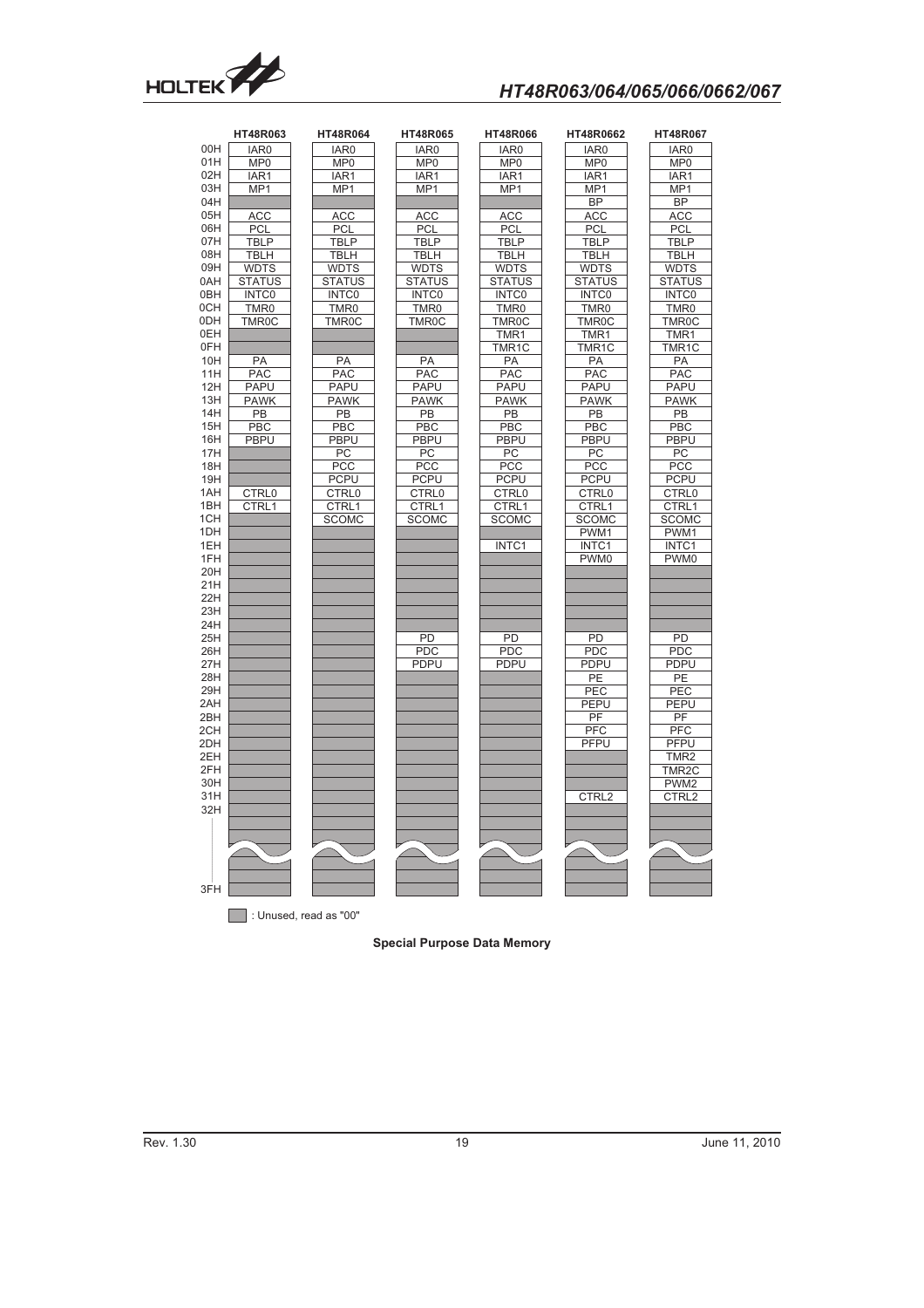| Address | HT48R063 | HT48R064 | HT48R065 | HT48R066 | HT48R0662 | HT48R067 |
|---|---|---|---|---|---|---|
| 00H | IAR0 | IAR0 | IAR0 | IAR0 | IAR0 | IAR0 |
| 01H | MP0 | MP0 | MP0 | MP0 | MP0 | MP0 |
| 02H | IAR1 | IAR1 | IAR1 | IAR1 | IAR1 | IAR1 |
| 03H | MP1 | MP1 | MP1 | MP1 | MP1 | MP1 |
| 04H | | | | | BP | BP |
| 05H | ACC | ACC | ACC | ACC | ACC | ACC |
| 06H | PCL | PCL | PCL | PCL | PCL | PCL |
| 07H | TBLP | TBLP | TBLP | TBLP | TBLP | TBLP |
| 08H | TBLH | TBLH | TBLH | TBLH | TBLH | TBLH |
| 09H | WDTS | WDTS | WDTS | WDTS | WDTS | WDTS |
| 0AH | STATUS | STATUS | STATUS | STATUS | STATUS | STATUS |
| 0BH | INTC0 | INTC0 | INTC0 | INTC0 | INTC0 | INTC0 |
| 0CH | TMR0 | TMR0 | TMR0 | TMR0 | TMR0 | TMR0 |
| 0DH | TMR0C | TMR0C | TMR0C | TMR0C | TMR0C | TMR0C |
| 0EH | | | | TMR1 | TMR1 | TMR1 |
| 0FH | | | | TMR1C | TMR1C | TMR1C |
| 10H | PA | PA | PA | PA | PA | PA |
| 11H | PAC | PAC | PAC | PAC | PAC | PAC |
| 12H | PAPU | PAPU | PAPU | PAPU | PAPU | PAPU |
| 13H | PAWK | PAWK | PAWK | PAWK | PAWK | PAWK |
| 14H | PB | PB | PB | PB | PB | PB |
| 15H | PBC | PBC | PBC | PBC | PBC | PBC |
| 16H | PBPU | PBPU | PBPU | PBPU | PBPU | PBPU |
| 17H | | PC | PC | PC | PC | PC |
| 18H | | PCC | PCC | PCC | PCC | PCC |
| 19H | | PCPU | PCPU | PCPU | PCPU | PCPU |
| 1AH | CTRL0 | CTRL0 | CTRL0 | CTRL0 | CTRL0 | CTRL0 |
| 1BH | CTRL1 | CTRL1 | CTRL1 | CTRL1 | CTRL1 | CTRL1 |
| 1CH | | SCOMC | SCOMC | SCOMC | SCOMC | SCOMC |
| 1DH | | | | | PWM1 | PWM1 |
| 1EH | | | | INTC1 | INTC1 | INTC1 |
| 1FH | | | | | PWM0 | PWM0 |
| 20H | | | | | | |
| 21H | | | | | | |
| 22H | | | | | | |
| 23H | | | | | | |
| 24H | | | | | | |
| 25H | | | PD | PD | PD | PD |
| 26H | | | PDC | PDC | PDC | PDC |
| 27H | | | PDPU | PDPU | PDPU | PDPU |
| 28H | | | | | PE | PE |
| 29H | | | | | PEC | PEC |
| 2AH | | | | | PEPU | PEPU |
| 2BH | | | | | PF | PF |
| 2CH | | | | | PFC | PFC |
| 2DH | | | | | PFPU | PFPU |
| 2EH | | | | | | TMR2 |
| 2FH | | | | | | TMR2C |
| 30H | | | | | | PWM2 |
| 31H | | | | | CTRL2 | CTRL2 |
| 32H | | | | | | |
| ... | | | | | | |
| 3FH | | | | | | |

: Unused, read as "00"

**Special Purpose Data Memory**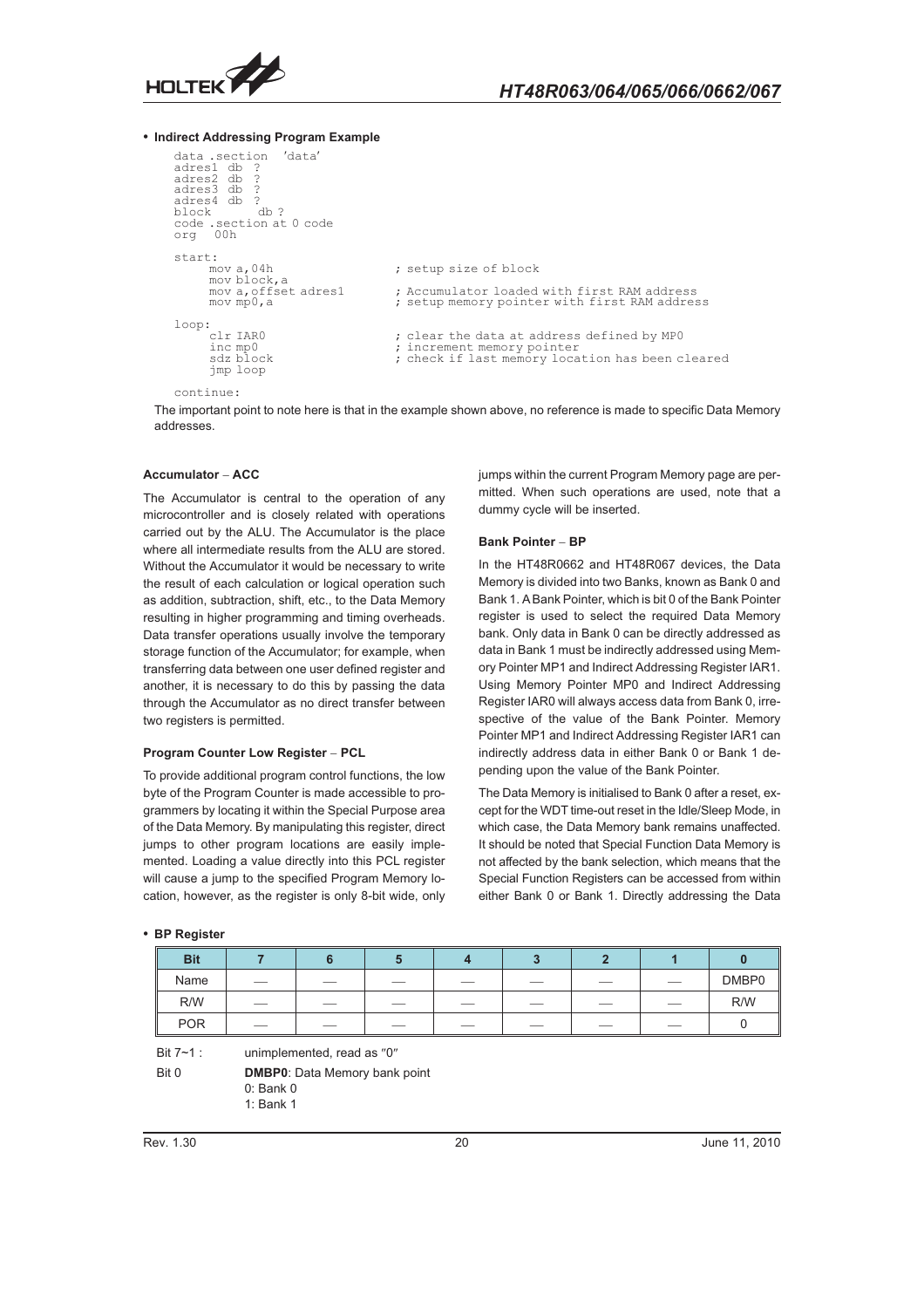- **Indirect Addressing Program Example**

```
data .section  'data'
adres1  db  ?
adres2  db  ?
adres3  db  ?
adres4  db  ?
block       db ?
code .section at 0 code
org   00h

start:
     mov a,04h                    ; setup size of block
     mov block,a
     mov a,offset adres1          ; Accumulator loaded with first RAM address
     mov mp0,a                    ; setup memory pointer with first RAM address

loop:
     clr IAR0                     ; clear the data at address defined by MP0
     inc mp0                      ; increment memory pointer
     sdz block                    ; check if last memory location has been cleared
     jmp loop

continue:
```

The important point to note here is that in the example shown above, no reference is made to specific Data Memory addresses.

### Accumulator – ACC

The Accumulator is central to the operation of any microcontroller and is closely related with operations carried out by the ALU. The Accumulator is the place where all intermediate results from the ALU are stored. Without the Accumulator it would be necessary to write the result of each calculation or logical operation such as addition, subtraction, shift, etc., to the Data Memory resulting in higher programming and timing overheads. Data transfer operations usually involve the temporary storage function of the Accumulator; for example, when transferring data between one user defined register and another, it is necessary to do this by passing the data through the Accumulator as no direct transfer between two registers is permitted.

### Program Counter Low Register – PCL

To provide additional program control functions, the low byte of the Program Counter is made accessible to programmers by locating it within the Special Purpose area of the Data Memory. By manipulating this register, direct jumps to other program locations are easily implemented. Loading a value directly into this PCL register will cause a jump to the specified Program Memory location, however, as the register is only 8-bit wide, only jumps within the current Program Memory page are permitted. When such operations are used, note that a dummy cycle will be inserted.

### Bank Pointer – BP

In the HT48R0662 and HT48R067 devices, the Data Memory is divided into two Banks, known as Bank 0 and Bank 1. A Bank Pointer, which is bit 0 of the Bank Pointer register is used to select the required Data Memory bank. Only data in Bank 0 can be directly addressed as data in Bank 1 must be indirectly addressed using Memory Pointer MP1 and Indirect Addressing Register IAR1. Using Memory Pointer MP0 and Indirect Addressing Register IAR0 will always access data from Bank 0, irrespective of the value of the Bank Pointer. Memory Pointer MP1 and Indirect Addressing Register IAR1 can indirectly address data in either Bank 0 or Bank 1 depending upon the value of the Bank Pointer.

The Data Memory is initialised to Bank 0 after a reset, except for the WDT time-out reset in the Idle/Sleep Mode, in which case, the Data Memory bank remains unaffected. It should be noted that Special Function Data Memory is not affected by the bank selection, which means that the Special Function Registers can be accessed from within either Bank 0 or Bank 1. Directly addressing the Data

- **BP Register**

| Bit | 7 | 6 | 5 | 4 | 3 | 2 | 1 | 0 |
|---|---|---|---|---|---|---|---|---|
| Name | — | — | — | — | — | — | — | DMBP0 |
| R/W | — | — | — | — | — | — | — | R/W |
| POR | — | — | — | — | — | — | — | 0 |

Bit 7~1 : unimplemented, read as "0"

Bit 0 **DMBP0**: Data Memory bank point
0: Bank 0
1: Bank 1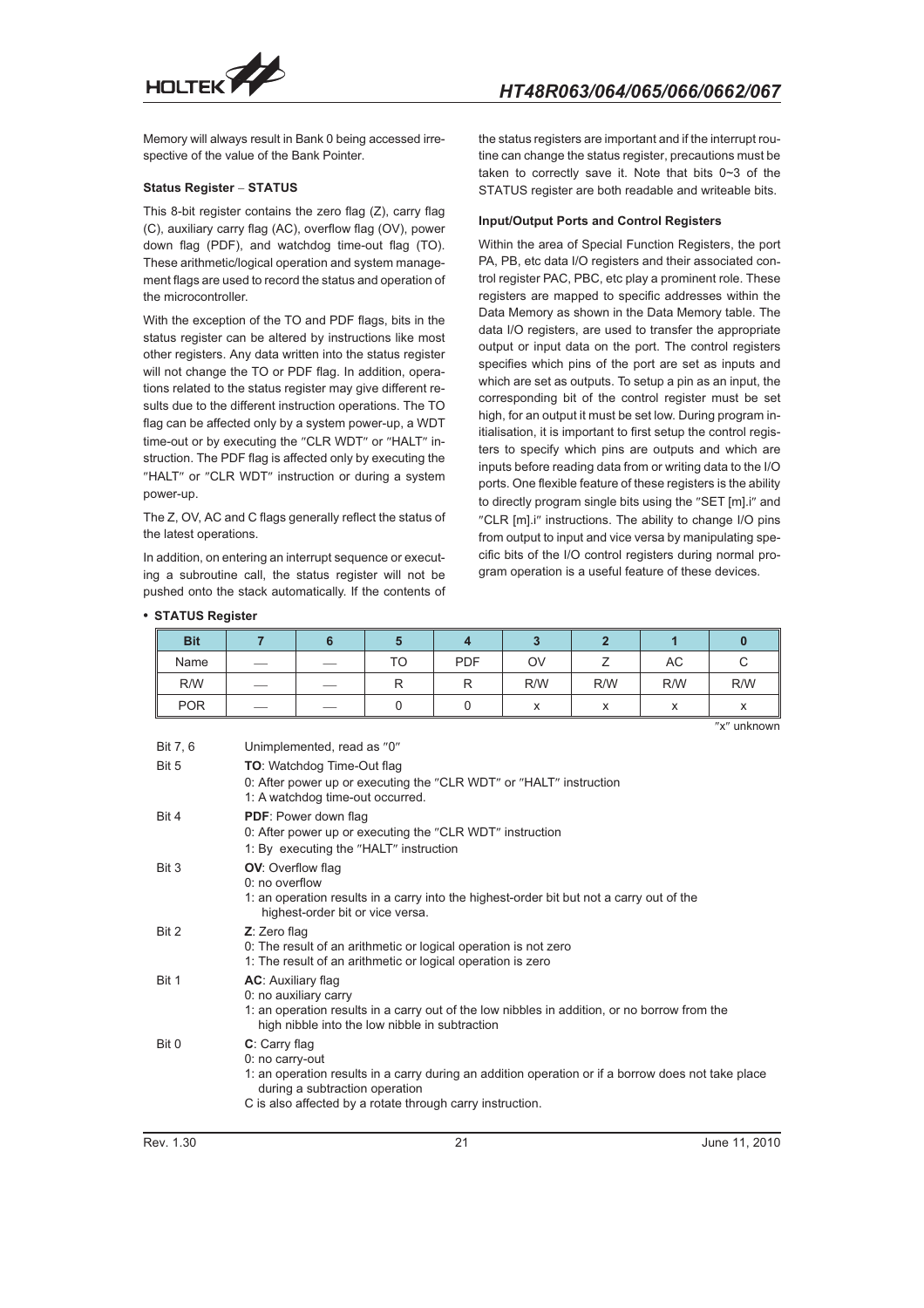Memory will always result in Bank 0 being accessed irrespective of the value of the Bank Pointer.

**Status Register – STATUS**

This 8-bit register contains the zero flag (Z), carry flag (C), auxiliary carry flag (AC), overflow flag (OV), power down flag (PDF), and watchdog time-out flag (TO). These arithmetic/logical operation and system management flags are used to record the status and operation of the microcontroller.

With the exception of the TO and PDF flags, bits in the status register can be altered by instructions like most other registers. Any data written into the status register will not change the TO or PDF flag. In addition, operations related to the status register may give different results due to the different instruction operations. The TO flag can be affected only by a system power-up, a WDT time-out or by executing the "CLR WDT" or "HALT" instruction. The PDF flag is affected only by executing the "HALT" or "CLR WDT" instruction or during a system power-up.

The Z, OV, AC and C flags generally reflect the status of the latest operations.

In addition, on entering an interrupt sequence or executing a subroutine call, the status register will not be pushed onto the stack automatically. If the contents of the status registers are important and if the interrupt routine can change the status register, precautions must be taken to correctly save it. Note that bits 0~3 of the STATUS register are both readable and writeable bits.

**Input/Output Ports and Control Registers**

Within the area of Special Function Registers, the port PA, PB, etc data I/O registers and their associated control register PAC, PBC, etc play a prominent role. These registers are mapped to specific addresses within the Data Memory as shown in the Data Memory table. The data I/O registers, are used to transfer the appropriate output or input data on the port. The control registers specifies which pins of the port are set as inputs and which are set as outputs. To setup a pin as an input, the corresponding bit of the control register must be set high, for an output it must be set low. During program initialisation, it is important to first setup the control registers to specify which pins are outputs and which are inputs before reading data from or writing data to the I/O ports. One flexible feature of these registers is the ability to directly program single bits using the "SET [m].i" and "CLR [m].i" instructions. The ability to change I/O pins from output to input and vice versa by manipulating specific bits of the I/O control registers during normal program operation is a useful feature of these devices.

- **STATUS Register**

| Bit | 7 | 6 | 5 | 4 | 3 | 2 | 1 | 0 |
|---|---|---|---|---|---|---|---|---|
| Name | — | — | TO | PDF | OV | Z | AC | C |
| R/W | — | — | R | R | R/W | R/W | R/W | R/W |
| POR | — | — | 0 | 0 | x | x | x | x |

"x" unknown

Bit 7, 6 Unimplemented, read as "0"

Bit 5 **TO**: Watchdog Time-Out flag
0: After power up or executing the "CLR WDT" or "HALT" instruction
1: A watchdog time-out occurred.

Bit 4 **PDF**: Power down flag
0: After power up or executing the "CLR WDT" instruction
1: By executing the "HALT" instruction

Bit 3 **OV**: Overflow flag
0: no overflow
1: an operation results in a carry into the highest-order bit but not a carry out of the highest-order bit or vice versa.

Bit 2 **Z**: Zero flag
0: The result of an arithmetic or logical operation is not zero
1: The result of an arithmetic or logical operation is zero

Bit 1 **AC**: Auxiliary flag
0: no auxiliary carry
1: an operation results in a carry out of the low nibbles in addition, or no borrow from the high nibble into the low nibble in subtraction

Bit 0 **C**: Carry flag
0: no carry-out
1: an operation results in a carry during an addition operation or if a borrow does not take place during a subtraction operation
C is also affected by a rotate through carry instruction.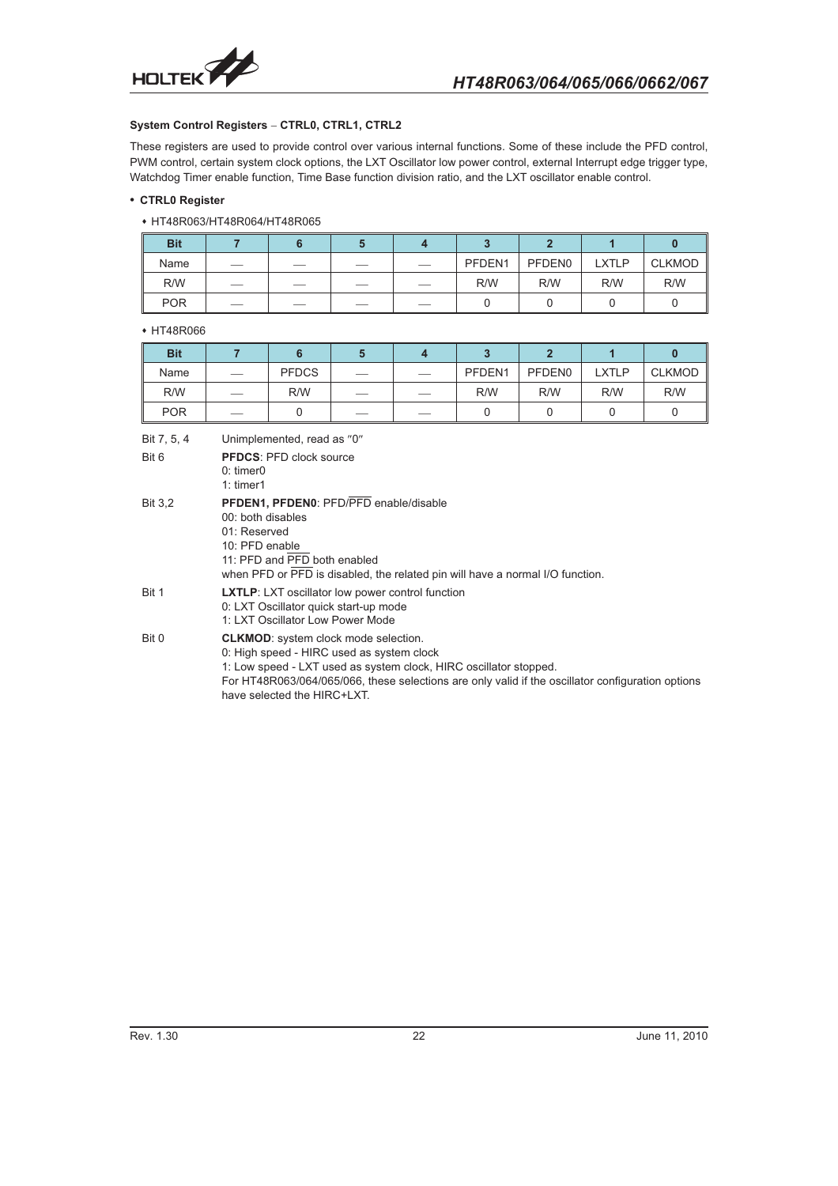**System Control Registers – CTRL0, CTRL1, CTRL2**

These registers are used to provide control over various internal functions. Some of these include the PFD control, PWM control, certain system clock options, the LXT Oscillator low power control, external Interrupt edge trigger type, Watchdog Timer enable function, Time Base function division ratio, and the LXT oscillator enable control.

- **CTRL0 Register**

  - HT48R063/HT48R064/HT48R065

| Bit | 7 | 6 | 5 | 4 | 3 | 2 | 1 | 0 |
|---|---|---|---|---|---|---|---|---|
| Name | — | — | — | — | PFDEN1 | PFDEN0 | LXTLP | CLKMOD |
| R/W | — | — | — | — | R/W | R/W | R/W | R/W |
| POR | — | — | — | — | 0 | 0 | 0 | 0 |

  - HT48R066

| Bit | 7 | 6 | 5 | 4 | 3 | 2 | 1 | 0 |
|---|---|---|---|---|---|---|---|---|
| Name | — | PFDCS | — | — | PFDEN1 | PFDEN0 | LXTLP | CLKMOD |
| R/W | — | R/W | — | — | R/W | R/W | R/W | R/W |
| POR | — | 0 | — | — | 0 | 0 | 0 | 0 |

Bit 7, 5, 4 Unimplemented, read as "0"

Bit 6 **PFDCS**: PFD clock source
0: timer0
1: timer1

Bit 3,2 **PFDEN1, PFDEN0**: PFD/$\overline{\text{PFD}}$ enable/disable
00: both disables
01: Reserved
10: PFD enable
11: PFD and $\overline{\text{PFD}}$ both enabled
when PFD or $\overline{\text{PFD}}$ is disabled, the related pin will have a normal I/O function.

Bit 1 **LXTLP**: LXT oscillator low power control function
0: LXT Oscillator quick start-up mode
1: LXT Oscillator Low Power Mode

Bit 0 **CLKMOD**: system clock mode selection.
0: High speed - HIRC used as system clock
1: Low speed - LXT used as system clock, HIRC oscillator stopped.
For HT48R063/064/065/066, these selections are only valid if the oscillator configuration options have selected the HIRC+LXT.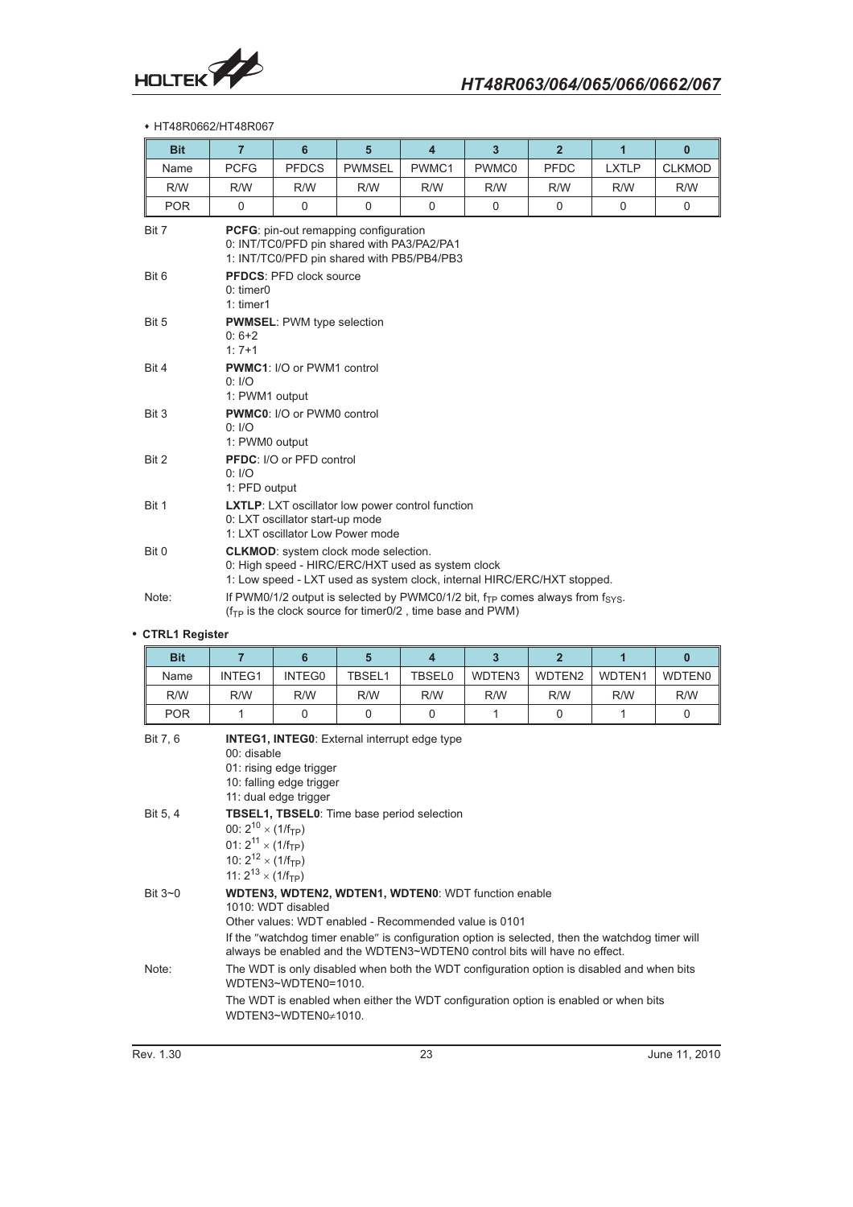- HT48R0662/HT48R067

| Bit | 7 | 6 | 5 | 4 | 3 | 2 | 1 | 0 |
|---|---|---|---|---|---|---|---|---|
| Name | PCFG | PFDCS | PWMSEL | PWMC1 | PWMC0 | PFDC | LXTLP | CLKMOD |
| R/W | R/W | R/W | R/W | R/W | R/W | R/W | R/W | R/W |
| POR | 0 | 0 | 0 | 0 | 0 | 0 | 0 | 0 |

Bit 7 **PCFG**: pin-out remapping configuration
0: INT/TC0/PFD pin shared with PA3/PA2/PA1
1: INT/TC0/PFD pin shared with PB5/PB4/PB3

Bit 6 **PFDCS**: PFD clock source
0: timer0
1: timer1

Bit 5 **PWMSEL**: PWM type selection
0: 6+2
1: 7+1

Bit 4 **PWMC1**: I/O or PWM1 control
0: I/O
1: PWM1 output

Bit 3 **PWMC0**: I/O or PWM0 control
0: I/O
1: PWM0 output

Bit 2 **PFDC**: I/O or PFD control
0: I/O
1: PFD output

Bit 1 **LXTLP**: LXT oscillator low power control function
0: LXT oscillator start-up mode
1: LXT oscillator Low Power mode

Bit 0 **CLKMOD**: system clock mode selection.
0: High speed - HIRC/ERC/HXT used as system clock
1: Low speed - LXT used as system clock, internal HIRC/ERC/HXT stopped.

Note: If PWM0/1/2 output is selected by PWMC0/1/2 bit, $f_{TP}$ comes always from $f_{SYS}$.
($f_{TP}$ is the clock source for timer0/2 , time base and PWM)

- **CTRL1 Register**

| Bit | 7 | 6 | 5 | 4 | 3 | 2 | 1 | 0 |
|---|---|---|---|---|---|---|---|---|
| Name | INTEG1 | INTEG0 | TBSEL1 | TBSEL0 | WDTEN3 | WDTEN2 | WDTEN1 | WDTEN0 |
| R/W | R/W | R/W | R/W | R/W | R/W | R/W | R/W | R/W |
| POR | 1 | 0 | 0 | 0 | 1 | 0 | 1 | 0 |

Bit 7, 6 **INTEG1, INTEG0**: External interrupt edge type
00: disable
01: rising edge trigger
10: falling edge trigger
11: dual edge trigger

Bit 5, 4 **TBSEL1, TBSEL0**: Time base period selection
00: $2^{10} \times (1/f_{TP})$
01: $2^{11} \times (1/f_{TP})$
10: $2^{12} \times (1/f_{TP})$
11: $2^{13} \times (1/f_{TP})$

Bit 3~0 **WDTEN3, WDTEN2, WDTEN1, WDTEN0**: WDT function enable
1010: WDT disabled
Other values: WDT enabled - Recommended value is 0101
If the "watchdog timer enable" is configuration option is selected, then the watchdog timer will always be enabled and the WDTEN3~WDTEN0 control bits will have no effect.

Note: The WDT is only disabled when both the WDT configuration option is disabled and when bits WDTEN3~WDTEN0=1010.
The WDT is enabled when either the WDT configuration option is enabled or when bits WDTEN3~WDTEN0≠1010.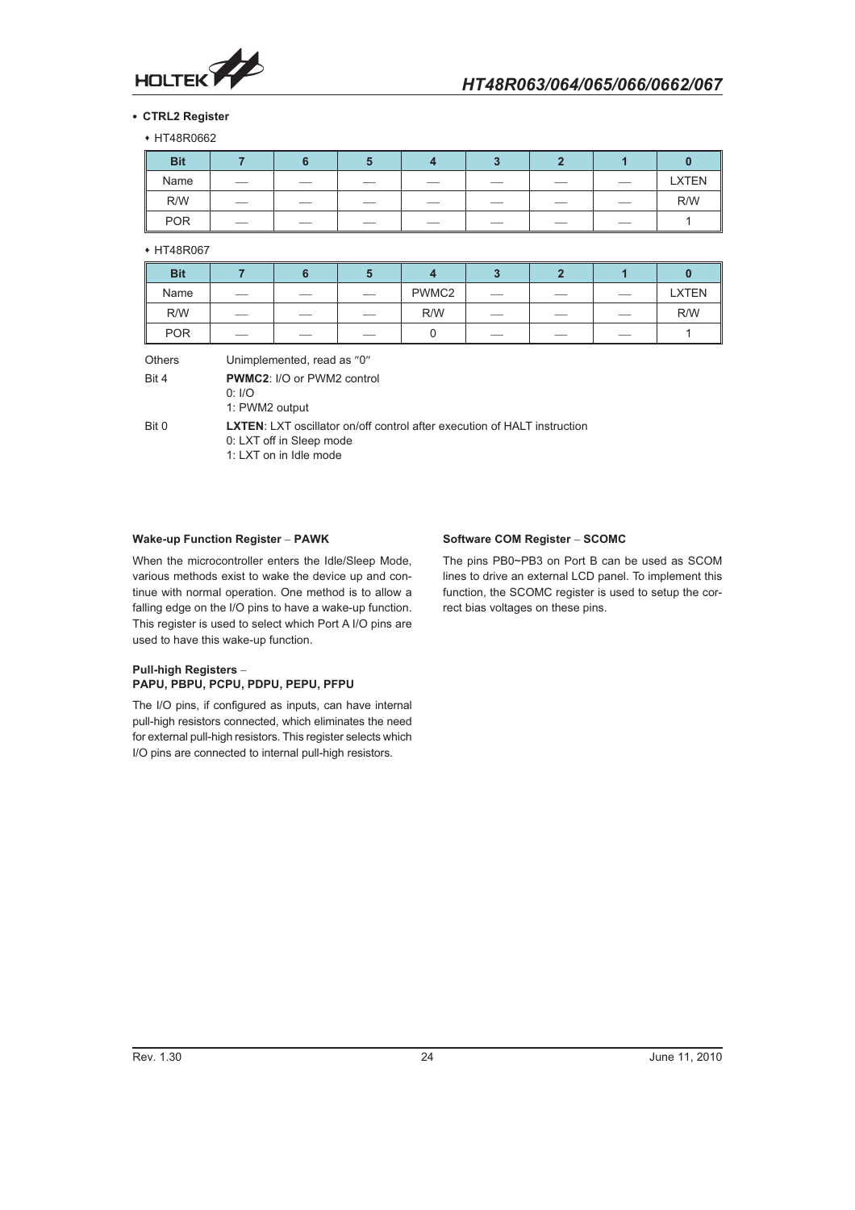- **CTRL2 Register**

  - HT48R0662

| Bit | 7 | 6 | 5 | 4 | 3 | 2 | 1 | 0 |
|---|---|---|---|---|---|---|---|---|
| Name | — | — | — | — | — | — | — | LXTEN |
| R/W | — | — | — | — | — | — | — | R/W |
| POR | — | — | — | — | — | — | — | 1 |

  - HT48R067

| Bit | 7 | 6 | 5 | 4 | 3 | 2 | 1 | 0 |
|---|---|---|---|---|---|---|---|---|
| Name | — | — | — | PWMC2 | — | — | — | LXTEN |
| R/W | — | — | — | R/W | — | — | — | R/W |
| POR | — | — | — | 0 | — | — | — | 1 |

Others Unimplemented, read as ″0″

Bit 4 **PWMC2**: I/O or PWM2 control
0: I/O
1: PWM2 output

Bit 0 **LXTEN**: LXT oscillator on/off control after execution of HALT instruction
0: LXT off in Sleep mode
1: LXT on in Idle mode

#### Wake-up Function Register – PAWK

When the microcontroller enters the Idle/Sleep Mode, various methods exist to wake the device up and continue with normal operation. One method is to allow a falling edge on the I/O pins to have a wake-up function. This register is used to select which Port A I/O pins are used to have this wake-up function.

#### Pull-high Registers – PAPU, PBPU, PCPU, PDPU, PEPU, PFPU

The I/O pins, if configured as inputs, can have internal pull-high resistors connected, which eliminates the need for external pull-high resistors. This register selects which I/O pins are connected to internal pull-high resistors.

#### Software COM Register – SCOMC

The pins PB0~PB3 on Port B can be used as SCOM lines to drive an external LCD panel. To implement this function, the SCOMC register is used to setup the correct bias voltages on these pins.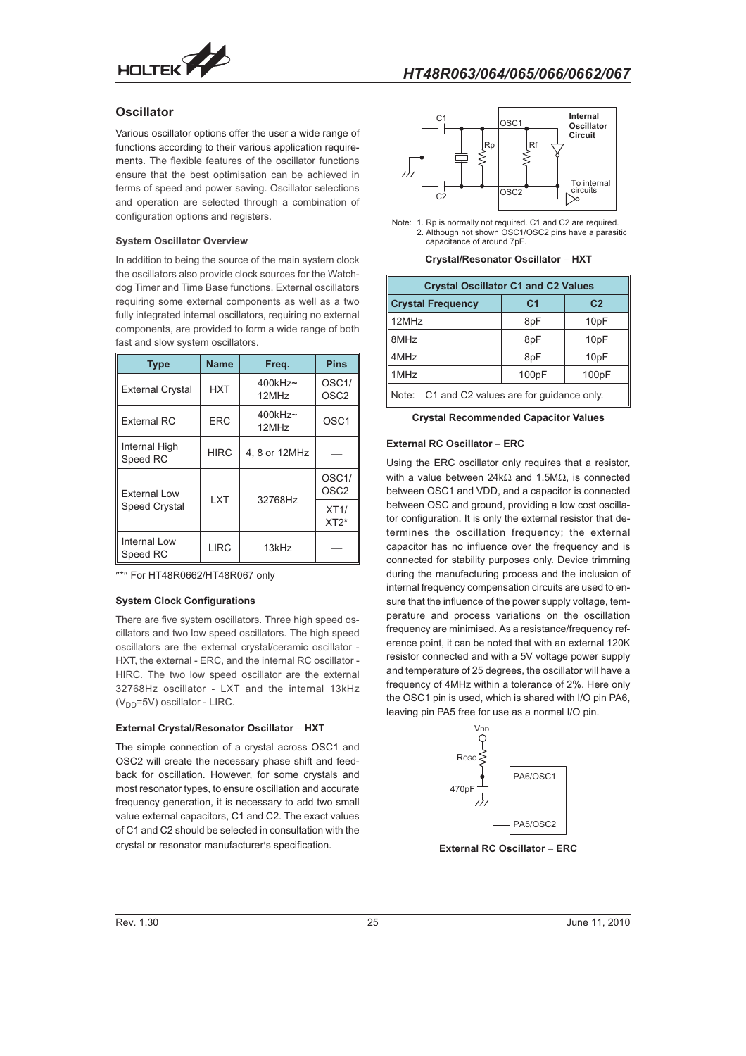## Oscillator

Various oscillator options offer the user a wide range of functions according to their various application requirements. The flexible features of the oscillator functions ensure that the best optimisation can be achieved in terms of speed and power saving. Oscillator selections and operation are selected through a combination of configuration options and registers.

### System Oscillator Overview

In addition to being the source of the main system clock the oscillators also provide clock sources for the Watchdog Timer and Time Base functions. External oscillators requiring some external components as well as a two fully integrated internal oscillators, requiring no external components, are provided to form a wide range of both fast and slow system oscillators.

| Type | Name | Freq. | Pins |
|---|---|---|---|
| External Crystal | HXT | 400kHz~ 12MHz | OSC1/ OSC2 |
| External RC | ERC | 400kHz~ 12MHz | OSC1 |
| Internal High Speed RC | HIRC | 4, 8 or 12MHz | — |
| External Low Speed Crystal | LXT | 32768Hz | OSC1/ OSC2 |
| | | | XT1/ XT2* |
| Internal Low Speed RC | LIRC | 13kHz | — |

"*" For HT48R0662/HT48R067 only

### System Clock Configurations

There are five system oscillators. Three high speed oscillators and two low speed oscillators. The high speed oscillators are the external crystal/ceramic oscillator - HXT, the external - ERC, and the internal RC oscillator - HIRC. The two low speed oscillator are the external 32768Hz oscillator - LXT and the internal 13kHz ($V_{DD}$=5V) oscillator - LIRC.

### External Crystal/Resonator Oscillator – HXT

The simple connection of a crystal across OSC1 and OSC2 will create the necessary phase shift and feedback for oscillation. However, for some crystals and most resonator types, to ensure oscillation and accurate frequency generation, it is necessary to add two small value external capacitors, C1 and C2. The exact values of C1 and C2 should be selected in consultation with the crystal or resonator manufacturer's specification.

Note: 1. Rp is normally not required. C1 and C2 are required.
2. Although not shown OSC1/OSC2 pins have a parasitic capacitance of around 7pF.

**Crystal/Resonator Oscillator – HXT**

| Crystal Oscillator C1 and C2 Values | | |
|---|---|---|
| Crystal Frequency | C1 | C2 |
| 12MHz | 8pF | 10pF |
| 8MHz | 8pF | 10pF |
| 4MHz | 8pF | 10pF |
| 1MHz | 100pF | 100pF |
| Note: C1 and C2 values are for guidance only. | | |

**Crystal Recommended Capacitor Values**

### External RC Oscillator – ERC

Using the ERC oscillator only requires that a resistor, with a value between 24kΩ and 1.5MΩ, is connected between OSC1 and VDD, and a capacitor is connected between OSC and ground, providing a low cost oscillator configuration. It is only the external resistor that determines the oscillation frequency; the external capacitor has no influence over the frequency and is connected for stability purposes only. Device trimming during the manufacturing process and the inclusion of internal frequency compensation circuits are used to ensure that the influence of the power supply voltage, temperature and process variations on the oscillation frequency are minimised. As a resistance/frequency reference point, it can be noted that with an external 120K resistor connected and with a 5V voltage power supply and temperature of 25 degrees, the oscillator will have a frequency of 4MHz within a tolerance of 2%. Here only the OSC1 pin is used, which is shared with I/O pin PA6, leaving pin PA5 free for use as a normal I/O pin.

**External RC Oscillator – ERC**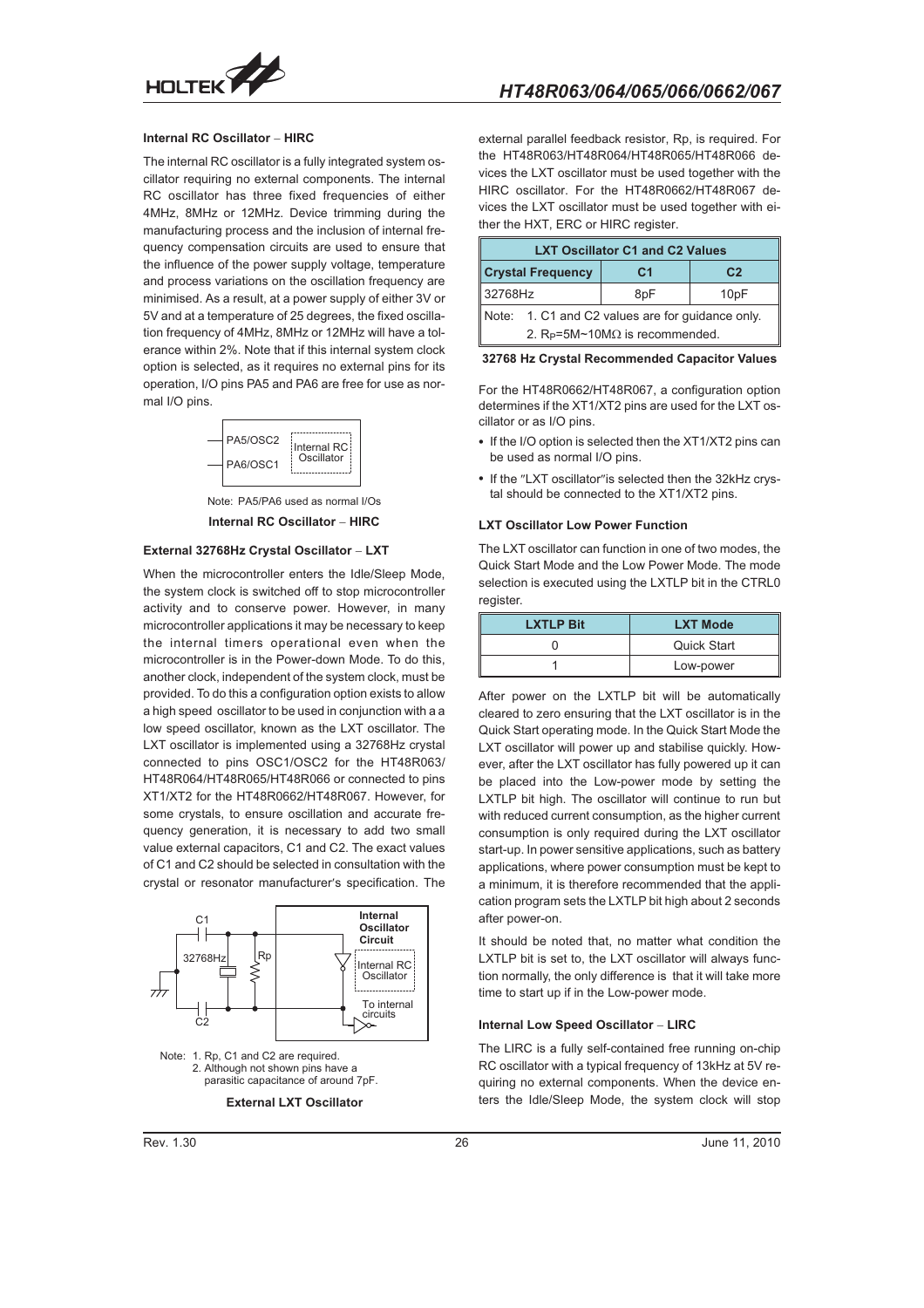### Internal RC Oscillator – HIRC

The internal RC oscillator is a fully integrated system oscillator requiring no external components. The internal RC oscillator has three fixed frequencies of either 4MHz, 8MHz or 12MHz. Device trimming during the manufacturing process and the inclusion of internal frequency compensation circuits are used to ensure that the influence of the power supply voltage, temperature and process variations on the oscillation frequency are minimised. As a result, at a power supply of either 3V or 5V and at a temperature of 25 degrees, the fixed oscillation frequency of 4MHz, 8MHz or 12MHz will have a tolerance within 2%. Note that if this internal system clock option is selected, as it requires no external pins for its operation, I/O pins PA5 and PA6 are free for use as normal I/O pins.

PA5/OSC2
PA6/OSC1
Internal RC Oscillator

Note: PA5/PA6 used as normal I/Os

**Internal RC Oscillator – HIRC**

### External 32768Hz Crystal Oscillator – LXT

When the microcontroller enters the Idle/Sleep Mode, the system clock is switched off to stop microcontroller activity and to conserve power. However, in many microcontroller applications it may be necessary to keep the internal timers operational even when the microcontroller is in the Power-down Mode. To do this, another clock, independent of the system clock, must be provided. To do this a configuration option exists to allow a high speed oscillator to be used in conjunction with a a low speed oscillator, known as the LXT oscillator. The LXT oscillator is implemented using a 32768Hz crystal connected to pins OSC1/OSC2 for the HT48R063/HT48R064/HT48R065/HT48R066 or connected to pins XT1/XT2 for the HT48R0662/HT48R067. However, for some crystals, to ensure oscillation and accurate frequency generation, it is necessary to add two small value external capacitors, C1 and C2. The exact values of C1 and C2 should be selected in consultation with the crystal or resonator manufacturer's specification. The external parallel feedback resistor, Rp, is required. For the HT48R063/HT48R064/HT48R065/HT48R066 devices the LXT oscillator must be used together with the HIRC oscillator. For the HT48R0662/HT48R067 devices the LXT oscillator must be used together with either the HXT, ERC or HIRC register.

C1, 32768Hz, Rp, C2, Internal Oscillator Circuit, Internal RC Oscillator, To internal circuits

Note: 1. Rp, C1 and C2 are required.
2. Although not shown pins have a parasitic capacitance of around 7pF.

**External LXT Oscillator**

| LXT Oscillator C1 and C2 Values | | |
|---|---|---|
| Crystal Frequency | C1 | C2 |
| 32768Hz | 8pF | 10pF |
| Note: 1. C1 and C2 values are for guidance only.<br>2. $R_P$=5M~10MΩ is recommended. | | |

**32768 Hz Crystal Recommended Capacitor Values**

For the HT48R0662/HT48R067, a configuration option determines if the XT1/XT2 pins are used for the LXT oscillator or as I/O pins.

- If the I/O option is selected then the XT1/XT2 pins can be used as normal I/O pins.
- If the "LXT oscillator"is selected then the 32kHz crystal should be connected to the XT1/XT2 pins.

### LXT Oscillator Low Power Function

The LXT oscillator can function in one of two modes, the Quick Start Mode and the Low Power Mode. The mode selection is executed using the LXTLP bit in the CTRL0 register.

| LXTLP Bit | LXT Mode |
|---|---|
| 0 | Quick Start |
| 1 | Low-power |

After power on the LXTLP bit will be automatically cleared to zero ensuring that the LXT oscillator is in the Quick Start operating mode. In the Quick Start Mode the LXT oscillator will power up and stabilise quickly. However, after the LXT oscillator has fully powered up it can be placed into the Low-power mode by setting the LXTLP bit high. The oscillator will continue to run but with reduced current consumption, as the higher current consumption is only required during the LXT oscillator start-up. In power sensitive applications, such as battery applications, where power consumption must be kept to a minimum, it is therefore recommended that the application program sets the LXTLP bit high about 2 seconds after power-on.

It should be noted that, no matter what condition the LXTLP bit is set to, the LXT oscillator will always function normally, the only difference is that it will take more time to start up if in the Low-power mode.

### Internal Low Speed Oscillator – LIRC

The LIRC is a fully self-contained free running on-chip RC oscillator with a typical frequency of 13kHz at 5V requiring no external components. When the device enters the Idle/Sleep Mode, the system clock will stop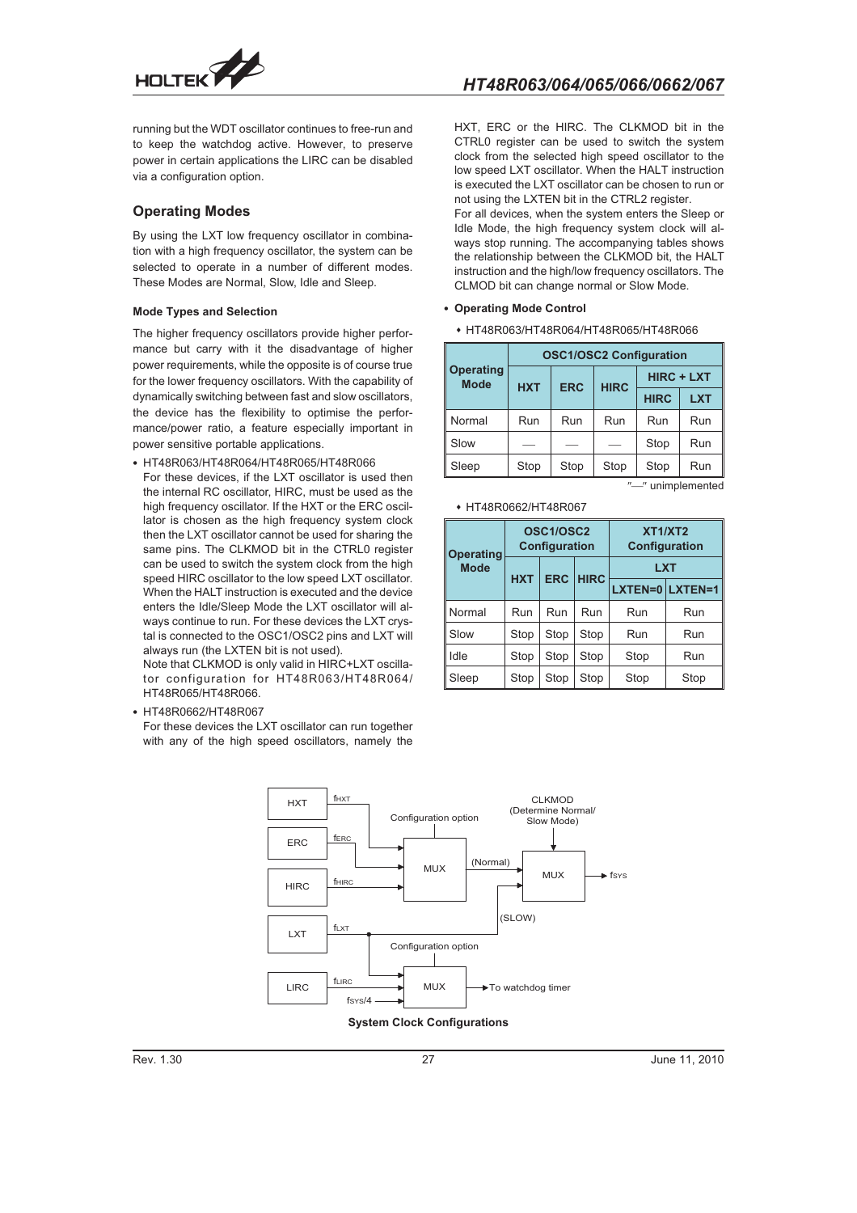running but the WDT oscillator continues to free-run and to keep the watchdog active. However, to preserve power in certain applications the LIRC can be disabled via a configuration option.

## Operating Modes

By using the LXT low frequency oscillator in combination with a high frequency oscillator, the system can be selected to operate in a number of different modes. These Modes are Normal, Slow, Idle and Sleep.

### Mode Types and Selection

The higher frequency oscillators provide higher performance but carry with it the disadvantage of higher power requirements, while the opposite is of course true for the lower frequency oscillators. With the capability of dynamically switching between fast and slow oscillators, the device has the flexibility to optimise the performance/power ratio, a feature especially important in power sensitive portable applications.

- HT48R063/HT48R064/HT48R065/HT48R066
  For these devices, if the LXT oscillator is used then the internal RC oscillator, HIRC, must be used as the high frequency oscillator. If the HXT or the ERC oscillator is chosen as the high frequency system clock then the LXT oscillator cannot be used for sharing the same pins. The CLKMOD bit in the CTRL0 register can be used to switch the system clock from the high speed HIRC oscillator to the low speed LXT oscillator. When the HALT instruction is executed and the device enters the Idle/Sleep Mode the LXT oscillator will always continue to run. For these devices the LXT crystal is connected to the OSC1/OSC2 pins and LXT will always run (the LXTEN bit is not used).
  Note that CLKMOD is only valid in HIRC+LXT oscillator configuration for HT48R063/HT48R064/HT48R065/HT48R066.

- HT48R0662/HT48R067
  For these devices the LXT oscillator can run together with any of the high speed oscillators, namely the HXT, ERC or the HIRC. The CLKMOD bit in the CTRL0 register can be used to switch the system clock from the selected high speed oscillator to the low speed LXT oscillator. When the HALT instruction is executed the LXT oscillator can be chosen to run or not using the LXTEN bit in the CTRL2 register.
  For all devices, when the system enters the Sleep or Idle Mode, the high frequency system clock will always stop running. The accompanying tables shows the relationship between the CLKMOD bit, the HALT instruction and the high/low frequency oscillators. The CLMOD bit can change normal or Slow Mode.

- **Operating Mode Control**

  - HT48R063/HT48R064/HT48R065/HT48R066

| Operating Mode | OSC1/OSC2 Configuration | | | | |
|---|---|---|---|---|---|
| | HXT | ERC | HIRC | HIRC + LXT | |
| | | | | HIRC | LXT |
| Normal | Run | Run | Run | Run | Run |
| Slow | — | — | — | Stop | Run |
| Sleep | Stop | Stop | Stop | Stop | Run |

"—" unimplemented

  - HT48R0662/HT48R067

| Operating Mode | OSC1/OSC2 Configuration | | | XT1/XT2 Configuration | |
|---|---|---|---|---|---|
| | HXT | ERC | HIRC | LXT | |
| | | | | LXTEN=0 | LXTEN=1 |
| Normal | Run | Run | Run | Run | Run |
| Slow | Stop | Stop | Stop | Run | Run |
| Idle | Stop | Stop | Stop | Stop | Run |
| Sleep | Stop | Stop | Stop | Stop | Stop |

**System Clock Configurations**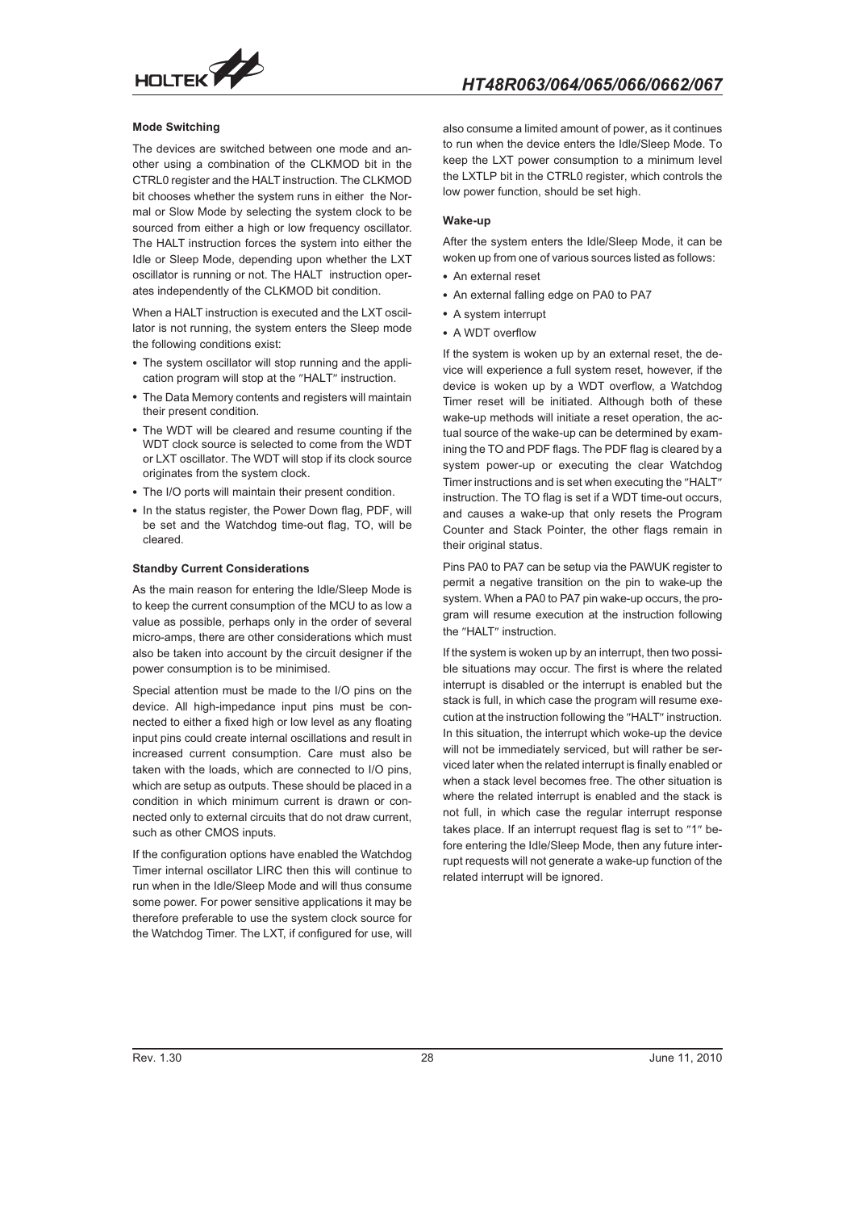### Mode Switching

The devices are switched between one mode and another using a combination of the CLKMOD bit in the CTRL0 register and the HALT instruction. The CLKMOD bit chooses whether the system runs in either the Normal or Slow Mode by selecting the system clock to be sourced from either a high or low frequency oscillator. The HALT instruction forces the system into either the Idle or Sleep Mode, depending upon whether the LXT oscillator is running or not. The HALT instruction operates independently of the CLKMOD bit condition.

When a HALT instruction is executed and the LXT oscillator is not running, the system enters the Sleep mode the following conditions exist:

- The system oscillator will stop running and the application program will stop at the "HALT" instruction.
- The Data Memory contents and registers will maintain their present condition.
- The WDT will be cleared and resume counting if the WDT clock source is selected to come from the WDT or LXT oscillator. The WDT will stop if its clock source originates from the system clock.
- The I/O ports will maintain their present condition.
- In the status register, the Power Down flag, PDF, will be set and the Watchdog time-out flag, TO, will be cleared.

### Standby Current Considerations

As the main reason for entering the Idle/Sleep Mode is to keep the current consumption of the MCU to as low a value as possible, perhaps only in the order of several micro-amps, there are other considerations which must also be taken into account by the circuit designer if the power consumption is to be minimised.

Special attention must be made to the I/O pins on the device. All high-impedance input pins must be connected to either a fixed high or low level as any floating input pins could create internal oscillations and result in increased current consumption. Care must also be taken with the loads, which are connected to I/O pins, which are setup as outputs. These should be placed in a condition in which minimum current is drawn or connected only to external circuits that do not draw current, such as other CMOS inputs.

If the configuration options have enabled the Watchdog Timer internal oscillator LIRC then this will continue to run when in the Idle/Sleep Mode and will thus consume some power. For power sensitive applications it may be therefore preferable to use the system clock source for the Watchdog Timer. The LXT, if configured for use, will also consume a limited amount of power, as it continues to run when the device enters the Idle/Sleep Mode. To keep the LXT power consumption to a minimum level the LXTLP bit in the CTRL0 register, which controls the low power function, should be set high.

### Wake-up

After the system enters the Idle/Sleep Mode, it can be woken up from one of various sources listed as follows:

- An external reset
- An external falling edge on PA0 to PA7
- A system interrupt
- A WDT overflow

If the system is woken up by an external reset, the device will experience a full system reset, however, if the device is woken up by a WDT overflow, a Watchdog Timer reset will be initiated. Although both of these wake-up methods will initiate a reset operation, the actual source of the wake-up can be determined by examining the TO and PDF flags. The PDF flag is cleared by a system power-up or executing the clear Watchdog Timer instructions and is set when executing the "HALT" instruction. The TO flag is set if a WDT time-out occurs, and causes a wake-up that only resets the Program Counter and Stack Pointer, the other flags remain in their original status.

Pins PA0 to PA7 can be setup via the PAWUK register to permit a negative transition on the pin to wake-up the system. When a PA0 to PA7 pin wake-up occurs, the program will resume execution at the instruction following the "HALT" instruction.

If the system is woken up by an interrupt, then two possible situations may occur. The first is where the related interrupt is disabled or the interrupt is enabled but the stack is full, in which case the program will resume execution at the instruction following the "HALT" instruction. In this situation, the interrupt which woke-up the device will not be immediately serviced, but will rather be serviced later when the related interrupt is finally enabled or when a stack level becomes free. The other situation is where the related interrupt is enabled and the stack is not full, in which case the regular interrupt response takes place. If an interrupt request flag is set to "1" before entering the Idle/Sleep Mode, then any future interrupt requests will not generate a wake-up function of the related interrupt will be ignored.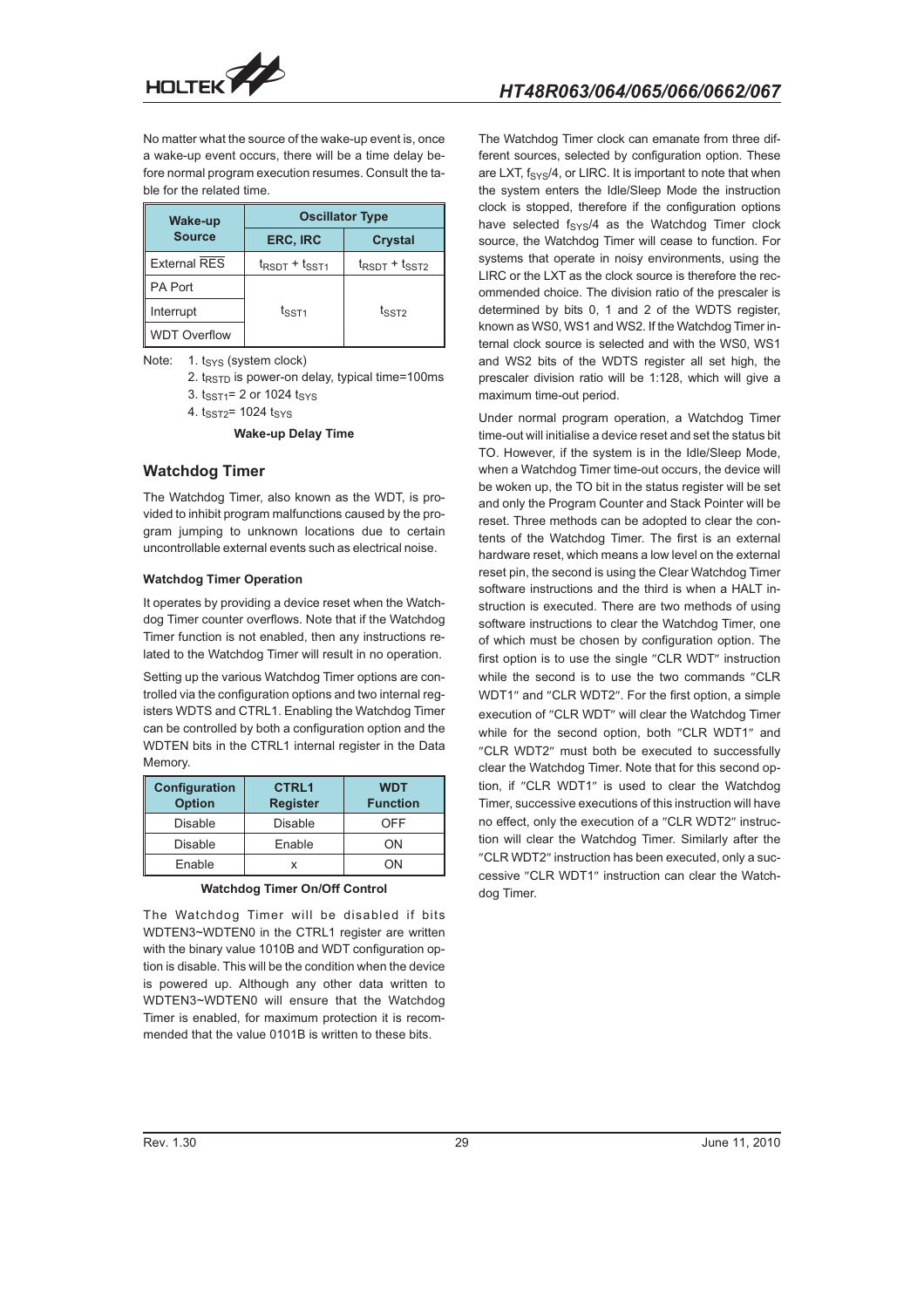No matter what the source of the wake-up event is, once a wake-up event occurs, there will be a time delay before normal program execution resumes. Consult the table for the related time.

| Wake-up Source | Oscillator Type | |
|---|---|---|
| | ERC, IRC | Crystal |
| External $\overline{RES}$ | $t_{RSDT} + t_{SST1}$ | $t_{RSDT} + t_{SST2}$ |
| PA Port | $t_{SST1}$ | $t_{SST2}$ |
| Interrupt | | |
| WDT Overflow | | |

Note: 1. $t_{SYS}$ (system clock)

2. $t_{RSTD}$ is power-on delay, typical time=100ms

3. $t_{SST1}$= 2 or 1024 $t_{SYS}$

4. $t_{SST2}$= 1024 $t_{SYS}$

**Wake-up Delay Time**

## Watchdog Timer

The Watchdog Timer, also known as the WDT, is provided to inhibit program malfunctions caused by the program jumping to unknown locations due to certain uncontrollable external events such as electrical noise.

### Watchdog Timer Operation

It operates by providing a device reset when the Watchdog Timer counter overflows. Note that if the Watchdog Timer function is not enabled, then any instructions related to the Watchdog Timer will result in no operation.

Setting up the various Watchdog Timer options are controlled via the configuration options and two internal registers WDTS and CTRL1. Enabling the Watchdog Timer can be controlled by both a configuration option and the WDTEN bits in the CTRL1 internal register in the Data Memory.

| Configuration Option | CTRL1 Register | WDT Function |
|---|---|---|
| Disable | Disable | OFF |
| Disable | Enable | ON |
| Enable | x | ON |

**Watchdog Timer On/Off Control**

The Watchdog Timer will be disabled if bits WDTEN3~WDTEN0 in the CTRL1 register are written with the binary value 1010B and WDT configuration option is disable. This will be the condition when the device is powered up. Although any other data written to WDTEN3~WDTEN0 will ensure that the Watchdog Timer is enabled, for maximum protection it is recommended that the value 0101B is written to these bits.

The Watchdog Timer clock can emanate from three different sources, selected by configuration option. These are LXT, $f_{SYS}/4$, or LIRC. It is important to note that when the system enters the Idle/Sleep Mode the instruction clock is stopped, therefore if the configuration options have selected $f_{SYS}/4$ as the Watchdog Timer clock source, the Watchdog Timer will cease to function. For systems that operate in noisy environments, using the LIRC or the LXT as the clock source is therefore the recommended choice. The division ratio of the prescaler is determined by bits 0, 1 and 2 of the WDTS register, known as WS0, WS1 and WS2. If the Watchdog Timer internal clock source is selected and with the WS0, WS1 and WS2 bits of the WDTS register all set high, the prescaler division ratio will be 1:128, which will give a maximum time-out period.

Under normal program operation, a Watchdog Timer time-out will initialise a device reset and set the status bit TO. However, if the system is in the Idle/Sleep Mode, when a Watchdog Timer time-out occurs, the device will be woken up, the TO bit in the status register will be set and only the Program Counter and Stack Pointer will be reset. Three methods can be adopted to clear the contents of the Watchdog Timer. The first is an external hardware reset, which means a low level on the external reset pin, the second is using the Clear Watchdog Timer software instructions and the third is when a HALT instruction is executed. There are two methods of using software instructions to clear the Watchdog Timer, one of which must be chosen by configuration option. The first option is to use the single "CLR WDT" instruction while the second is to use the two commands "CLR WDT1" and "CLR WDT2". For the first option, a simple execution of "CLR WDT" will clear the Watchdog Timer while for the second option, both "CLR WDT1" and "CLR WDT2" must both be executed to successfully clear the Watchdog Timer. Note that for this second option, if "CLR WDT1" is used to clear the Watchdog Timer, successive executions of this instruction will have no effect, only the execution of a "CLR WDT2" instruction will clear the Watchdog Timer. Similarly after the "CLR WDT2" instruction has been executed, only a successive "CLR WDT1" instruction can clear the Watchdog Timer.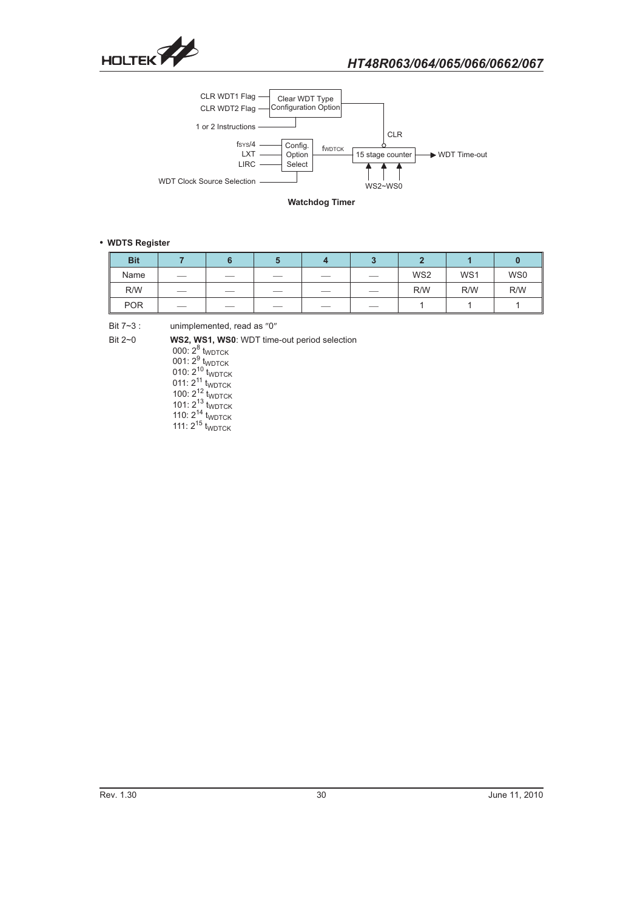Watchdog Timer

• **WDTS Register**

| Bit | 7 | 6 | 5 | 4 | 3 | 2 | 1 | 0 |
|---|---|---|---|---|---|---|---|---|
| Name | — | — | — | — | — | WS2 | WS1 | WS0 |
| R/W | — | — | — | — | — | R/W | R/W | R/W |
| POR | — | — | — | — | — | 1 | 1 | 1 |

Bit 7~3 : unimplemented, read as ″0″

Bit 2~0 **WS2, WS1, WS0**: WDT time-out period selection

000: $2^8$ $t_{WDTCK}$
001: $2^9$ $t_{WDTCK}$
010: $2^{10}$ $t_{WDTCK}$
011: $2^{11}$ $t_{WDTCK}$
100: $2^{12}$ $t_{WDTCK}$
101: $2^{13}$ $t_{WDTCK}$
110: $2^{14}$ $t_{WDTCK}$
111: $2^{15}$ $t_{WDTCK}$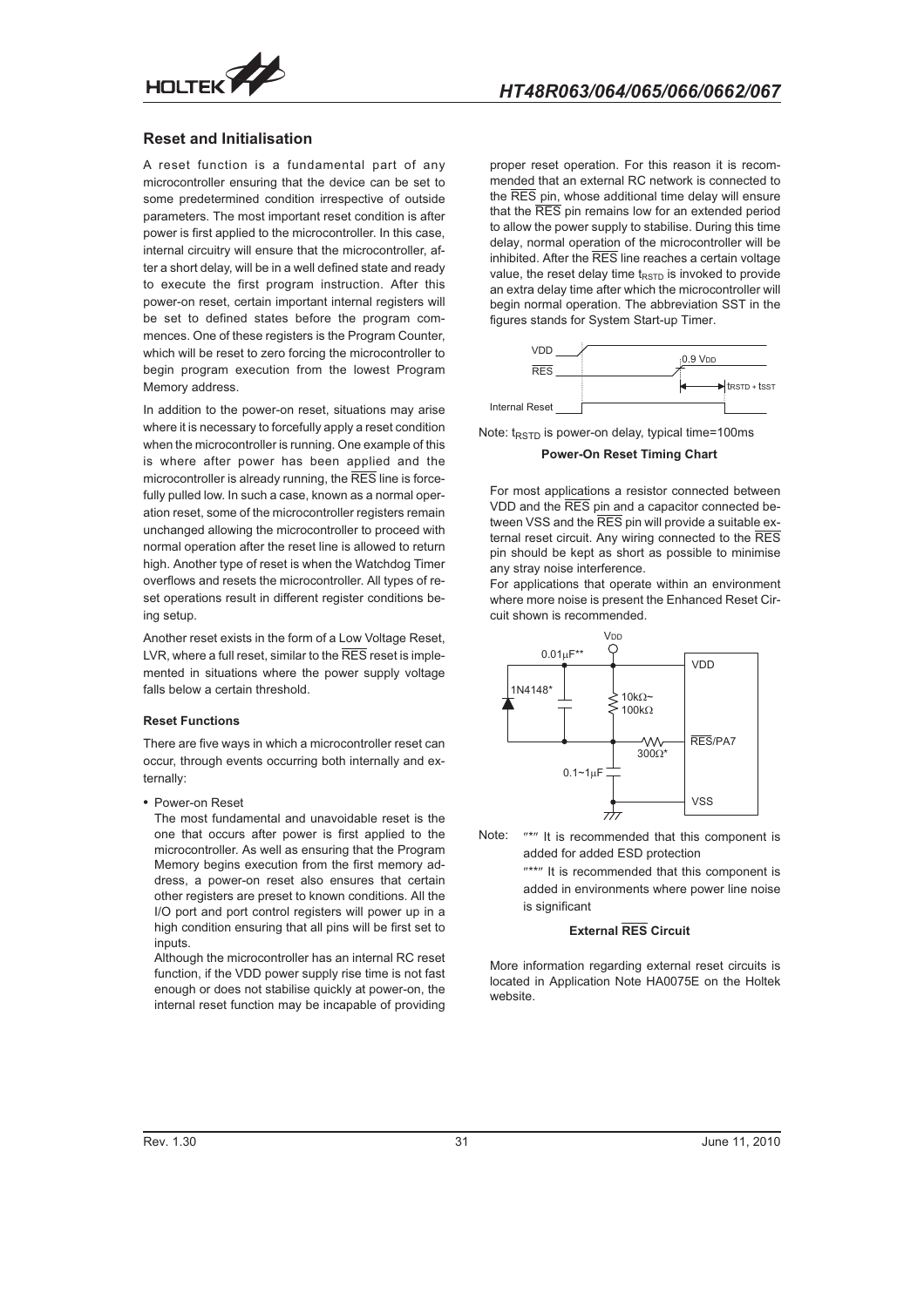## Reset and Initialisation

A reset function is a fundamental part of any microcontroller ensuring that the device can be set to some predetermined condition irrespective of outside parameters. The most important reset condition is after power is first applied to the microcontroller. In this case, internal circuitry will ensure that the microcontroller, after a short delay, will be in a well defined state and ready to execute the first program instruction. After this power-on reset, certain important internal registers will be set to defined states before the program commences. One of these registers is the Program Counter, which will be reset to zero forcing the microcontroller to begin program execution from the lowest Program Memory address.

In addition to the power-on reset, situations may arise where it is necessary to forcefully apply a reset condition when the microcontroller is running. One example of this is where after power has been applied and the microcontroller is already running, the RES line is forcefully pulled low. In such a case, known as a normal operation reset, some of the microcontroller registers remain unchanged allowing the microcontroller to proceed with normal operation after the reset line is allowed to return high. Another type of reset is when the Watchdog Timer overflows and resets the microcontroller. All types of reset operations result in different register conditions being setup.

Another reset exists in the form of a Low Voltage Reset, LVR, where a full reset, similar to the RES reset is implemented in situations where the power supply voltage falls below a certain threshold.

### Reset Functions

There are five ways in which a microcontroller reset can occur, through events occurring both internally and externally:

- Power-on Reset

  The most fundamental and unavoidable reset is the one that occurs after power is first applied to the microcontroller. As well as ensuring that the Program Memory begins execution from the first memory address, a power-on reset also ensures that certain other registers are preset to known conditions. All the I/O port and port control registers will power up in a high condition ensuring that all pins will be first set to inputs.

  Although the microcontroller has an internal RC reset function, if the VDD power supply rise time is not fast enough or does not stabilise quickly at power-on, the internal reset function may be incapable of providing proper reset operation. For this reason it is recommended that an external RC network is connected to the RES pin, whose additional time delay will ensure that the RES pin remains low for an extended period to allow the power supply to stabilise. During this time delay, normal operation of the microcontroller will be inhibited. After the RES line reaches a certain voltage value, the reset delay time $t_{RSTD}$ is invoked to provide an extra delay time after which the microcontroller will begin normal operation. The abbreviation SST in the figures stands for System Start-up Timer.

Note: $t_{RSTD}$ is power-on delay, typical time=100ms

**Power-On Reset Timing Chart**

For most applications a resistor connected between VDD and the RES pin and a capacitor connected between VSS and the RES pin will provide a suitable external reset circuit. Any wiring connected to the RES pin should be kept as short as possible to minimise any stray noise interference.

For applications that operate within an environment where more noise is present the Enhanced Reset Circuit shown is recommended.

Note: "*" It is recommended that this component is added for added ESD protection

"**" It is recommended that this component is added in environments where power line noise is significant

**External RES Circuit**

More information regarding external reset circuits is located in Application Note HA0075E on the Holtek website.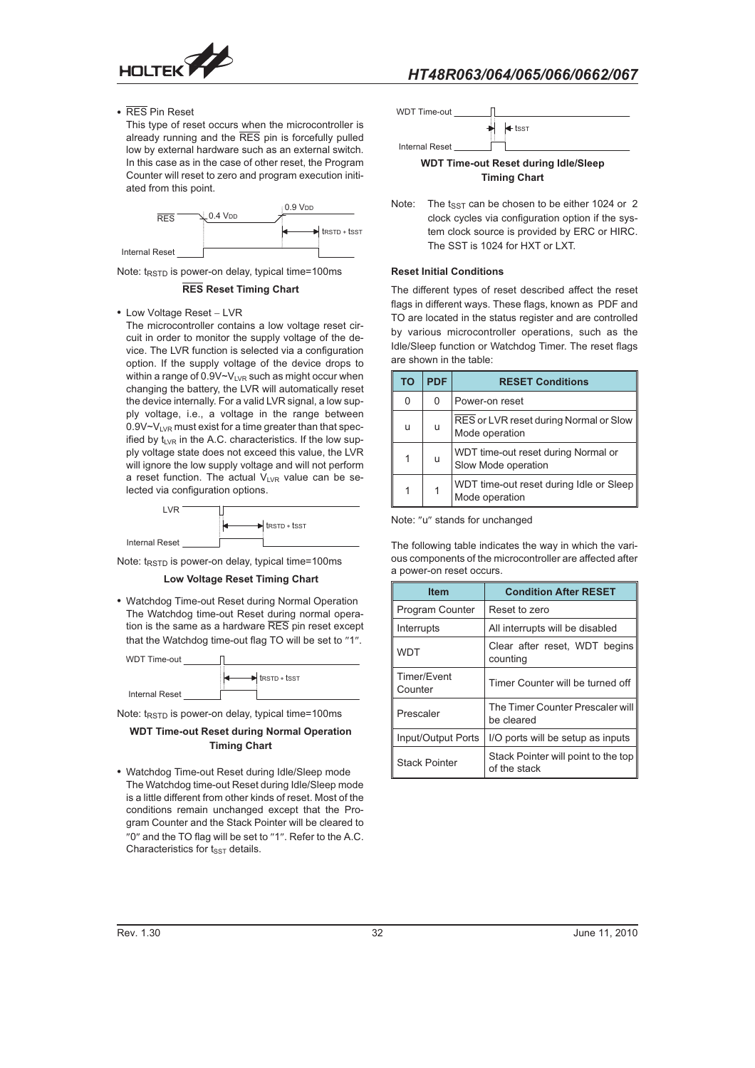- $\overline{RES}$ Pin Reset

  This type of reset occurs when the microcontroller is already running and the $\overline{RES}$ pin is forcefully pulled low by external hardware such as an external switch. In this case as in the case of other reset, the Program Counter will reset to zero and program execution initiated from this point.

Note: $t_{RSTD}$ is power-on delay, typical time=100ms

**$\overline{RES}$ Reset Timing Chart**

- Low Voltage Reset – LVR

  The microcontroller contains a low voltage reset circuit in order to monitor the supply voltage of the device. The LVR function is selected via a configuration option. If the supply voltage of the device drops to within a range of $0.9V\sim V_{LVR}$ such as might occur when changing the battery, the LVR will automatically reset the device internally. For a valid LVR signal, a low supply voltage, i.e., a voltage in the range between $0.9V\sim V_{LVR}$ must exist for a time greater than that specified by $t_{LVR}$ in the A.C. characteristics. If the low supply voltage state does not exceed this value, the LVR will ignore the low supply voltage and will not perform a reset function. The actual $V_{LVR}$ value can be selected via configuration options.

Note: $t_{RSTD}$ is power-on delay, typical time=100ms

**Low Voltage Reset Timing Chart**

- Watchdog Time-out Reset during Normal Operation

  The Watchdog time-out Reset during normal operation is the same as a hardware $\overline{RES}$ pin reset except that the Watchdog time-out flag TO will be set to "1".

Note: $t_{RSTD}$ is power-on delay, typical time=100ms

**WDT Time-out Reset during Normal Operation Timing Chart**

- Watchdog Time-out Reset during Idle/Sleep mode

  The Watchdog time-out Reset during Idle/Sleep mode is a little different from other kinds of reset. Most of the conditions remain unchanged except that the Program Counter and the Stack Pointer will be cleared to "0" and the TO flag will be set to "1". Refer to the A.C. Characteristics for $t_{SST}$ details.

**WDT Time-out Reset during Idle/Sleep Timing Chart**

Note: The $t_{SST}$ can be chosen to be either 1024 or 2 clock cycles via configuration option if the system clock source is provided by ERC or HIRC. The SST is 1024 for HXT or LXT.

**Reset Initial Conditions**

The different types of reset described affect the reset flags in different ways. These flags, known as PDF and TO are located in the status register and are controlled by various microcontroller operations, such as the Idle/Sleep function or Watchdog Timer. The reset flags are shown in the table:

| TO | PDF | RESET Conditions |
|---|---|---|
| 0 | 0 | Power-on reset |
| u | u | $\overline{RES}$ or LVR reset during Normal or Slow Mode operation |
| 1 | u | WDT time-out reset during Normal or Slow Mode operation |
| 1 | 1 | WDT time-out reset during Idle or Sleep Mode operation |

Note: "u" stands for unchanged

The following table indicates the way in which the various components of the microcontroller are affected after a power-on reset occurs.

| Item | Condition After RESET |
|---|---|
| Program Counter | Reset to zero |
| Interrupts | All interrupts will be disabled |
| WDT | Clear after reset, WDT begins counting |
| Timer/Event Counter | Timer Counter will be turned off |
| Prescaler | The Timer Counter Prescaler will be cleared |
| Input/Output Ports | I/O ports will be setup as inputs |
| Stack Pointer | Stack Pointer will point to the top of the stack |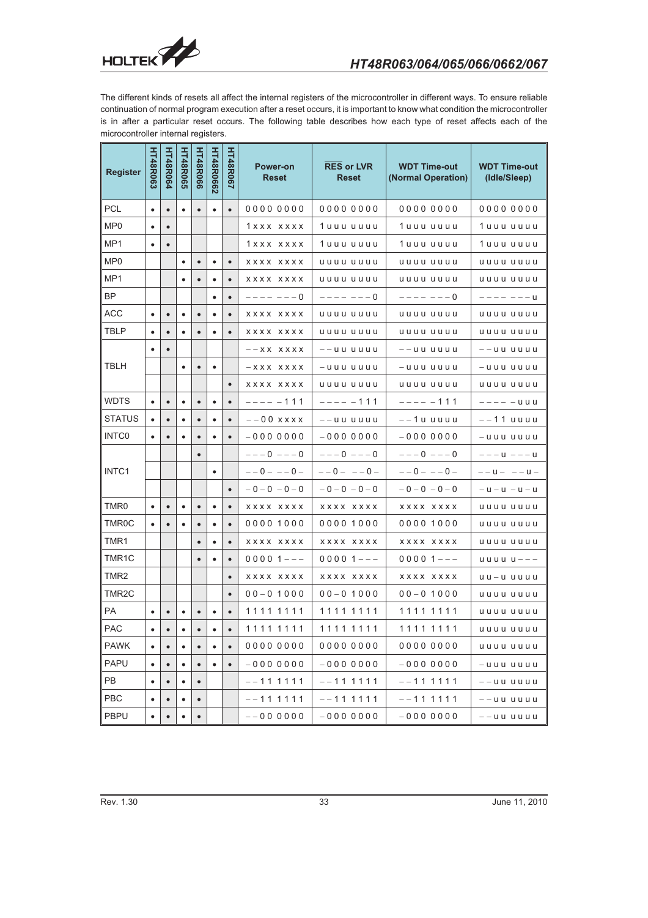The different kinds of resets all affect the internal registers of the microcontroller in different ways. To ensure reliable continuation of normal program execution after a reset occurs, it is important to know what condition the microcontroller is in after a particular reset occurs. The following table describes how each type of reset affects each of the microcontroller internal registers.

| Register | HT48R063 | HT48R064 | HT48R065 | HT48R066 | HT48R0662 | HT48R067 | Power-on Reset | RES or LVR Reset | WDT Time-out (Normal Operation) | WDT Time-out (Idle/Sleep) |
|---|---|---|---|---|---|---|---|---|---|---|
| PCL | • | • | • | • | • | • | 0000 0000 | 0000 0000 | 0000 0000 | 0000 0000 |
| MP0 | • | • | | | | | 1xxx xxxx | 1uuu uuuu | 1uuu uuuu | 1uuu uuuu |
| MP1 | • | • | | | | | 1xxx xxxx | 1uuu uuuu | 1uuu uuuu | 1uuu uuuu |
| MP0 | | | • | • | • | • | xxxx xxxx | uuuu uuuu | uuuu uuuu | uuuu uuuu |
| MP1 | | | • | • | • | • | xxxx xxxx | uuuu uuuu | uuuu uuuu | uuuu uuuu |
| BP | | | | | • | • | ---- ---0 | ---- ---0 | ---- ---0 | ---- ---u |
| ACC | • | • | • | • | • | • | xxxx xxxx | uuuu uuuu | uuuu uuuu | uuuu uuuu |
| TBLP | • | • | • | • | • | • | xxxx xxxx | uuuu uuuu | uuuu uuuu | uuuu uuuu |
| TBLH | • | • | | | | | --xx xxxx | --uu uuuu | --uu uuuu | --uu uuuu |
| | | | • | • | • | | -xxx xxxx | -uuu uuuu | -uuu uuuu | -uuu uuuu |
| | | | | | | • | xxxx xxxx | uuuu uuuu | uuuu uuuu | uuuu uuuu |
| WDTS | • | • | • | • | • | • | ---- -111 | ---- -111 | ---- -111 | ---- -uuu |
| STATUS | • | • | • | • | • | • | --00 xxxx | --uu uuuu | --1u uuuu | --11 uuuu |
| INTC0 | • | • | • | • | • | • | -000 0000 | -000 0000 | -000 0000 | -uuu uuuu |
| INTC1 | | | | • | | | ---0 ---0 | ---0 ---0 | ---0 ---0 | ---u ---u |
| | | | | | • | | --0- --0- | --0- --0- | --0- --0- | --u- --u- |
| | | | | | | • | -0-0 -0-0 | -0-0 -0-0 | -0-0 -0-0 | -u-u -u-u |
| TMR0 | • | • | • | • | • | • | xxxx xxxx | xxxx xxxx | xxxx xxxx | uuuu uuuu |
| TMR0C | • | • | • | • | • | • | 0000 1000 | 0000 1000 | 0000 1000 | uuuu uuuu |
| TMR1 | | | | • | • | • | xxxx xxxx | xxxx xxxx | xxxx xxxx | uuuu uuuu |
| TMR1C | | | | • | • | • | 0000 1--- | 0000 1--- | 0000 1--- | uuuu u--- |
| TMR2 | | | | | | • | xxxx xxxx | xxxx xxxx | xxxx xxxx | uu-u uuuu |
| TMR2C | | | | | | • | 00-0 1000 | 00-0 1000 | 00-0 1000 | uuuu uuuu |
| PA | • | • | • | • | • | • | 1111 1111 | 1111 1111 | 1111 1111 | uuuu uuuu |
| PAC | • | • | • | • | • | • | 1111 1111 | 1111 1111 | 1111 1111 | uuuu uuuu |
| PAWK | • | • | • | • | • | • | 0000 0000 | 0000 0000 | 0000 0000 | uuuu uuuu |
| PAPU | • | • | • | • | • | • | -000 0000 | -000 0000 | -000 0000 | -uuu uuuu |
| PB | • | • | • | • | | | --11 1111 | --11 1111 | --11 1111 | --uu uuuu |
| PBC | • | • | • | • | | | --11 1111 | --11 1111 | --11 1111 | --uu uuuu |
| PBPU | • | • | • | • | | | --00 0000 | -000 0000 | -000 0000 | --uu uuuu |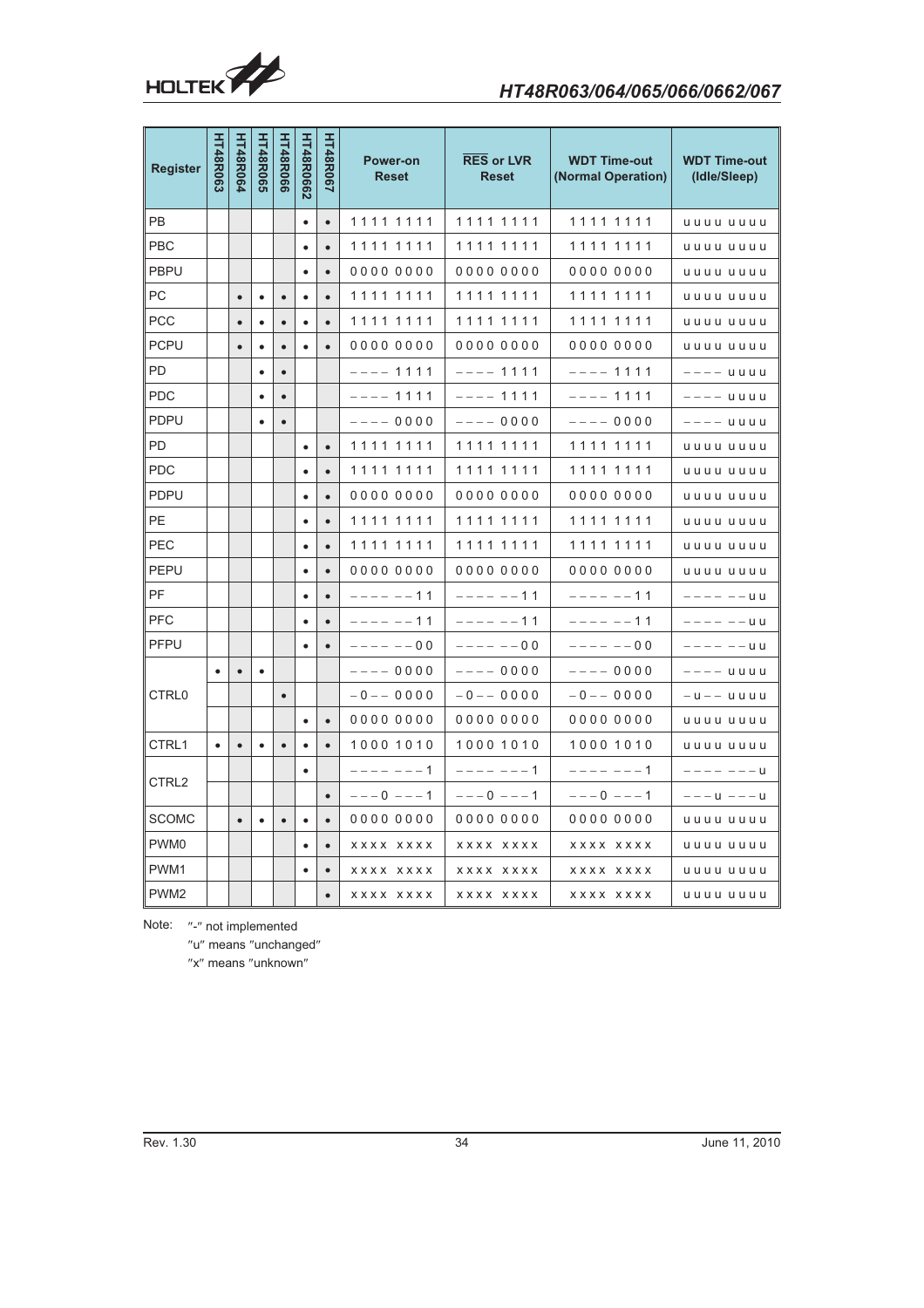| Register | HT48R063 | HT48R064 | HT48R065 | HT48R066 | HT48R0662 | HT48R067 | Power-on Reset | RES or LVR Reset | WDT Time-out (Normal Operation) | WDT Time-out (Idle/Sleep) |
|---|---|---|---|---|---|---|---|---|---|---|
| PB | | | | | • | • | 1111 1111 | 1111 1111 | 1111 1111 | uuuu uuuu |
| PBC | | | | | • | • | 1111 1111 | 1111 1111 | 1111 1111 | uuuu uuuu |
| PBPU | | | | | • | • | 0000 0000 | 0000 0000 | 0000 0000 | uuuu uuuu |
| PC | | • | • | • | • | • | 1111 1111 | 1111 1111 | 1111 1111 | uuuu uuuu |
| PCC | | • | • | • | • | • | 1111 1111 | 1111 1111 | 1111 1111 | uuuu uuuu |
| PCPU | | • | • | • | • | • | 0000 0000 | 0000 0000 | 0000 0000 | uuuu uuuu |
| PD | | | • | • | | | ---- 1111 | ---- 1111 | ---- 1111 | ---- uuuu |
| PDC | | | • | • | | | ---- 1111 | ---- 1111 | ---- 1111 | ---- uuuu |
| PDPU | | | • | • | | | ---- 0000 | ---- 0000 | ---- 0000 | ---- uuuu |
| PD | | | | | • | • | 1111 1111 | 1111 1111 | 1111 1111 | uuuu uuuu |
| PDC | | | | | • | • | 1111 1111 | 1111 1111 | 1111 1111 | uuuu uuuu |
| PDPU | | | | | • | • | 0000 0000 | 0000 0000 | 0000 0000 | uuuu uuuu |
| PE | | | | | • | • | 1111 1111 | 1111 1111 | 1111 1111 | uuuu uuuu |
| PEC | | | | | • | • | 1111 1111 | 1111 1111 | 1111 1111 | uuuu uuuu |
| PEPU | | | | | • | • | 0000 0000 | 0000 0000 | 0000 0000 | uuuu uuuu |
| PF | | | | | • | • | ---- --11 | ---- --11 | ---- --11 | ---- --uu |
| PFC | | | | | • | • | ---- --11 | ---- --11 | ---- --11 | ---- --uu |
| PFPU | | | | | • | • | ---- --00 | ---- --00 | ---- --00 | ---- --uu |
| CTRL0 | • | • | • | | | | ---- 0000 | ---- 0000 | ---- 0000 | ---- uuuu |
| | | | | • | | | -0-- 0000 | -0-- 0000 | -0-- 0000 | -u-- uuuu |
| | | | | | • | • | 0000 0000 | 0000 0000 | 0000 0000 | uuuu uuuu |
| CTRL1 | • | • | • | • | • | • | 1000 1010 | 1000 1010 | 1000 1010 | uuuu uuuu |
| CTRL2 | | | | | • | | ---- ---1 | ---- ---1 | ---- ---1 | ---- ---u |
| | | | | | | • | ---0 ---1 | ---0 ---1 | ---0 ---1 | ---u ---u |
| SCOMC | | • | • | • | • | • | 0000 0000 | 0000 0000 | 0000 0000 | uuuu uuuu |
| PWM0 | | | | | • | • | xxxx xxxx | xxxx xxxx | xxxx xxxx | uuuu uuuu |
| PWM1 | | | | | • | • | xxxx xxxx | xxxx xxxx | xxxx xxxx | uuuu uuuu |
| PWM2 | | | | | | • | xxxx xxxx | xxxx xxxx | xxxx xxxx | uuuu uuuu |

Note: "-" not implemented

"u" means "unchanged"

"x" means "unknown"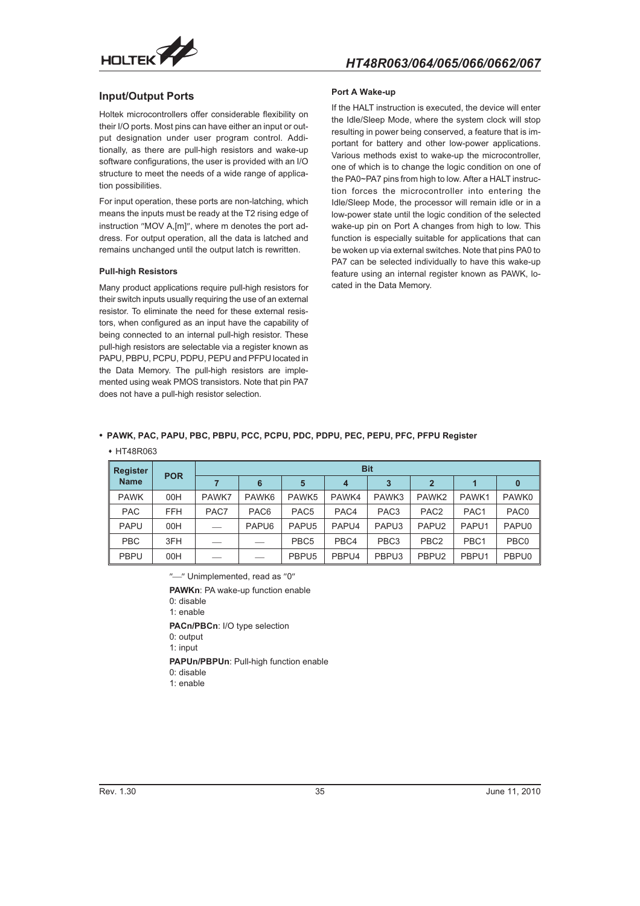## Input/Output Ports

Holtek microcontrollers offer considerable flexibility on their I/O ports. Most pins can have either an input or output designation under user program control. Additionally, as there are pull-high resistors and wake-up software configurations, the user is provided with an I/O structure to meet the needs of a wide range of application possibilities.

For input operation, these ports are non-latching, which means the inputs must be ready at the T2 rising edge of instruction "MOV A,[m]", where m denotes the port address. For output operation, all the data is latched and remains unchanged until the output latch is rewritten.

### Pull-high Resistors

Many product applications require pull-high resistors for their switch inputs usually requiring the use of an external resistor. To eliminate the need for these external resistors, when configured as an input have the capability of being connected to an internal pull-high resistor. These pull-high resistors are selectable via a register known as PAPU, PBPU, PCPU, PDPU, PEPU and PFPU located in the Data Memory. The pull-high resistors are implemented using weak PMOS transistors. Note that pin PA7 does not have a pull-high resistor selection.

### Port A Wake-up

If the HALT instruction is executed, the device will enter the Idle/Sleep Mode, where the system clock will stop resulting in power being conserved, a feature that is important for battery and other low-power applications. Various methods exist to wake-up the microcontroller, one of which is to change the logic condition on one of the PA0~PA7 pins from high to low. After a HALT instruction forces the microcontroller into entering the Idle/Sleep Mode, the processor will remain idle or in a low-power state until the logic condition of the selected wake-up pin on Port A changes from high to low. This function is especially suitable for applications that can be woken up via external switches. Note that pins PA0 to PA7 can be selected individually to have this wake-up feature using an internal register known as PAWK, located in the Data Memory.

- **PAWK, PAC, PAPU, PBC, PBPU, PCC, PCPU, PDC, PDPU, PEC, PEPU, PFC, PFPU Register**
  - HT48R063

| Register Name | POR | Bit | | | | | | | |
|---|---|---|---|---|---|---|---|---|---|
| | | 7 | 6 | 5 | 4 | 3 | 2 | 1 | 0 |
| PAWK | 00H | PAWK7 | PAWK6 | PAWK5 | PAWK4 | PAWK3 | PAWK2 | PAWK1 | PAWK0 |
| PAC | FFH | PAC7 | PAC6 | PAC5 | PAC4 | PAC3 | PAC2 | PAC1 | PAC0 |
| PAPU | 00H | — | PAPU6 | PAPU5 | PAPU4 | PAPU3 | PAPU2 | PAPU1 | PAPU0 |
| PBC | 3FH | — | — | PBC5 | PBC4 | PBC3 | PBC2 | PBC1 | PBC0 |
| PBPU | 00H | — | — | PBPU5 | PBPU4 | PBPU3 | PBPU2 | PBPU1 | PBPU0 |

"—" Unimplemented, read as "0"

**PAWKn**: PA wake-up function enable
0: disable
1: enable

**PACn/PBCn**: I/O type selection
0: output
1: input

**PAPUn/PBPUn**: Pull-high function enable
0: disable
1: enable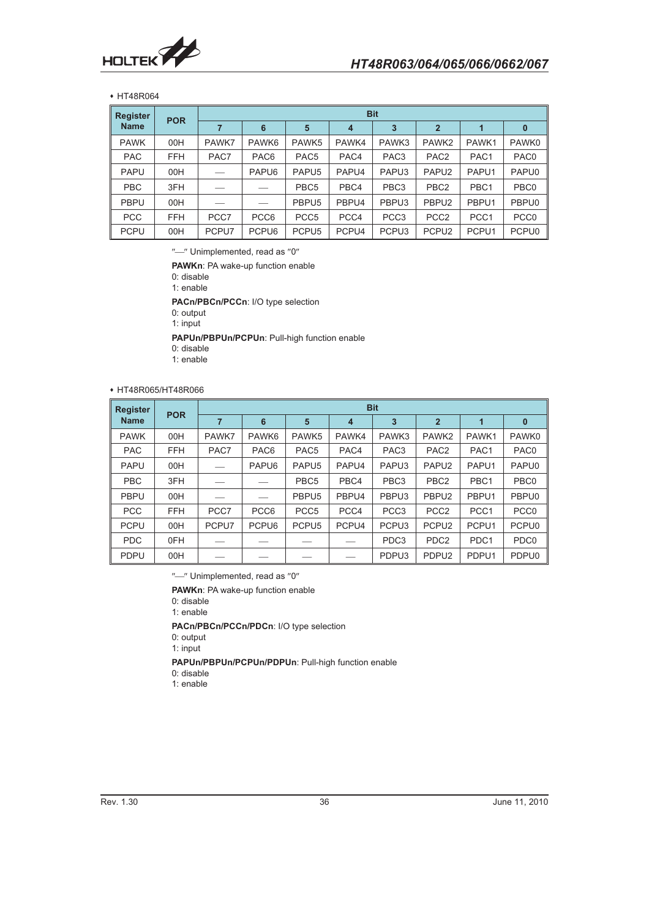• HT48R064

| Register Name | POR | Bit | | | | | | | |
|---|---|---|---|---|---|---|---|---|---|
| | | 7 | 6 | 5 | 4 | 3 | 2 | 1 | 0 |
| PAWK | 00H | PAWK7 | PAWK6 | PAWK5 | PAWK4 | PAWK3 | PAWK2 | PAWK1 | PAWK0 |
| PAC | FFH | PAC7 | PAC6 | PAC5 | PAC4 | PAC3 | PAC2 | PAC1 | PAC0 |
| PAPU | 00H | — | PAPU6 | PAPU5 | PAPU4 | PAPU3 | PAPU2 | PAPU1 | PAPU0 |
| PBC | 3FH | — | — | PBC5 | PBC4 | PBC3 | PBC2 | PBC1 | PBC0 |
| PBPU | 00H | — | — | PBPU5 | PBPU4 | PBPU3 | PBPU2 | PBPU1 | PBPU0 |
| PCC | FFH | PCC7 | PCC6 | PCC5 | PCC4 | PCC3 | PCC2 | PCC1 | PCC0 |
| PCPU | 00H | PCPU7 | PCPU6 | PCPU5 | PCPU4 | PCPU3 | PCPU2 | PCPU1 | PCPU0 |

"—" Unimplemented, read as "0"

**PAWKn**: PA wake-up function enable
0: disable
1: enable

**PACn/PBCn/PCCn**: I/O type selection
0: output
1: input

**PAPUn/PBPUn/PCPUn**: Pull-high function enable
0: disable
1: enable

• HT48R065/HT48R066

| Register Name | POR | Bit | | | | | | | |
|---|---|---|---|---|---|---|---|---|---|
| | | 7 | 6 | 5 | 4 | 3 | 2 | 1 | 0 |
| PAWK | 00H | PAWK7 | PAWK6 | PAWK5 | PAWK4 | PAWK3 | PAWK2 | PAWK1 | PAWK0 |
| PAC | FFH | PAC7 | PAC6 | PAC5 | PAC4 | PAC3 | PAC2 | PAC1 | PAC0 |
| PAPU | 00H | — | PAPU6 | PAPU5 | PAPU4 | PAPU3 | PAPU2 | PAPU1 | PAPU0 |
| PBC | 3FH | — | — | PBC5 | PBC4 | PBC3 | PBC2 | PBC1 | PBC0 |
| PBPU | 00H | — | — | PBPU5 | PBPU4 | PBPU3 | PBPU2 | PBPU1 | PBPU0 |
| PCC | FFH | PCC7 | PCC6 | PCC5 | PCC4 | PCC3 | PCC2 | PCC1 | PCC0 |
| PCPU | 00H | PCPU7 | PCPU6 | PCPU5 | PCPU4 | PCPU3 | PCPU2 | PCPU1 | PCPU0 |
| PDC | 0FH | — | — | — | — | PDC3 | PDC2 | PDC1 | PDC0 |
| PDPU | 00H | — | — | — | — | PDPU3 | PDPU2 | PDPU1 | PDPU0 |

"—" Unimplemented, read as "0"

**PAWKn**: PA wake-up function enable
0: disable
1: enable

**PACn/PBCn/PCCn/PDCn**: I/O type selection
0: output
1: input

**PAPUn/PBPUn/PCPUn/PDPUn**: Pull-high function enable
0: disable
1: enable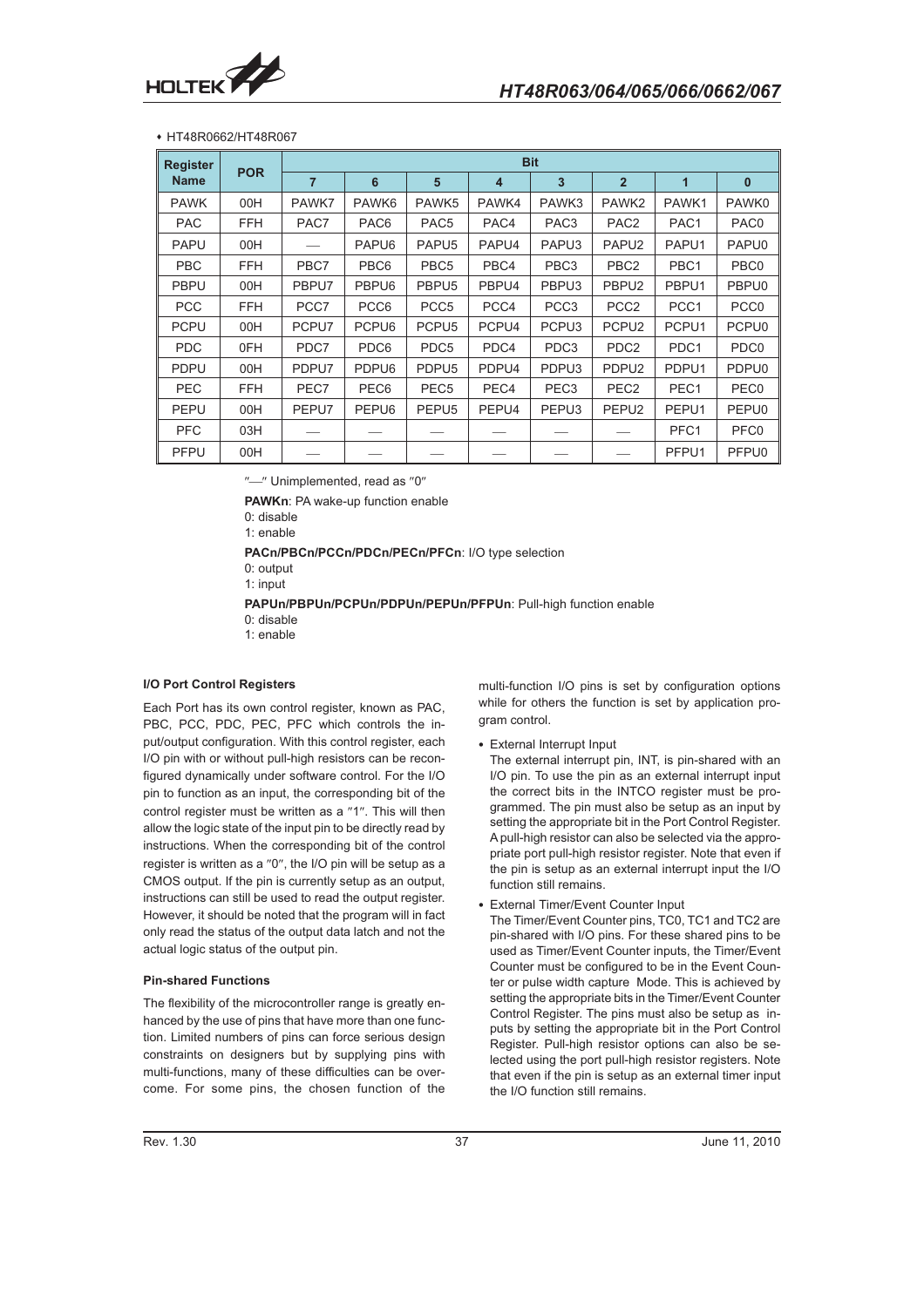- HT48R0662/HT48R067

| Register Name | POR | Bit | | | | | | | |
|---|---|---|---|---|---|---|---|---|---|
| | | 7 | 6 | 5 | 4 | 3 | 2 | 1 | 0 |
| PAWK | 00H | PAWK7 | PAWK6 | PAWK5 | PAWK4 | PAWK3 | PAWK2 | PAWK1 | PAWK0 |
| PAC | FFH | PAC7 | PAC6 | PAC5 | PAC4 | PAC3 | PAC2 | PAC1 | PAC0 |
| PAPU | 00H | — | PAPU6 | PAPU5 | PAPU4 | PAPU3 | PAPU2 | PAPU1 | PAPU0 |
| PBC | FFH | PBC7 | PBC6 | PBC5 | PBC4 | PBC3 | PBC2 | PBC1 | PBC0 |
| PBPU | 00H | PBPU7 | PBPU6 | PBPU5 | PBPU4 | PBPU3 | PBPU2 | PBPU1 | PBPU0 |
| PCC | FFH | PCC7 | PCC6 | PCC5 | PCC4 | PCC3 | PCC2 | PCC1 | PCC0 |
| PCPU | 00H | PCPU7 | PCPU6 | PCPU5 | PCPU4 | PCPU3 | PCPU2 | PCPU1 | PCPU0 |
| PDC | 0FH | PDC7 | PDC6 | PDC5 | PDC4 | PDC3 | PDC2 | PDC1 | PDC0 |
| PDPU | 00H | PDPU7 | PDPU6 | PDPU5 | PDPU4 | PDPU3 | PDPU2 | PDPU1 | PDPU0 |
| PEC | FFH | PEC7 | PEC6 | PEC5 | PEC4 | PEC3 | PEC2 | PEC1 | PEC0 |
| PEPU | 00H | PEPU7 | PEPU6 | PEPU5 | PEPU4 | PEPU3 | PEPU2 | PEPU1 | PEPU0 |
| PFC | 03H | — | — | — | — | — | — | PFC1 | PFC0 |
| PFPU | 00H | — | — | — | — | — | — | PFPU1 | PFPU0 |

"—" Unimplemented, read as "0"

**PAWKn**: PA wake-up function enable
0: disable
1: enable

**PACn/PBCn/PCCn/PDCn/PECn/PFCn**: I/O type selection
0: output
1: input

**PAPUn/PBPUn/PCPUn/PDPUn/PEPUn/PFPUn**: Pull-high function enable
0: disable
1: enable

#### I/O Port Control Registers

Each Port has its own control register, known as PAC, PBC, PCC, PDC, PEC, PFC which controls the input/output configuration. With this control register, each I/O pin with or without pull-high resistors can be reconfigured dynamically under software control. For the I/O pin to function as an input, the corresponding bit of the control register must be written as a "1". This will then allow the logic state of the input pin to be directly read by instructions. When the corresponding bit of the control register is written as a "0", the I/O pin will be setup as a CMOS output. If the pin is currently setup as an output, instructions can still be used to read the output register. However, it should be noted that the program will in fact only read the status of the output data latch and not the actual logic status of the output pin.

#### Pin-shared Functions

The flexibility of the microcontroller range is greatly enhanced by the use of pins that have more than one function. Limited numbers of pins can force serious design constraints on designers but by supplying pins with multi-functions, many of these difficulties can be overcome. For some pins, the chosen function of the multi-function I/O pins is set by configuration options while for others the function is set by application program control.

- External Interrupt Input
  The external interrupt pin, INT, is pin-shared with an I/O pin. To use the pin as an external interrupt input the correct bits in the INTCO register must be programmed. The pin must also be setup as an input by setting the appropriate bit in the Port Control Register. A pull-high resistor can also be selected via the appropriate port pull-high resistor register. Note that even if the pin is setup as an external interrupt input the I/O function still remains.

- External Timer/Event Counter Input
  The Timer/Event Counter pins, TC0, TC1 and TC2 are pin-shared with I/O pins. For these shared pins to be used as Timer/Event Counter inputs, the Timer/Event Counter must be configured to be in the Event Counter or pulse width capture Mode. This is achieved by setting the appropriate bits in the Timer/Event Counter Control Register. The pins must also be setup as inputs by setting the appropriate bit in the Port Control Register. Pull-high resistor options can also be selected using the port pull-high resistor registers. Note that even if the pin is setup as an external timer input the I/O function still remains.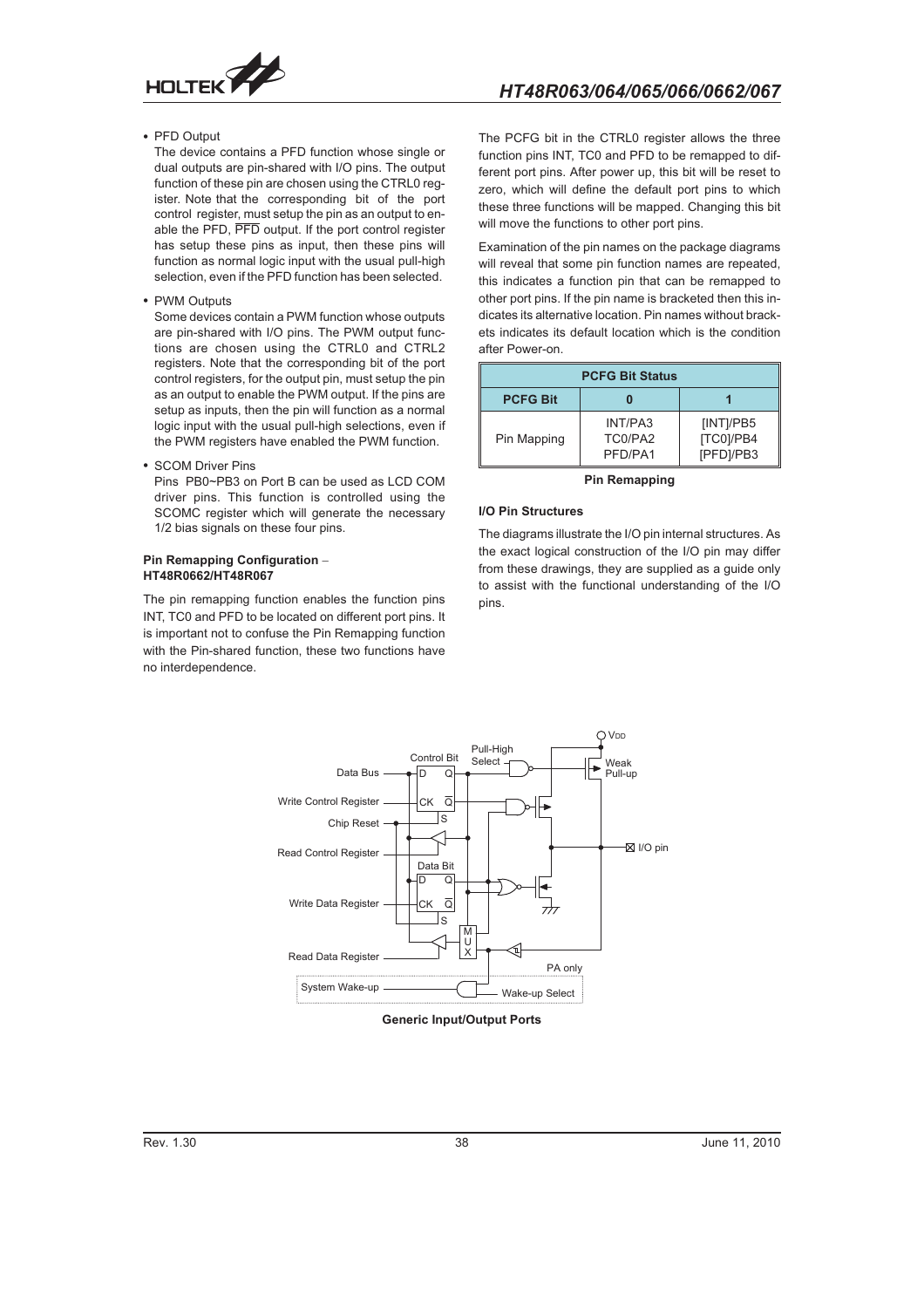- PFD Output

  The device contains a PFD function whose single or dual outputs are pin-shared with I/O pins. The output function of these pin are chosen using the CTRL0 register. Note that the corresponding bit of the port control register, must setup the pin as an output to enable the PFD, $\overline{\text{PFD}}$ output. If the port control register has setup these pins as input, then these pins will function as normal logic input with the usual pull-high selection, even if the PFD function has been selected.

- PWM Outputs

  Some devices contain a PWM function whose outputs are pin-shared with I/O pins. The PWM output functions are chosen using the CTRL0 and CTRL2 registers. Note that the corresponding bit of the port control registers, for the output pin, must setup the pin as an output to enable the PWM output. If the pins are setup as inputs, then the pin will function as a normal logic input with the usual pull-high selections, even if the PWM registers have enabled the PWM function.

- SCOM Driver Pins

  Pins PB0~PB3 on Port B can be used as LCD COM driver pins. This function is controlled using the SCOMC register which will generate the necessary 1/2 bias signals on these four pins.

**Pin Remapping Configuration – HT48R0662/HT48R067**

The pin remapping function enables the function pins INT, TC0 and PFD to be located on different port pins. It is important not to confuse the Pin Remapping function with the Pin-shared function, these two functions have no interdependence.

The PCFG bit in the CTRL0 register allows the three function pins INT, TC0 and PFD to be remapped to different port pins. After power up, this bit will be reset to zero, which will define the default port pins to which these three functions will be mapped. Changing this bit will move the functions to other port pins.

Examination of the pin names on the package diagrams will reveal that some pin function names are repeated, this indicates a function pin that can be remapped to other port pins. If the pin name is bracketed then this indicates its alternative location. Pin names without brackets indicates its default location which is the condition after Power-on.

| PCFG Bit Status | | |
|---|---|---|
| **PCFG Bit** | **0** | **1** |
| Pin Mapping | INT/PA3<br>TC0/PA2<br>PFD/PA1 | [INT]/PB5<br>[TC0]/PB4<br>[PFD]/PB3 |

**Pin Remapping**

**I/O Pin Structures**

The diagrams illustrate the I/O pin internal structures. As the exact logical construction of the I/O pin may differ from these drawings, they are supplied as a guide only to assist with the functional understanding of the I/O pins.

**Generic Input/Output Ports**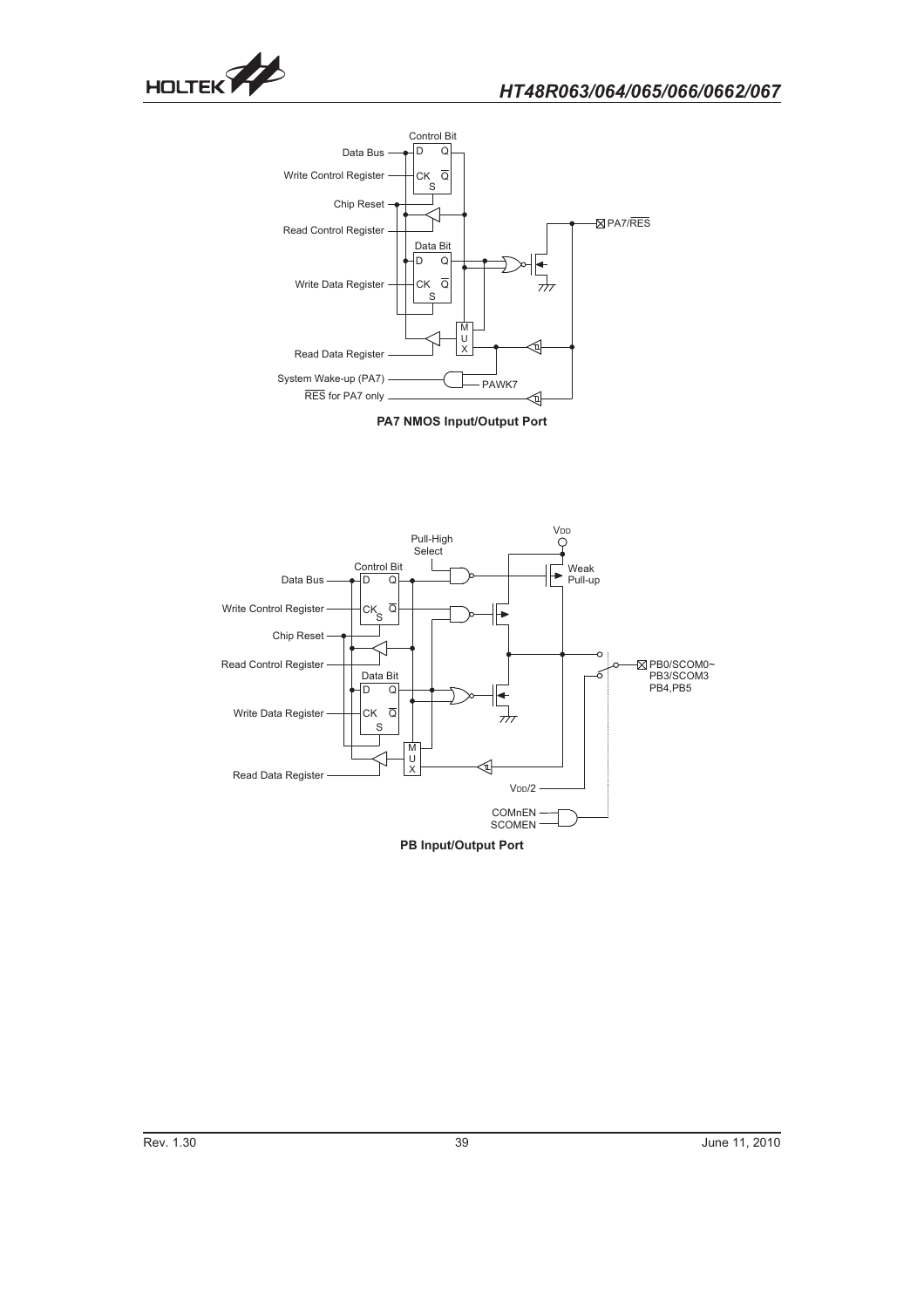PA7 NMOS Input/Output Port

PB Input/Output Port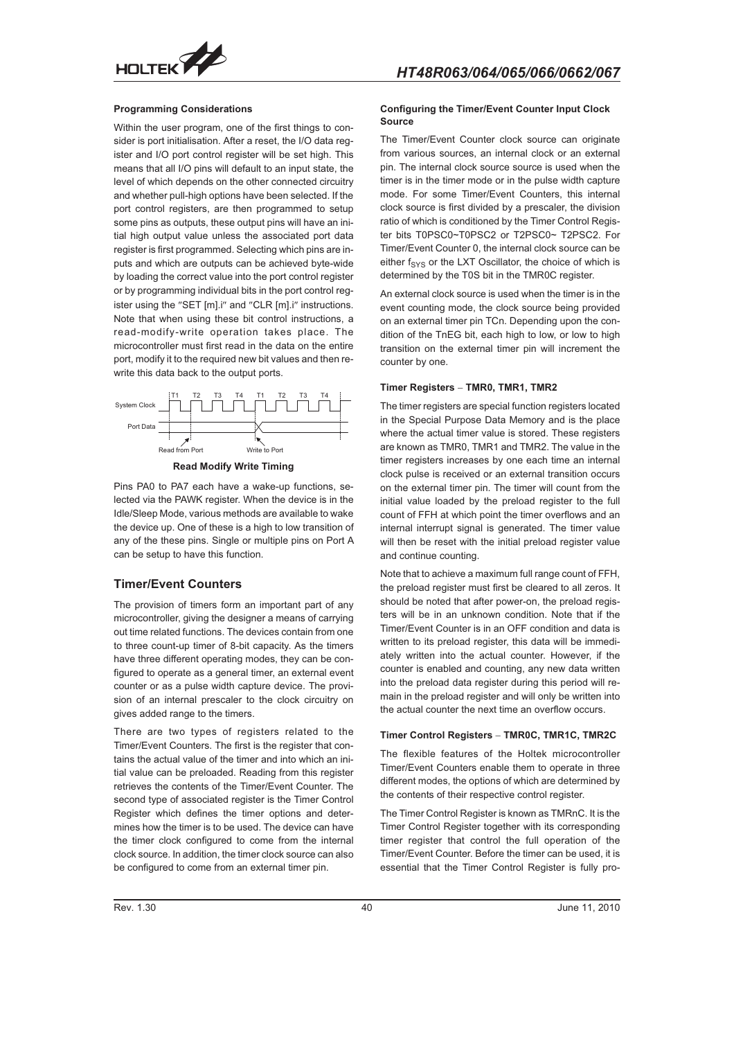#### Programming Considerations

Within the user program, one of the first things to consider is port initialisation. After a reset, the I/O data register and I/O port control register will be set high. This means that all I/O pins will default to an input state, the level of which depends on the other connected circuitry and whether pull-high options have been selected. If the port control registers, are then programmed to setup some pins as outputs, these output pins will have an initial high output value unless the associated port data register is first programmed. Selecting which pins are inputs and which are outputs can be achieved byte-wide by loading the correct value into the port control register or by programming individual bits in the port control register using the "SET [m].i" and "CLR [m].i" instructions. Note that when using these bit control instructions, a read-modify-write operation takes place. The microcontroller must first read in the data on the entire port, modify it to the required new bit values and then rewrite this data back to the output ports.

System Clock T1 T2 T3 T4 T1 T2 T3 T4

Port Data

Read from Port — Write to Port

**Read Modify Write Timing**

Pins PA0 to PA7 each have a wake-up functions, selected via the PAWK register. When the device is in the Idle/Sleep Mode, various methods are available to wake the device up. One of these is a high to low transition of any of the these pins. Single or multiple pins on Port A can be setup to have this function.

## Timer/Event Counters

The provision of timers form an important part of any microcontroller, giving the designer a means of carrying out time related functions. The devices contain from one to three count-up timer of 8-bit capacity. As the timers have three different operating modes, they can be configured to operate as a general timer, an external event counter or as a pulse width capture device. The provision of an internal prescaler to the clock circuitry on gives added range to the timers.

There are two types of registers related to the Timer/Event Counters. The first is the register that contains the actual value of the timer and into which an initial value can be preloaded. Reading from this register retrieves the contents of the Timer/Event Counter. The second type of associated register is the Timer Control Register which defines the timer options and determines how the timer is to be used. The device can have the timer clock configured to come from the internal clock source. In addition, the timer clock source can also be configured to come from an external timer pin.

#### Configuring the Timer/Event Counter Input Clock Source

The Timer/Event Counter clock source can originate from various sources, an internal clock or an external pin. The internal clock source source is used when the timer is in the timer mode or in the pulse width capture mode. For some Timer/Event Counters, this internal clock source is first divided by a prescaler, the division ratio of which is conditioned by the Timer Control Register bits T0PSC0~T0PSC2 or T2PSC0~ T2PSC2. For Timer/Event Counter 0, the internal clock source can be either $f_{SYS}$ or the LXT Oscillator, the choice of which is determined by the T0S bit in the TMR0C register.

An external clock source is used when the timer is in the event counting mode, the clock source being provided on an external timer pin TCn. Depending upon the condition of the TnEG bit, each high to low, or low to high transition on the external timer pin will increment the counter by one.

#### Timer Registers – TMR0, TMR1, TMR2

The timer registers are special function registers located in the Special Purpose Data Memory and is the place where the actual timer value is stored. These registers are known as TMR0, TMR1 and TMR2. The value in the timer registers increases by one each time an internal clock pulse is received or an external transition occurs on the external timer pin. The timer will count from the initial value loaded by the preload register to the full count of FFH at which point the timer overflows and an internal interrupt signal is generated. The timer value will then be reset with the initial preload register value and continue counting.

Note that to achieve a maximum full range count of FFH, the preload register must first be cleared to all zeros. It should be noted that after power-on, the preload registers will be in an unknown condition. Note that if the Timer/Event Counter is in an OFF condition and data is written to its preload register, this data will be immediately written into the actual counter. However, if the counter is enabled and counting, any new data written into the preload data register during this period will remain in the preload register and will only be written into the actual counter the next time an overflow occurs.

#### Timer Control Registers – TMR0C, TMR1C, TMR2C

The flexible features of the Holtek microcontroller Timer/Event Counters enable them to operate in three different modes, the options of which are determined by the contents of their respective control register.

The Timer Control Register is known as TMRnC. It is the Timer Control Register together with its corresponding timer register that control the full operation of the Timer/Event Counter. Before the timer can be used, it is essential that the Timer Control Register is fully pro-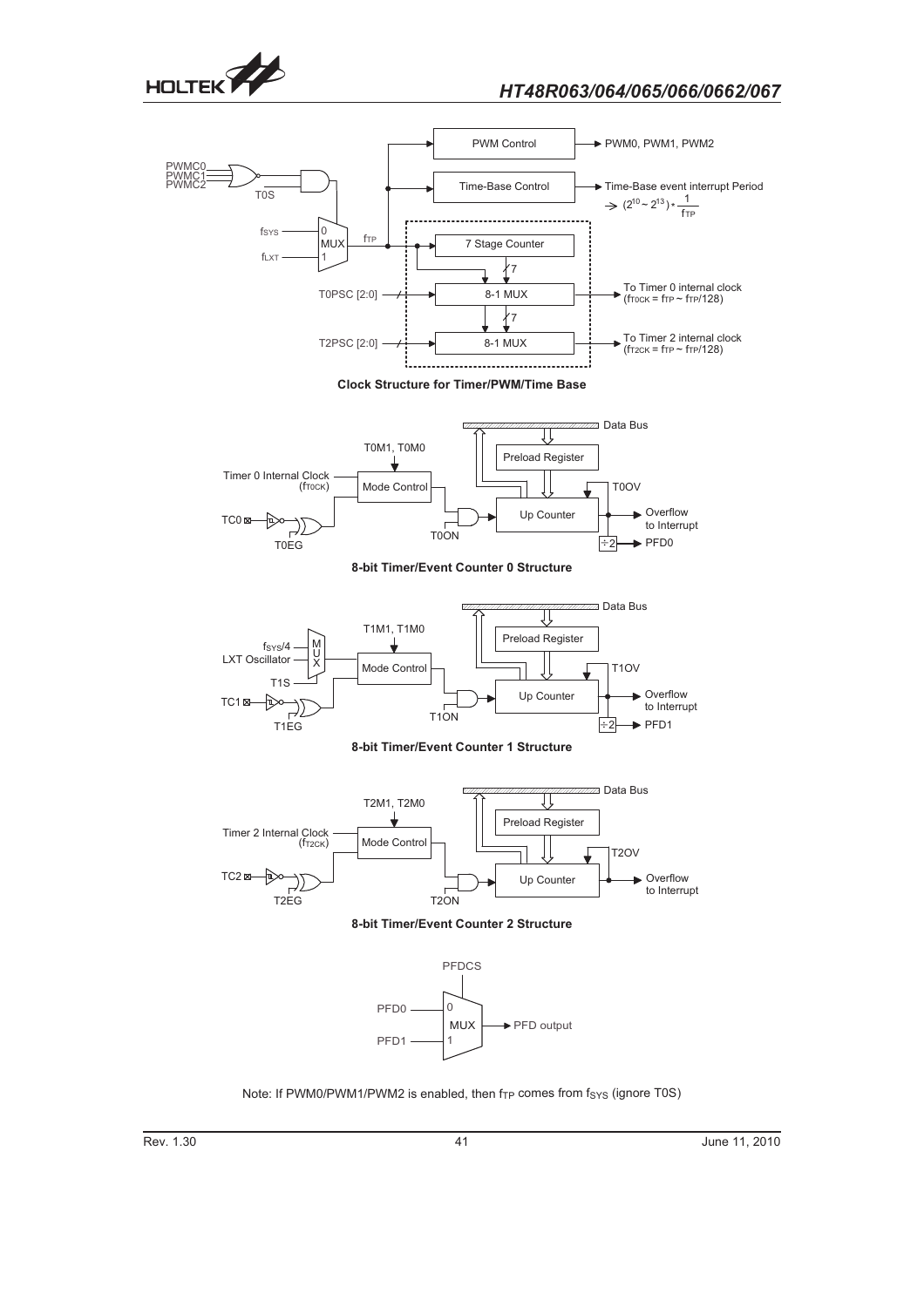**Clock Structure for Timer/PWM/Time Base**

**8-bit Timer/Event Counter 0 Structure**

**8-bit Timer/Event Counter 1 Structure**

**8-bit Timer/Event Counter 2 Structure**

Note: If PWM0/PWM1/PWM2 is enabled, then $f_{TP}$ comes from $f_{SYS}$ (ignore T0S)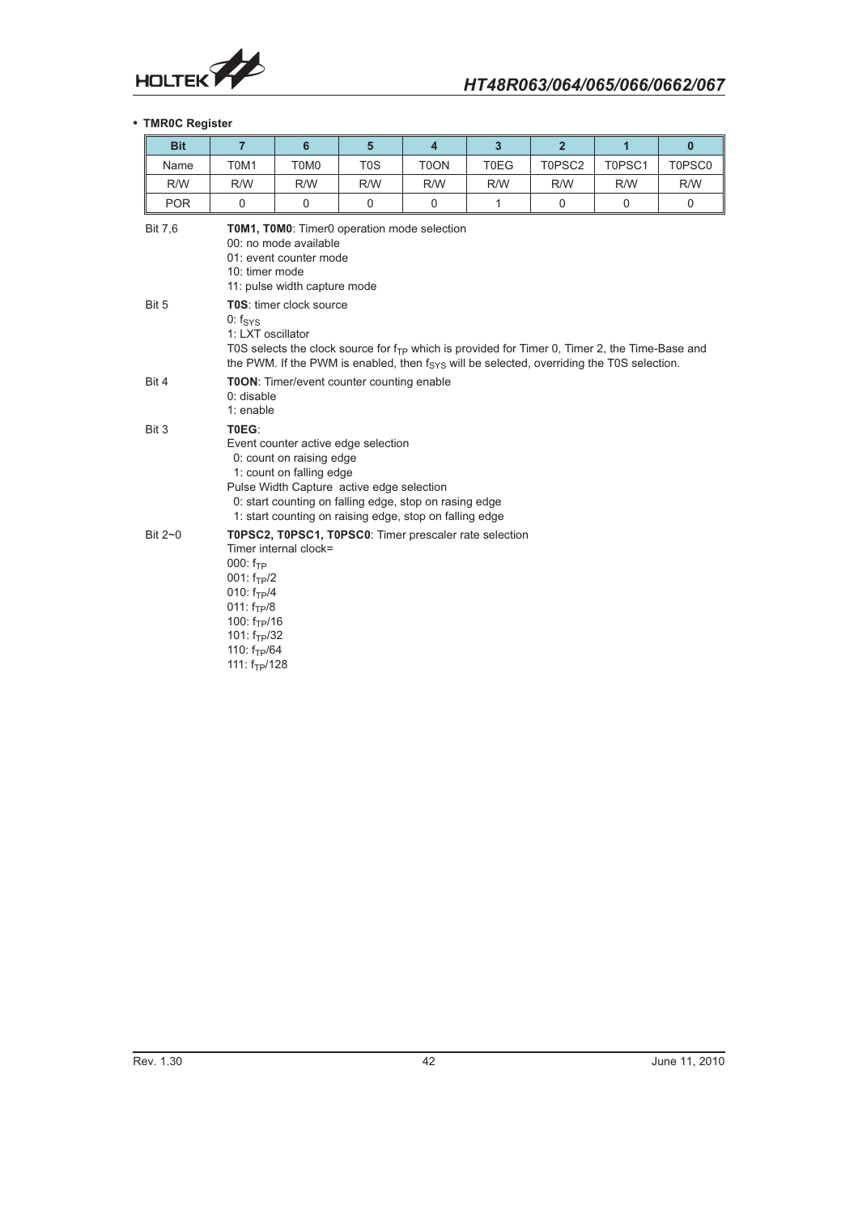- **TMR0C Register**

| Bit | 7 | 6 | 5 | 4 | 3 | 2 | 1 | 0 |
|---|---|---|---|---|---|---|---|---|
| Name | T0M1 | T0M0 | T0S | T0ON | T0EG | T0PSC2 | T0PSC1 | T0PSC0 |
| R/W | R/W | R/W | R/W | R/W | R/W | R/W | R/W | R/W |
| POR | 0 | 0 | 0 | 0 | 1 | 0 | 0 | 0 |

Bit 7,6 **T0M1, T0M0**: Timer0 operation mode selection
00: no mode available
01: event counter mode
10: timer mode
11: pulse width capture mode

Bit 5 **T0S**: timer clock source
0: $f_{SYS}$
1: LXT oscillator
T0S selects the clock source for $f_{TP}$ which is provided for Timer 0, Timer 2, the Time-Base and the PWM. If the PWM is enabled, then $f_{SYS}$ will be selected, overriding the T0S selection.

Bit 4 **T0ON**: Timer/event counter counting enable
0: disable
1: enable

Bit 3 **T0EG**:
Event counter active edge selection
0: count on raising edge
1: count on falling edge
Pulse Width Capture active edge selection
0: start counting on falling edge, stop on rasing edge
1: start counting on raising edge, stop on falling edge

Bit 2~0 **T0PSC2, T0PSC1, T0PSC0**: Timer prescaler rate selection
Timer internal clock=
000: $f_{TP}$
001: $f_{TP}/2$
010: $f_{TP}/4$
011: $f_{TP}/8$
100: $f_{TP}/16$
101: $f_{TP}/32$
110: $f_{TP}/64$
111: $f_{TP}/128$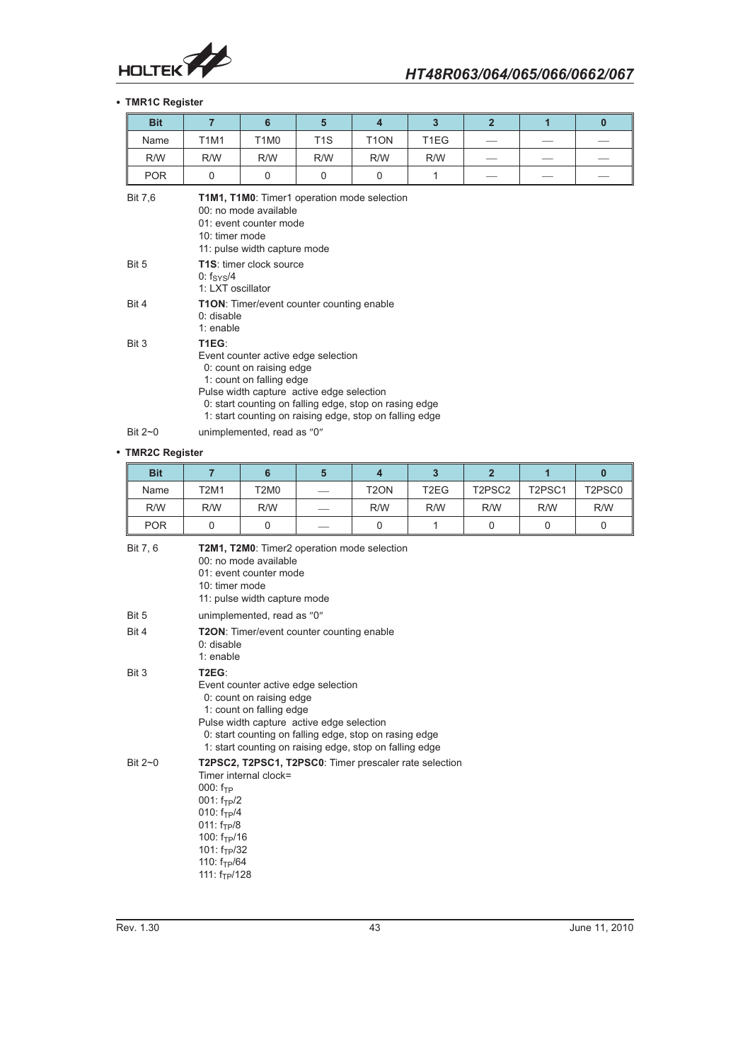- **TMR1C Register**

| Bit | 7 | 6 | 5 | 4 | 3 | 2 | 1 | 0 |
|---|---|---|---|---|---|---|---|---|
| Name | T1M1 | T1M0 | T1S | T1ON | T1EG | — | — | — |
| R/W | R/W | R/W | R/W | R/W | R/W | — | — | — |
| POR | 0 | 0 | 0 | 0 | 1 | — | — | — |

Bit 7,6 **T1M1, T1M0**: Timer1 operation mode selection
00: no mode available
01: event counter mode
10: timer mode
11: pulse width capture mode

Bit 5 **T1S**: timer clock source
0: $f_{SYS}/4$
1: LXT oscillator

Bit 4 **T1ON**: Timer/event counter counting enable
0: disable
1: enable

Bit 3 **T1EG**:
Event counter active edge selection
0: count on raising edge
1: count on falling edge
Pulse width capture active edge selection
0: start counting on falling edge, stop on rasing edge
1: start counting on raising edge, stop on falling edge

Bit 2~0 unimplemented, read as "0"

- **TMR2C Register**

| Bit | 7 | 6 | 5 | 4 | 3 | 2 | 1 | 0 |
|---|---|---|---|---|---|---|---|---|
| Name | T2M1 | T2M0 | — | T2ON | T2EG | T2PSC2 | T2PSC1 | T2PSC0 |
| R/W | R/W | R/W | — | R/W | R/W | R/W | R/W | R/W |
| POR | 0 | 0 | — | 0 | 1 | 0 | 0 | 0 |

Bit 7, 6 **T2M1, T2M0**: Timer2 operation mode selection
00: no mode available
01: event counter mode
10: timer mode
11: pulse width capture mode

Bit 5 unimplemented, read as "0"

Bit 4 **T2ON**: Timer/event counter counting enable
0: disable
1: enable

Bit 3 **T2EG**:
Event counter active edge selection
0: count on raising edge
1: count on falling edge
Pulse width capture active edge selection
0: start counting on falling edge, stop on rasing edge
1: start counting on raising edge, stop on falling edge

Bit 2~0 **T2PSC2, T2PSC1, T2PSC0**: Timer prescaler rate selection
Timer internal clock=
000: $f_{TP}$
001: $f_{TP}/2$
010: $f_{TP}/4$
011: $f_{TP}/8$
100: $f_{TP}/16$
101: $f_{TP}/32$
110: $f_{TP}/64$
111: $f_{TP}/128$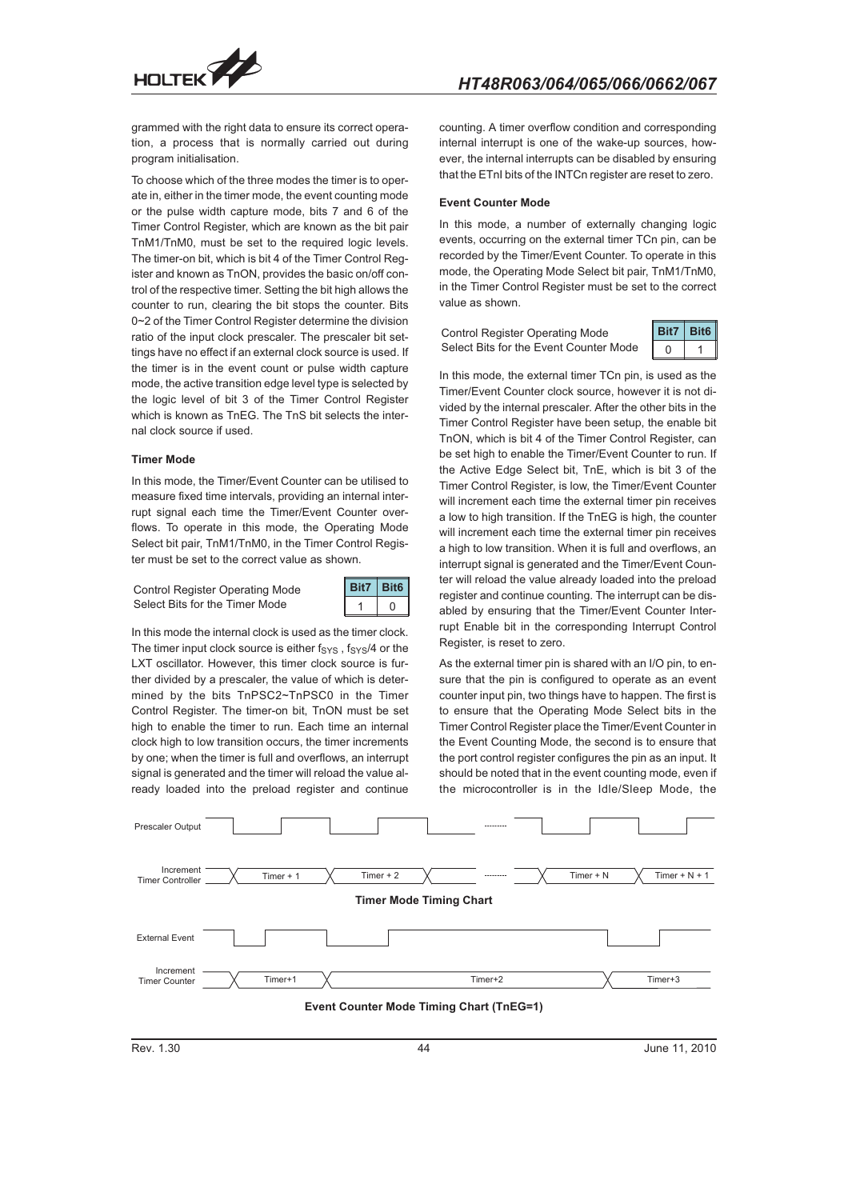grammed with the right data to ensure its correct operation, a process that is normally carried out during program initialisation.

To choose which of the three modes the timer is to operate in, either in the timer mode, the event counting mode or the pulse width capture mode, bits 7 and 6 of the Timer Control Register, which are known as the bit pair TnM1/TnM0, must be set to the required logic levels. The timer-on bit, which is bit 4 of the Timer Control Register and known as TnON, provides the basic on/off control of the respective timer. Setting the bit high allows the counter to run, clearing the bit stops the counter. Bits 0~2 of the Timer Control Register determine the division ratio of the input clock prescaler. The prescaler bit settings have no effect if an external clock source is used. If the timer is in the event count or pulse width capture mode, the active transition edge level type is selected by the logic level of bit 3 of the Timer Control Register which is known as TnEG. The TnS bit selects the internal clock source if used.

**Timer Mode**

In this mode, the Timer/Event Counter can be utilised to measure fixed time intervals, providing an internal interrupt signal each time the Timer/Event Counter overflows. To operate in this mode, the Operating Mode Select bit pair, TnM1/TnM0, in the Timer Control Register must be set to the correct value as shown.

Control Register Operating Mode Select Bits for the Timer Mode

| Bit7 | Bit6 |
|---|---|
| 1 | 0 |

In this mode the internal clock is used as the timer clock. The timer input clock source is either $f_{SYS}$ , $f_{SYS}/4$ or the LXT oscillator. However, this timer clock source is further divided by a prescaler, the value of which is determined by the bits TnPSC2~TnPSC0 in the Timer Control Register. The timer-on bit, TnON must be set high to enable the timer to run. Each time an internal clock high to low transition occurs, the timer increments by one; when the timer is full and overflows, an interrupt signal is generated and the timer will reload the value already loaded into the preload register and continue counting. A timer overflow condition and corresponding internal interrupt is one of the wake-up sources, however, the internal interrupts can be disabled by ensuring that the ETnI bits of the INTCn register are reset to zero.

**Event Counter Mode**

In this mode, a number of externally changing logic events, occurring on the external timer TCn pin, can be recorded by the Timer/Event Counter. To operate in this mode, the Operating Mode Select bit pair, TnM1/TnM0, in the Timer Control Register must be set to the correct value as shown.

Control Register Operating Mode Select Bits for the Event Counter Mode

| Bit7 | Bit6 |
|---|---|
| 0 | 1 |

In this mode, the external timer TCn pin, is used as the Timer/Event Counter clock source, however it is not divided by the internal prescaler. After the other bits in the Timer Control Register have been setup, the enable bit TnON, which is bit 4 of the Timer Control Register, can be set high to enable the Timer/Event Counter to run. If the Active Edge Select bit, TnE, which is bit 3 of the Timer Control Register, is low, the Timer/Event Counter will increment each time the external timer pin receives a low to high transition. If the TnEG is high, the counter will increment each time the external timer pin receives a high to low transition. When it is full and overflows, an interrupt signal is generated and the Timer/Event Counter will reload the value already loaded into the preload register and continue counting. The interrupt can be disabled by ensuring that the Timer/Event Counter Interrupt Enable bit in the corresponding Interrupt Control Register, is reset to zero.

As the external timer pin is shared with an I/O pin, to ensure that the pin is configured to operate as an event counter input pin, two things have to happen. The first is to ensure that the Operating Mode Select bits in the Timer Control Register place the Timer/Event Counter in the Event Counting Mode, the second is to ensure that the port control register configures the pin as an input. It should be noted that in the event counting mode, even if the microcontroller is in the Idle/Sleep Mode, the

Prescaler Output

Increment Timer Controller: Timer + 1, Timer + 2, ..., Timer + N, Timer + N + 1

**Timer Mode Timing Chart**

External Event

Increment Timer Counter: Timer+1, Timer+2, Timer+3

**Event Counter Mode Timing Chart (TnEG=1)**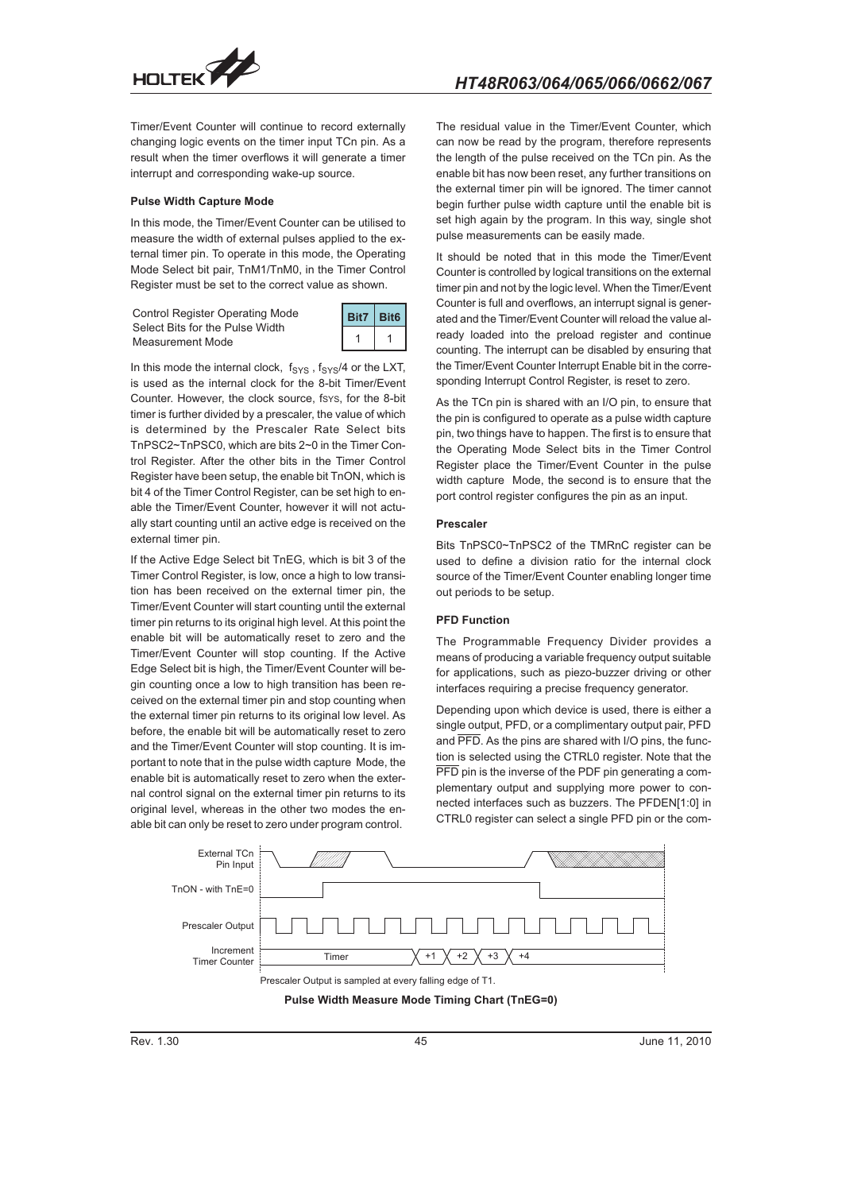Timer/Event Counter will continue to record externally changing logic events on the timer input TCn pin. As a result when the timer overflows it will generate a timer interrupt and corresponding wake-up source.

#### Pulse Width Capture Mode

In this mode, the Timer/Event Counter can be utilised to measure the width of external pulses applied to the external timer pin. To operate in this mode, the Operating Mode Select bit pair, TnM1/TnM0, in the Timer Control Register must be set to the correct value as shown.

| Control Register Operating Mode Select Bits for the Pulse Width Measurement Mode | Bit7 | Bit6 |
|---|---|---|
| | 1 | 1 |

In this mode the internal clock, $f_{SYS}$, $f_{SYS}/4$ or the LXT, is used as the internal clock for the 8-bit Timer/Event Counter. However, the clock source, $f_{SYS}$, for the 8-bit timer is further divided by a prescaler, the value of which is determined by the Prescaler Rate Select bits TnPSC2~TnPSC0, which are bits 2~0 in the Timer Control Register. After the other bits in the Timer Control Register have been setup, the enable bit TnON, which is bit 4 of the Timer Control Register, can be set high to enable the Timer/Event Counter, however it will not actually start counting until an active edge is received on the external timer pin.

If the Active Edge Select bit TnEG, which is bit 3 of the Timer Control Register, is low, once a high to low transition has been received on the external timer pin, the Timer/Event Counter will start counting until the external timer pin returns to its original high level. At this point the enable bit will be automatically reset to zero and the Timer/Event Counter will stop counting. If the Active Edge Select bit is high, the Timer/Event Counter will begin counting once a low to high transition has been received on the external timer pin and stop counting when the external timer pin returns to its original low level. As before, the enable bit will be automatically reset to zero and the Timer/Event Counter will stop counting. It is important to note that in the pulse width capture Mode, the enable bit is automatically reset to zero when the external control signal on the external timer pin returns to its original level, whereas in the other two modes the enable bit can only be reset to zero under program control.

The residual value in the Timer/Event Counter, which can now be read by the program, therefore represents the length of the pulse received on the TCn pin. As the enable bit has now been reset, any further transitions on the external timer pin will be ignored. The timer cannot begin further pulse width capture until the enable bit is set high again by the program. In this way, single shot pulse measurements can be easily made.

It should be noted that in this mode the Timer/Event Counter is controlled by logical transitions on the external timer pin and not by the logic level. When the Timer/Event Counter is full and overflows, an interrupt signal is generated and the Timer/Event Counter will reload the value already loaded into the preload register and continue counting. The interrupt can be disabled by ensuring that the Timer/Event Counter Interrupt Enable bit in the corresponding Interrupt Control Register, is reset to zero.

As the TCn pin is shared with an I/O pin, to ensure that the pin is configured to operate as a pulse width capture pin, two things have to happen. The first is to ensure that the Operating Mode Select bits in the Timer Control Register place the Timer/Event Counter in the pulse width capture Mode, the second is to ensure that the port control register configures the pin as an input.

#### Prescaler

Bits TnPSC0~TnPSC2 of the TMRnC register can be used to define a division ratio for the internal clock source of the Timer/Event Counter enabling longer time out periods to be setup.

#### PFD Function

The Programmable Frequency Divider provides a means of producing a variable frequency output suitable for applications, such as piezo-buzzer driving or other interfaces requiring a precise frequency generator.

Depending upon which device is used, there is either a single output, PFD, or a complimentary output pair, PFD and $\overline{PFD}$. As the pins are shared with I/O pins, the function is selected using the CTRL0 register. Note that the $\overline{PFD}$ pin is the inverse of the PDF pin generating a complementary output and supplying more power to connected interfaces such as buzzers. The PFDEN[1:0] in CTRL0 register can select a single PFD pin or the com-

External TCn Pin Input

TnON - with TnE=0

Prescaler Output

Increment Timer Counter — Timer, +1, +2, +3, +4

Prescaler Output is sampled at every falling edge of T1.

**Pulse Width Measure Mode Timing Chart (TnEG=0)**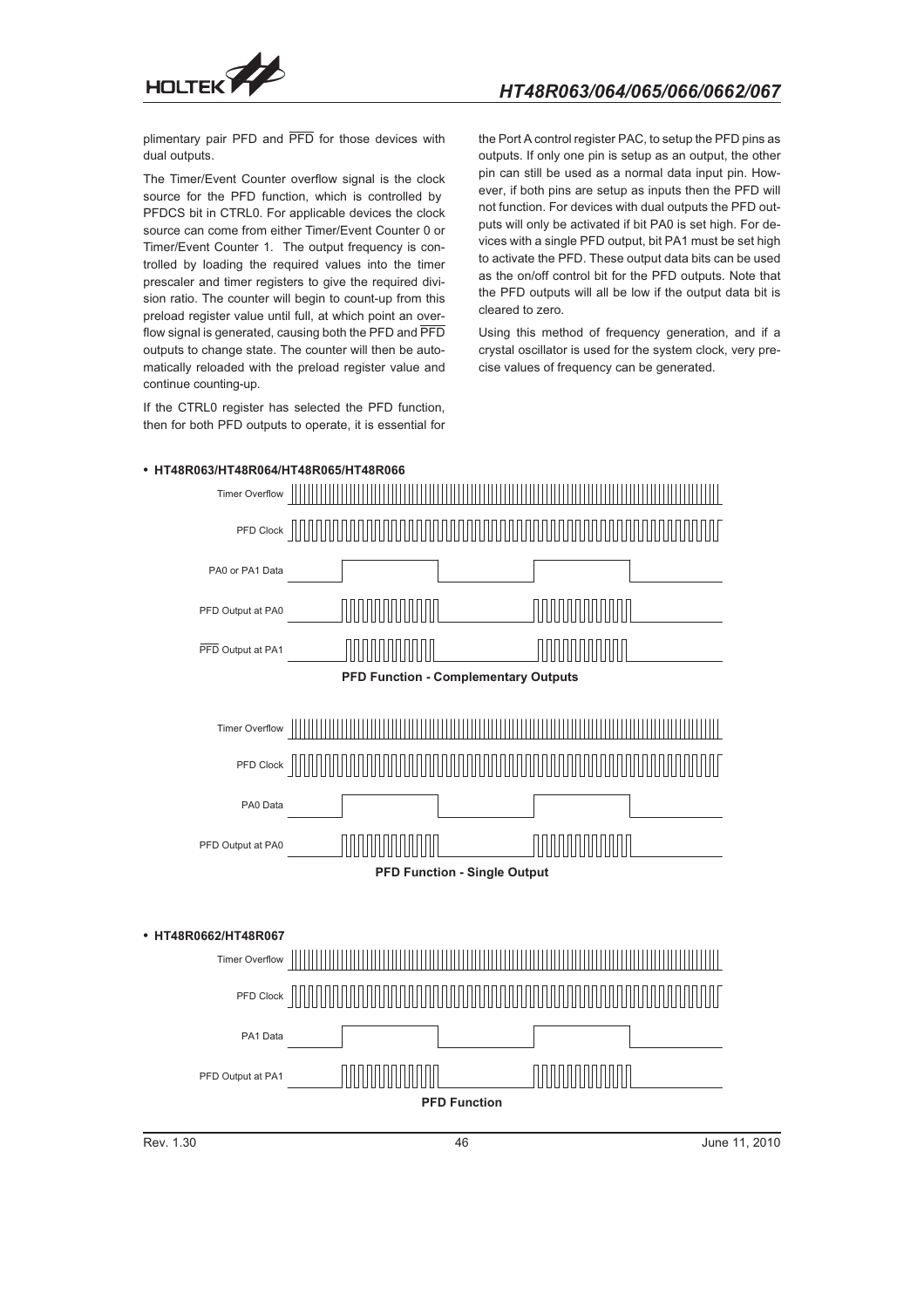plimentary pair PFD and $\overline{PFD}$ for those devices with dual outputs.

The Timer/Event Counter overflow signal is the clock source for the PFD function, which is controlled by PFDCS bit in CTRL0. For applicable devices the clock source can come from either Timer/Event Counter 0 or Timer/Event Counter 1. The output frequency is controlled by loading the required values into the timer prescaler and timer registers to give the required division ratio. The counter will begin to count-up from this preload register value until full, at which point an overflow signal is generated, causing both the PFD and $\overline{PFD}$ outputs to change state. The counter will then be automatically reloaded with the preload register value and continue counting-up.

If the CTRL0 register has selected the PFD function, then for both PFD outputs to operate, it is essential for the Port A control register PAC, to setup the PFD pins as outputs. If only one pin is setup as an output, the other pin can still be used as a normal data input pin. However, if both pins are setup as inputs then the PFD will not function. For devices with dual outputs the PFD outputs will only be activated if bit PA0 is set high. For devices with a single PFD output, bit PA1 must be set high to activate the PFD. These output data bits can be used as the on/off control bit for the PFD outputs. Note that the PFD outputs will all be low if the output data bit is cleared to zero.

Using this method of frequency generation, and if a crystal oscillator is used for the system clock, very precise values of frequency can be generated.

- **HT48R063/HT48R064/HT48R065/HT48R066**

Timer Overflow

PFD Clock

PA0 or PA1 Data

PFD Output at PA0

$\overline{PFD}$ Output at PA1

**PFD Function - Complementary Outputs**

Timer Overflow

PFD Clock

PA0 Data

PFD Output at PA0

**PFD Function - Single Output**

- **HT48R0662/HT48R067**

Timer Overflow

PFD Clock

PA1 Data

PFD Output at PA1

**PFD Function**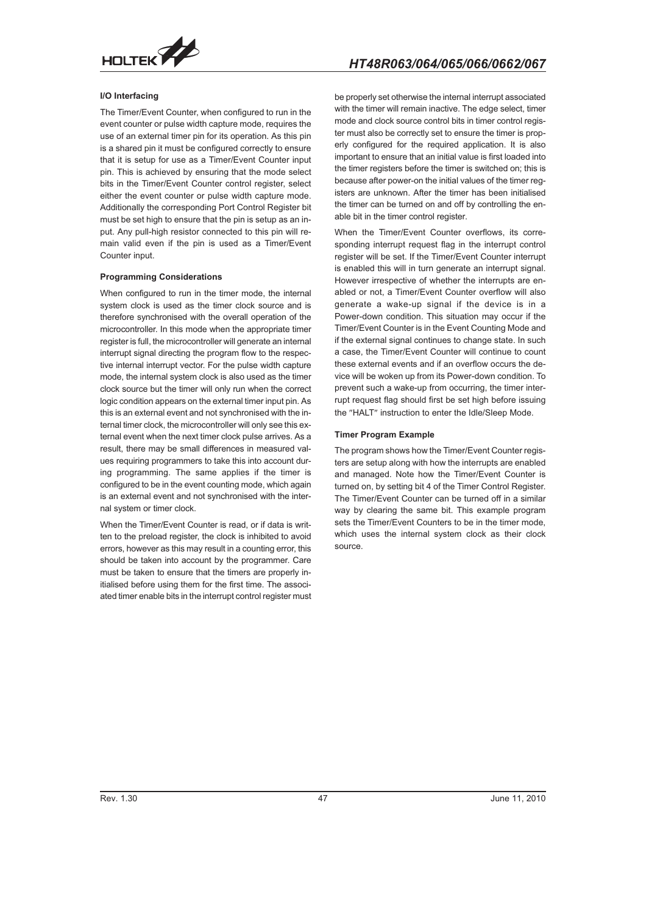### I/O Interfacing

The Timer/Event Counter, when configured to run in the event counter or pulse width capture mode, requires the use of an external timer pin for its operation. As this pin is a shared pin it must be configured correctly to ensure that it is setup for use as a Timer/Event Counter input pin. This is achieved by ensuring that the mode select bits in the Timer/Event Counter control register, select either the event counter or pulse width capture mode. Additionally the corresponding Port Control Register bit must be set high to ensure that the pin is setup as an input. Any pull-high resistor connected to this pin will remain valid even if the pin is used as a Timer/Event Counter input.

### Programming Considerations

When configured to run in the timer mode, the internal system clock is used as the timer clock source and is therefore synchronised with the overall operation of the microcontroller. In this mode when the appropriate timer register is full, the microcontroller will generate an internal interrupt signal directing the program flow to the respective internal interrupt vector. For the pulse width capture mode, the internal system clock is also used as the timer clock source but the timer will only run when the correct logic condition appears on the external timer input pin. As this is an external event and not synchronised with the internal timer clock, the microcontroller will only see this external event when the next timer clock pulse arrives. As a result, there may be small differences in measured values requiring programmers to take this into account during programming. The same applies if the timer is configured to be in the event counting mode, which again is an external event and not synchronised with the internal system or timer clock.

When the Timer/Event Counter is read, or if data is written to the preload register, the clock is inhibited to avoid errors, however as this may result in a counting error, this should be taken into account by the programmer. Care must be taken to ensure that the timers are properly initialised before using them for the first time. The associated timer enable bits in the interrupt control register must be properly set otherwise the internal interrupt associated with the timer will remain inactive. The edge select, timer mode and clock source control bits in timer control register must also be correctly set to ensure the timer is properly configured for the required application. It is also important to ensure that an initial value is first loaded into the timer registers before the timer is switched on; this is because after power-on the initial values of the timer registers are unknown. After the timer has been initialised the timer can be turned on and off by controlling the enable bit in the timer control register.

When the Timer/Event Counter overflows, its corresponding interrupt request flag in the interrupt control register will be set. If the Timer/Event Counter interrupt is enabled this will in turn generate an interrupt signal. However irrespective of whether the interrupts are enabled or not, a Timer/Event Counter overflow will also generate a wake-up signal if the device is in a Power-down condition. This situation may occur if the Timer/Event Counter is in the Event Counting Mode and if the external signal continues to change state. In such a case, the Timer/Event Counter will continue to count these external events and if an overflow occurs the device will be woken up from its Power-down condition. To prevent such a wake-up from occurring, the timer interrupt request flag should first be set high before issuing the "HALT" instruction to enter the Idle/Sleep Mode.

### Timer Program Example

The program shows how the Timer/Event Counter registers are setup along with how the interrupts are enabled and managed. Note how the Timer/Event Counter is turned on, by setting bit 4 of the Timer Control Register. The Timer/Event Counter can be turned off in a similar way by clearing the same bit. This example program sets the Timer/Event Counters to be in the timer mode, which uses the internal system clock as their clock source.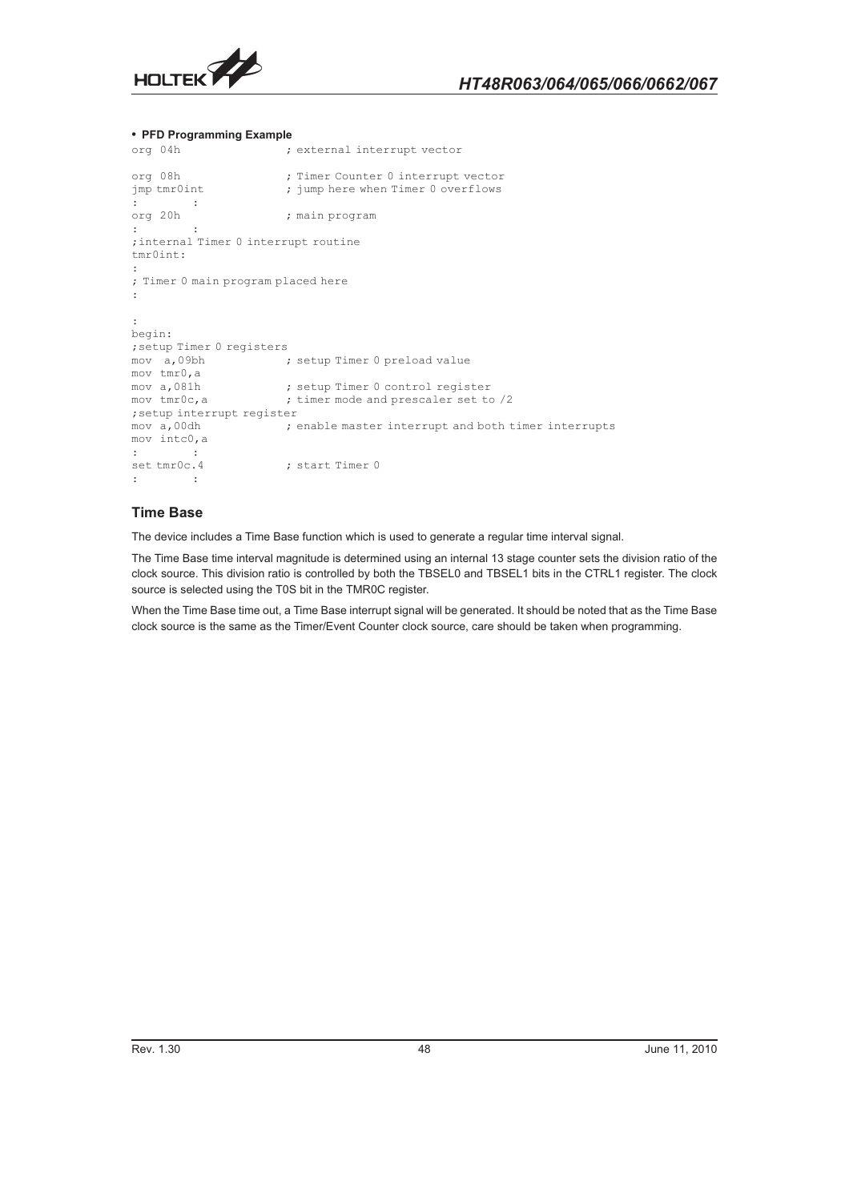- **PFD Programming Example**

```
org 04h                 ; external interrupt vector

org 08h                 ; Timer Counter 0 interrupt vector
jmp tmr0int             ; jump here when Timer 0 overflows
:       :
org 20h                 ; main program
:       :
;internal Timer 0 interrupt routine
tmr0int:
:
; Timer 0 main program placed here
:

:
begin:
;setup Timer 0 registers
mov  a,09bh             ; setup Timer 0 preload value
mov tmr0,a
mov a,081h              ; setup Timer 0 control register
mov tmr0c,a             ; timer mode and prescaler set to /2
;setup interrupt register
mov a,00dh              ; enable master interrupt and both timer interrupts
mov intc0,a
:       :
set tmr0c.4             ; start Timer 0
:       :
```

## Time Base

The device includes a Time Base function which is used to generate a regular time interval signal.

The Time Base time interval magnitude is determined using an internal 13 stage counter sets the division ratio of the clock source. This division ratio is controlled by both the TBSEL0 and TBSEL1 bits in the CTRL1 register. The clock source is selected using the T0S bit in the TMR0C register.

When the Time Base time out, a Time Base interrupt signal will be generated. It should be noted that as the Time Base clock source is the same as the Timer/Event Counter clock source, care should be taken when programming.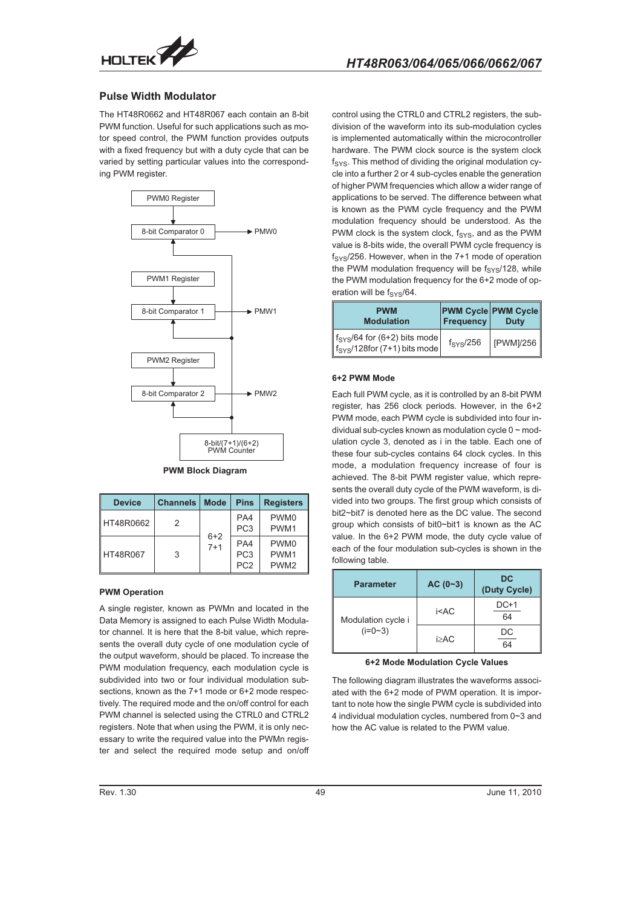## Pulse Width Modulator

The HT48R0662 and HT48R067 each contain an 8-bit PWM function. Useful for such applications such as motor speed control, the PWM function provides outputs with a fixed frequency but with a duty cycle that can be varied by setting particular values into the corresponding PWM register.

PWM0 Register

8-bit Comparator 0 → PMW0

PWM1 Register

8-bit Comparator 1 → PMW1

PWM2 Register

8-bit Comparator 2 → PMW2

8-bit/(7+1)/(6+2) PWM Counter

PWM Block Diagram

| Device | Channels | Mode | Pins | Registers |
|---|---|---|---|---|
| HT48R0662 | 2 | 6+2 7+1 | PA4 PC3 | PWM0 PWM1 |
| HT48R067 | 3 | | PA4 PC3 PC2 | PWM0 PWM1 PWM2 |

#### PWM Operation

A single register, known as PWMn and located in the Data Memory is assigned to each Pulse Width Modulator channel. It is here that the 8-bit value, which represents the overall duty cycle of one modulation cycle of the output waveform, should be placed. To increase the PWM modulation frequency, each modulation cycle is subdivided into two or four individual modulation subsections, known as the 7+1 mode or 6+2 mode respectively. The required mode and the on/off control for each PWM channel is selected using the CTRL0 and CTRL2 registers. Note that when using the PWM, it is only necessary to write the required value into the PWMn register and select the required mode setup and on/off control using the CTRL0 and CTRL2 registers, the subdivision of the waveform into its sub-modulation cycles is implemented automatically within the microcontroller hardware. The PWM clock source is the system clock $f_{SYS}$. This method of dividing the original modulation cycle into a further 2 or 4 sub-cycles enable the generation of higher PWM frequencies which allow a wider range of applications to be served. The difference between what is known as the PWM cycle frequency and the PWM modulation frequency should be understood. As the PWM clock is the system clock, $f_{SYS}$, and as the PWM value is 8-bits wide, the overall PWM cycle frequency is $f_{SYS}/256$. However, when in the 7+1 mode of operation the PWM modulation frequency will be $f_{SYS}/128$, while the PWM modulation frequency for the 6+2 mode of operation will be $f_{SYS}/64$.

| PWM Modulation | PWM Cycle Frequency | PWM Cycle Duty |
|---|---|---|
| $f_{SYS}/64$ for (6+2) bits mode $f_{SYS}/128$for (7+1) bits mode | $f_{SYS}/256$ | [PWM]/256 |

#### 6+2 PWM Mode

Each full PWM cycle, as it is controlled by an 8-bit PWM register, has 256 clock periods. However, in the 6+2 PWM mode, each PWM cycle is subdivided into four individual sub-cycles known as modulation cycle 0 ~ modulation cycle 3, denoted as i in the table. Each one of these four sub-cycles contains 64 clock cycles. In this mode, a modulation frequency increase of four is achieved. The 8-bit PWM register value, which represents the overall duty cycle of the PWM waveform, is divided into two groups. The first group which consists of bit2~bit7 is denoted here as the DC value. The second group which consists of bit0~bit1 is known as the AC value. In the 6+2 PWM mode, the duty cycle value of each of the four modulation sub-cycles is shown in the following table.

| Parameter | AC (0~3) | DC (Duty Cycle) |
|---|---|---|
| Modulation cycle i (i=0~3) | i<AC | $\frac{DC+1}{64}$ |
| | i≥AC | $\frac{DC}{64}$ |

6+2 Mode Modulation Cycle Values

The following diagram illustrates the waveforms associated with the 6+2 mode of PWM operation. It is important to note how the single PWM cycle is subdivided into 4 individual modulation cycles, numbered from 0~3 and how the AC value is related to the PWM value.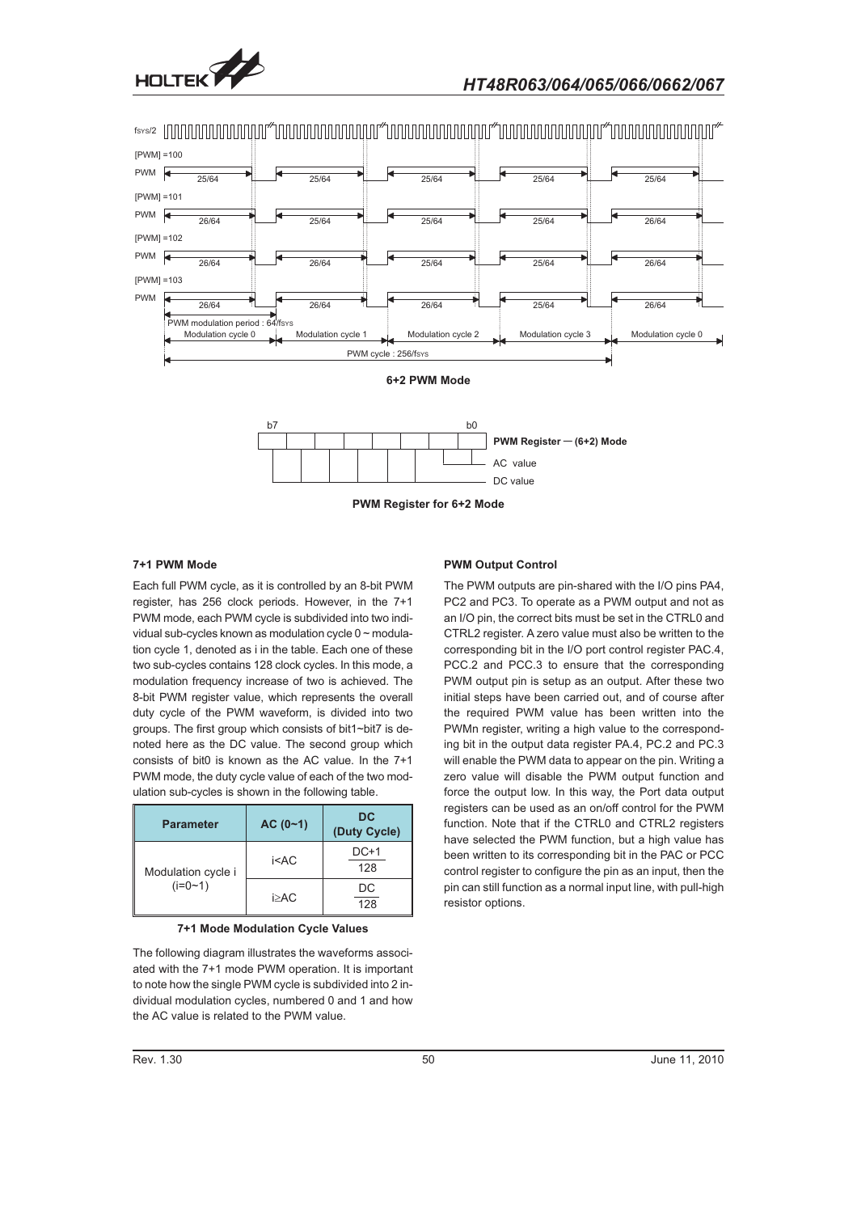6+2 PWM Mode

PWM Register for 6+2 Mode

### 7+1 PWM Mode

Each full PWM cycle, as it is controlled by an 8-bit PWM register, has 256 clock periods. However, in the 7+1 PWM mode, each PWM cycle is subdivided into two individual sub-cycles known as modulation cycle 0 ~ modulation cycle 1, denoted as i in the table. Each one of these two sub-cycles contains 128 clock cycles. In this mode, a modulation frequency increase of two is achieved. The 8-bit PWM register value, which represents the overall duty cycle of the PWM waveform, is divided into two groups. The first group which consists of bit1~bit7 is denoted here as the DC value. The second group which consists of bit0 is known as the AC value. In the 7+1 PWM mode, the duty cycle value of each of the two modulation sub-cycles is shown in the following table.

| Parameter | AC (0~1) | DC (Duty Cycle) |
|---|---|---|
| Modulation cycle i (i=0~1) | i<AC | $\frac{DC+1}{128}$ |
| | i≥AC | $\frac{DC}{128}$ |

**7+1 Mode Modulation Cycle Values**

The following diagram illustrates the waveforms associated with the 7+1 mode PWM operation. It is important to note how the single PWM cycle is subdivided into 2 individual modulation cycles, numbered 0 and 1 and how the AC value is related to the PWM value.

### PWM Output Control

The PWM outputs are pin-shared with the I/O pins PA4, PC2 and PC3. To operate as a PWM output and not as an I/O pin, the correct bits must be set in the CTRL0 and CTRL2 register. A zero value must also be written to the corresponding bit in the I/O port control register PAC.4, PCC.2 and PCC.3 to ensure that the corresponding PWM output pin is setup as an output. After these two initial steps have been carried out, and of course after the required PWM value has been written into the PWMn register, writing a high value to the corresponding bit in the output data register PA.4, PC.2 and PC.3 will enable the PWM data to appear on the pin. Writing a zero value will disable the PWM output function and force the output low. In this way, the Port data output registers can be used as an on/off control for the PWM function. Note that if the CTRL0 and CTRL2 registers have selected the PWM function, but a high value has been written to its corresponding bit in the PAC or PCC control register to configure the pin as an input, then the pin can still function as a normal input line, with pull-high resistor options.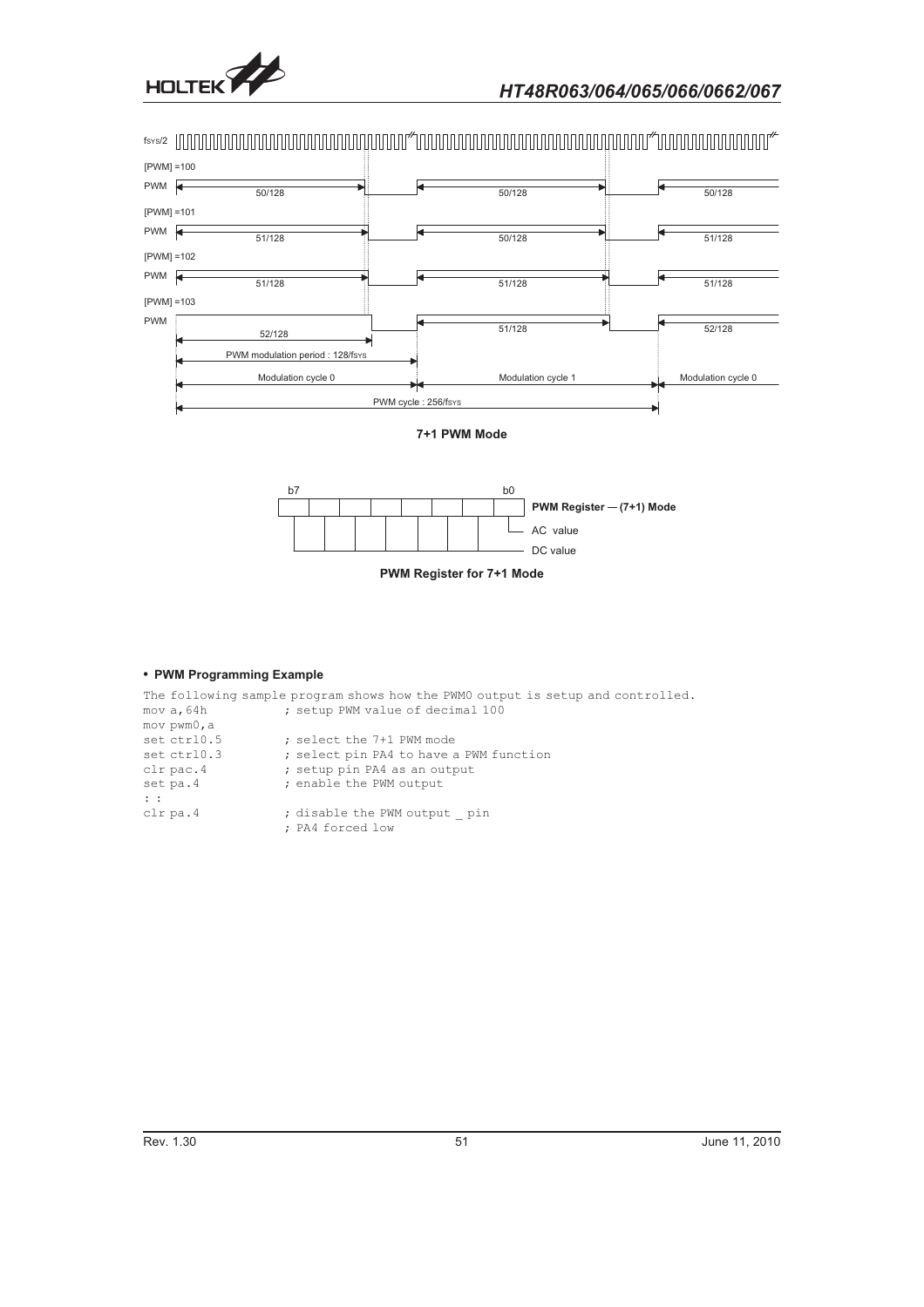7+1 PWM Mode

PWM Register for 7+1 Mode

- **PWM Programming Example**

The following sample program shows how the PWM0 output is setup and controlled.

```
mov a,64h          ; setup PWM value of decimal 100
mov pwm0,a
set ctrl0.5        ; select the 7+1 PWM mode
set ctrl0.3        ; select pin PA4 to have a PWM function
clr pac.4          ; setup pin PA4 as an output
set pa.4           ; enable the PWM output
: :
clr pa.4           ; disable the PWM output _ pin
                   ; PA4 forced low
```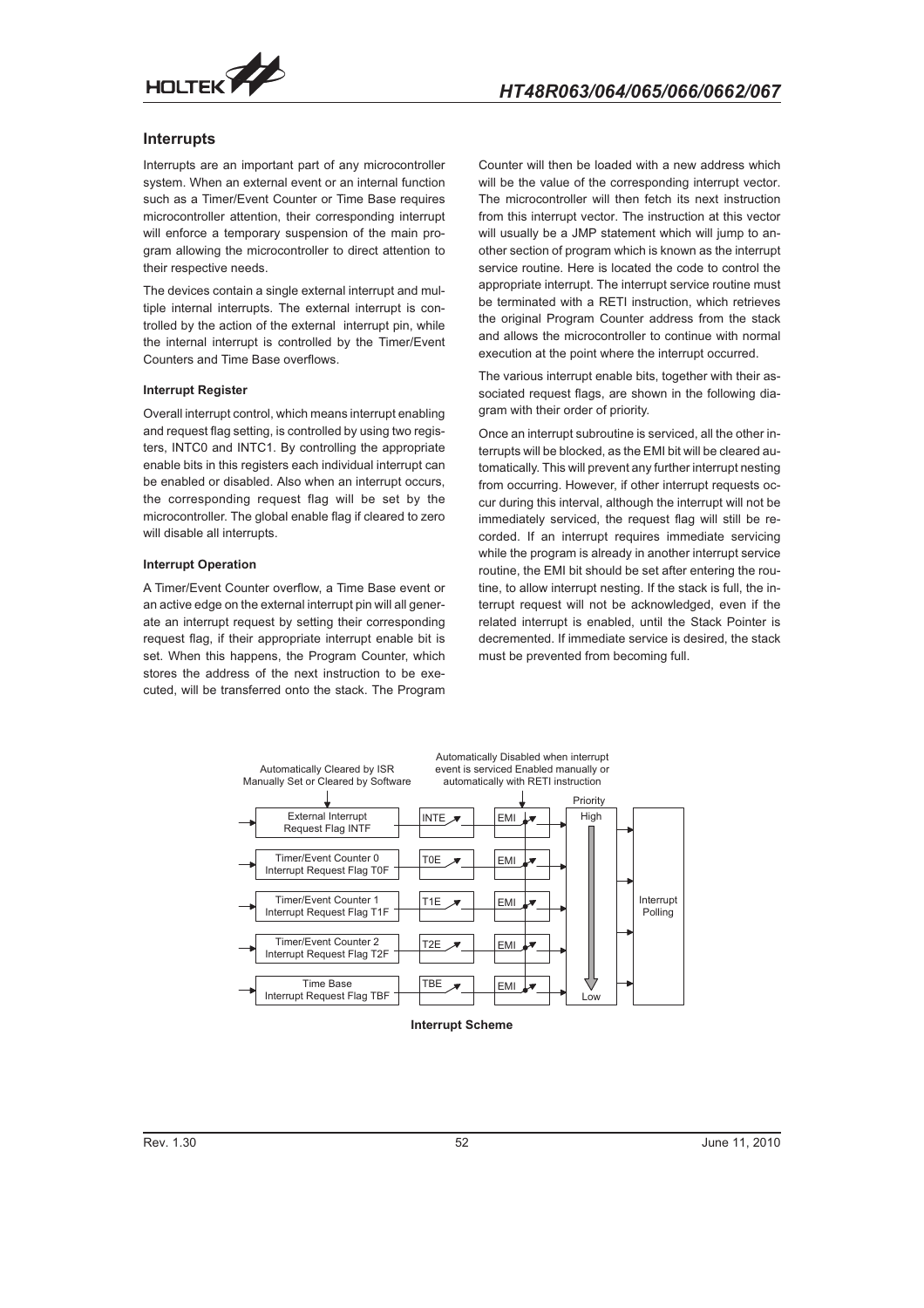## Interrupts

Interrupts are an important part of any microcontroller system. When an external event or an internal function such as a Timer/Event Counter or Time Base requires microcontroller attention, their corresponding interrupt will enforce a temporary suspension of the main program allowing the microcontroller to direct attention to their respective needs.

The devices contain a single external interrupt and multiple internal interrupts. The external interrupt is controlled by the action of the external interrupt pin, while the internal interrupt is controlled by the Timer/Event Counters and Time Base overflows.

#### Interrupt Register

Overall interrupt control, which means interrupt enabling and request flag setting, is controlled by using two registers, INTC0 and INTC1. By controlling the appropriate enable bits in this registers each individual interrupt can be enabled or disabled. Also when an interrupt occurs, the corresponding request flag will be set by the microcontroller. The global enable flag if cleared to zero will disable all interrupts.

#### Interrupt Operation

A Timer/Event Counter overflow, a Time Base event or an active edge on the external interrupt pin will all generate an interrupt request by setting their corresponding request flag, if their appropriate interrupt enable bit is set. When this happens, the Program Counter, which stores the address of the next instruction to be executed, will be transferred onto the stack. The Program Counter will then be loaded with a new address which will be the value of the corresponding interrupt vector. The microcontroller will then fetch its next instruction from this interrupt vector. The instruction at this vector will usually be a JMP statement which will jump to another section of program which is known as the interrupt service routine. Here is located the code to control the appropriate interrupt. The interrupt service routine must be terminated with a RETI instruction, which retrieves the original Program Counter address from the stack and allows the microcontroller to continue with normal execution at the point where the interrupt occurred.

The various interrupt enable bits, together with their associated request flags, are shown in the following diagram with their order of priority.

Once an interrupt subroutine is serviced, all the other interrupts will be blocked, as the EMI bit will be cleared automatically. This will prevent any further interrupt nesting from occurring. However, if other interrupt requests occur during this interval, although the interrupt will not be immediately serviced, the request flag will still be recorded. If an interrupt requires immediate servicing while the program is already in another interrupt service routine, the EMI bit should be set after entering the routine, to allow interrupt nesting. If the stack is full, the interrupt request will not be acknowledged, even if the related interrupt is enabled, until the Stack Pointer is decremented. If immediate service is desired, the stack must be prevented from becoming full.

Automatically Cleared by ISR
Manually Set or Cleared by Software

Automatically Disabled when interrupt event is serviced Enabled manually or automatically with RETI instruction

| Request Flag | Enable | Global | Priority |
|---|---|---|---|
| External Interrupt Request Flag INTF | INTE | EMI | High |
| Timer/Event Counter 0 Interrupt Request Flag T0F | T0E | EMI | |
| Timer/Event Counter 1 Interrupt Request Flag T1F | T1E | EMI | |
| Timer/Event Counter 2 Interrupt Request Flag T2F | T2E | EMI | |
| Time Base Interrupt Request Flag TBF | TBE | EMI | Low |

Interrupt Polling

**Interrupt Scheme**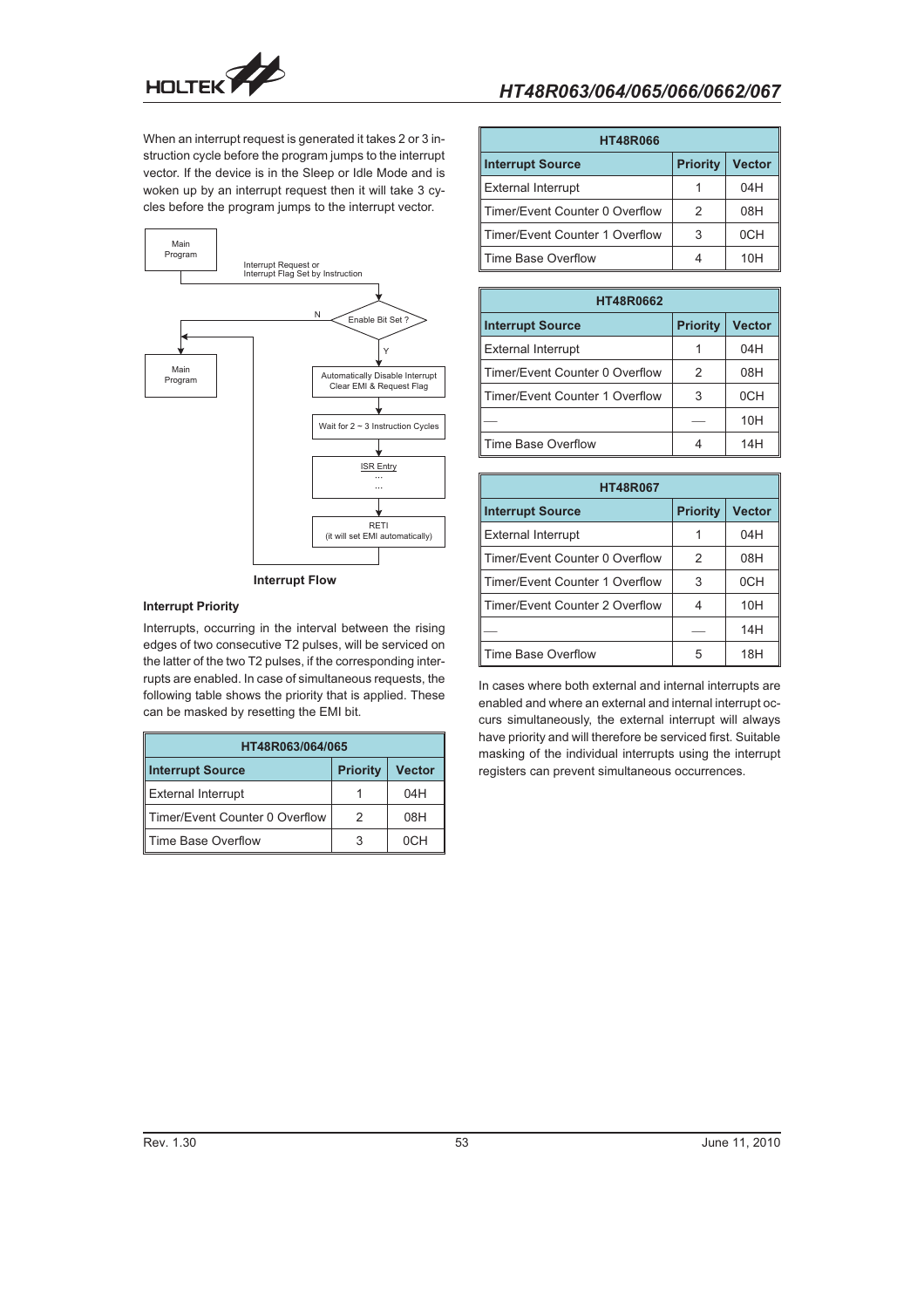When an interrupt request is generated it takes 2 or 3 instruction cycle before the program jumps to the interrupt vector. If the device is in the Sleep or Idle Mode and is woken up by an interrupt request then it will take 3 cycles before the program jumps to the interrupt vector.

Main Program

Interrupt Request or Interrupt Flag Set by Instruction

Enable Bit Set ?

N

Y

Main Program

Automatically Disable Interrupt Clear EMI & Request Flag

Wait for 2 ~ 3 Instruction Cycles

ISR Entry
...
...

RETI
(it will set EMI automatically)

**Interrupt Flow**

### Interrupt Priority

Interrupts, occurring in the interval between the rising edges of two consecutive T2 pulses, will be serviced on the latter of the two T2 pulses, if the corresponding interrupts are enabled. In case of simultaneous requests, the following table shows the priority that is applied. These can be masked by resetting the EMI bit.

| HT48R063/064/065 | | |
|---|---|---|
| **Interrupt Source** | **Priority** | **Vector** |
| External Interrupt | 1 | 04H |
| Timer/Event Counter 0 Overflow | 2 | 08H |
| Time Base Overflow | 3 | 0CH |

| HT48R066 | | |
|---|---|---|
| **Interrupt Source** | **Priority** | **Vector** |
| External Interrupt | 1 | 04H |
| Timer/Event Counter 0 Overflow | 2 | 08H |
| Timer/Event Counter 1 Overflow | 3 | 0CH |
| Time Base Overflow | 4 | 10H |

| HT48R0662 | | |
|---|---|---|
| **Interrupt Source** | **Priority** | **Vector** |
| External Interrupt | 1 | 04H |
| Timer/Event Counter 0 Overflow | 2 | 08H |
| Timer/Event Counter 1 Overflow | 3 | 0CH |
| — | — | 10H |
| Time Base Overflow | 4 | 14H |

| HT48R067 | | |
|---|---|---|
| **Interrupt Source** | **Priority** | **Vector** |
| External Interrupt | 1 | 04H |
| Timer/Event Counter 0 Overflow | 2 | 08H |
| Timer/Event Counter 1 Overflow | 3 | 0CH |
| Timer/Event Counter 2 Overflow | 4 | 10H |
| — | — | 14H |
| Time Base Overflow | 5 | 18H |

In cases where both external and internal interrupts are enabled and where an external and internal interrupt occurs simultaneously, the external interrupt will always have priority and will therefore be serviced first. Suitable masking of the individual interrupts using the interrupt registers can prevent simultaneous occurrences.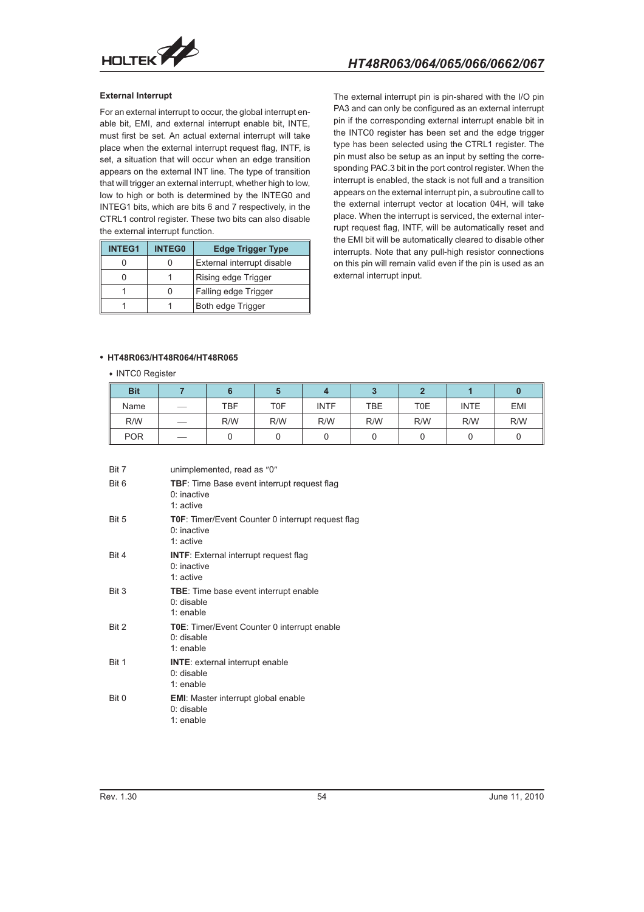### External Interrupt

For an external interrupt to occur, the global interrupt enable bit, EMI, and external interrupt enable bit, INTE, must first be set. An actual external interrupt will take place when the external interrupt request flag, INTF, is set, a situation that will occur when an edge transition appears on the external INT line. The type of transition that will trigger an external interrupt, whether high to low, low to high or both is determined by the INTEG0 and INTEG1 bits, which are bits 6 and 7 respectively, in the CTRL1 control register. These two bits can also disable the external interrupt function.

| INTEG1 | INTEG0 | Edge Trigger Type |
|---|---|---|
| 0 | 0 | External interrupt disable |
| 0 | 1 | Rising edge Trigger |
| 1 | 0 | Falling edge Trigger |
| 1 | 1 | Both edge Trigger |

The external interrupt pin is pin-shared with the I/O pin PA3 and can only be configured as an external interrupt pin if the corresponding external interrupt enable bit in the INTC0 register has been set and the edge trigger type has been selected using the CTRL1 register. The pin must also be setup as an input by setting the corresponding PAC.3 bit in the port control register. When the interrupt is enabled, the stack is not full and a transition appears on the external interrupt pin, a subroutine call to the external interrupt vector at location 04H, will take place. When the interrupt is serviced, the external interrupt request flag, INTF, will be automatically reset and the EMI bit will be automatically cleared to disable other interrupts. Note that any pull-high resistor connections on this pin will remain valid even if the pin is used as an external interrupt input.

- **HT48R063/HT48R064/HT48R065**
  - INTC0 Register

| Bit | 7 | 6 | 5 | 4 | 3 | 2 | 1 | 0 |
|---|---|---|---|---|---|---|---|---|
| Name | — | TBF | T0F | INTF | TBE | T0E | INTE | EMI |
| R/W | — | R/W | R/W | R/W | R/W | R/W | R/W | R/W |
| POR | — | 0 | 0 | 0 | 0 | 0 | 0 | 0 |

Bit 7 unimplemented, read as "0"

Bit 6 **TBF**: Time Base event interrupt request flag
0: inactive
1: active

Bit 5 **T0F**: Timer/Event Counter 0 interrupt request flag
0: inactive
1: active

Bit 4 **INTF**: External interrupt request flag
0: inactive
1: active

Bit 3 **TBE**: Time base event interrupt enable
0: disable
1: enable

Bit 2 **T0E**: Timer/Event Counter 0 interrupt enable
0: disable
1: enable

Bit 1 **INTE**: external interrupt enable
0: disable
1: enable

Bit 0 **EMI**: Master interrupt global enable
0: disable
1: enable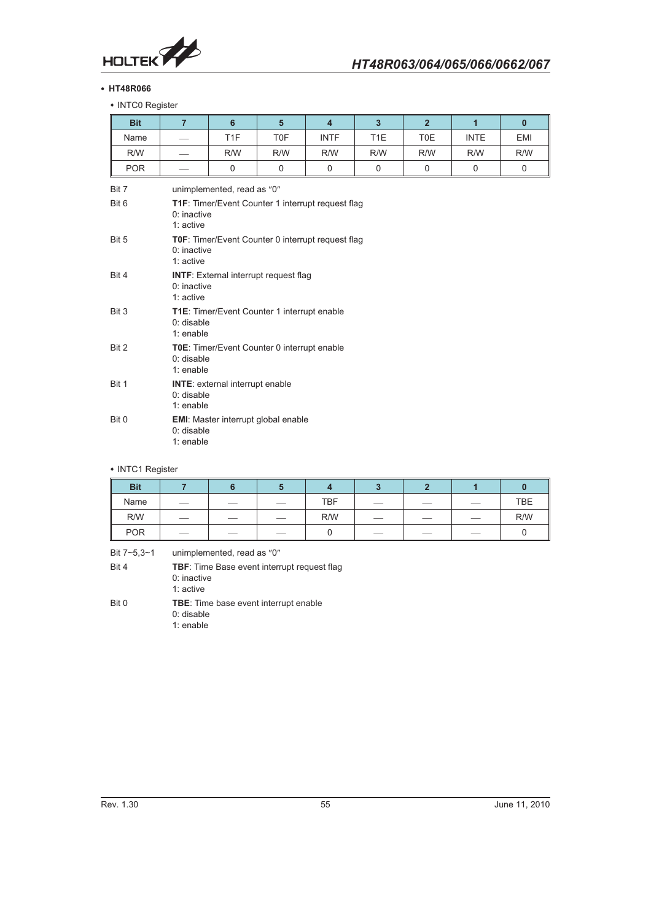- **HT48R066**

  - INTC0 Register

| Bit | 7 | 6 | 5 | 4 | 3 | 2 | 1 | 0 |
|---|---|---|---|---|---|---|---|---|
| Name | — | T1F | T0F | INTF | T1E | T0E | INTE | EMI |
| R/W | — | R/W | R/W | R/W | R/W | R/W | R/W | R/W |
| POR | — | 0 | 0 | 0 | 0 | 0 | 0 | 0 |

Bit 7 unimplemented, read as "0"

Bit 6 **T1F**: Timer/Event Counter 1 interrupt request flag
0: inactive
1: active

Bit 5 **T0F**: Timer/Event Counter 0 interrupt request flag
0: inactive
1: active

Bit 4 **INTF**: External interrupt request flag
0: inactive
1: active

Bit 3 **T1E**: Timer/Event Counter 1 interrupt enable
0: disable
1: enable

Bit 2 **T0E**: Timer/Event Counter 0 interrupt enable
0: disable
1: enable

Bit 1 **INTE**: external interrupt enable
0: disable
1: enable

Bit 0 **EMI**: Master interrupt global enable
0: disable
1: enable

  - INTC1 Register

| Bit | 7 | 6 | 5 | 4 | 3 | 2 | 1 | 0 |
|---|---|---|---|---|---|---|---|---|
| Name | — | — | — | TBF | — | — | — | TBE |
| R/W | — | — | — | R/W | — | — | — | R/W |
| POR | — | — | — | 0 | — | — | — | 0 |

Bit 7~5,3~1 unimplemented, read as "0"

Bit 4 **TBF**: Time Base event interrupt request flag
0: inactive
1: active

Bit 0 **TBE**: Time base event interrupt enable
0: disable
1: enable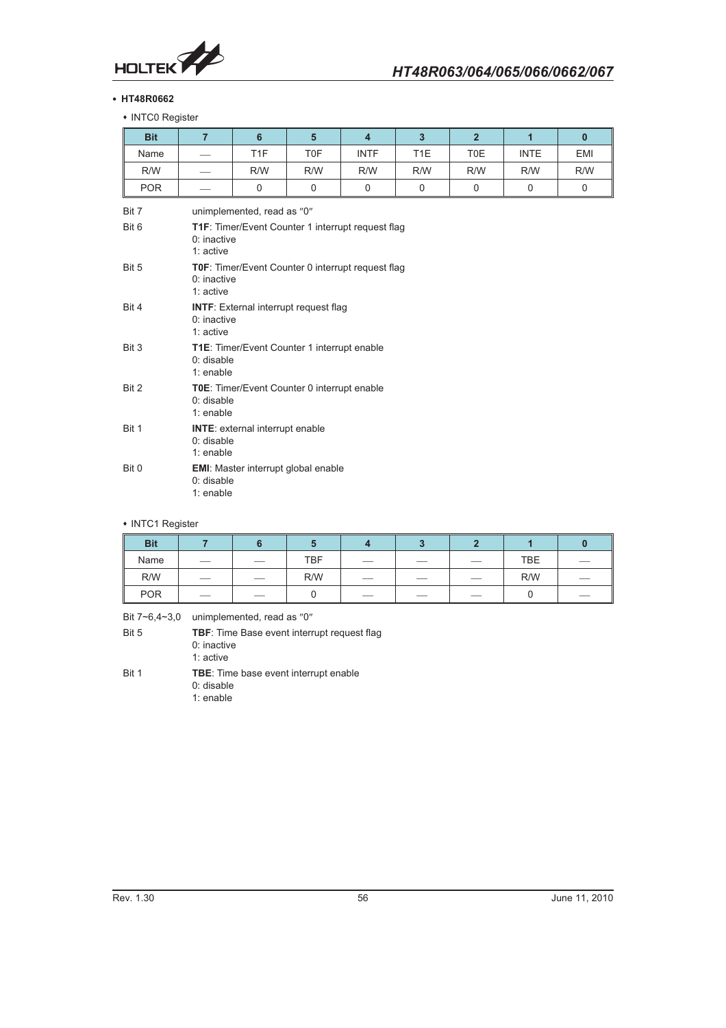- **HT48R0662**

  - INTC0 Register

| Bit | 7 | 6 | 5 | 4 | 3 | 2 | 1 | 0 |
|---|---|---|---|---|---|---|---|---|
| Name | — | T1F | T0F | INTF | T1E | T0E | INTE | EMI |
| R/W | — | R/W | R/W | R/W | R/W | R/W | R/W | R/W |
| POR | — | 0 | 0 | 0 | 0 | 0 | 0 | 0 |

Bit 7 unimplemented, read as "0"

Bit 6 **T1F**: Timer/Event Counter 1 interrupt request flag
0: inactive
1: active

Bit 5 **T0F**: Timer/Event Counter 0 interrupt request flag
0: inactive
1: active

Bit 4 **INTF**: External interrupt request flag
0: inactive
1: active

Bit 3 **T1E**: Timer/Event Counter 1 interrupt enable
0: disable
1: enable

Bit 2 **T0E**: Timer/Event Counter 0 interrupt enable
0: disable
1: enable

Bit 1 **INTE**: external interrupt enable
0: disable
1: enable

Bit 0 **EMI**: Master interrupt global enable
0: disable
1: enable

  - INTC1 Register

| Bit | 7 | 6 | 5 | 4 | 3 | 2 | 1 | 0 |
|---|---|---|---|---|---|---|---|---|
| Name | — | — | TBF | — | — | — | TBE | — |
| R/W | — | — | R/W | — | — | — | R/W | — |
| POR | — | — | 0 | — | — | — | 0 | — |

Bit 7~6,4~3,0 unimplemented, read as "0"

Bit 5 **TBF**: Time Base event interrupt request flag
0: inactive
1: active

Bit 1 **TBE**: Time base event interrupt enable
0: disable
1: enable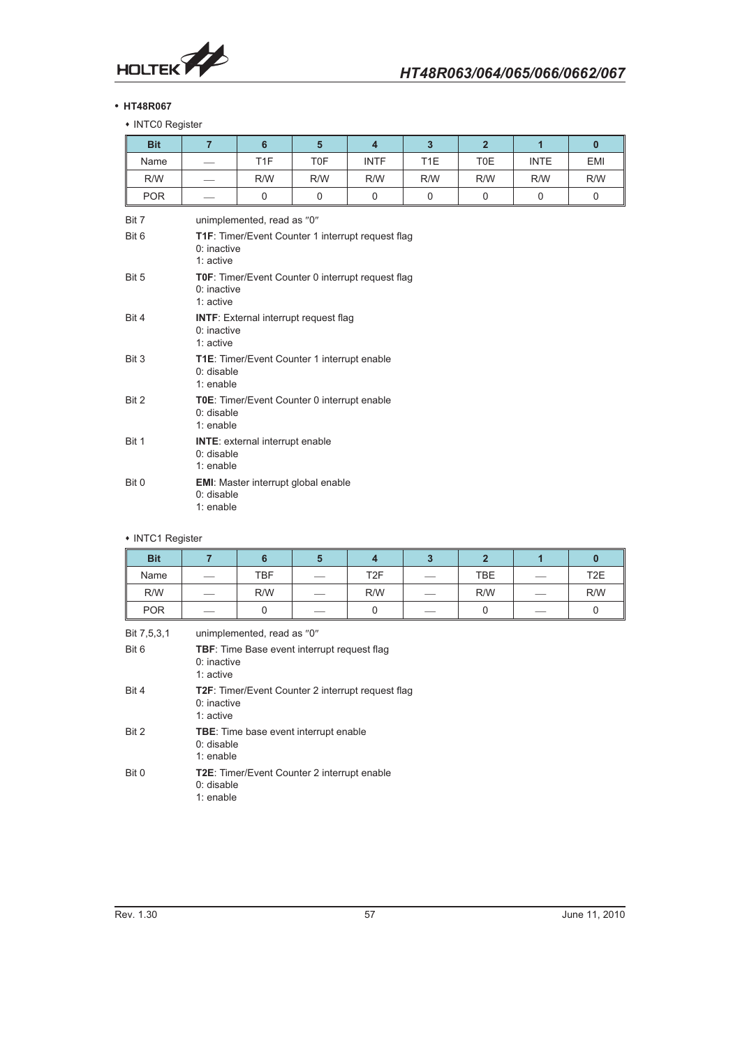- **HT48R067**

- INTC0 Register

| Bit | 7 | 6 | 5 | 4 | 3 | 2 | 1 | 0 |
|---|---|---|---|---|---|---|---|---|
| Name | — | T1F | T0F | INTF | T1E | T0E | INTE | EMI |
| R/W | — | R/W | R/W | R/W | R/W | R/W | R/W | R/W |
| POR | — | 0 | 0 | 0 | 0 | 0 | 0 | 0 |

Bit 7 unimplemented, read as "0"

Bit 6 **T1F**: Timer/Event Counter 1 interrupt request flag
0: inactive
1: active

Bit 5 **T0F**: Timer/Event Counter 0 interrupt request flag
0: inactive
1: active

Bit 4 **INTF**: External interrupt request flag
0: inactive
1: active

Bit 3 **T1E**: Timer/Event Counter 1 interrupt enable
0: disable
1: enable

Bit 2 **T0E**: Timer/Event Counter 0 interrupt enable
0: disable
1: enable

Bit 1 **INTE**: external interrupt enable
0: disable
1: enable

Bit 0 **EMI**: Master interrupt global enable
0: disable
1: enable

- INTC1 Register

| Bit | 7 | 6 | 5 | 4 | 3 | 2 | 1 | 0 |
|---|---|---|---|---|---|---|---|---|
| Name | — | TBF | — | T2F | — | TBE | — | T2E |
| R/W | — | R/W | — | R/W | — | R/W | — | R/W |
| POR | — | 0 | — | 0 | — | 0 | — | 0 |

Bit 7,5,3,1 unimplemented, read as "0"

Bit 6 **TBF**: Time Base event interrupt request flag
0: inactive
1: active

Bit 4 **T2F**: Timer/Event Counter 2 interrupt request flag
0: inactive
1: active

Bit 2 **TBE**: Time base event interrupt enable
0: disable
1: enable

Bit 0 **T2E**: Timer/Event Counter 2 interrupt enable
0: disable
1: enable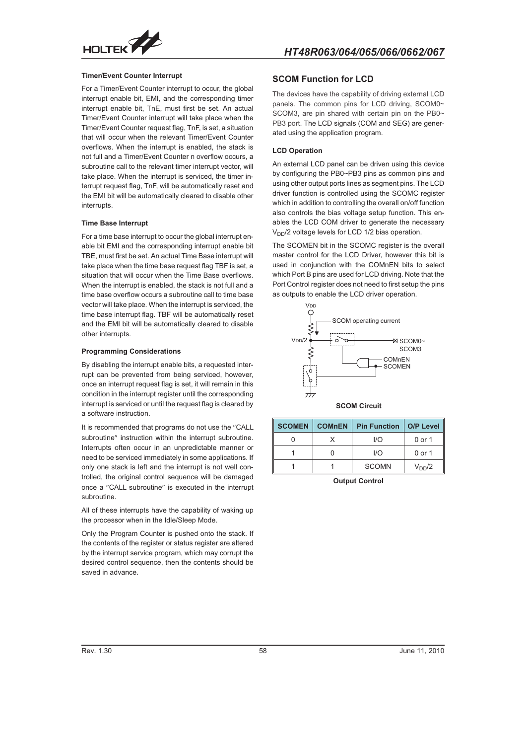#### Timer/Event Counter Interrupt

For a Timer/Event Counter interrupt to occur, the global interrupt enable bit, EMI, and the corresponding timer interrupt enable bit, TnE, must first be set. An actual Timer/Event Counter interrupt will take place when the Timer/Event Counter request flag, TnF, is set, a situation that will occur when the relevant Timer/Event Counter overflows. When the interrupt is enabled, the stack is not full and a Timer/Event Counter n overflow occurs, a subroutine call to the relevant timer interrupt vector, will take place. When the interrupt is serviced, the timer interrupt request flag, TnF, will be automatically reset and the EMI bit will be automatically cleared to disable other interrupts.

#### Time Base Interrupt

For a time base interrupt to occur the global interrupt enable bit EMI and the corresponding interrupt enable bit TBE, must first be set. An actual Time Base interrupt will take place when the time base request flag TBF is set, a situation that will occur when the Time Base overflows. When the interrupt is enabled, the stack is not full and a time base overflow occurs a subroutine call to time base vector will take place. When the interrupt is serviced, the time base interrupt flag. TBF will be automatically reset and the EMI bit will be automatically cleared to disable other interrupts.

#### Programming Considerations

By disabling the interrupt enable bits, a requested interrupt can be prevented from being serviced, however, once an interrupt request flag is set, it will remain in this condition in the interrupt register until the corresponding interrupt is serviced or until the request flag is cleared by a software instruction.

It is recommended that programs do not use the "CALL subroutine" instruction within the interrupt subroutine. Interrupts often occur in an unpredictable manner or need to be serviced immediately in some applications. If only one stack is left and the interrupt is not well controlled, the original control sequence will be damaged once a "CALL subroutine" is executed in the interrupt subroutine.

All of these interrupts have the capability of waking up the processor when in the Idle/Sleep Mode.

Only the Program Counter is pushed onto the stack. If the contents of the register or status register are altered by the interrupt service program, which may corrupt the desired control sequence, then the contents should be saved in advance.

## SCOM Function for LCD

The devices have the capability of driving external LCD panels. The common pins for LCD driving, SCOM0~SCOM3, are pin shared with certain pin on the PB0~PB3 port. The LCD signals (COM and SEG) are generated using the application program.

#### LCD Operation

An external LCD panel can be driven using this device by configuring the PB0~PB3 pins as common pins and using other output ports lines as segment pins. The LCD driver function is controlled using the SCOMC register which in addition to controlling the overall on/off function also controls the bias voltage setup function. This enables the LCD COM driver to generate the necessary $V_{DD}/2$ voltage levels for LCD 1/2 bias operation.

The SCOMEN bit in the SCOMC register is the overall master control for the LCD Driver, however this bit is used in conjunction with the COMnEN bits to select which Port B pins are used for LCD driving. Note that the Port Control register does not need to first setup the pins as outputs to enable the LCD driver operation.

VDD

SCOM operating current

VDD/2

SCOM0~SCOM3

COMnEN

SCOMEN

**SCOM Circuit**

| SCOMEN | COMnEN | Pin Function | O/P Level |
|---|---|---|---|
| 0 | X | I/O | 0 or 1 |
| 1 | 0 | I/O | 0 or 1 |
| 1 | 1 | SCOMN | $V_{DD}/2$ |

**Output Control**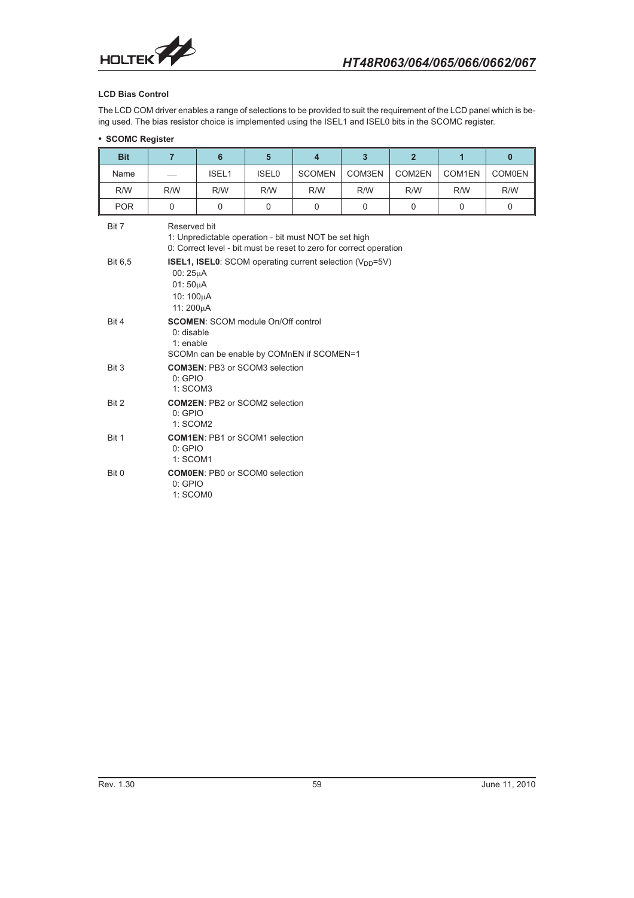### LCD Bias Control

The LCD COM driver enables a range of selections to be provided to suit the requirement of the LCD panel which is being used. The bias resistor choice is implemented using the ISEL1 and ISEL0 bits in the SCOMC register.

- **SCOMC Register**

| Bit | 7 | 6 | 5 | 4 | 3 | 2 | 1 | 0 |
|---|---|---|---|---|---|---|---|---|
| Name | — | ISEL1 | ISEL0 | SCOMEN | COM3EN | COM2EN | COM1EN | COM0EN |
| R/W | R/W | R/W | R/W | R/W | R/W | R/W | R/W | R/W |
| POR | 0 | 0 | 0 | 0 | 0 | 0 | 0 | 0 |

Bit 7 — Reserved bit
- 1: Unpredictable operation - bit must NOT be set high
- 0: Correct level - bit must be reset to zero for correct operation

Bit 6,5 — **ISEL1, ISEL0**: SCOM operating current selection ($V_{DD}$=5V)
- 00: 25μA
- 01: 50μA
- 10: 100μA
- 11: 200μA

Bit 4 — **SCOMEN**: SCOM module On/Off control
- 0: disable
- 1: enable

SCOMn can be enable by COMnEN if SCOMEN=1

Bit 3 — **COM3EN**: PB3 or SCOM3 selection
- 0: GPIO
- 1: SCOM3

Bit 2 — **COM2EN**: PB2 or SCOM2 selection
- 0: GPIO
- 1: SCOM2

Bit 1 — **COM1EN**: PB1 or SCOM1 selection
- 0: GPIO
- 1: SCOM1

Bit 0 — **COM0EN**: PB0 or SCOM0 selection
- 0: GPIO
- 1: SCOM0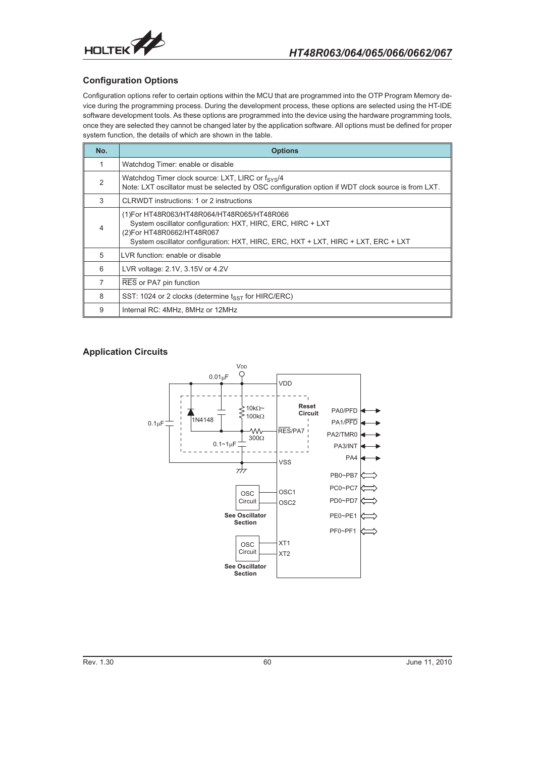## Configuration Options

Configuration options refer to certain options within the MCU that are programmed into the OTP Program Memory device during the programming process. During the development process, these options are selected using the HT-IDE software development tools. As these options are programmed into the device using the hardware programming tools, once they are selected they cannot be changed later by the application software. All options must be defined for proper system function, the details of which are shown in the table.

| No. | Options |
|---|---|
| 1 | Watchdog Timer: enable or disable |
| 2 | Watchdog Timer clock source: LXT, LIRC or $f_{SYS}/4$<br>Note: LXT oscillator must be selected by OSC configuration option if WDT clock source is from LXT. |
| 3 | CLRWDT instructions: 1 or 2 instructions |
| 4 | (1)For HT48R063/HT48R064/HT48R065/HT48R066<br>System oscillator configuration: HXT, HIRC, ERC, HIRC + LXT<br>(2)For HT48R0662/HT48R067<br>System oscillator configuration: HXT, HIRC, ERC, HXT + LXT, HIRC + LXT, ERC + LXT |
| 5 | LVR function: enable or disable |
| 6 | LVR voltage: 2.1V, 3.15V or 4.2V |
| 7 | $\overline{RES}$ or PA7 pin function |
| 8 | SST: 1024 or 2 clocks (determine $t_{SST}$ for HIRC/ERC) |
| 9 | Internal RC: 4MHz, 8MHz or 12MHz |

## Application Circuits

VDD, 0.01μF, 0.1μF, 1N4148, 10kΩ~100kΩ, 300Ω, 0.1~1μF, Reset Circuit, VDD, $\overline{RES}$/PA7, VSS, OSC1, OSC2, XT1, XT2, OSC Circuit, See Oscillator Section, PA0/PFD, PA1/$\overline{PFD}$, PA2/TMR0, PA3/INT, PA4, PB0~PB7, PC0~PC7, PD0~PD7, PE0~PE1, PF0~PF1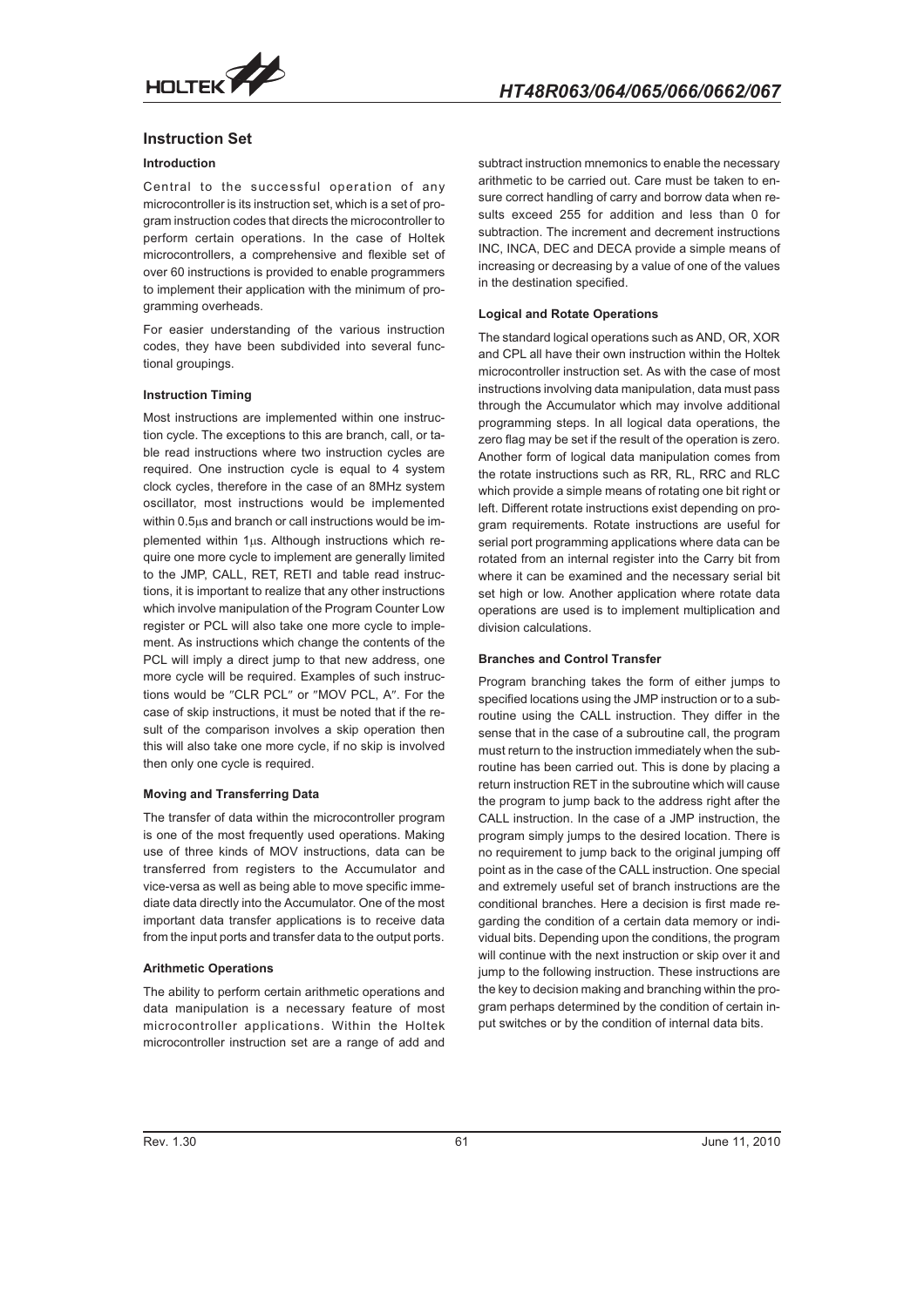## Instruction Set

### Introduction

Central to the successful operation of any microcontroller is its instruction set, which is a set of program instruction codes that directs the microcontroller to perform certain operations. In the case of Holtek microcontrollers, a comprehensive and flexible set of over 60 instructions is provided to enable programmers to implement their application with the minimum of programming overheads.

For easier understanding of the various instruction codes, they have been subdivided into several functional groupings.

### Instruction Timing

Most instructions are implemented within one instruction cycle. The exceptions to this are branch, call, or table read instructions where two instruction cycles are required. One instruction cycle is equal to 4 system clock cycles, therefore in the case of an 8MHz system oscillator, most instructions would be implemented within 0.5μs and branch or call instructions would be implemented within 1μs. Although instructions which require one more cycle to implement are generally limited to the JMP, CALL, RET, RETI and table read instructions, it is important to realize that any other instructions which involve manipulation of the Program Counter Low register or PCL will also take one more cycle to implement. As instructions which change the contents of the PCL will imply a direct jump to that new address, one more cycle will be required. Examples of such instructions would be "CLR PCL" or "MOV PCL, A". For the case of skip instructions, it must be noted that if the result of the comparison involves a skip operation then this will also take one more cycle, if no skip is involved then only one cycle is required.

### Moving and Transferring Data

The transfer of data within the microcontroller program is one of the most frequently used operations. Making use of three kinds of MOV instructions, data can be transferred from registers to the Accumulator and vice-versa as well as being able to move specific immediate data directly into the Accumulator. One of the most important data transfer applications is to receive data from the input ports and transfer data to the output ports.

### Arithmetic Operations

The ability to perform certain arithmetic operations and data manipulation is a necessary feature of most microcontroller applications. Within the Holtek microcontroller instruction set are a range of add and subtract instruction mnemonics to enable the necessary arithmetic to be carried out. Care must be taken to ensure correct handling of carry and borrow data when results exceed 255 for addition and less than 0 for subtraction. The increment and decrement instructions INC, INCA, DEC and DECA provide a simple means of increasing or decreasing by a value of one of the values in the destination specified.

### Logical and Rotate Operations

The standard logical operations such as AND, OR, XOR and CPL all have their own instruction within the Holtek microcontroller instruction set. As with the case of most instructions involving data manipulation, data must pass through the Accumulator which may involve additional programming steps. In all logical data operations, the zero flag may be set if the result of the operation is zero. Another form of logical data manipulation comes from the rotate instructions such as RR, RL, RRC and RLC which provide a simple means of rotating one bit right or left. Different rotate instructions exist depending on program requirements. Rotate instructions are useful for serial port programming applications where data can be rotated from an internal register into the Carry bit from where it can be examined and the necessary serial bit set high or low. Another application where rotate data operations are used is to implement multiplication and division calculations.

### Branches and Control Transfer

Program branching takes the form of either jumps to specified locations using the JMP instruction or to a subroutine using the CALL instruction. They differ in the sense that in the case of a subroutine call, the program must return to the instruction immediately when the subroutine has been carried out. This is done by placing a return instruction RET in the subroutine which will cause the program to jump back to the address right after the CALL instruction. In the case of a JMP instruction, the program simply jumps to the desired location. There is no requirement to jump back to the original jumping off point as in the case of the CALL instruction. One special and extremely useful set of branch instructions are the conditional branches. Here a decision is first made regarding the condition of a certain data memory or individual bits. Depending upon the conditions, the program will continue with the next instruction or skip over it and jump to the following instruction. These instructions are the key to decision making and branching within the program perhaps determined by the condition of certain input switches or by the condition of internal data bits.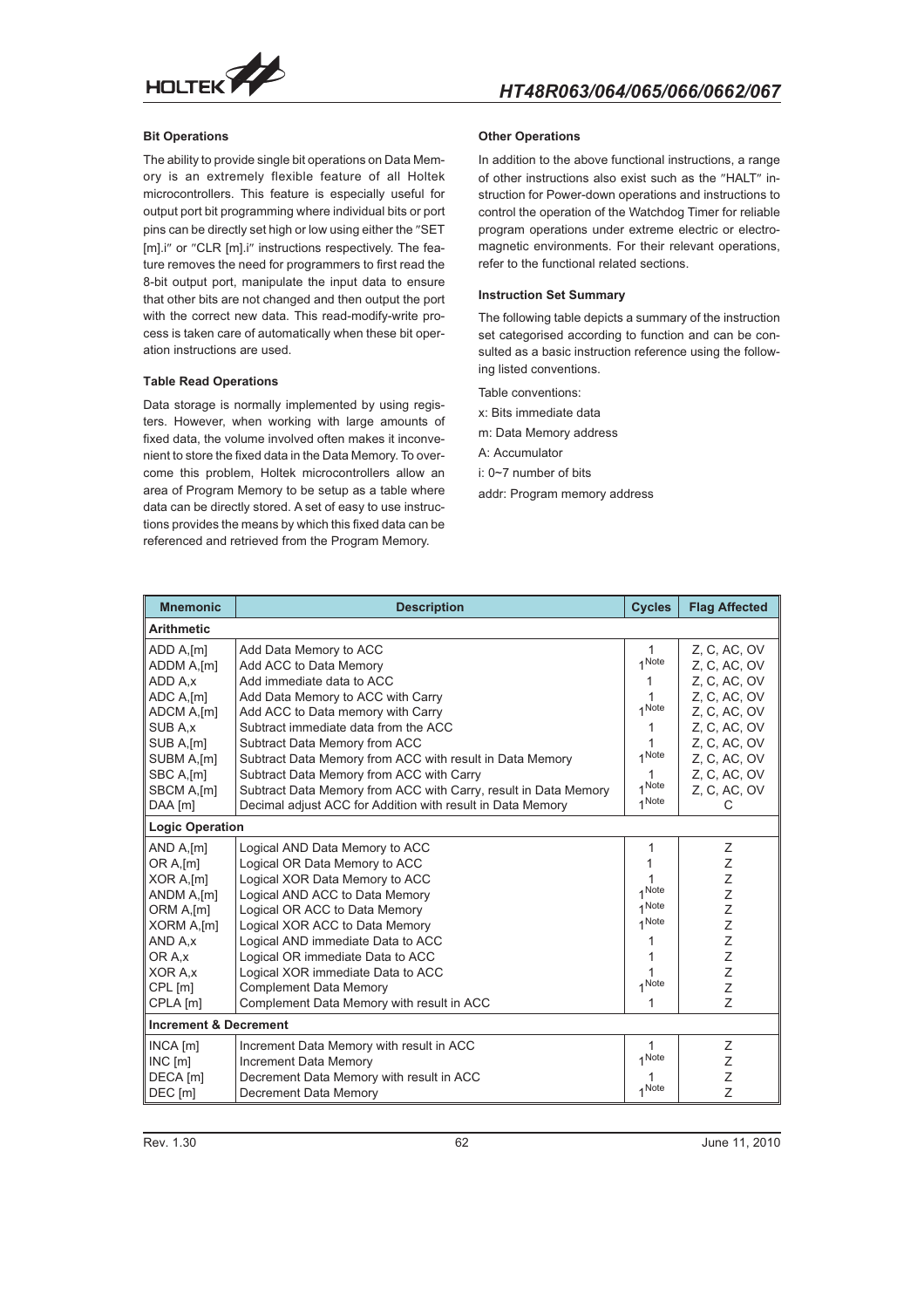### Bit Operations

The ability to provide single bit operations on Data Memory is an extremely flexible feature of all Holtek microcontrollers. This feature is especially useful for output port bit programming where individual bits or port pins can be directly set high or low using either the "SET [m].i" or "CLR [m].i" instructions respectively. The feature removes the need for programmers to first read the 8-bit output port, manipulate the input data to ensure that other bits are not changed and then output the port with the correct new data. This read-modify-write process is taken care of automatically when these bit operation instructions are used.

### Table Read Operations

Data storage is normally implemented by using registers. However, when working with large amounts of fixed data, the volume involved often makes it inconvenient to store the fixed data in the Data Memory. To overcome this problem, Holtek microcontrollers allow an area of Program Memory to be setup as a table where data can be directly stored. A set of easy to use instructions provides the means by which this fixed data can be referenced and retrieved from the Program Memory.

### Other Operations

In addition to the above functional instructions, a range of other instructions also exist such as the "HALT" instruction for Power-down operations and instructions to control the operation of the Watchdog Timer for reliable program operations under extreme electric or electromagnetic environments. For their relevant operations, refer to the functional related sections.

### Instruction Set Summary

The following table depicts a summary of the instruction set categorised according to function and can be consulted as a basic instruction reference using the following listed conventions.

Table conventions:

x: Bits immediate data

m: Data Memory address

A: Accumulator

i: 0~7 number of bits

addr: Program memory address

| Mnemonic | Description | Cycles | Flag Affected |
|---|---|---|---|
| **Arithmetic** | | | |
| ADD A,[m] | Add Data Memory to ACC | 1 | Z, C, AC, OV |
| ADDM A,[m] | Add ACC to Data Memory | 1[Note] | Z, C, AC, OV |
| ADD A,x | Add immediate data to ACC | 1 | Z, C, AC, OV |
| ADC A,[m] | Add Data Memory to ACC with Carry | 1 | Z, C, AC, OV |
| ADCM A,[m] | Add ACC to Data memory with Carry | 1[Note] | Z, C, AC, OV |
| SUB A,x | Subtract immediate data from the ACC | 1 | Z, C, AC, OV |
| SUB A,[m] | Subtract Data Memory from ACC | 1 | Z, C, AC, OV |
| SUBM A,[m] | Subtract Data Memory from ACC with result in Data Memory | 1[Note] | Z, C, AC, OV |
| SBC A,[m] | Subtract Data Memory from ACC with Carry | 1 | Z, C, AC, OV |
| SBCM A,[m] | Subtract Data Memory from ACC with Carry, result in Data Memory | 1[Note] | Z, C, AC, OV |
| DAA [m] | Decimal adjust ACC for Addition with result in Data Memory | 1[Note] | C |
| **Logic Operation** | | | |
| AND A,[m] | Logical AND Data Memory to ACC | 1 | Z |
| OR A,[m] | Logical OR Data Memory to ACC | 1 | Z |
| XOR A,[m] | Logical XOR Data Memory to ACC | 1 | Z |
| ANDM A,[m] | Logical AND ACC to Data Memory | 1[Note] | Z |
| ORM A,[m] | Logical OR ACC to Data Memory | 1[Note] | Z |
| XORM A,[m] | Logical XOR ACC to Data Memory | 1[Note] | Z |
| AND A,x | Logical AND immediate Data to ACC | 1 | Z |
| OR A,x | Logical OR immediate Data to ACC | 1 | Z |
| XOR A,x | Logical XOR immediate Data to ACC | 1 | Z |
| CPL [m] | Complement Data Memory | 1[Note] | Z |
| CPLA [m] | Complement Data Memory with result in ACC | 1 | Z |
| **Increment & Decrement** | | | |
| INCA [m] | Increment Data Memory with result in ACC | 1 | Z |
| INC [m] | Increment Data Memory | 1[Note] | Z |
| DECA [m] | Decrement Data Memory with result in ACC | 1 | Z |
| DEC [m] | Decrement Data Memory | 1[Note] | Z |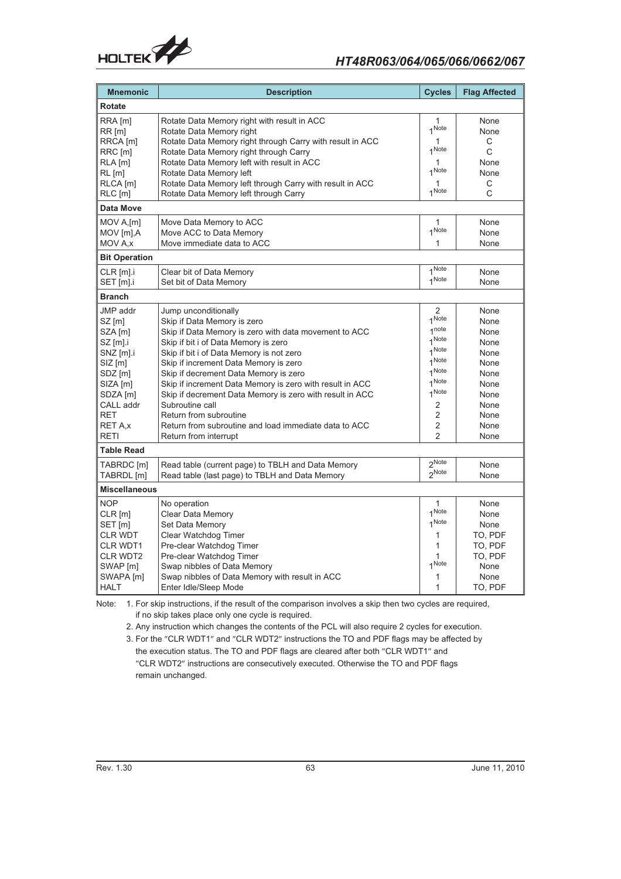| Mnemonic | Description | Cycles | Flag Affected |
|---|---|---|---|
| **Rotate** | | | |
| RRA [m] | Rotate Data Memory right with result in ACC | 1 | None |
| RR [m] | Rotate Data Memory right | 1[Note] | None |
| RRCA [m] | Rotate Data Memory right through Carry with result in ACC | 1 | C |
| RRC [m] | Rotate Data Memory right through Carry | 1[Note] | C |
| RLA [m] | Rotate Data Memory left with result in ACC | 1 | None |
| RL [m] | Rotate Data Memory left | 1[Note] | None |
| RLCA [m] | Rotate Data Memory left through Carry with result in ACC | 1 | C |
| RLC [m] | Rotate Data Memory left through Carry | 1[Note] | C |
| **Data Move** | | | |
| MOV A,[m] | Move Data Memory to ACC | 1 | None |
| MOV [m],A | Move ACC to Data Memory | 1[Note] | None |
| MOV A,x | Move immediate data to ACC | 1 | None |
| **Bit Operation** | | | |
| CLR [m].i | Clear bit of Data Memory | 1[Note] | None |
| SET [m].i | Set bit of Data Memory | 1[Note] | None |
| **Branch** | | | |
| JMP addr | Jump unconditionally | 2 | None |
| SZ [m] | Skip if Data Memory is zero | 1[Note] | None |
| SZA [m] | Skip if Data Memory is zero with data movement to ACC | 1[note] | None |
| SZ [m].i | Skip if bit i of Data Memory is zero | 1[Note] | None |
| SNZ [m].i | Skip if bit i of Data Memory is not zero | 1[Note] | None |
| SIZ [m] | Skip if increment Data Memory is zero | 1[Note] | None |
| SDZ [m] | Skip if decrement Data Memory is zero | 1[Note] | None |
| SIZA [m] | Skip if increment Data Memory is zero with result in ACC | 1[Note] | None |
| SDZA [m] | Skip if decrement Data Memory is zero with result in ACC | 1[Note] | None |
| CALL addr | Subroutine call | 2 | None |
| RET | Return from subroutine | 2 | None |
| RET A,x | Return from subroutine and load immediate data to ACC | 2 | None |
| RETI | Return from interrupt | 2 | None |
| **Table Read** | | | |
| TABRDC [m] | Read table (current page) to TBLH and Data Memory | 2[Note] | None |
| TABRDL [m] | Read table (last page) to TBLH and Data Memory | 2[Note] | None |
| **Miscellaneous** | | | |
| NOP | No operation | 1 | None |
| CLR [m] | Clear Data Memory | 1[Note] | None |
| SET [m] | Set Data Memory | 1[Note] | None |
| CLR WDT | Clear Watchdog Timer | 1 | TO, PDF |
| CLR WDT1 | Pre-clear Watchdog Timer | 1 | TO, PDF |
| CLR WDT2 | Pre-clear Watchdog Timer | 1 | TO, PDF |
| SWAP [m] | Swap nibbles of Data Memory | 1[Note] | None |
| SWAPA [m] | Swap nibbles of Data Memory with result in ACC | 1 | None |
| HALT | Enter Idle/Sleep Mode | 1 | TO, PDF |

Note: 1. For skip instructions, if the result of the comparison involves a skip then two cycles are required, if no skip takes place only one cycle is required.

2. Any instruction which changes the contents of the PCL will also require 2 cycles for execution.

3. For the "CLR WDT1" and "CLR WDT2" instructions the TO and PDF flags may be affected by the execution status. The TO and PDF flags are cleared after both "CLR WDT1" and "CLR WDT2" instructions are consecutively executed. Otherwise the TO and PDF flags remain unchanged.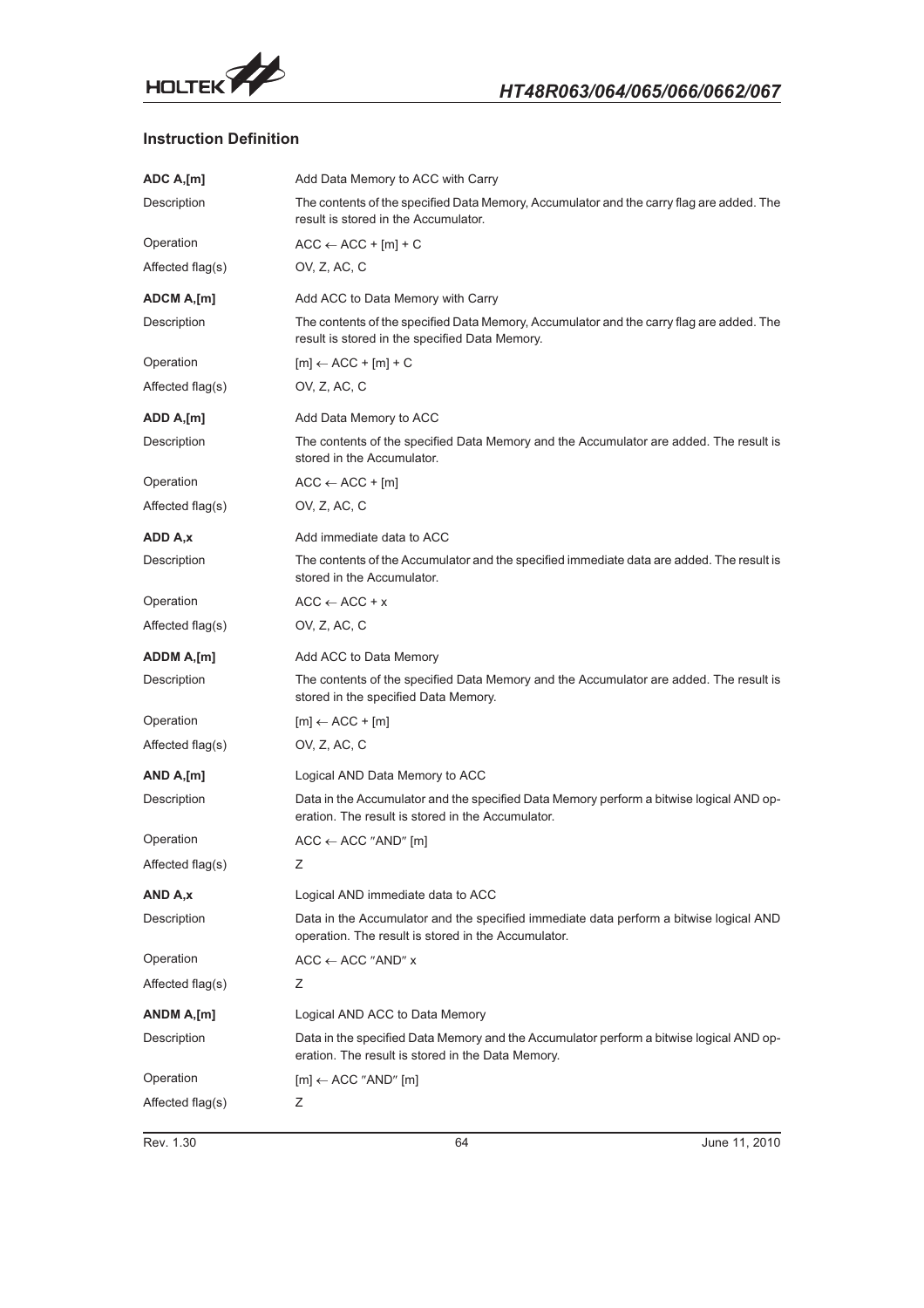## Instruction Definition

**ADC A,[m]** Add Data Memory to ACC with Carry

Description: The contents of the specified Data Memory, Accumulator and the carry flag are added. The result is stored in the Accumulator.

Operation: ACC ← ACC + [m] + C

Affected flag(s): OV, Z, AC, C

**ADCM A,[m]** Add ACC to Data Memory with Carry

Description: The contents of the specified Data Memory, Accumulator and the carry flag are added. The result is stored in the specified Data Memory.

Operation: [m] ← ACC + [m] + C

Affected flag(s): OV, Z, AC, C

**ADD A,[m]** Add Data Memory to ACC

Description: The contents of the specified Data Memory and the Accumulator are added. The result is stored in the Accumulator.

Operation: ACC ← ACC + [m]

Affected flag(s): OV, Z, AC, C

**ADD A,x** Add immediate data to ACC

Description: The contents of the Accumulator and the specified immediate data are added. The result is stored in the Accumulator.

Operation: ACC ← ACC + x

Affected flag(s): OV, Z, AC, C

**ADDM A,[m]** Add ACC to Data Memory

Description: The contents of the specified Data Memory and the Accumulator are added. The result is stored in the specified Data Memory.

Operation: [m] ← ACC + [m]

Affected flag(s): OV, Z, AC, C

**AND A,[m]** Logical AND Data Memory to ACC

Description: Data in the Accumulator and the specified Data Memory perform a bitwise logical AND operation. The result is stored in the Accumulator.

Operation: ACC ← ACC "AND" [m]

Affected flag(s): Z

**AND A,x** Logical AND immediate data to ACC

Description: Data in the Accumulator and the specified immediate data perform a bitwise logical AND operation. The result is stored in the Accumulator.

Operation: ACC ← ACC "AND" x

Affected flag(s): Z

**ANDM A,[m]** Logical AND ACC to Data Memory

Description: Data in the specified Data Memory and the Accumulator perform a bitwise logical AND operation. The result is stored in the Data Memory.

Operation: [m] ← ACC "AND" [m]

Affected flag(s): Z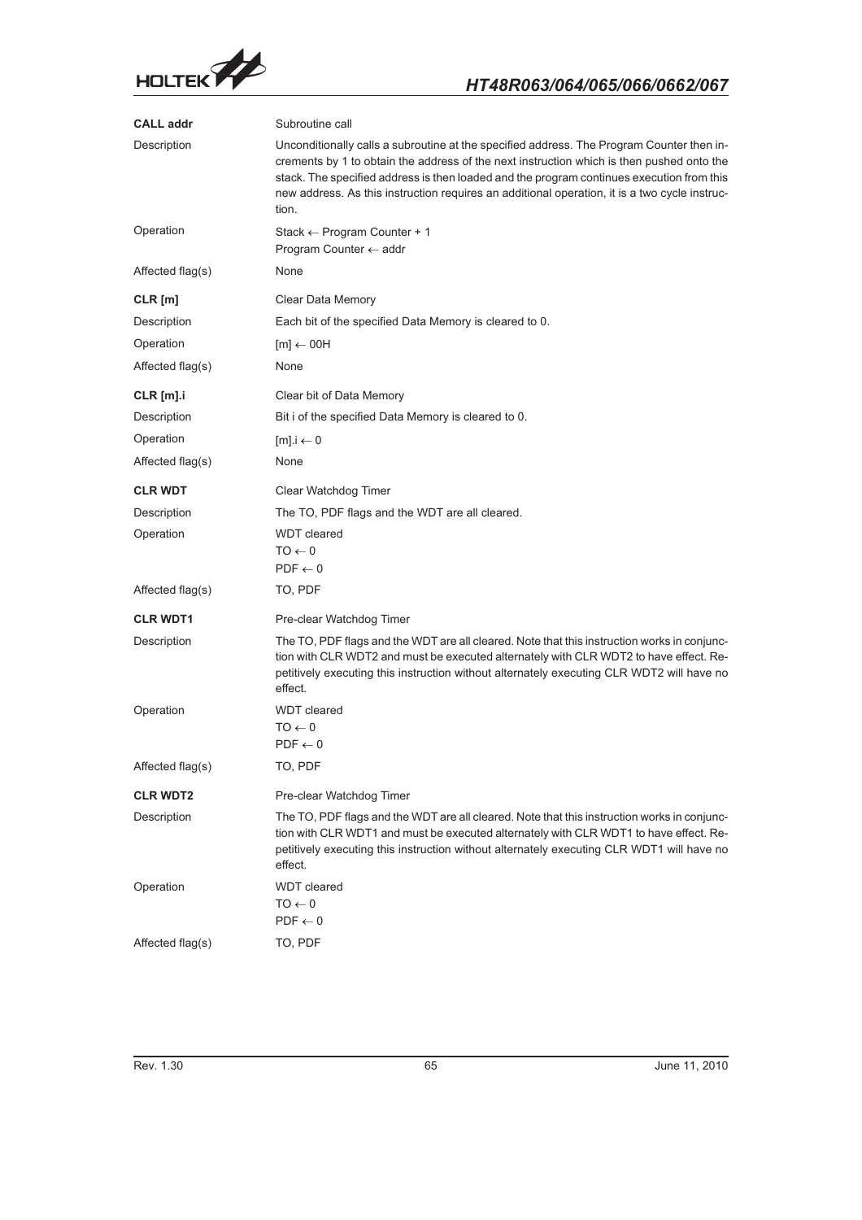**CALL addr** Subroutine call

Description
: Unconditionally calls a subroutine at the specified address. The Program Counter then increments by 1 to obtain the address of the next instruction which is then pushed onto the stack. The specified address is then loaded and the program continues execution from this new address. As this instruction requires an additional operation, it is a two cycle instruction.

Operation
: Stack ← Program Counter + 1
  Program Counter ← addr

Affected flag(s)
: None

**CLR [m]** Clear Data Memory

Description
: Each bit of the specified Data Memory is cleared to 0.

Operation
: [m] ← 00H

Affected flag(s)
: None

**CLR [m].i** Clear bit of Data Memory

Description
: Bit i of the specified Data Memory is cleared to 0.

Operation
: [m].i ← 0

Affected flag(s)
: None

**CLR WDT** Clear Watchdog Timer

Description
: The TO, PDF flags and the WDT are all cleared.

Operation
: WDT cleared
  TO ← 0
  PDF ← 0

Affected flag(s)
: TO, PDF

**CLR WDT1** Pre-clear Watchdog Timer

Description
: The TO, PDF flags and the WDT are all cleared. Note that this instruction works in conjunction with CLR WDT2 and must be executed alternately with CLR WDT2 to have effect. Repetitively executing this instruction without alternately executing CLR WDT2 will have no effect.

Operation
: WDT cleared
  TO ← 0
  PDF ← 0

Affected flag(s)
: TO, PDF

**CLR WDT2** Pre-clear Watchdog Timer

Description
: The TO, PDF flags and the WDT are all cleared. Note that this instruction works in conjunction with CLR WDT1 and must be executed alternately with CLR WDT1 to have effect. Repetitively executing this instruction without alternately executing CLR WDT1 will have no effect.

Operation
: WDT cleared
  TO ← 0
  PDF ← 0

Affected flag(s)
: TO, PDF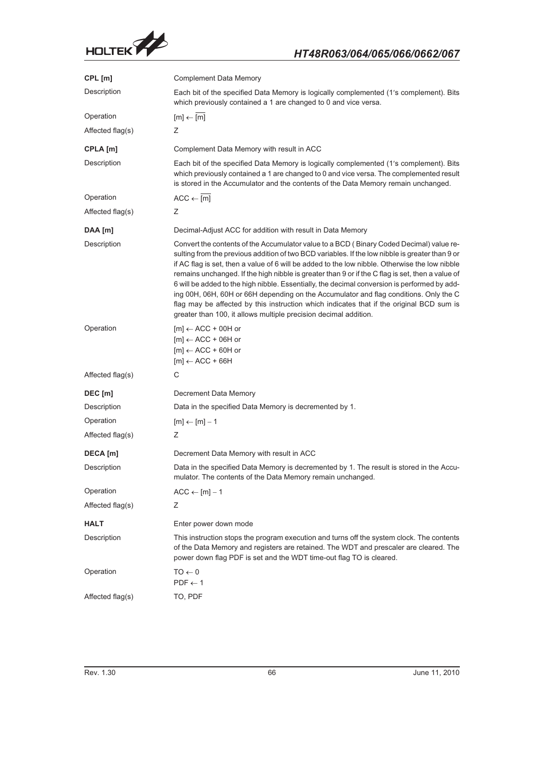**CPL [m]** Complement Data Memory

| | |
|---|---|
| Description | Each bit of the specified Data Memory is logically complemented (1′s complement). Bits which previously contained a 1 are changed to 0 and vice versa. |
| Operation | $[m] \leftarrow \overline{[m]}$ |
| Affected flag(s) | Z |

**CPLA [m]** Complement Data Memory with result in ACC

| | |
|---|---|
| Description | Each bit of the specified Data Memory is logically complemented (1′s complement). Bits which previously contained a 1 are changed to 0 and vice versa. The complemented result is stored in the Accumulator and the contents of the Data Memory remain unchanged. |
| Operation | $ACC \leftarrow \overline{[m]}$ |
| Affected flag(s) | Z |

**DAA [m]** Decimal-Adjust ACC for addition with result in Data Memory

| | |
|---|---|
| Description | Convert the contents of the Accumulator value to a BCD ( Binary Coded Decimal) value resulting from the previous addition of two BCD variables. If the low nibble is greater than 9 or if AC flag is set, then a value of 6 will be added to the low nibble. Otherwise the low nibble remains unchanged. If the high nibble is greater than 9 or if the C flag is set, then a value of 6 will be added to the high nibble. Essentially, the decimal conversion is performed by adding 00H, 06H, 60H or 66H depending on the Accumulator and flag conditions. Only the C flag may be affected by this instruction which indicates that if the original BCD sum is greater than 100, it allows multiple precision decimal addition. |
| Operation | $[m] \leftarrow ACC + 00H$ or<br>$[m] \leftarrow ACC + 06H$ or<br>$[m] \leftarrow ACC + 60H$ or<br>$[m] \leftarrow ACC + 66H$ |
| Affected flag(s) | C |

**DEC [m]** Decrement Data Memory

| | |
|---|---|
| Description | Data in the specified Data Memory is decremented by 1. |
| Operation | $[m] \leftarrow [m] - 1$ |
| Affected flag(s) | Z |

**DECA [m]** Decrement Data Memory with result in ACC

| | |
|---|---|
| Description | Data in the specified Data Memory is decremented by 1. The result is stored in the Accumulator. The contents of the Data Memory remain unchanged. |
| Operation | $ACC \leftarrow [m] - 1$ |
| Affected flag(s) | Z |

**HALT** Enter power down mode

| | |
|---|---|
| Description | This instruction stops the program execution and turns off the system clock. The contents of the Data Memory and registers are retained. The WDT and prescaler are cleared. The power down flag PDF is set and the WDT time-out flag TO is cleared. |
| Operation | $TO \leftarrow 0$<br>$PDF \leftarrow 1$ |
| Affected flag(s) | TO, PDF |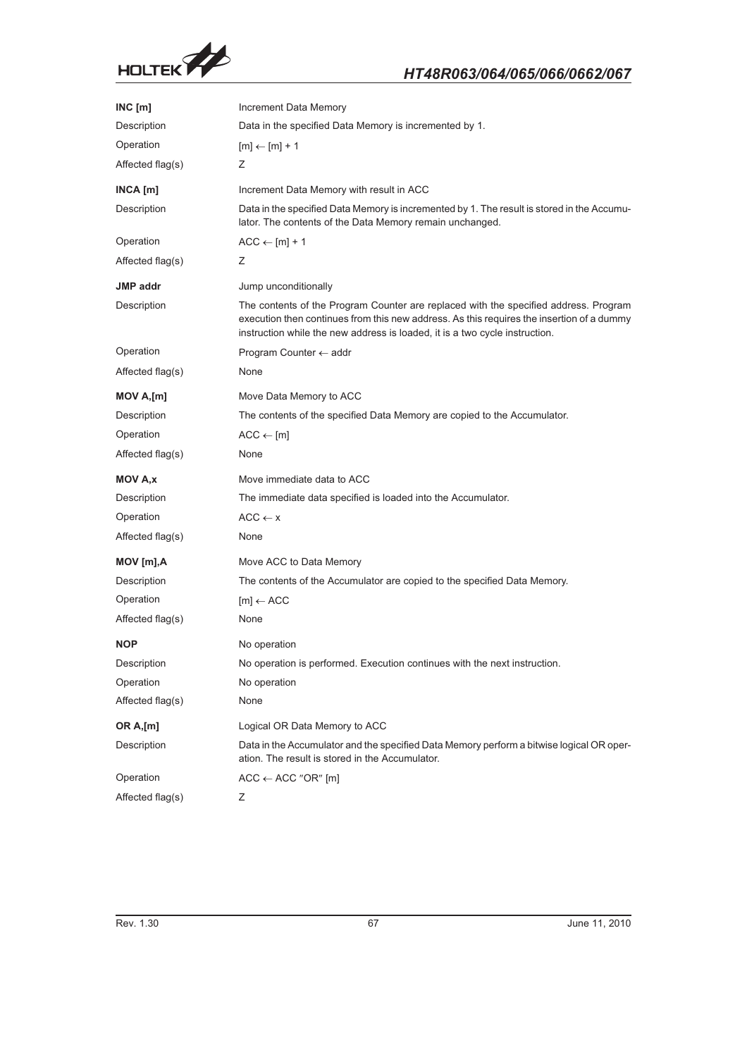**INC [m]** Increment Data Memory

| | |
|---|---|
| Description | Data in the specified Data Memory is incremented by 1. |
| Operation | [m] ← [m] + 1 |
| Affected flag(s) | Z |

**INCA [m]** Increment Data Memory with result in ACC

| | |
|---|---|
| Description | Data in the specified Data Memory is incremented by 1. The result is stored in the Accumulator. The contents of the Data Memory remain unchanged. |
| Operation | ACC ← [m] + 1 |
| Affected flag(s) | Z |

**JMP addr** Jump unconditionally

| | |
|---|---|
| Description | The contents of the Program Counter are replaced with the specified address. Program execution then continues from this new address. As this requires the insertion of a dummy instruction while the new address is loaded, it is a two cycle instruction. |
| Operation | Program Counter ← addr |
| Affected flag(s) | None |

**MOV A,[m]** Move Data Memory to ACC

| | |
|---|---|
| Description | The contents of the specified Data Memory are copied to the Accumulator. |
| Operation | ACC ← [m] |
| Affected flag(s) | None |

**MOV A,x** Move immediate data to ACC

| | |
|---|---|
| Description | The immediate data specified is loaded into the Accumulator. |
| Operation | ACC ← x |
| Affected flag(s) | None |

**MOV [m],A** Move ACC to Data Memory

| | |
|---|---|
| Description | The contents of the Accumulator are copied to the specified Data Memory. |
| Operation | [m] ← ACC |
| Affected flag(s) | None |

**NOP** No operation

| | |
|---|---|
| Description | No operation is performed. Execution continues with the next instruction. |
| Operation | No operation |
| Affected flag(s) | None |

**OR A,[m]** Logical OR Data Memory to ACC

| | |
|---|---|
| Description | Data in the Accumulator and the specified Data Memory perform a bitwise logical OR operation. The result is stored in the Accumulator. |
| Operation | ACC ← ACC ″OR″ [m] |
| Affected flag(s) | Z |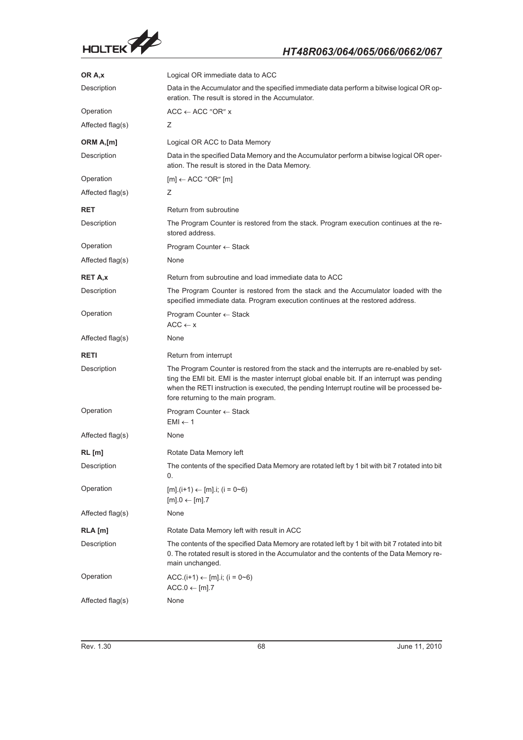**OR A,x** — Logical OR immediate data to ACC

Description: Data in the Accumulator and the specified immediate data perform a bitwise logical OR operation. The result is stored in the Accumulator.

Operation: ACC ← ACC ″OR″ x

Affected flag(s): Z

**ORM A,[m]** — Logical OR ACC to Data Memory

Description: Data in the specified Data Memory and the Accumulator perform a bitwise logical OR operation. The result is stored in the Data Memory.

Operation: [m] ← ACC ″OR″ [m]

Affected flag(s): Z

**RET** — Return from subroutine

Description: The Program Counter is restored from the stack. Program execution continues at the restored address.

Operation: Program Counter ← Stack

Affected flag(s): None

**RET A,x** — Return from subroutine and load immediate data to ACC

Description: The Program Counter is restored from the stack and the Accumulator loaded with the specified immediate data. Program execution continues at the restored address.

Operation: Program Counter ← Stack
ACC ← x

Affected flag(s): None

**RETI** — Return from interrupt

Description: The Program Counter is restored from the stack and the interrupts are re-enabled by setting the EMI bit. EMI is the master interrupt global enable bit. If an interrupt was pending when the RETI instruction is executed, the pending Interrupt routine will be processed before returning to the main program.

Operation: Program Counter ← Stack
EMI ← 1

Affected flag(s): None

**RL [m]** — Rotate Data Memory left

Description: The contents of the specified Data Memory are rotated left by 1 bit with bit 7 rotated into bit 0.

Operation: [m].(i+1) ← [m].i; (i = 0~6)
[m].0 ← [m].7

Affected flag(s): None

**RLA [m]** — Rotate Data Memory left with result in ACC

Description: The contents of the specified Data Memory are rotated left by 1 bit with bit 7 rotated into bit 0. The rotated result is stored in the Accumulator and the contents of the Data Memory remain unchanged.

Operation: ACC.(i+1) ← [m].i; (i = 0~6)
ACC.0 ← [m].7

Affected flag(s): None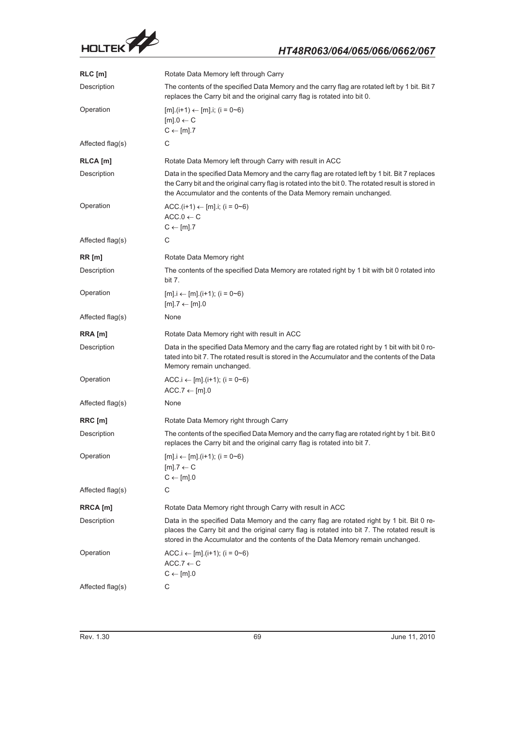**RLC [m]** Rotate Data Memory left through Carry

| | |
|---|---|
| Description | The contents of the specified Data Memory and the carry flag are rotated left by 1 bit. Bit 7 replaces the Carry bit and the original carry flag is rotated into bit 0. |
| Operation | [m].(i+1) ← [m].i; (i = 0~6)<br>[m].0 ← C<br>C ← [m].7 |
| Affected flag(s) | C |

**RLCA [m]** Rotate Data Memory left through Carry with result in ACC

| | |
|---|---|
| Description | Data in the specified Data Memory and the carry flag are rotated left by 1 bit. Bit 7 replaces the Carry bit and the original carry flag is rotated into the bit 0. The rotated result is stored in the Accumulator and the contents of the Data Memory remain unchanged. |
| Operation | ACC.(i+1) ← [m].i; (i = 0~6)<br>ACC.0 ← C<br>C ← [m].7 |
| Affected flag(s) | C |

**RR [m]** Rotate Data Memory right

| | |
|---|---|
| Description | The contents of the specified Data Memory are rotated right by 1 bit with bit 0 rotated into bit 7. |
| Operation | [m].i ← [m].(i+1); (i = 0~6)<br>[m].7 ← [m].0 |
| Affected flag(s) | None |

**RRA [m]** Rotate Data Memory right with result in ACC

| | |
|---|---|
| Description | Data in the specified Data Memory and the carry flag are rotated right by 1 bit with bit 0 rotated into bit 7. The rotated result is stored in the Accumulator and the contents of the Data Memory remain unchanged. |
| Operation | ACC.i ← [m].(i+1); (i = 0~6)<br>ACC.7 ← [m].0 |
| Affected flag(s) | None |

**RRC [m]** Rotate Data Memory right through Carry

| | |
|---|---|
| Description | The contents of the specified Data Memory and the carry flag are rotated right by 1 bit. Bit 0 replaces the Carry bit and the original carry flag is rotated into bit 7. |
| Operation | [m].i ← [m].(i+1); (i = 0~6)<br>[m].7 ← C<br>C ← [m].0 |
| Affected flag(s) | C |

**RRCA [m]** Rotate Data Memory right through Carry with result in ACC

| | |
|---|---|
| Description | Data in the specified Data Memory and the carry flag are rotated right by 1 bit. Bit 0 replaces the Carry bit and the original carry flag is rotated into bit 7. The rotated result is stored in the Accumulator and the contents of the Data Memory remain unchanged. |
| Operation | ACC.i ← [m].(i+1); (i = 0~6)<br>ACC.7 ← C<br>C ← [m].0 |
| Affected flag(s) | C |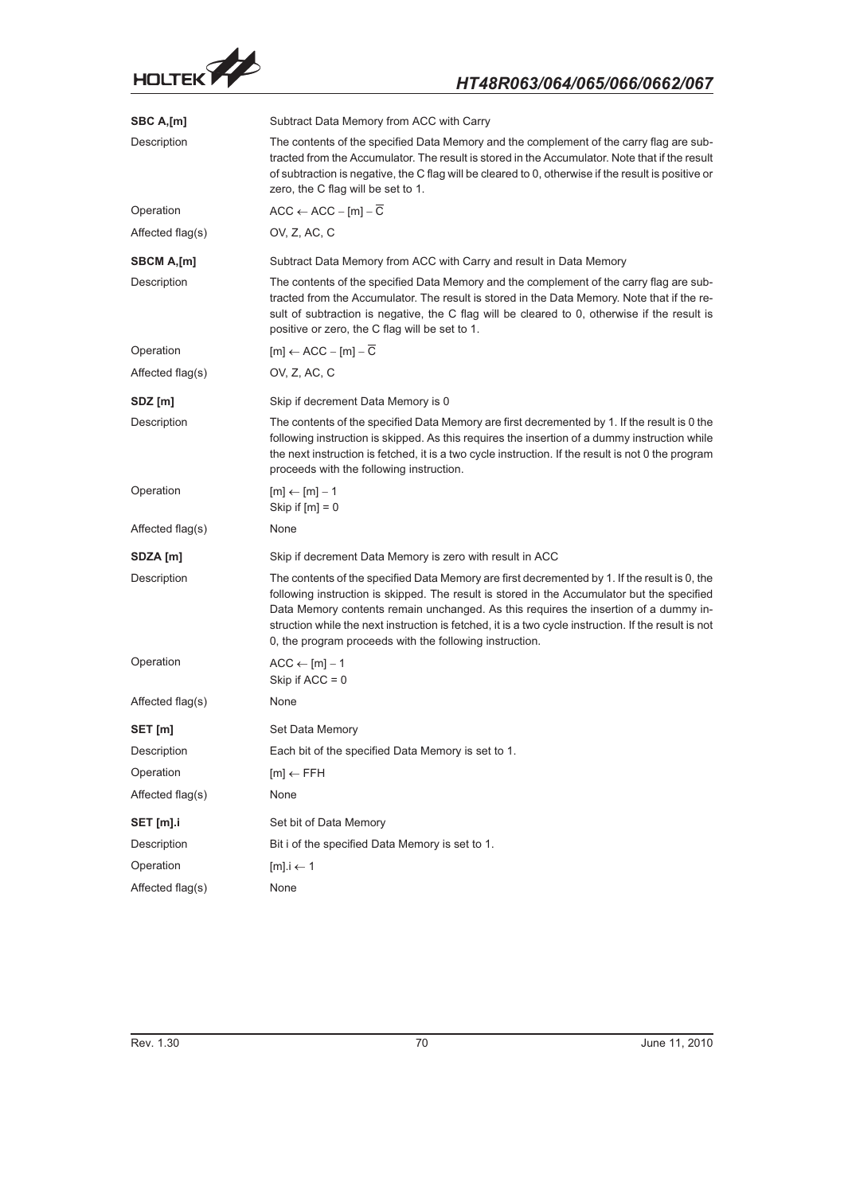**SBC A,[m]** Subtract Data Memory from ACC with Carry

Description: The contents of the specified Data Memory and the complement of the carry flag are subtracted from the Accumulator. The result is stored in the Accumulator. Note that if the result of subtraction is negative, the C flag will be cleared to 0, otherwise if the result is positive or zero, the C flag will be set to 1.

Operation: $ACC \leftarrow ACC - [m] - \overline{C}$

Affected flag(s): OV, Z, AC, C

**SBCM A,[m]** Subtract Data Memory from ACC with Carry and result in Data Memory

Description: The contents of the specified Data Memory and the complement of the carry flag are subtracted from the Accumulator. The result is stored in the Data Memory. Note that if the result of subtraction is negative, the C flag will be cleared to 0, otherwise if the result is positive or zero, the C flag will be set to 1.

Operation: $[m] \leftarrow ACC - [m] - \overline{C}$

Affected flag(s): OV, Z, AC, C

**SDZ [m]** Skip if decrement Data Memory is 0

Description: The contents of the specified Data Memory are first decremented by 1. If the result is 0 the following instruction is skipped. As this requires the insertion of a dummy instruction while the next instruction is fetched, it is a two cycle instruction. If the result is not 0 the program proceeds with the following instruction.

Operation: $[m] \leftarrow [m] - 1$
Skip if $[m] = 0$

Affected flag(s): None

**SDZA [m]** Skip if decrement Data Memory is zero with result in ACC

Description: The contents of the specified Data Memory are first decremented by 1. If the result is 0, the following instruction is skipped. The result is stored in the Accumulator but the specified Data Memory contents remain unchanged. As this requires the insertion of a dummy instruction while the next instruction is fetched, it is a two cycle instruction. If the result is not 0, the program proceeds with the following instruction.

Operation: $ACC \leftarrow [m] - 1$
Skip if $ACC = 0$

Affected flag(s): None

**SET [m]** Set Data Memory

Description: Each bit of the specified Data Memory is set to 1.

Operation: $[m] \leftarrow FFH$

Affected flag(s): None

**SET [m].i** Set bit of Data Memory

Description: Bit i of the specified Data Memory is set to 1.

Operation: $[m].i \leftarrow 1$

Affected flag(s): None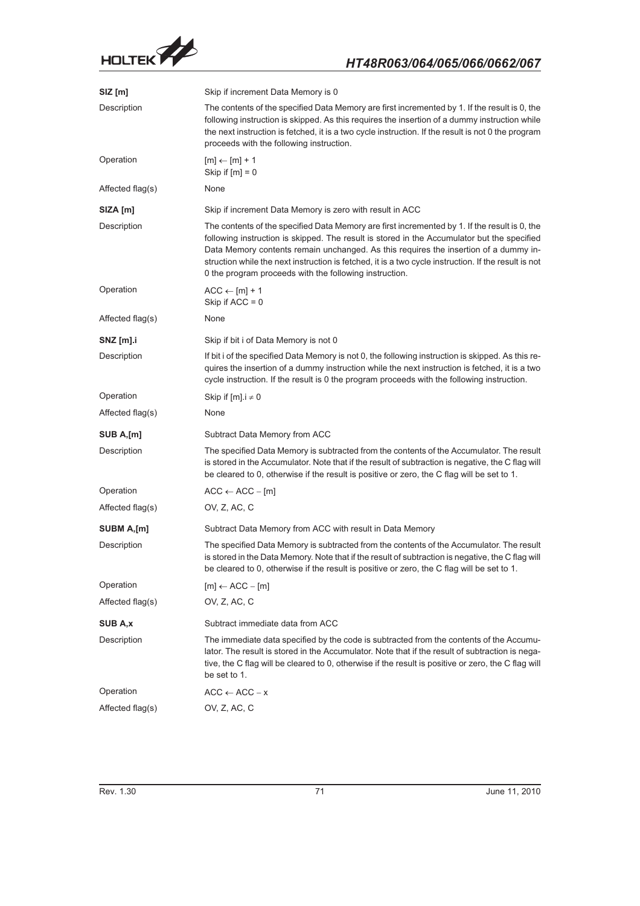**SIZ [m]** — Skip if increment Data Memory is 0

Description: The contents of the specified Data Memory are first incremented by 1. If the result is 0, the following instruction is skipped. As this requires the insertion of a dummy instruction while the next instruction is fetched, it is a two cycle instruction. If the result is not 0 the program proceeds with the following instruction.

Operation: [m] ← [m] + 1
Skip if [m] = 0

Affected flag(s): None

**SIZA [m]** — Skip if increment Data Memory is zero with result in ACC

Description: The contents of the specified Data Memory are first incremented by 1. If the result is 0, the following instruction is skipped. The result is stored in the Accumulator but the specified Data Memory contents remain unchanged. As this requires the insertion of a dummy instruction while the next instruction is fetched, it is a two cycle instruction. If the result is not 0 the program proceeds with the following instruction.

Operation: ACC ← [m] + 1
Skip if ACC = 0

Affected flag(s): None

**SNZ [m].i** — Skip if bit i of Data Memory is not 0

Description: If bit i of the specified Data Memory is not 0, the following instruction is skipped. As this requires the insertion of a dummy instruction while the next instruction is fetched, it is a two cycle instruction. If the result is 0 the program proceeds with the following instruction.

Operation: Skip if [m].i ≠ 0

Affected flag(s): None

**SUB A,[m]** — Subtract Data Memory from ACC

Description: The specified Data Memory is subtracted from the contents of the Accumulator. The result is stored in the Accumulator. Note that if the result of subtraction is negative, the C flag will be cleared to 0, otherwise if the result is positive or zero, the C flag will be set to 1.

Operation: ACC ← ACC − [m]

Affected flag(s): OV, Z, AC, C

**SUBM A,[m]** — Subtract Data Memory from ACC with result in Data Memory

Description: The specified Data Memory is subtracted from the contents of the Accumulator. The result is stored in the Data Memory. Note that if the result of subtraction is negative, the C flag will be cleared to 0, otherwise if the result is positive or zero, the C flag will be set to 1.

Operation: [m] ← ACC − [m]

Affected flag(s): OV, Z, AC, C

**SUB A,x** — Subtract immediate data from ACC

Description: The immediate data specified by the code is subtracted from the contents of the Accumulator. The result is stored in the Accumulator. Note that if the result of subtraction is negative, the C flag will be cleared to 0, otherwise if the result is positive or zero, the C flag will be set to 1.

Operation: ACC ← ACC − x

Affected flag(s): OV, Z, AC, C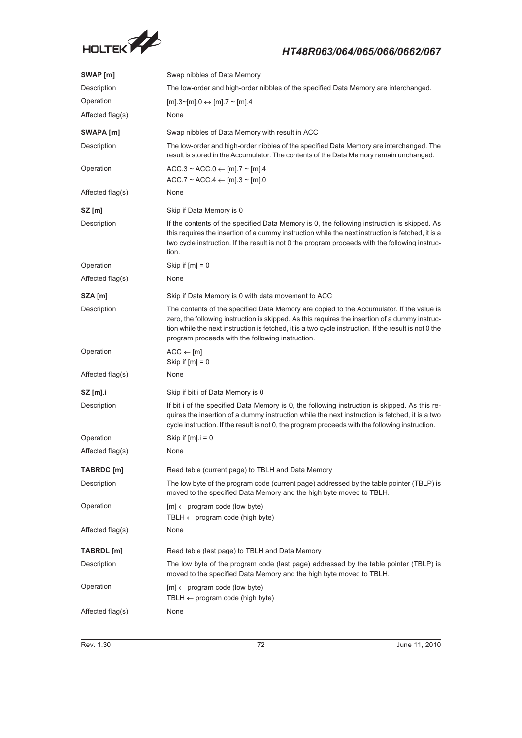**SWAP [m]**

Swap nibbles of Data Memory

| | |
|---|---|
| Description | The low-order and high-order nibbles of the specified Data Memory are interchanged. |
| Operation | [m].3~[m].0 ↔ [m].7 ~ [m].4 |
| Affected flag(s) | None |

**SWAPA [m]**

Swap nibbles of Data Memory with result in ACC

| | |
|---|---|
| Description | The low-order and high-order nibbles of the specified Data Memory are interchanged. The result is stored in the Accumulator. The contents of the Data Memory remain unchanged. |
| Operation | ACC.3 ~ ACC.0 ← [m].7 ~ [m].4<br>ACC.7 ~ ACC.4 ← [m].3 ~ [m].0 |
| Affected flag(s) | None |

**SZ [m]**

Skip if Data Memory is 0

| | |
|---|---|
| Description | If the contents of the specified Data Memory is 0, the following instruction is skipped. As this requires the insertion of a dummy instruction while the next instruction is fetched, it is a two cycle instruction. If the result is not 0 the program proceeds with the following instruction. |
| Operation | Skip if [m] = 0 |
| Affected flag(s) | None |

**SZA [m]**

Skip if Data Memory is 0 with data movement to ACC

| | |
|---|---|
| Description | The contents of the specified Data Memory are copied to the Accumulator. If the value is zero, the following instruction is skipped. As this requires the insertion of a dummy instruction while the next instruction is fetched, it is a two cycle instruction. If the result is not 0 the program proceeds with the following instruction. |
| Operation | ACC ← [m]<br>Skip if [m] = 0 |
| Affected flag(s) | None |

**SZ [m].i**

Skip if bit i of Data Memory is 0

| | |
|---|---|
| Description | If bit i of the specified Data Memory is 0, the following instruction is skipped. As this requires the insertion of a dummy instruction while the next instruction is fetched, it is a two cycle instruction. If the result is not 0, the program proceeds with the following instruction. |
| Operation | Skip if [m].i = 0 |
| Affected flag(s) | None |

**TABRDC [m]**

Read table (current page) to TBLH and Data Memory

| | |
|---|---|
| Description | The low byte of the program code (current page) addressed by the table pointer (TBLP) is moved to the specified Data Memory and the high byte moved to TBLH. |
| Operation | [m] ← program code (low byte)<br>TBLH ← program code (high byte) |
| Affected flag(s) | None |

**TABRDL [m]**

Read table (last page) to TBLH and Data Memory

| | |
|---|---|
| Description | The low byte of the program code (last page) addressed by the table pointer (TBLP) is moved to the specified Data Memory and the high byte moved to TBLH. |
| Operation | [m] ← program code (low byte)<br>TBLH ← program code (high byte) |
| Affected flag(s) | None |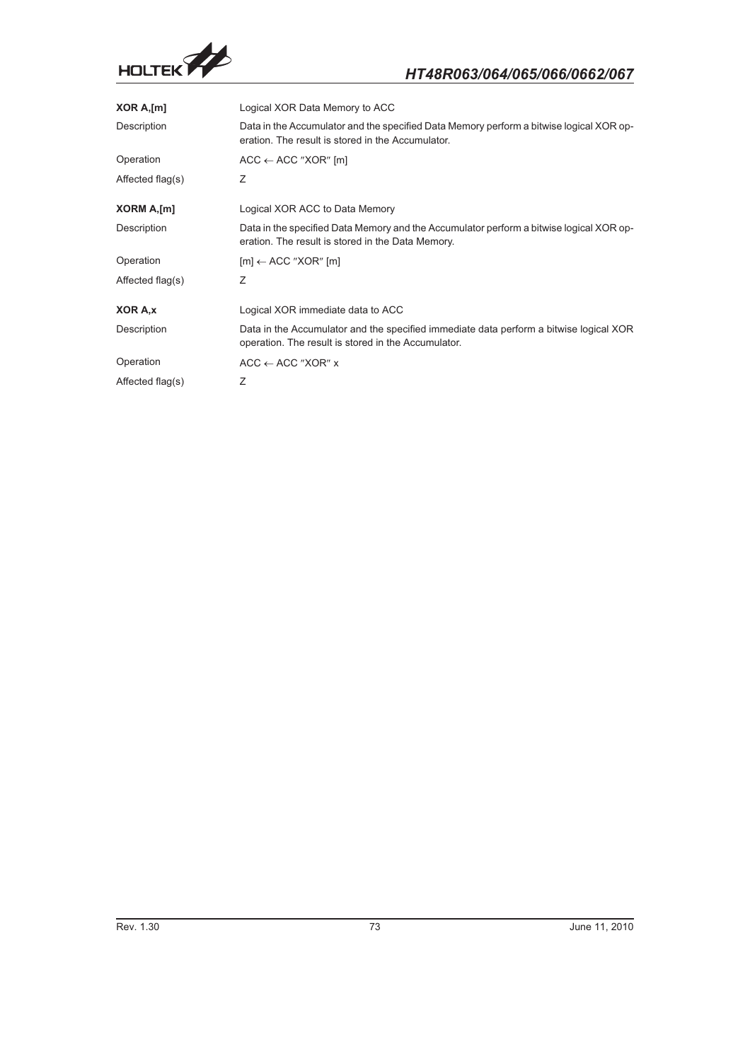**XOR A,[m]** Logical XOR Data Memory to ACC

Description: Data in the Accumulator and the specified Data Memory perform a bitwise logical XOR operation. The result is stored in the Accumulator.

Operation: ACC ← ACC ″XOR″ [m]

Affected flag(s): Z

**XORM A,[m]** Logical XOR ACC to Data Memory

Description: Data in the specified Data Memory and the Accumulator perform a bitwise logical XOR operation. The result is stored in the Data Memory.

Operation: [m] ← ACC ″XOR″ [m]

Affected flag(s): Z

**XOR A,x** Logical XOR immediate data to ACC

Description: Data in the Accumulator and the specified immediate data perform a bitwise logical XOR operation. The result is stored in the Accumulator.

Operation: ACC ← ACC ″XOR″ x

Affected flag(s): Z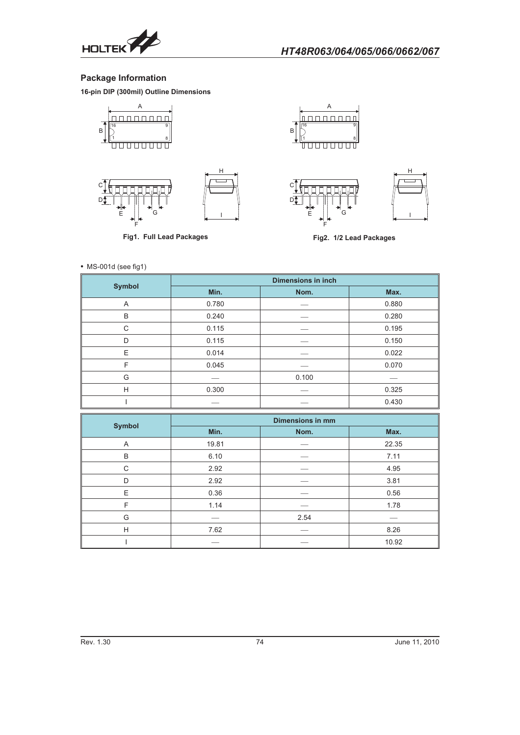## Package Information

### 16-pin DIP (300mil) Outline Dimensions

Fig1. Full Lead Packages

Fig2. 1/2 Lead Packages

- MS-001d (see fig1)

| Symbol | Dimensions in inch | | |
|---|---|---|---|
| | Min. | Nom. | Max. |
| A | 0.780 | — | 0.880 |
| B | 0.240 | — | 0.280 |
| C | 0.115 | — | 0.195 |
| D | 0.115 | — | 0.150 |
| E | 0.014 | — | 0.022 |
| F | 0.045 | — | 0.070 |
| G | — | 0.100 | — |
| H | 0.300 | — | 0.325 |
| I | — | — | 0.430 |

| Symbol | Dimensions in mm | | |
|---|---|---|---|
| | Min. | Nom. | Max. |
| A | 19.81 | — | 22.35 |
| B | 6.10 | — | 7.11 |
| C | 2.92 | — | 4.95 |
| D | 2.92 | — | 3.81 |
| E | 0.36 | — | 0.56 |
| F | 1.14 | — | 1.78 |
| G | — | 2.54 | — |
| H | 7.62 | — | 8.26 |
| I | — | — | 10.92 |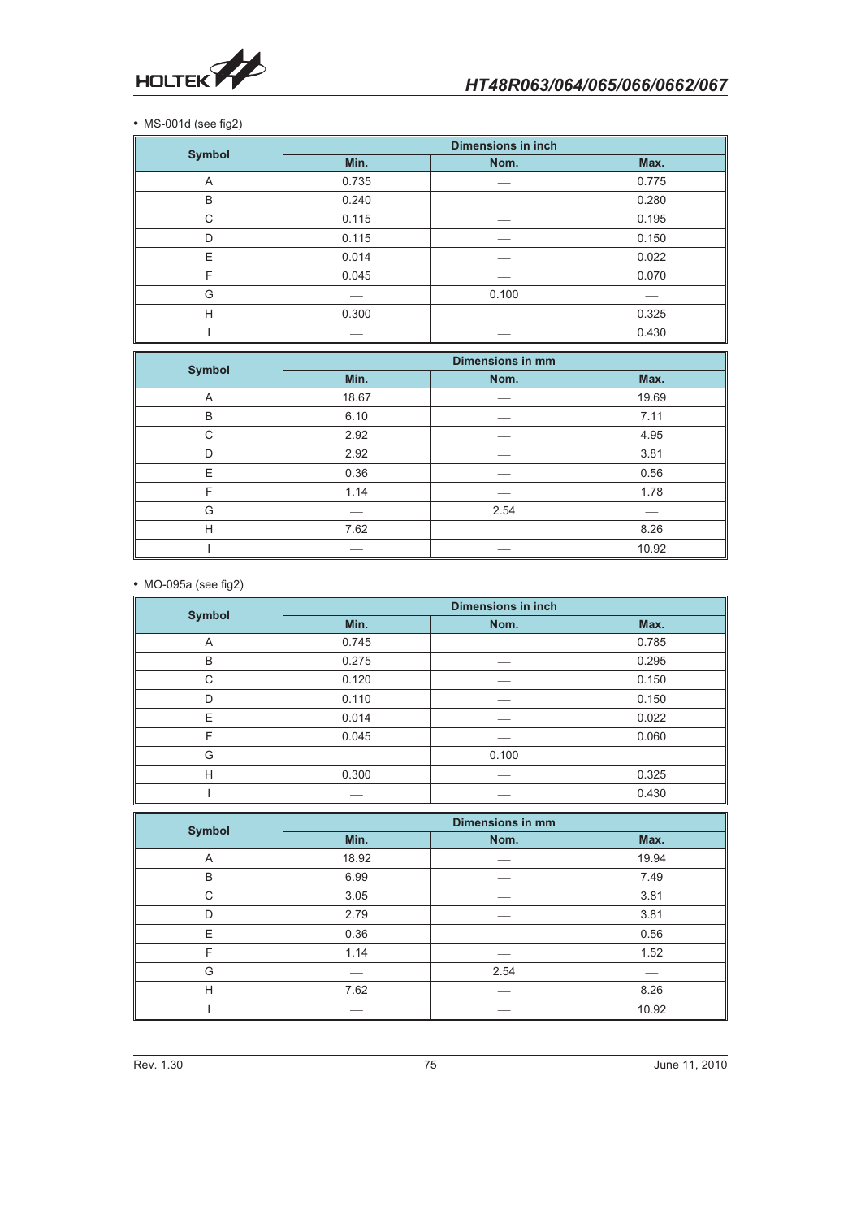• MS-001d (see fig2)

| Symbol | Dimensions in inch | | |
|---|---|---|---|
| | Min. | Nom. | Max. |
| A | 0.735 | — | 0.775 |
| B | 0.240 | — | 0.280 |
| C | 0.115 | — | 0.195 |
| D | 0.115 | — | 0.150 |
| E | 0.014 | — | 0.022 |
| F | 0.045 | — | 0.070 |
| G | — | 0.100 | — |
| H | 0.300 | — | 0.325 |
| I | — | — | 0.430 |

| Symbol | Dimensions in mm | | |
|---|---|---|---|
| | Min. | Nom. | Max. |
| A | 18.67 | — | 19.69 |
| B | 6.10 | — | 7.11 |
| C | 2.92 | — | 4.95 |
| D | 2.92 | — | 3.81 |
| E | 0.36 | — | 0.56 |
| F | 1.14 | — | 1.78 |
| G | — | 2.54 | — |
| H | 7.62 | — | 8.26 |
| I | — | — | 10.92 |

• MO-095a (see fig2)

| Symbol | Dimensions in inch | | |
|---|---|---|---|
| | Min. | Nom. | Max. |
| A | 0.745 | — | 0.785 |
| B | 0.275 | — | 0.295 |
| C | 0.120 | — | 0.150 |
| D | 0.110 | — | 0.150 |
| E | 0.014 | — | 0.022 |
| F | 0.045 | — | 0.060 |
| G | — | 0.100 | — |
| H | 0.300 | — | 0.325 |
| I | — | — | 0.430 |

| Symbol | Dimensions in mm | | |
|---|---|---|---|
| | Min. | Nom. | Max. |
| A | 18.92 | — | 19.94 |
| B | 6.99 | — | 7.49 |
| C | 3.05 | — | 3.81 |
| D | 2.79 | — | 3.81 |
| E | 0.36 | — | 0.56 |
| F | 1.14 | — | 1.52 |
| G | — | 2.54 | — |
| H | 7.62 | — | 8.26 |
| I | — | — | 10.92 |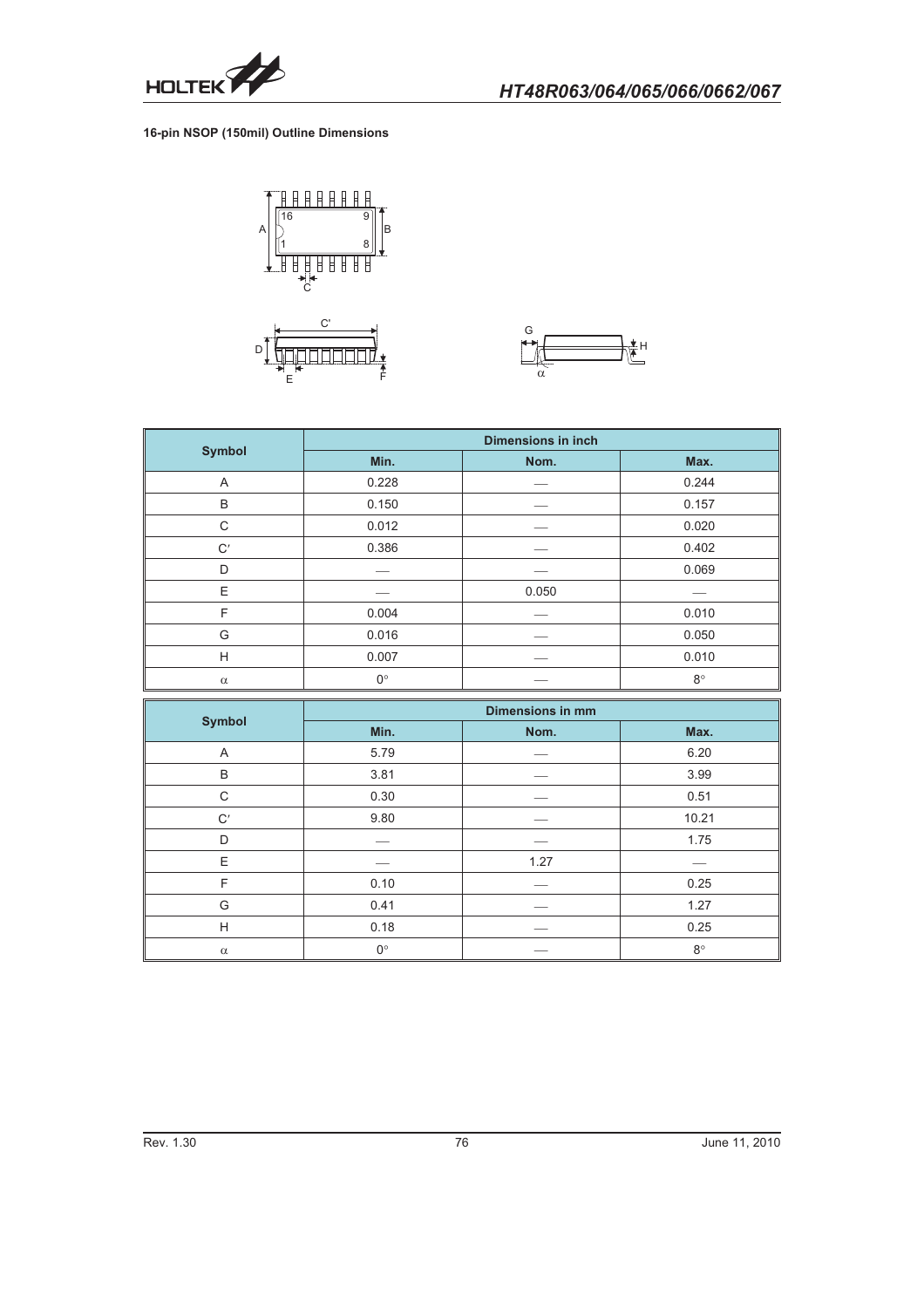**16-pin NSOP (150mil) Outline Dimensions**

| Symbol | Dimensions in inch | | |
|---|---|---|---|
| | Min. | Nom. | Max. |
| A | 0.228 | — | 0.244 |
| B | 0.150 | — | 0.157 |
| C | 0.012 | — | 0.020 |
| C′ | 0.386 | — | 0.402 |
| D | — | — | 0.069 |
| E | — | 0.050 | — |
| F | 0.004 | — | 0.010 |
| G | 0.016 | — | 0.050 |
| H | 0.007 | — | 0.010 |
| α | 0° | — | 8° |

| Symbol | Dimensions in mm | | |
|---|---|---|---|
| | Min. | Nom. | Max. |
| A | 5.79 | — | 6.20 |
| B | 3.81 | — | 3.99 |
| C | 0.30 | — | 0.51 |
| C′ | 9.80 | — | 10.21 |
| D | — | — | 1.75 |
| E | — | 1.27 | — |
| F | 0.10 | — | 0.25 |
| G | 0.41 | — | 1.27 |
| H | 0.18 | — | 0.25 |
| α | 0° | — | 8° |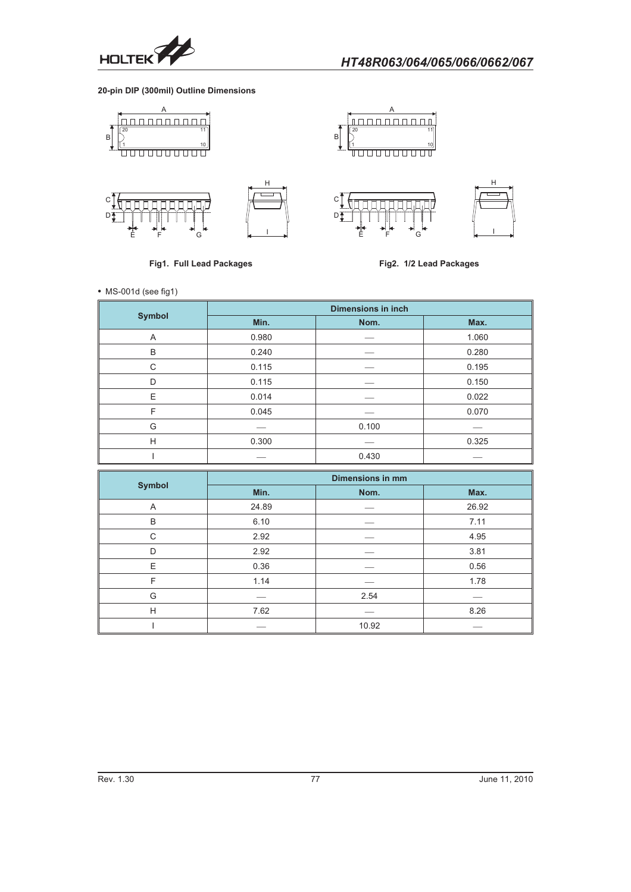**20-pin DIP (300mil) Outline Dimensions**

Fig1. Full Lead Packages

Fig2. 1/2 Lead Packages

• MS-001d (see fig1)

| Symbol | Dimensions in inch | | |
|---|---|---|---|
| | Min. | Nom. | Max. |
| A | 0.980 | — | 1.060 |
| B | 0.240 | — | 0.280 |
| C | 0.115 | — | 0.195 |
| D | 0.115 | — | 0.150 |
| E | 0.014 | — | 0.022 |
| F | 0.045 | — | 0.070 |
| G | — | 0.100 | — |
| H | 0.300 | — | 0.325 |
| I | — | 0.430 | — |

| Symbol | Dimensions in mm | | |
|---|---|---|---|
| | Min. | Nom. | Max. |
| A | 24.89 | — | 26.92 |
| B | 6.10 | — | 7.11 |
| C | 2.92 | — | 4.95 |
| D | 2.92 | — | 3.81 |
| E | 0.36 | — | 0.56 |
| F | 1.14 | — | 1.78 |
| G | — | 2.54 | — |
| H | 7.62 | — | 8.26 |
| I | — | 10.92 | — |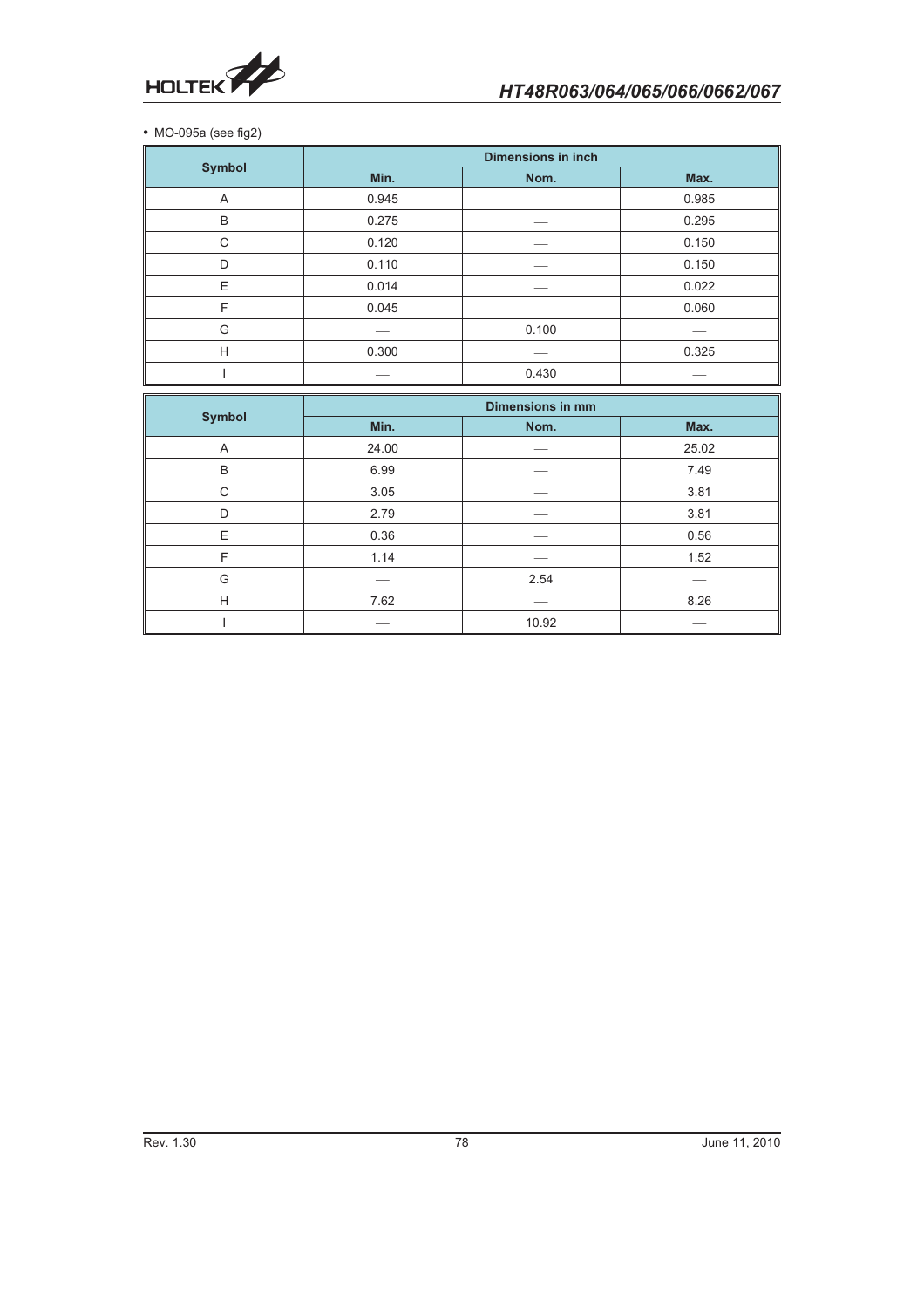• MO-095a (see fig2)

| Symbol | Dimensions in inch | | |
|---|---|---|---|
| | Min. | Nom. | Max. |
| A | 0.945 | — | 0.985 |
| B | 0.275 | — | 0.295 |
| C | 0.120 | — | 0.150 |
| D | 0.110 | — | 0.150 |
| E | 0.014 | — | 0.022 |
| F | 0.045 | — | 0.060 |
| G | — | 0.100 | — |
| H | 0.300 | — | 0.325 |
| I | — | 0.430 | — |

| Symbol | Dimensions in mm | | |
|---|---|---|---|
| | Min. | Nom. | Max. |
| A | 24.00 | — | 25.02 |
| B | 6.99 | — | 7.49 |
| C | 3.05 | — | 3.81 |
| D | 2.79 | — | 3.81 |
| E | 0.36 | — | 0.56 |
| F | 1.14 | — | 1.52 |
| G | — | 2.54 | — |
| H | 7.62 | — | 8.26 |
| I | — | 10.92 | — |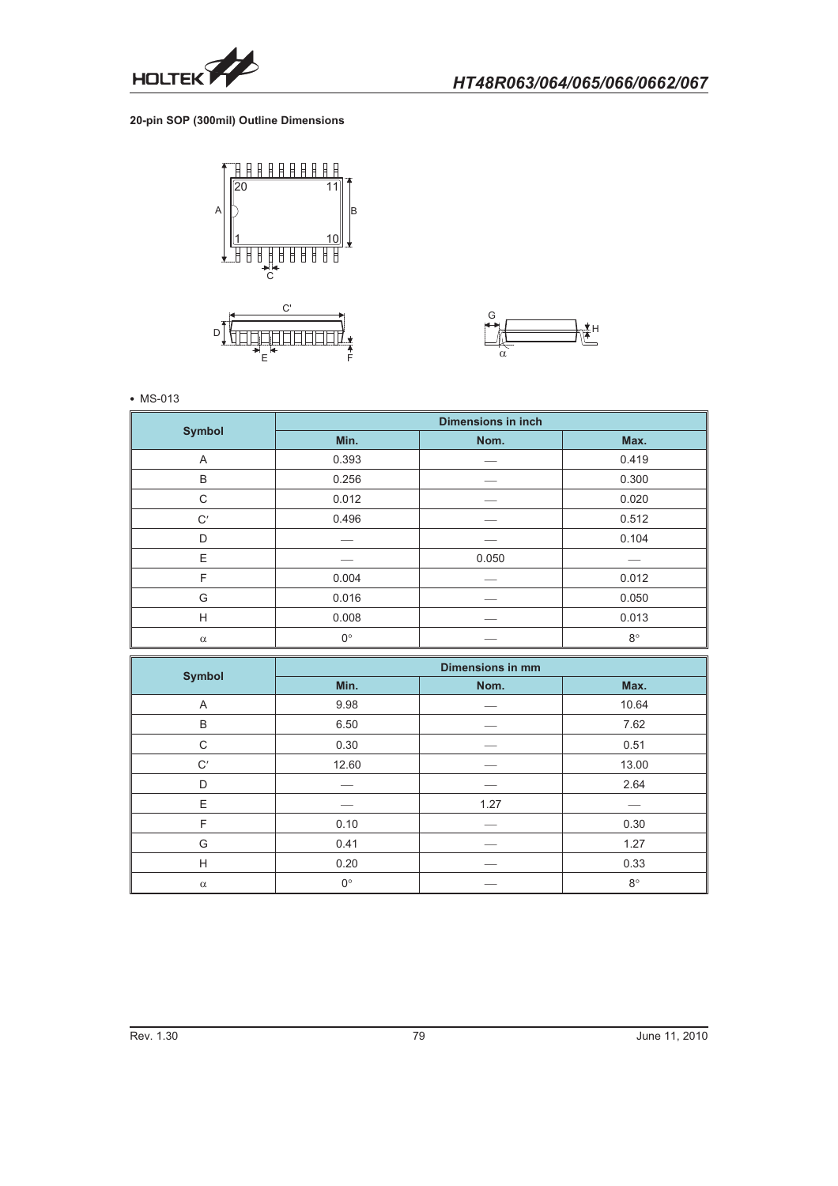**20-pin SOP (300mil) Outline Dimensions**

• MS-013

| Symbol | Dimensions in inch | | |
|---|---|---|---|
| | Min. | Nom. | Max. |
| A | 0.393 | — | 0.419 |
| B | 0.256 | — | 0.300 |
| C | 0.012 | — | 0.020 |
| C′ | 0.496 | — | 0.512 |
| D | — | — | 0.104 |
| E | — | 0.050 | — |
| F | 0.004 | — | 0.012 |
| G | 0.016 | — | 0.050 |
| H | 0.008 | — | 0.013 |
| α | 0° | — | 8° |

| Symbol | Dimensions in mm | | |
|---|---|---|---|
| | Min. | Nom. | Max. |
| A | 9.98 | — | 10.64 |
| B | 6.50 | — | 7.62 |
| C | 0.30 | — | 0.51 |
| C′ | 12.60 | — | 13.00 |
| D | — | — | 2.64 |
| E | — | 1.27 | — |
| F | 0.10 | — | 0.30 |
| G | 0.41 | — | 1.27 |
| H | 0.20 | — | 0.33 |
| α | 0° | — | 8° |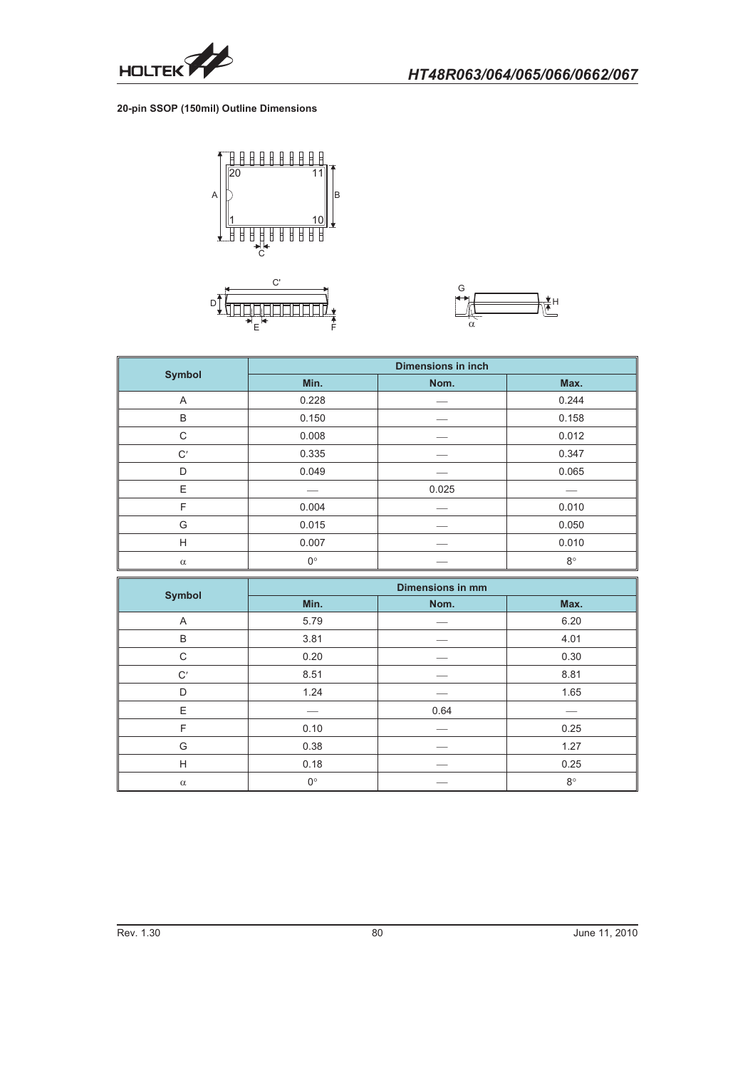**20-pin SSOP (150mil) Outline Dimensions**

| Symbol | Dimensions in inch | | |
|---|---|---|---|
| | Min. | Nom. | Max. |
| A | 0.228 | — | 0.244 |
| B | 0.150 | — | 0.158 |
| C | 0.008 | — | 0.012 |
| C′ | 0.335 | — | 0.347 |
| D | 0.049 | — | 0.065 |
| E | — | 0.025 | — |
| F | 0.004 | — | 0.010 |
| G | 0.015 | — | 0.050 |
| H | 0.007 | — | 0.010 |
| α | 0° | — | 8° |

| Symbol | Dimensions in mm | | |
|---|---|---|---|
| | Min. | Nom. | Max. |
| A | 5.79 | — | 6.20 |
| B | 3.81 | — | 4.01 |
| C | 0.20 | — | 0.30 |
| C′ | 8.51 | — | 8.81 |
| D | 1.24 | — | 1.65 |
| E | — | 0.64 | — |
| F | 0.10 | — | 0.25 |
| G | 0.38 | — | 1.27 |
| H | 0.18 | — | 0.25 |
| α | 0° | — | 8° |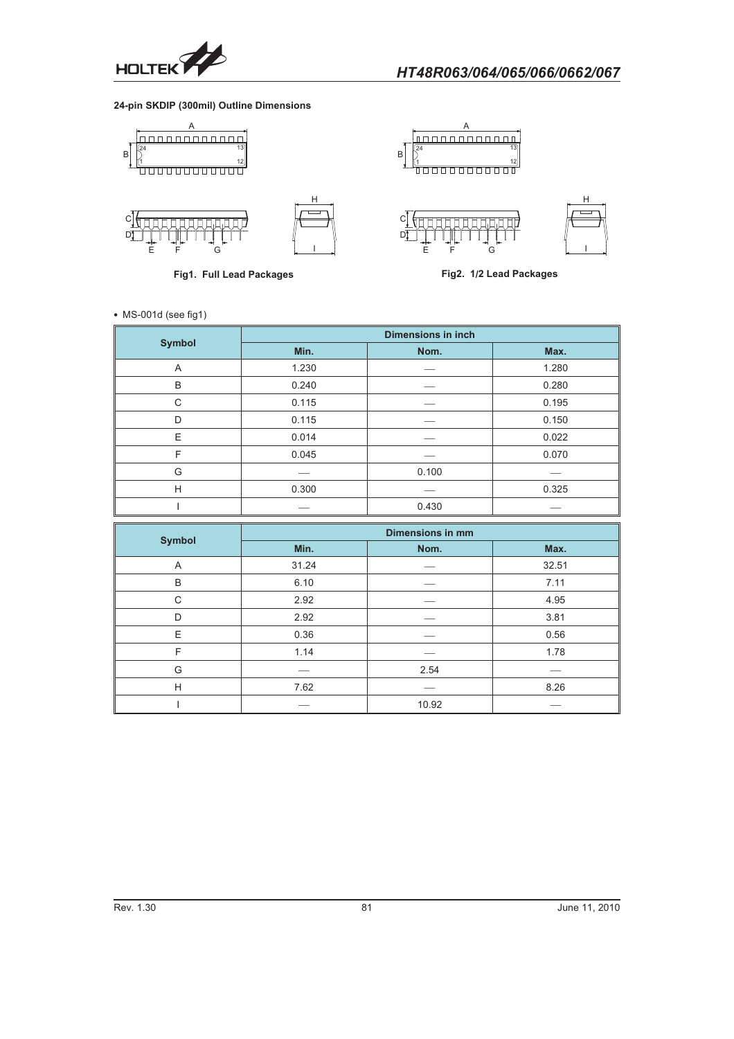### 24-pin SKDIP (300mil) Outline Dimensions

Fig1. Full Lead Packages

Fig2. 1/2 Lead Packages

- MS-001d (see fig1)

| Symbol | Dimensions in inch | | |
|---|---|---|---|
| | Min. | Nom. | Max. |
| A | 1.230 | — | 1.280 |
| B | 0.240 | — | 0.280 |
| C | 0.115 | — | 0.195 |
| D | 0.115 | — | 0.150 |
| E | 0.014 | — | 0.022 |
| F | 0.045 | — | 0.070 |
| G | — | 0.100 | — |
| H | 0.300 | — | 0.325 |
| I | — | 0.430 | — |

| Symbol | Dimensions in mm | | |
|---|---|---|---|
| | Min. | Nom. | Max. |
| A | 31.24 | — | 32.51 |
| B | 6.10 | — | 7.11 |
| C | 2.92 | — | 4.95 |
| D | 2.92 | — | 3.81 |
| E | 0.36 | — | 0.56 |
| F | 1.14 | — | 1.78 |
| G | — | 2.54 | — |
| H | 7.62 | — | 8.26 |
| I | — | 10.92 | — |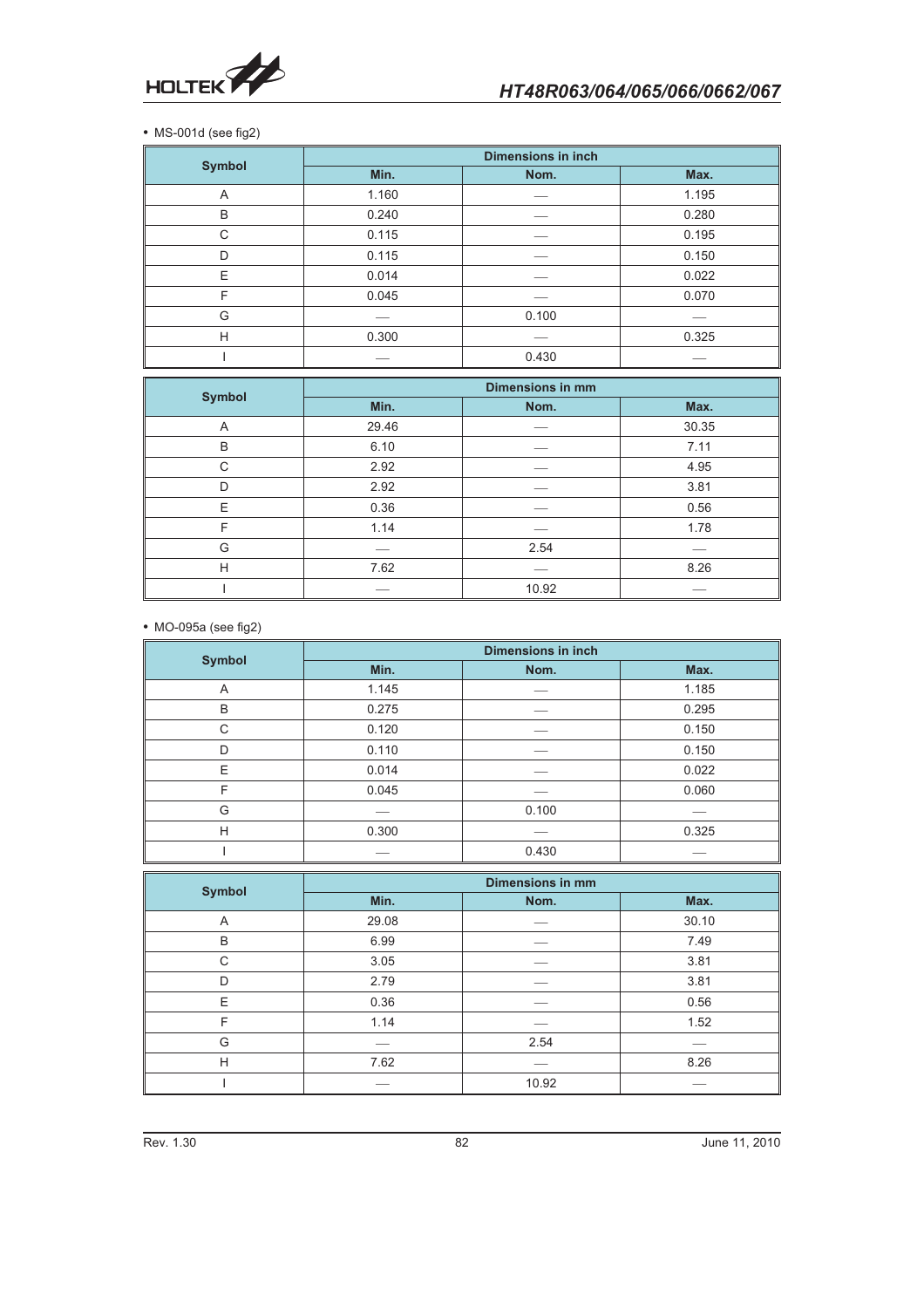- MS-001d (see fig2)

| Symbol | Dimensions in inch | | |
|---|---|---|---|
| | Min. | Nom. | Max. |
| A | 1.160 | — | 1.195 |
| B | 0.240 | — | 0.280 |
| C | 0.115 | — | 0.195 |
| D | 0.115 | — | 0.150 |
| E | 0.014 | — | 0.022 |
| F | 0.045 | — | 0.070 |
| G | — | 0.100 | — |
| H | 0.300 | — | 0.325 |
| I | — | 0.430 | — |

| Symbol | Dimensions in mm | | |
|---|---|---|---|
| | Min. | Nom. | Max. |
| A | 29.46 | — | 30.35 |
| B | 6.10 | — | 7.11 |
| C | 2.92 | — | 4.95 |
| D | 2.92 | — | 3.81 |
| E | 0.36 | — | 0.56 |
| F | 1.14 | — | 1.78 |
| G | — | 2.54 | — |
| H | 7.62 | — | 8.26 |
| I | — | 10.92 | — |

- MO-095a (see fig2)

| Symbol | Dimensions in inch | | |
|---|---|---|---|
| | Min. | Nom. | Max. |
| A | 1.145 | — | 1.185 |
| B | 0.275 | — | 0.295 |
| C | 0.120 | — | 0.150 |
| D | 0.110 | — | 0.150 |
| E | 0.014 | — | 0.022 |
| F | 0.045 | — | 0.060 |
| G | — | 0.100 | — |
| H | 0.300 | — | 0.325 |
| I | — | 0.430 | — |

| Symbol | Dimensions in mm | | |
|---|---|---|---|
| | Min. | Nom. | Max. |
| A | 29.08 | — | 30.10 |
| B | 6.99 | — | 7.49 |
| C | 3.05 | — | 3.81 |
| D | 2.79 | — | 3.81 |
| E | 0.36 | — | 0.56 |
| F | 1.14 | — | 1.52 |
| G | — | 2.54 | — |
| H | 7.62 | — | 8.26 |
| I | — | 10.92 | — |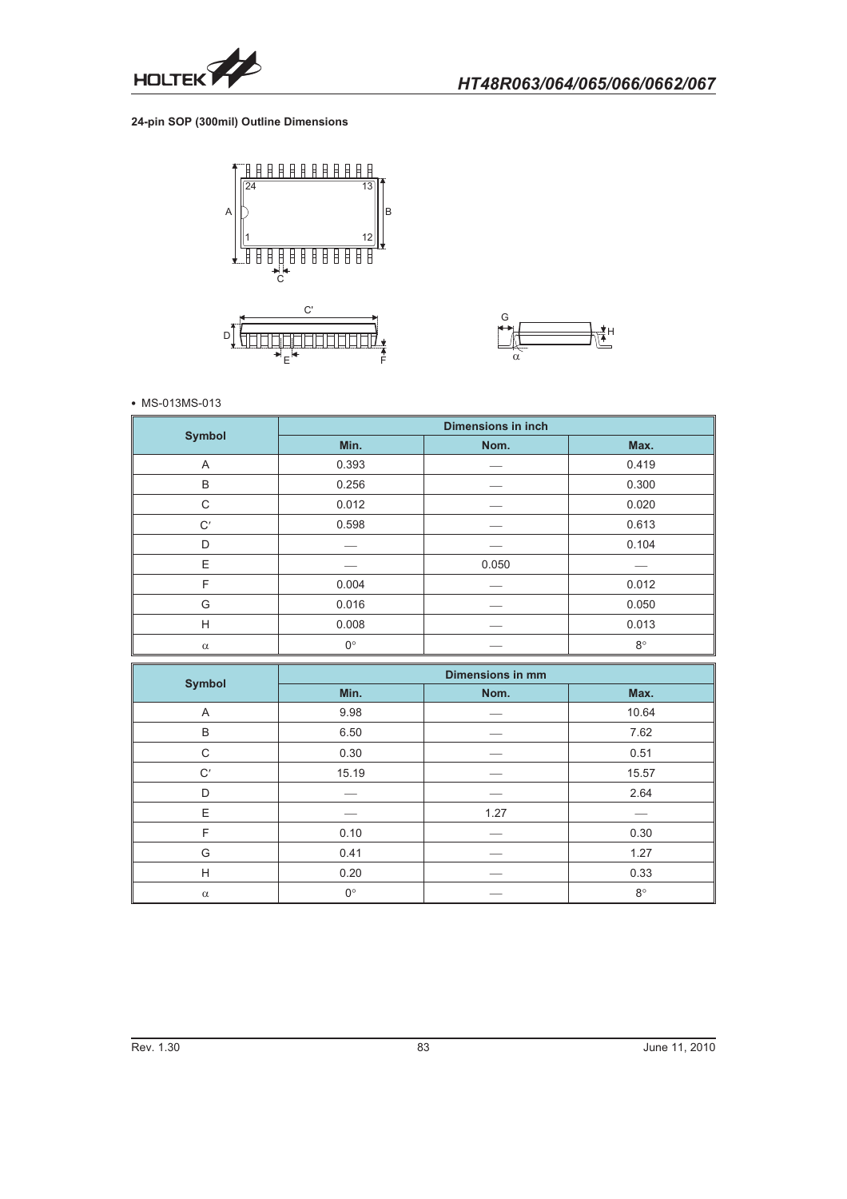### 24-pin SOP (300mil) Outline Dimensions

- MS-013MS-013

| Symbol | Dimensions in inch | | |
|---|---|---|---|
| | Min. | Nom. | Max. |
| A | 0.393 | — | 0.419 |
| B | 0.256 | — | 0.300 |
| C | 0.012 | — | 0.020 |
| C′ | 0.598 | — | 0.613 |
| D | — | — | 0.104 |
| E | — | 0.050 | — |
| F | 0.004 | — | 0.012 |
| G | 0.016 | — | 0.050 |
| H | 0.008 | — | 0.013 |
| α | 0° | — | 8° |

| Symbol | Dimensions in mm | | |
|---|---|---|---|
| | Min. | Nom. | Max. |
| A | 9.98 | — | 10.64 |
| B | 6.50 | — | 7.62 |
| C | 0.30 | — | 0.51 |
| C′ | 15.19 | — | 15.57 |
| D | — | — | 2.64 |
| E | — | 1.27 | — |
| F | 0.10 | — | 0.30 |
| G | 0.41 | — | 1.27 |
| H | 0.20 | — | 0.33 |
| α | 0° | — | 8° |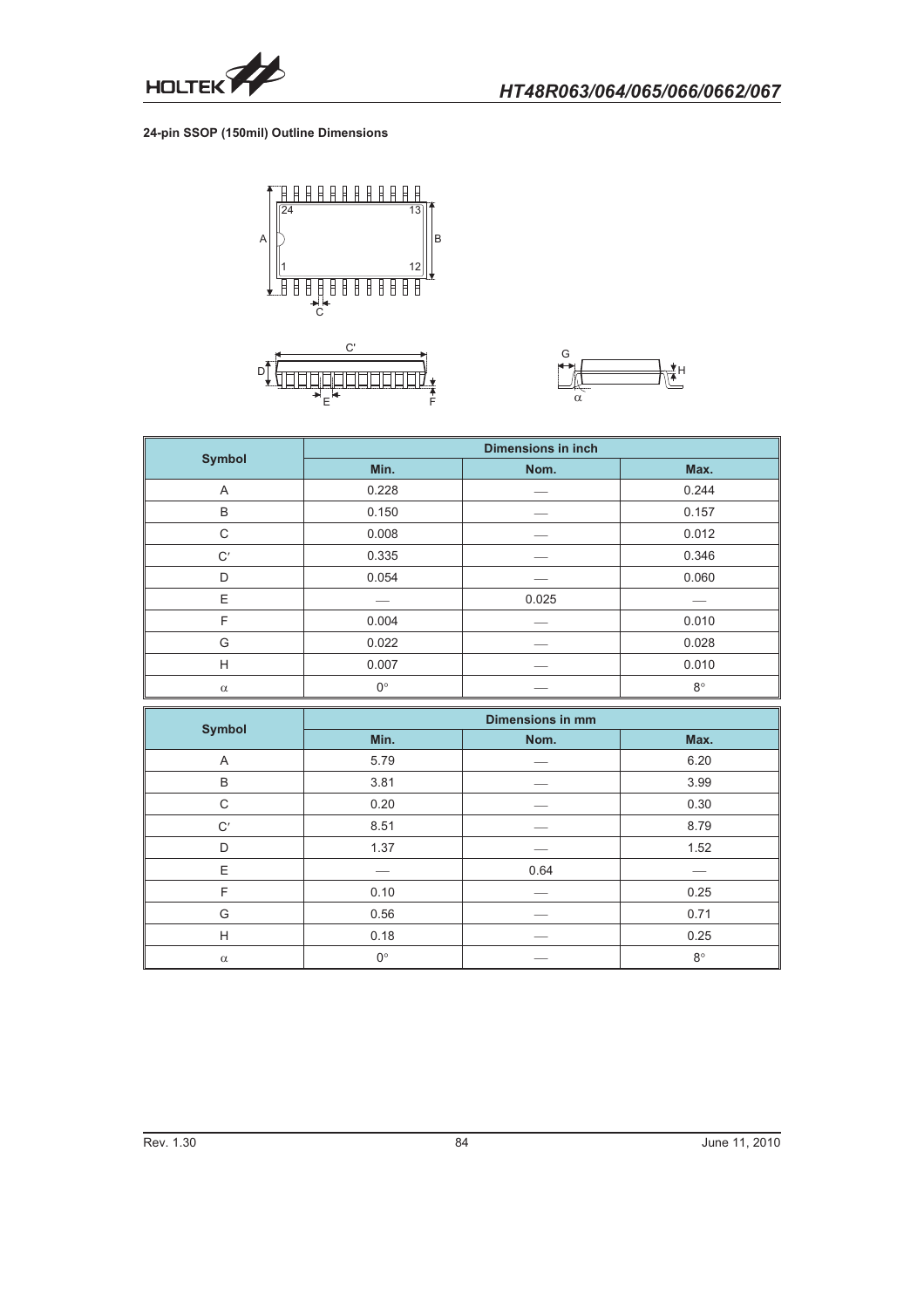**24-pin SSOP (150mil) Outline Dimensions**

| Symbol | Dimensions in inch | | |
|---|---|---|---|
| | Min. | Nom. | Max. |
| A | 0.228 | — | 0.244 |
| B | 0.150 | — | 0.157 |
| C | 0.008 | — | 0.012 |
| C′ | 0.335 | — | 0.346 |
| D | 0.054 | — | 0.060 |
| E | — | 0.025 | — |
| F | 0.004 | — | 0.010 |
| G | 0.022 | — | 0.028 |
| H | 0.007 | — | 0.010 |
| α | 0° | — | 8° |

| Symbol | Dimensions in mm | | |
|---|---|---|---|
| | Min. | Nom. | Max. |
| A | 5.79 | — | 6.20 |
| B | 3.81 | — | 3.99 |
| C | 0.20 | — | 0.30 |
| C′ | 8.51 | — | 8.79 |
| D | 1.37 | — | 1.52 |
| E | — | 0.64 | — |
| F | 0.10 | — | 0.25 |
| G | 0.56 | — | 0.71 |
| H | 0.18 | — | 0.25 |
| α | 0° | — | 8° |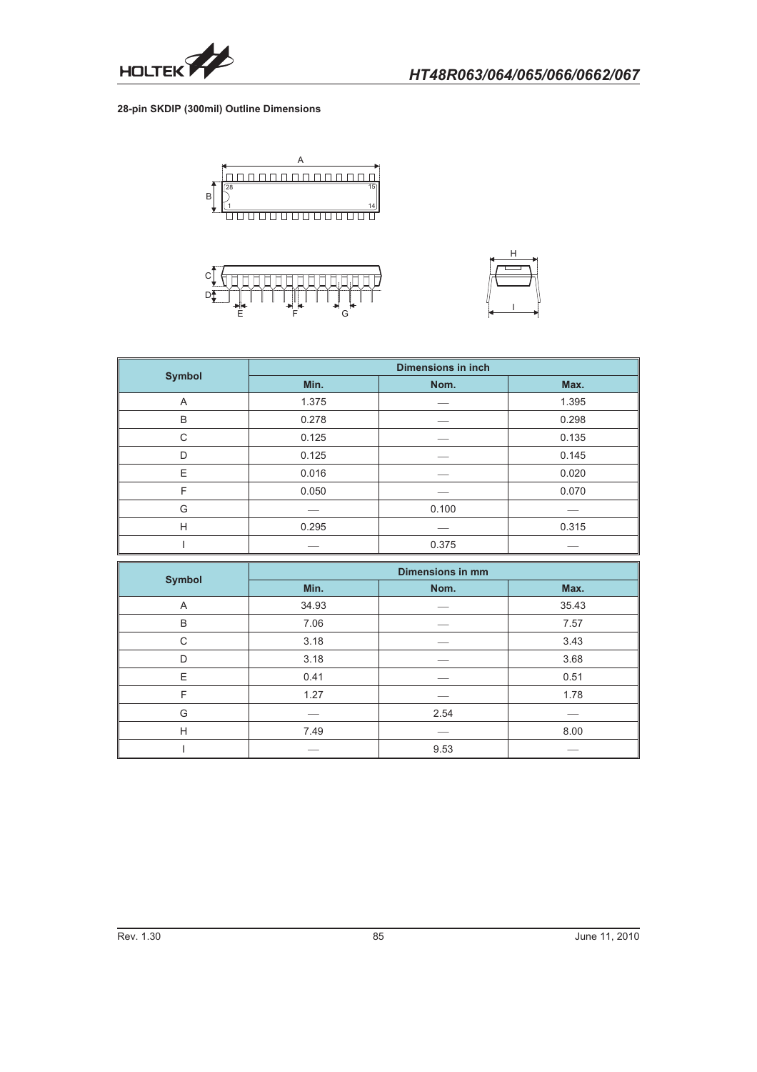**28-pin SKDIP (300mil) Outline Dimensions**

| Symbol | Dimensions in inch | | |
|---|---|---|---|
| | Min. | Nom. | Max. |
| A | 1.375 | — | 1.395 |
| B | 0.278 | — | 0.298 |
| C | 0.125 | — | 0.135 |
| D | 0.125 | — | 0.145 |
| E | 0.016 | — | 0.020 |
| F | 0.050 | — | 0.070 |
| G | — | 0.100 | — |
| H | 0.295 | — | 0.315 |
| I | — | 0.375 | — |

| Symbol | Dimensions in mm | | |
|---|---|---|---|
| | Min. | Nom. | Max. |
| A | 34.93 | — | 35.43 |
| B | 7.06 | — | 7.57 |
| C | 3.18 | — | 3.43 |
| D | 3.18 | — | 3.68 |
| E | 0.41 | — | 0.51 |
| F | 1.27 | — | 1.78 |
| G | — | 2.54 | — |
| H | 7.49 | — | 8.00 |
| I | — | 9.53 | — |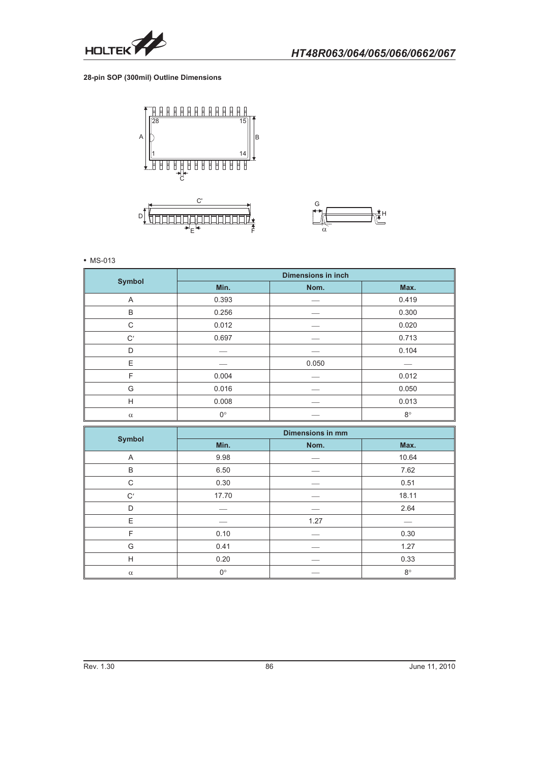**28-pin SOP (300mil) Outline Dimensions**

• MS-013

| Symbol | Dimensions in inch | | |
|---|---|---|---|
| | Min. | Nom. | Max. |
| A | 0.393 | — | 0.419 |
| B | 0.256 | — | 0.300 |
| C | 0.012 | — | 0.020 |
| C′ | 0.697 | — | 0.713 |
| D | — | — | 0.104 |
| E | — | 0.050 | — |
| F | 0.004 | — | 0.012 |
| G | 0.016 | — | 0.050 |
| H | 0.008 | — | 0.013 |
| α | 0° | — | 8° |

| Symbol | Dimensions in mm | | |
|---|---|---|---|
| | Min. | Nom. | Max. |
| A | 9.98 | — | 10.64 |
| B | 6.50 | — | 7.62 |
| C | 0.30 | — | 0.51 |
| C′ | 17.70 | — | 18.11 |
| D | — | — | 2.64 |
| E | — | 1.27 | — |
| F | 0.10 | — | 0.30 |
| G | 0.41 | — | 1.27 |
| H | 0.20 | — | 0.33 |
| α | 0° | — | 8° |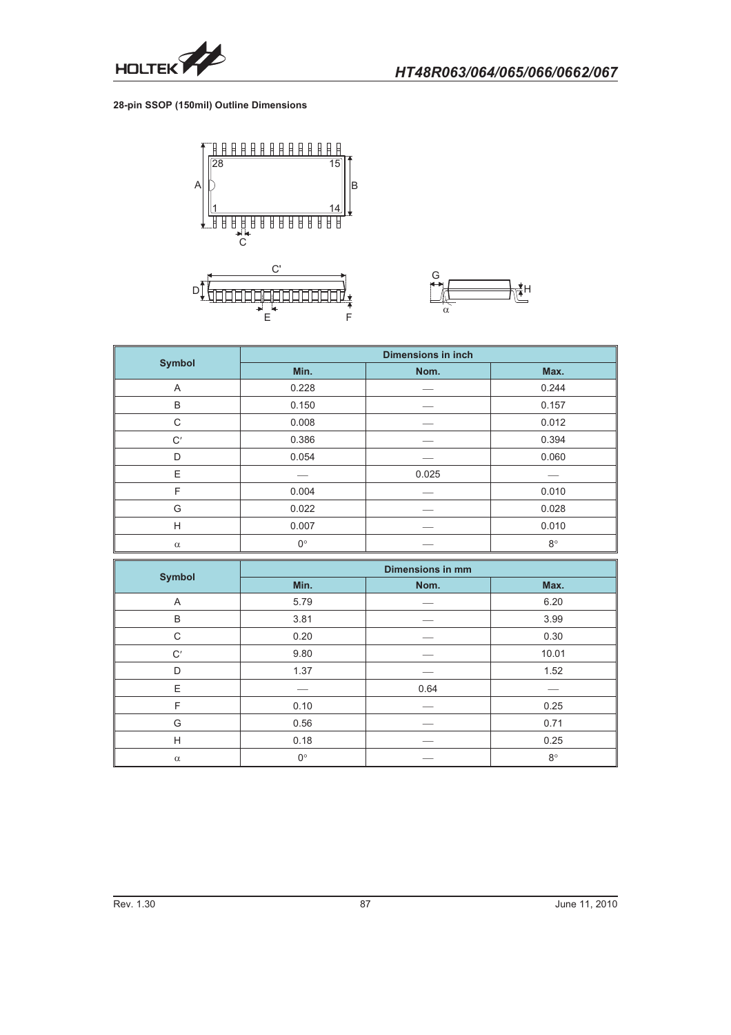**28-pin SSOP (150mil) Outline Dimensions**

| Symbol | Dimensions in inch | | |
|---|---|---|---|
| | Min. | Nom. | Max. |
| A | 0.228 | — | 0.244 |
| B | 0.150 | — | 0.157 |
| C | 0.008 | — | 0.012 |
| C′ | 0.386 | — | 0.394 |
| D | 0.054 | — | 0.060 |
| E | — | 0.025 | — |
| F | 0.004 | — | 0.010 |
| G | 0.022 | — | 0.028 |
| H | 0.007 | — | 0.010 |
| α | 0° | — | 8° |

| Symbol | Dimensions in mm | | |
|---|---|---|---|
| | Min. | Nom. | Max. |
| A | 5.79 | — | 6.20 |
| B | 3.81 | — | 3.99 |
| C | 0.20 | — | 0.30 |
| C′ | 9.80 | — | 10.01 |
| D | 1.37 | — | 1.52 |
| E | — | 0.64 | — |
| F | 0.10 | — | 0.25 |
| G | 0.56 | — | 0.71 |
| H | 0.18 | — | 0.25 |
| α | 0° | — | 8° |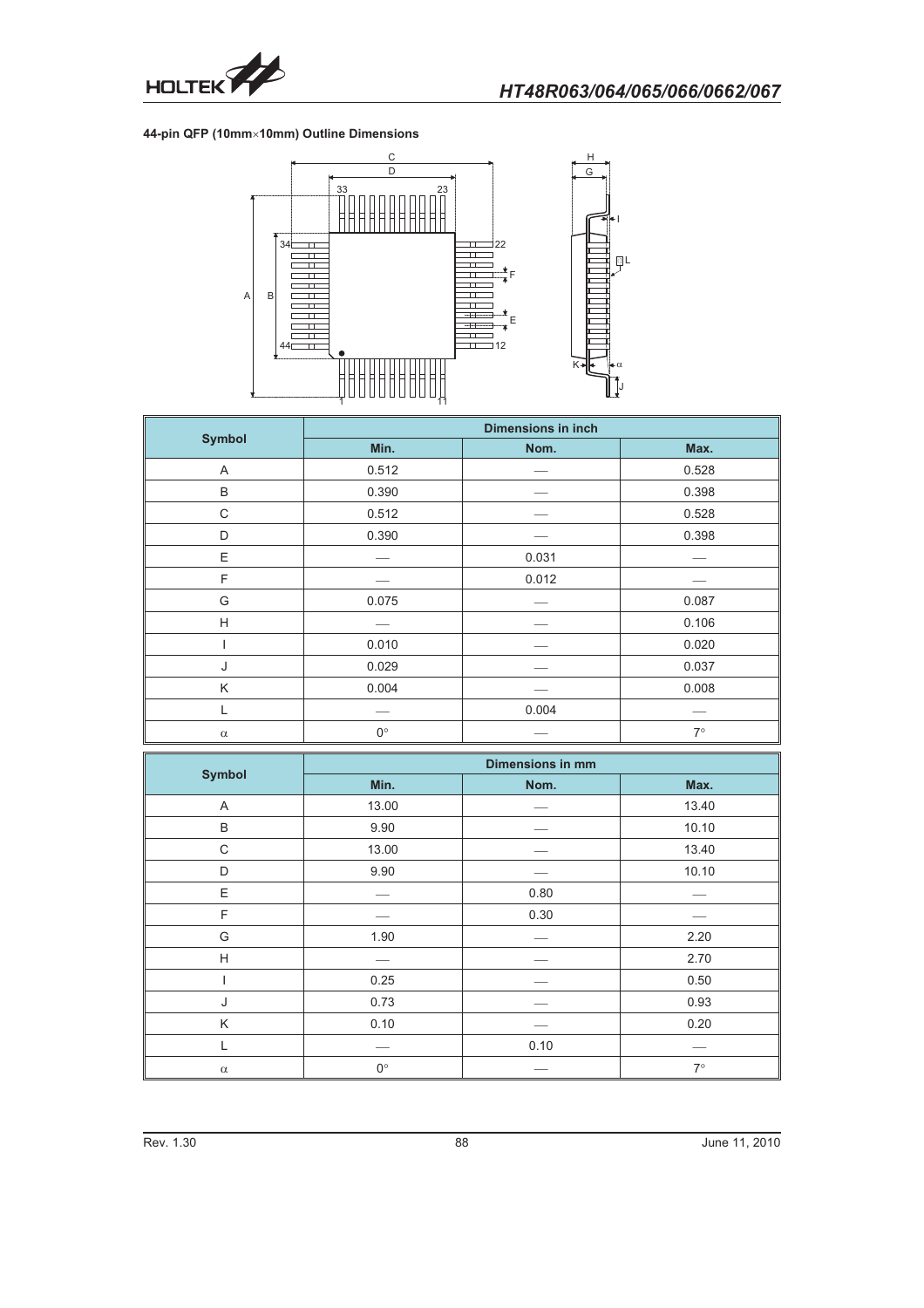**44-pin QFP (10mm×10mm) Outline Dimensions**

| Symbol | Dimensions in inch | | |
|---|---|---|---|
| | Min. | Nom. | Max. |
| A | 0.512 | — | 0.528 |
| B | 0.390 | — | 0.398 |
| C | 0.512 | — | 0.528 |
| D | 0.390 | — | 0.398 |
| E | — | 0.031 | — |
| F | — | 0.012 | — |
| G | 0.075 | — | 0.087 |
| H | — | — | 0.106 |
| I | 0.010 | — | 0.020 |
| J | 0.029 | — | 0.037 |
| K | 0.004 | — | 0.008 |
| L | — | 0.004 | — |
| $\alpha$ | 0° | — | 7° |

| Symbol | Dimensions in mm | | |
|---|---|---|---|
| | Min. | Nom. | Max. |
| A | 13.00 | — | 13.40 |
| B | 9.90 | — | 10.10 |
| C | 13.00 | — | 13.40 |
| D | 9.90 | — | 10.10 |
| E | — | 0.80 | — |
| F | — | 0.30 | — |
| G | 1.90 | — | 2.20 |
| H | — | — | 2.70 |
| I | 0.25 | — | 0.50 |
| J | 0.73 | — | 0.93 |
| K | 0.10 | — | 0.20 |
| L | — | 0.10 | — |
| $\alpha$ | 0° | — | 7° |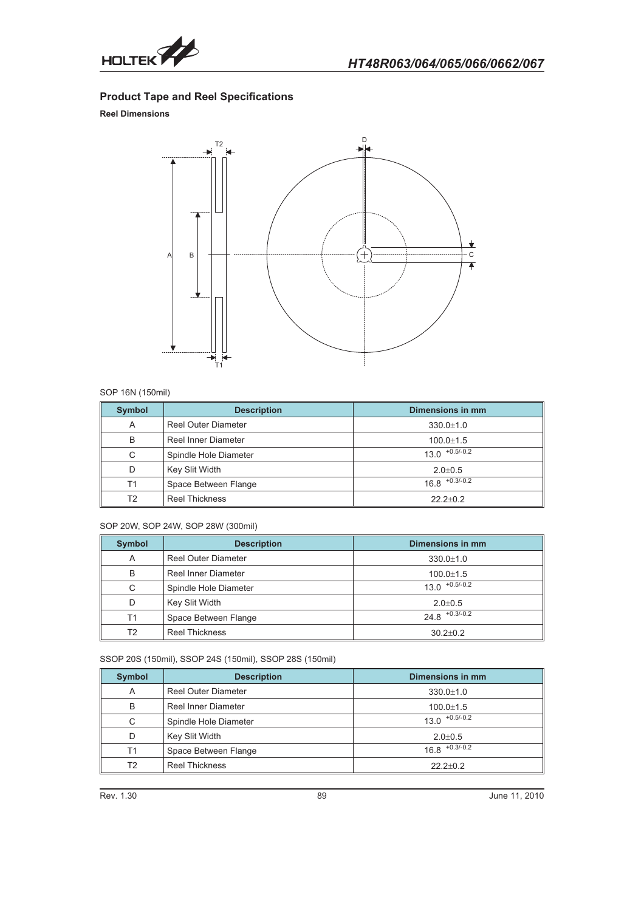## Product Tape and Reel Specifications

### Reel Dimensions

SOP 16N (150mil)

| Symbol | Description | Dimensions in mm |
|---|---|---|
| A | Reel Outer Diameter | 330.0±1.0 |
| B | Reel Inner Diameter | 100.0±1.5 |
| C | Spindle Hole Diameter | $13.0^{+0.5/-0.2}$ |
| D | Key Slit Width | 2.0±0.5 |
| T1 | Space Between Flange | $16.8^{+0.3/-0.2}$ |
| T2 | Reel Thickness | 22.2±0.2 |

SOP 20W, SOP 24W, SOP 28W (300mil)

| Symbol | Description | Dimensions in mm |
|---|---|---|
| A | Reel Outer Diameter | 330.0±1.0 |
| B | Reel Inner Diameter | 100.0±1.5 |
| C | Spindle Hole Diameter | $13.0^{+0.5/-0.2}$ |
| D | Key Slit Width | 2.0±0.5 |
| T1 | Space Between Flange | $24.8^{+0.3/-0.2}$ |
| T2 | Reel Thickness | 30.2±0.2 |

SSOP 20S (150mil), SSOP 24S (150mil), SSOP 28S (150mil)

| Symbol | Description | Dimensions in mm |
|---|---|---|
| A | Reel Outer Diameter | 330.0±1.0 |
| B | Reel Inner Diameter | 100.0±1.5 |
| C | Spindle Hole Diameter | $13.0^{+0.5/-0.2}$ |
| D | Key Slit Width | 2.0±0.5 |
| T1 | Space Between Flange | $16.8^{+0.3/-0.2}$ |
| T2 | Reel Thickness | 22.2±0.2 |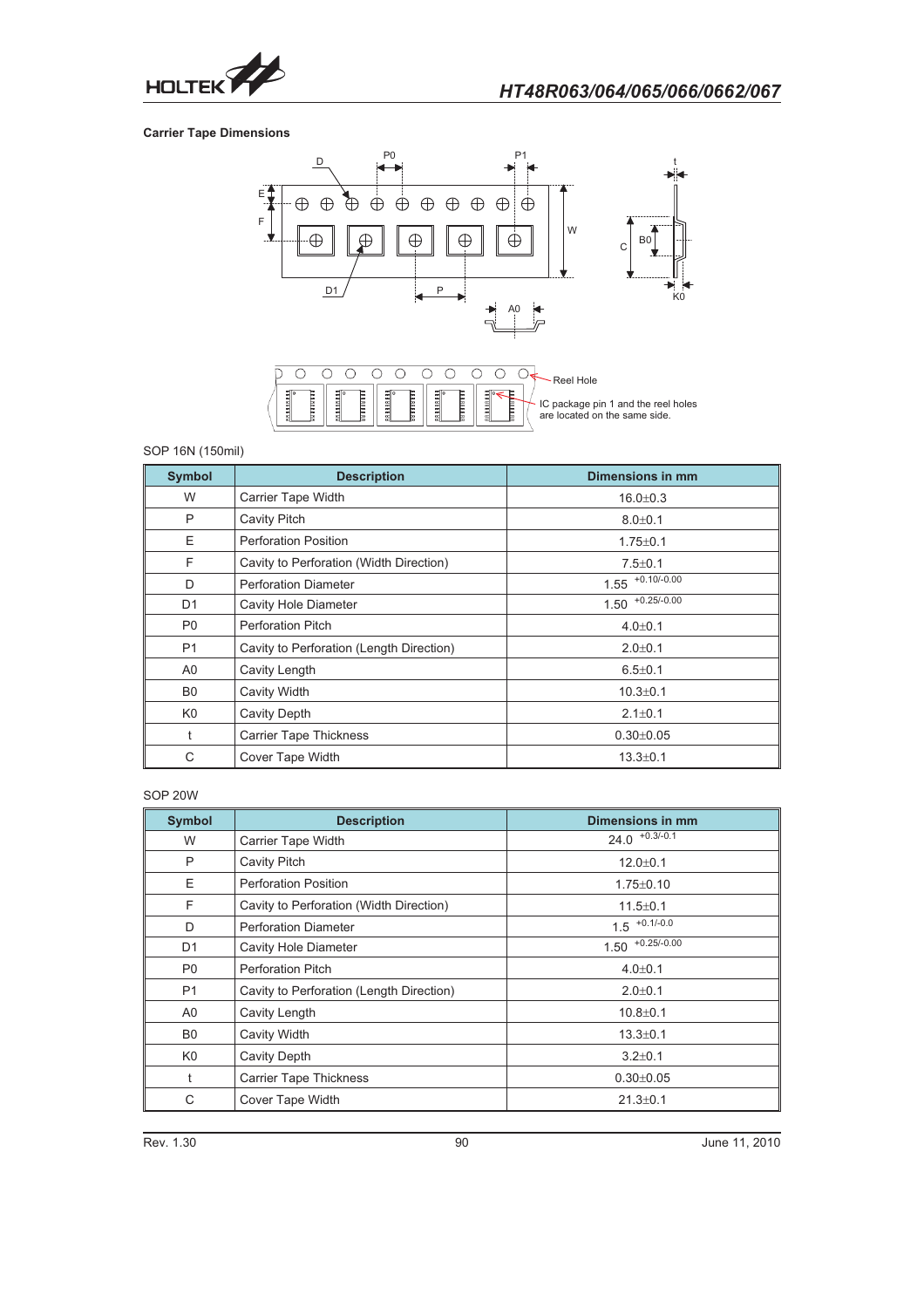**Carrier Tape Dimensions**

SOP 16N (150mil)

| Symbol | Description | Dimensions in mm |
|---|---|---|
| W | Carrier Tape Width | 16.0±0.3 |
| P | Cavity Pitch | 8.0±0.1 |
| E | Perforation Position | 1.75±0.1 |
| F | Cavity to Perforation (Width Direction) | 7.5±0.1 |
| D | Perforation Diameter | $1.55^{+0.10/-0.00}$ |
| D1 | Cavity Hole Diameter | $1.50^{+0.25/-0.00}$ |
| P0 | Perforation Pitch | 4.0±0.1 |
| P1 | Cavity to Perforation (Length Direction) | 2.0±0.1 |
| A0 | Cavity Length | 6.5±0.1 |
| B0 | Cavity Width | 10.3±0.1 |
| K0 | Cavity Depth | 2.1±0.1 |
| t | Carrier Tape Thickness | 0.30±0.05 |
| C | Cover Tape Width | 13.3±0.1 |

SOP 20W

| Symbol | Description | Dimensions in mm |
|---|---|---|
| W | Carrier Tape Width | $24.0^{+0.3/-0.1}$ |
| P | Cavity Pitch | 12.0±0.1 |
| E | Perforation Position | 1.75±0.10 |
| F | Cavity to Perforation (Width Direction) | 11.5±0.1 |
| D | Perforation Diameter | $1.5^{+0.1/-0.0}$ |
| D1 | Cavity Hole Diameter | $1.50^{+0.25/-0.00}$ |
| P0 | Perforation Pitch | 4.0±0.1 |
| P1 | Cavity to Perforation (Length Direction) | 2.0±0.1 |
| A0 | Cavity Length | 10.8±0.1 |
| B0 | Cavity Width | 13.3±0.1 |
| K0 | Cavity Depth | 3.2±0.1 |
| t | Carrier Tape Thickness | 0.30±0.05 |
| C | Cover Tape Width | 21.3±0.1 |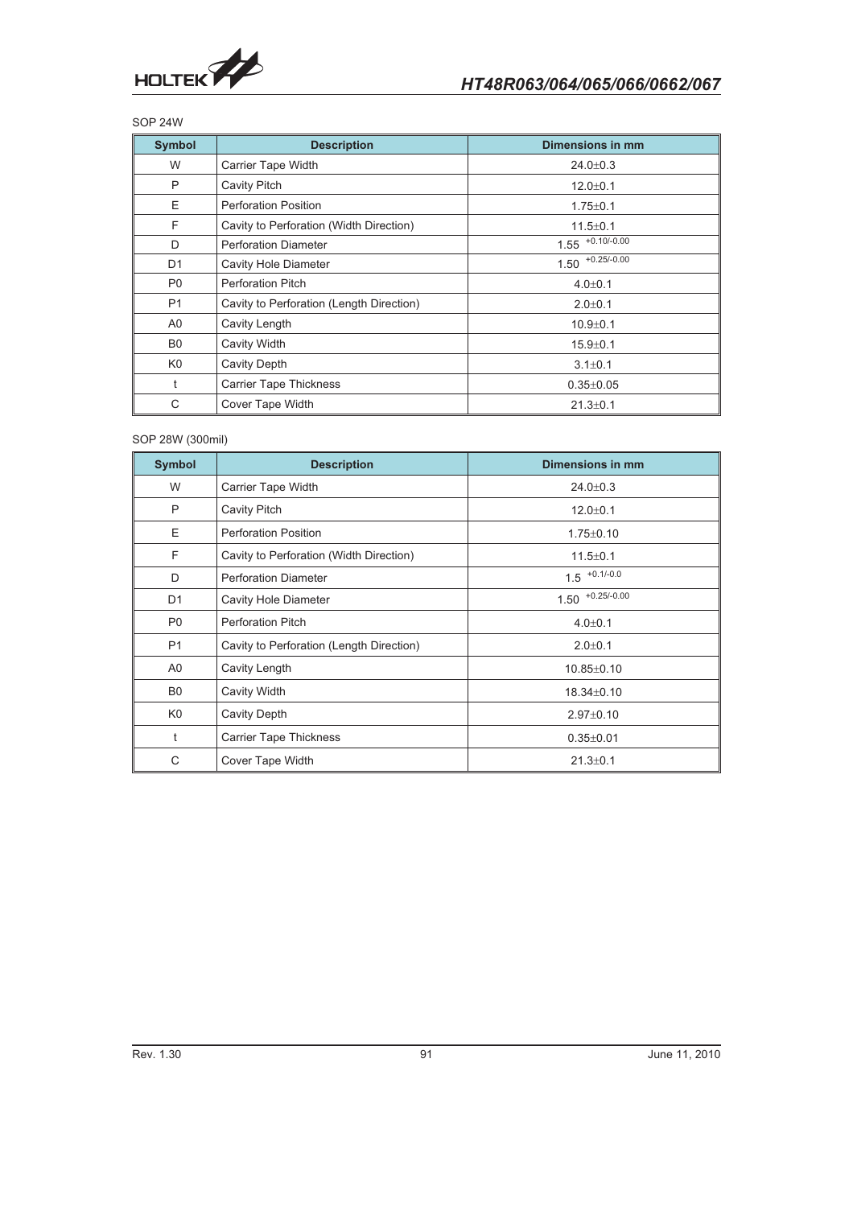SOP 24W

| Symbol | Description | Dimensions in mm |
|---|---|---|
| W | Carrier Tape Width | 24.0±0.3 |
| P | Cavity Pitch | 12.0±0.1 |
| E | Perforation Position | 1.75±0.1 |
| F | Cavity to Perforation (Width Direction) | 11.5±0.1 |
| D | Perforation Diameter | $1.55^{+0.10/-0.00}$ |
| D1 | Cavity Hole Diameter | $1.50^{+0.25/-0.00}$ |
| P0 | Perforation Pitch | 4.0±0.1 |
| P1 | Cavity to Perforation (Length Direction) | 2.0±0.1 |
| A0 | Cavity Length | 10.9±0.1 |
| B0 | Cavity Width | 15.9±0.1 |
| K0 | Cavity Depth | 3.1±0.1 |
| t | Carrier Tape Thickness | 0.35±0.05 |
| C | Cover Tape Width | 21.3±0.1 |

SOP 28W (300mil)

| Symbol | Description | Dimensions in mm |
|---|---|---|
| W | Carrier Tape Width | 24.0±0.3 |
| P | Cavity Pitch | 12.0±0.1 |
| E | Perforation Position | 1.75±0.10 |
| F | Cavity to Perforation (Width Direction) | 11.5±0.1 |
| D | Perforation Diameter | $1.5^{+0.1/-0.0}$ |
| D1 | Cavity Hole Diameter | $1.50^{+0.25/-0.00}$ |
| P0 | Perforation Pitch | 4.0±0.1 |
| P1 | Cavity to Perforation (Length Direction) | 2.0±0.1 |
| A0 | Cavity Length | 10.85±0.10 |
| B0 | Cavity Width | 18.34±0.10 |
| K0 | Cavity Depth | 2.97±0.10 |
| t | Carrier Tape Thickness | 0.35±0.01 |
| C | Cover Tape Width | 21.3±0.1 |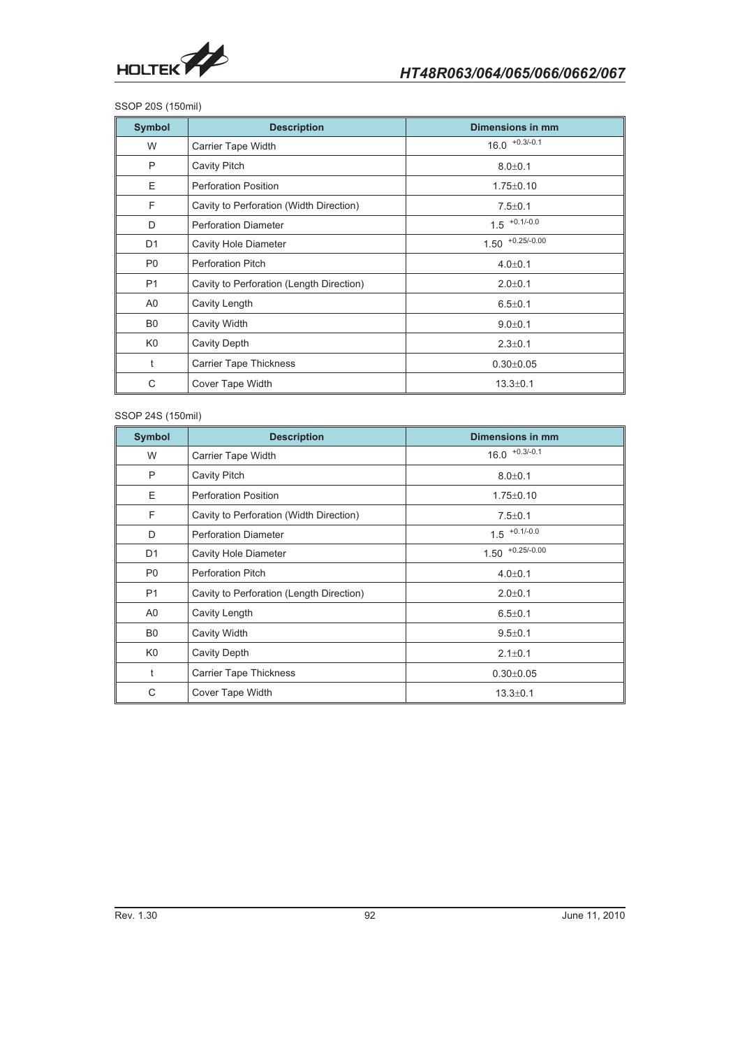SSOP 20S (150mil)

| Symbol | Description | Dimensions in mm |
|---|---|---|
| W | Carrier Tape Width | $16.0^{+0.3/-0.1}$ |
| P | Cavity Pitch | 8.0±0.1 |
| E | Perforation Position | 1.75±0.10 |
| F | Cavity to Perforation (Width Direction) | 7.5±0.1 |
| D | Perforation Diameter | $1.5^{+0.1/-0.0}$ |
| D1 | Cavity Hole Diameter | $1.50^{+0.25/-0.00}$ |
| P0 | Perforation Pitch | 4.0±0.1 |
| P1 | Cavity to Perforation (Length Direction) | 2.0±0.1 |
| A0 | Cavity Length | 6.5±0.1 |
| B0 | Cavity Width | 9.0±0.1 |
| K0 | Cavity Depth | 2.3±0.1 |
| t | Carrier Tape Thickness | 0.30±0.05 |
| C | Cover Tape Width | 13.3±0.1 |

SSOP 24S (150mil)

| Symbol | Description | Dimensions in mm |
|---|---|---|
| W | Carrier Tape Width | $16.0^{+0.3/-0.1}$ |
| P | Cavity Pitch | 8.0±0.1 |
| E | Perforation Position | 1.75±0.10 |
| F | Cavity to Perforation (Width Direction) | 7.5±0.1 |
| D | Perforation Diameter | $1.5^{+0.1/-0.0}$ |
| D1 | Cavity Hole Diameter | $1.50^{+0.25/-0.00}$ |
| P0 | Perforation Pitch | 4.0±0.1 |
| P1 | Cavity to Perforation (Length Direction) | 2.0±0.1 |
| A0 | Cavity Length | 6.5±0.1 |
| B0 | Cavity Width | 9.5±0.1 |
| K0 | Cavity Depth | 2.1±0.1 |
| t | Carrier Tape Thickness | 0.30±0.05 |
| C | Cover Tape Width | 13.3±0.1 |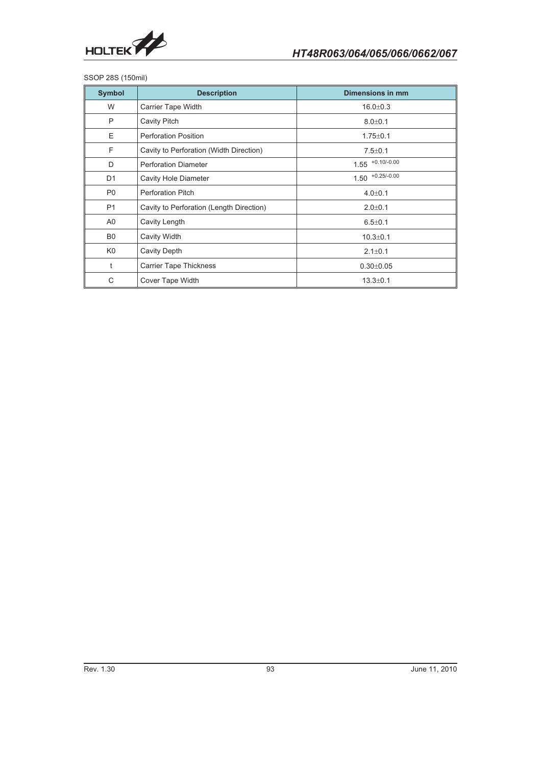SSOP 28S (150mil)

| Symbol | Description | Dimensions in mm |
| --- | --- | --- |
| W | Carrier Tape Width | 16.0±0.3 |
| P | Cavity Pitch | 8.0±0.1 |
| E | Perforation Position | 1.75±0.1 |
| F | Cavity to Perforation (Width Direction) | 7.5±0.1 |
| D | Perforation Diameter | $1.55^{+0.10/-0.00}$ |
| D1 | Cavity Hole Diameter | $1.50^{+0.25/-0.00}$ |
| P0 | Perforation Pitch | 4.0±0.1 |
| P1 | Cavity to Perforation (Length Direction) | 2.0±0.1 |
| A0 | Cavity Length | 6.5±0.1 |
| B0 | Cavity Width | 10.3±0.1 |
| K0 | Cavity Depth | 2.1±0.1 |
| t | Carrier Tape Thickness | 0.30±0.05 |
| C | Cover Tape Width | 13.3±0.1 |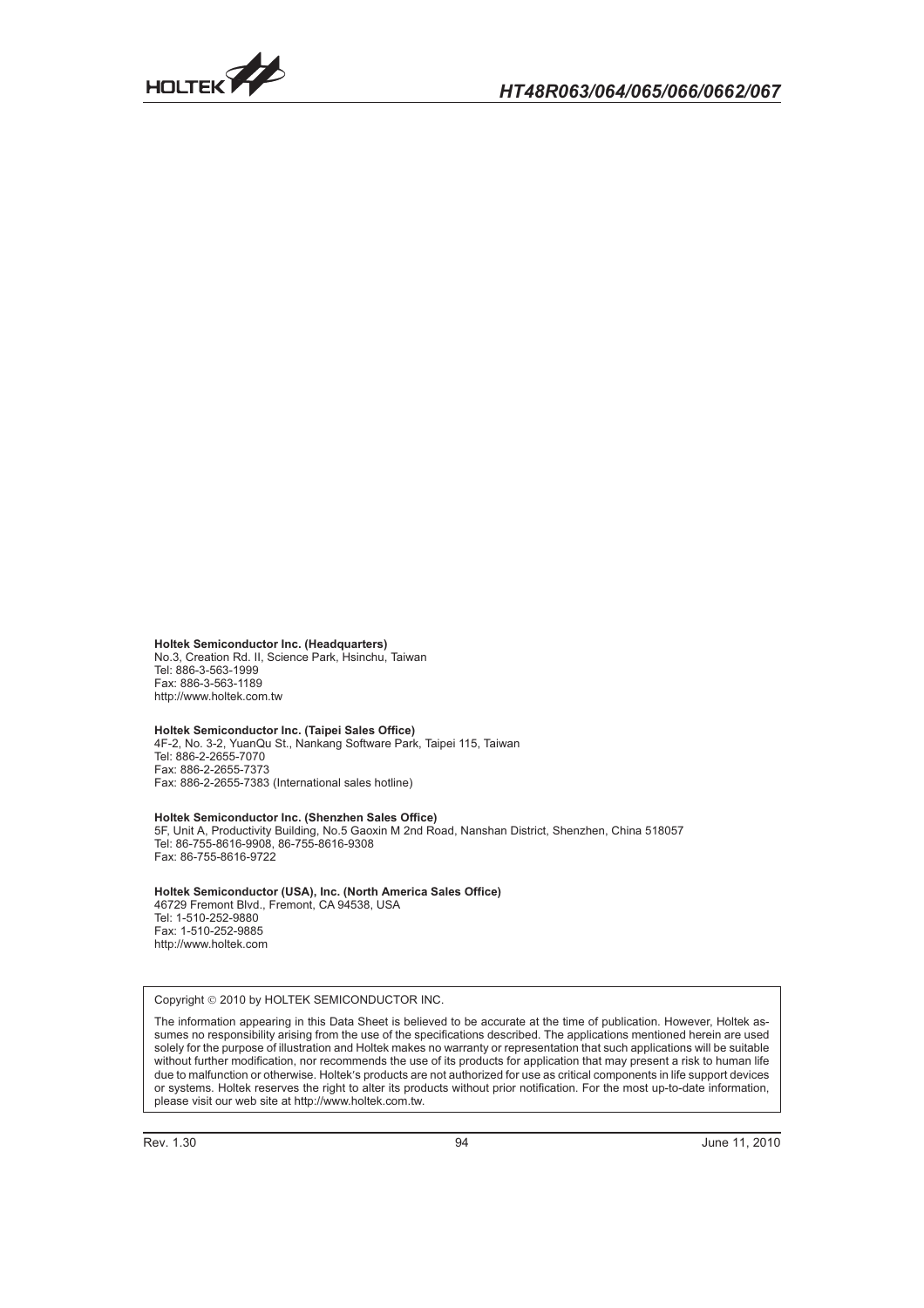**Holtek Semiconductor Inc. (Headquarters)**
No.3, Creation Rd. II, Science Park, Hsinchu, Taiwan
Tel: 886-3-563-1999
Fax: 886-3-563-1189
http://www.holtek.com.tw

**Holtek Semiconductor Inc. (Taipei Sales Office)**
4F-2, No. 3-2, YuanQu St., Nankang Software Park, Taipei 115, Taiwan
Tel: 886-2-2655-7070
Fax: 886-2-2655-7373
Fax: 886-2-2655-7383 (International sales hotline)

**Holtek Semiconductor Inc. (Shenzhen Sales Office)**
5F, Unit A, Productivity Building, No.5 Gaoxin M 2nd Road, Nanshan District, Shenzhen, China 518057
Tel: 86-755-8616-9908, 86-755-8616-9308
Fax: 86-755-8616-9722

**Holtek Semiconductor (USA), Inc. (North America Sales Office)**
46729 Fremont Blvd., Fremont, CA 94538, USA
Tel: 1-510-252-9880
Fax: 1-510-252-9885
http://www.holtek.com

Copyright © 2010 by HOLTEK SEMICONDUCTOR INC.

The information appearing in this Data Sheet is believed to be accurate at the time of publication. However, Holtek assumes no responsibility arising from the use of the specifications described. The applications mentioned herein are used solely for the purpose of illustration and Holtek makes no warranty or representation that such applications will be suitable without further modification, nor recommends the use of its products for application that may present a risk to human life due to malfunction or otherwise. Holtek's products are not authorized for use as critical components in life support devices or systems. Holtek reserves the right to alter its products without prior notification. For the most up-to-date information, please visit our web site at http://www.holtek.com.tw.